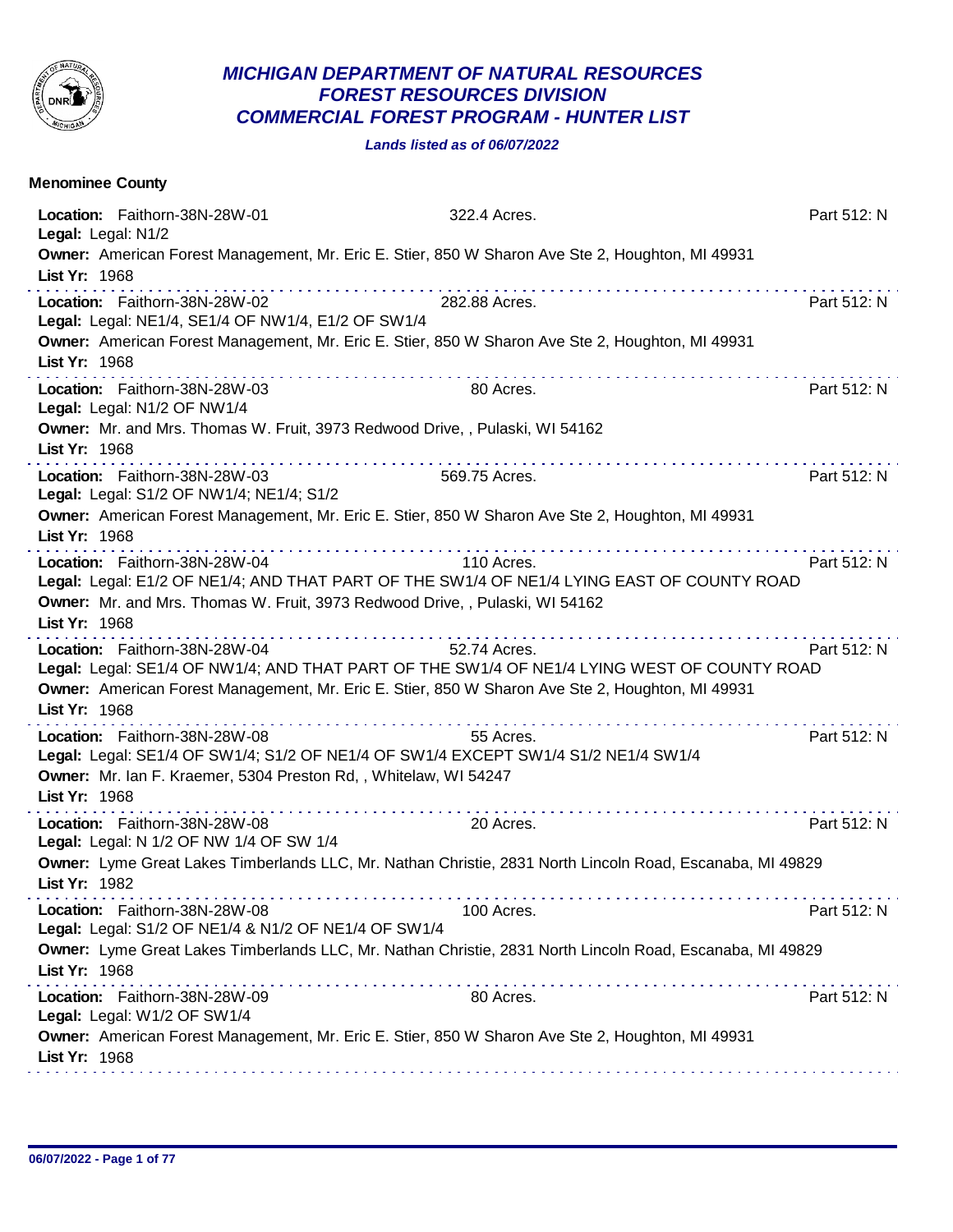# MICHIGAN DEPARTMENT OF NATURAL RESOURCES
## FOREST RESOURCES DIVISION
## COMMERCIAL FOREST PROGRAM - HUNTER LIST

***Lands listed as of 06/07/2022***

**Menominee County**

**Location:** Faithorn-38N-28W-01 — 322.4 Acres. — Part 512: N
**Legal:** Legal: N1/2
**Owner:** American Forest Management, Mr. Eric E. Stier, 850 W Sharon Ave Ste 2, Houghton, MI 49931
**List Yr:** 1968

---

**Location:** Faithorn-38N-28W-02 — 282.88 Acres. — Part 512: N
**Legal:** Legal: NE1/4, SE1/4 OF NW1/4, E1/2 OF SW1/4
**Owner:** American Forest Management, Mr. Eric E. Stier, 850 W Sharon Ave Ste 2, Houghton, MI 49931
**List Yr:** 1968

---

**Location:** Faithorn-38N-28W-03 — 80 Acres. — Part 512: N
**Legal:** Legal: N1/2 OF NW1/4
**Owner:** Mr. and Mrs. Thomas W. Fruit, 3973 Redwood Drive, , Pulaski, WI 54162
**List Yr:** 1968

---

**Location:** Faithorn-38N-28W-03 — 569.75 Acres. — Part 512: N
**Legal:** Legal: S1/2 OF NW1/4; NE1/4; S1/2
**Owner:** American Forest Management, Mr. Eric E. Stier, 850 W Sharon Ave Ste 2, Houghton, MI 49931
**List Yr:** 1968

---

**Location:** Faithorn-38N-28W-04 — 110 Acres. — Part 512: N
**Legal:** Legal: E1/2 OF NE1/4; AND THAT PART OF THE SW1/4 OF NE1/4 LYING EAST OF COUNTY ROAD
**Owner:** Mr. and Mrs. Thomas W. Fruit, 3973 Redwood Drive, , Pulaski, WI 54162
**List Yr:** 1968

---

**Location:** Faithorn-38N-28W-04 — 52.74 Acres. — Part 512: N
**Legal:** Legal: SE1/4 OF NW1/4; AND THAT PART OF THE SW1/4 OF NE1/4 LYING WEST OF COUNTY ROAD
**Owner:** American Forest Management, Mr. Eric E. Stier, 850 W Sharon Ave Ste 2, Houghton, MI 49931
**List Yr:** 1968

---

**Location:** Faithorn-38N-28W-08 — 55 Acres. — Part 512: N
**Legal:** Legal: SE1/4 OF SW1/4; S1/2 OF NE1/4 OF SW1/4 EXCEPT SW1/4 S1/2 NE1/4 SW1/4
**Owner:** Mr. Ian F. Kraemer, 5304 Preston Rd, , Whitelaw, WI 54247
**List Yr:** 1968

---

**Location:** Faithorn-38N-28W-08 — 20 Acres. — Part 512: N
**Legal:** Legal: N 1/2 OF NW 1/4 OF SW 1/4
**Owner:** Lyme Great Lakes Timberlands LLC, Mr. Nathan Christie, 2831 North Lincoln Road, Escanaba, MI 49829
**List Yr:** 1982

---

**Location:** Faithorn-38N-28W-08 — 100 Acres. — Part 512: N
**Legal:** Legal: S1/2 OF NE1/4 & N1/2 OF NE1/4 OF SW1/4
**Owner:** Lyme Great Lakes Timberlands LLC, Mr. Nathan Christie, 2831 North Lincoln Road, Escanaba, MI 49829
**List Yr:** 1968

---

**Location:** Faithorn-38N-28W-09 — 80 Acres. — Part 512: N
**Legal:** Legal: W1/2 OF SW1/4
**Owner:** American Forest Management, Mr. Eric E. Stier, 850 W Sharon Ave Ste 2, Houghton, MI 49931
**List Yr:** 1968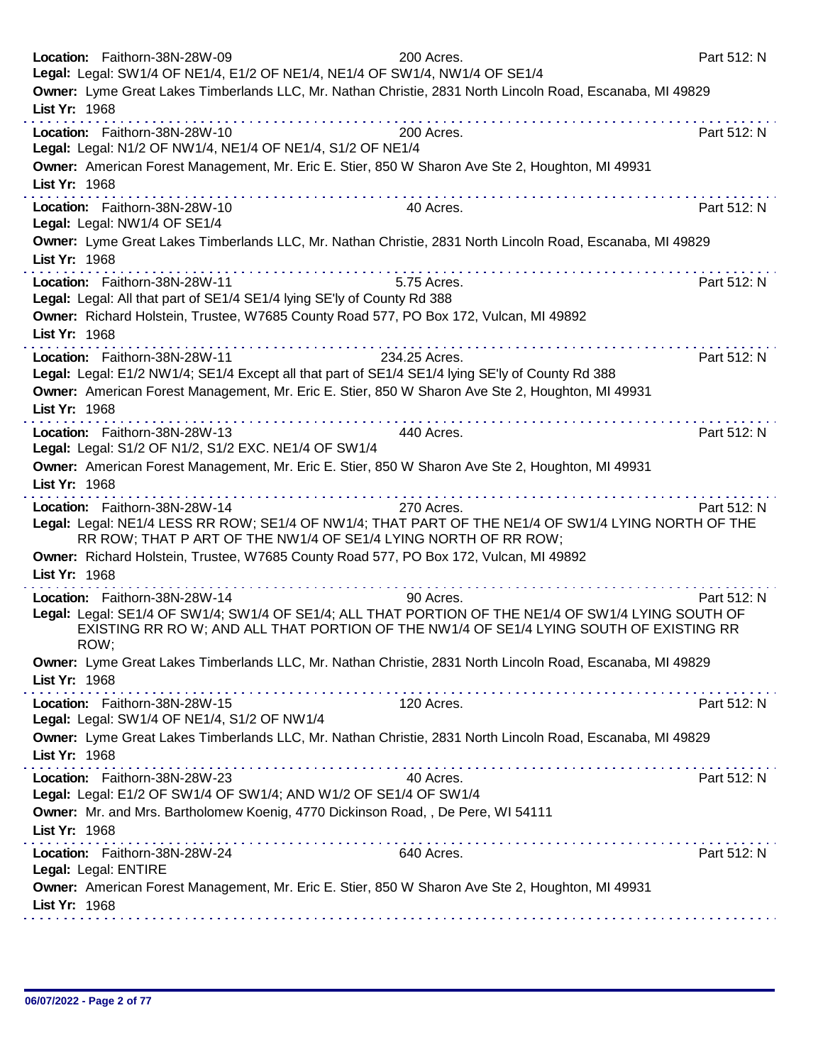**Location:** Faithorn-38N-28W-09 200 Acres. Part 512: N
**Legal:** Legal: SW1/4 OF NE1/4, E1/2 OF NE1/4, NE1/4 OF SW1/4, NW1/4 OF SE1/4
**Owner:** Lyme Great Lakes Timberlands LLC, Mr. Nathan Christie, 2831 North Lincoln Road, Escanaba, MI 49829
**List Yr:** 1968

---

**Location:** Faithorn-38N-28W-10 200 Acres. Part 512: N
**Legal:** Legal: N1/2 OF NW1/4, NE1/4 OF NE1/4, S1/2 OF NE1/4
**Owner:** American Forest Management, Mr. Eric E. Stier, 850 W Sharon Ave Ste 2, Houghton, MI 49931
**List Yr:** 1968

---

**Location:** Faithorn-38N-28W-10 40 Acres. Part 512: N
**Legal:** Legal: NW1/4 OF SE1/4
**Owner:** Lyme Great Lakes Timberlands LLC, Mr. Nathan Christie, 2831 North Lincoln Road, Escanaba, MI 49829
**List Yr:** 1968

---

**Location:** Faithorn-38N-28W-11 5.75 Acres. Part 512: N
**Legal:** Legal: All that part of SE1/4 SE1/4 lying SE'ly of County Rd 388
**Owner:** Richard Holstein, Trustee, W7685 County Road 577, PO Box 172, Vulcan, MI 49892
**List Yr:** 1968

---

**Location:** Faithorn-38N-28W-11 234.25 Acres. Part 512: N
**Legal:** Legal: E1/2 NW1/4; SE1/4 Except all that part of SE1/4 SE1/4 lying SE'ly of County Rd 388
**Owner:** American Forest Management, Mr. Eric E. Stier, 850 W Sharon Ave Ste 2, Houghton, MI 49931
**List Yr:** 1968

---

**Location:** Faithorn-38N-28W-13 440 Acres. Part 512: N
**Legal:** Legal: S1/2 OF N1/2, S1/2 EXC. NE1/4 OF SW1/4
**Owner:** American Forest Management, Mr. Eric E. Stier, 850 W Sharon Ave Ste 2, Houghton, MI 49931
**List Yr:** 1968

---

**Location:** Faithorn-38N-28W-14 270 Acres. Part 512: N
**Legal:** Legal: NE1/4 LESS RR ROW; SE1/4 OF NW1/4; THAT PART OF THE NE1/4 OF SW1/4 LYING NORTH OF THE RR ROW; THAT P ART OF THE NW1/4 OF SE1/4 LYING NORTH OF RR ROW;
**Owner:** Richard Holstein, Trustee, W7685 County Road 577, PO Box 172, Vulcan, MI 49892
**List Yr:** 1968

---

**Location:** Faithorn-38N-28W-14 90 Acres. Part 512: N
**Legal:** Legal: SE1/4 OF SW1/4; SW1/4 OF SE1/4; ALL THAT PORTION OF THE NE1/4 OF SW1/4 LYING SOUTH OF EXISTING RR RO W; AND ALL THAT PORTION OF THE NW1/4 OF SE1/4 LYING SOUTH OF EXISTING RR ROW;
**Owner:** Lyme Great Lakes Timberlands LLC, Mr. Nathan Christie, 2831 North Lincoln Road, Escanaba, MI 49829
**List Yr:** 1968

---

**Location:** Faithorn-38N-28W-15 120 Acres. Part 512: N
**Legal:** Legal: SW1/4 OF NE1/4, S1/2 OF NW1/4
**Owner:** Lyme Great Lakes Timberlands LLC, Mr. Nathan Christie, 2831 North Lincoln Road, Escanaba, MI 49829
**List Yr:** 1968

---

**Location:** Faithorn-38N-28W-23 40 Acres. Part 512: N
**Legal:** Legal: E1/2 OF SW1/4 OF SW1/4; AND W1/2 OF SE1/4 OF SW1/4
**Owner:** Mr. and Mrs. Bartholomew Koenig, 4770 Dickinson Road, , De Pere, WI 54111
**List Yr:** 1968

---

**Location:** Faithorn-38N-28W-24 640 Acres. Part 512: N
**Legal:** Legal: ENTIRE
**Owner:** American Forest Management, Mr. Eric E. Stier, 850 W Sharon Ave Ste 2, Houghton, MI 49931
**List Yr:** 1968

06/07/2022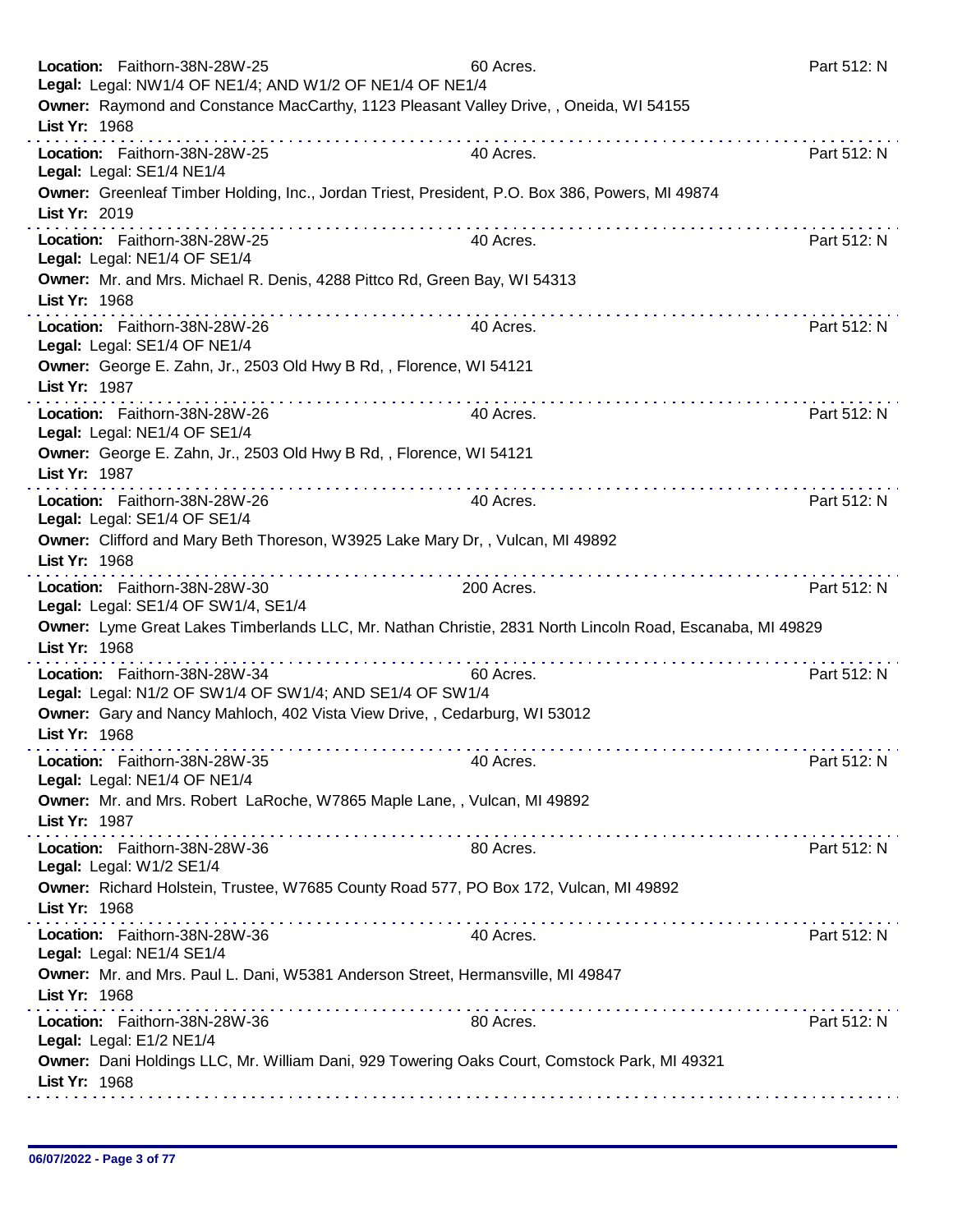**Location:** Faithorn-38N-28W-25 60 Acres. Part 512: N
**Legal:** Legal: NW1/4 OF NE1/4; AND W1/2 OF NE1/4 OF NE1/4
**Owner:** Raymond and Constance MacCarthy, 1123 Pleasant Valley Drive, , Oneida, WI 54155
**List Yr:** 1968

---

**Location:** Faithorn-38N-28W-25 40 Acres. Part 512: N
**Legal:** Legal: SE1/4 NE1/4
**Owner:** Greenleaf Timber Holding, Inc., Jordan Triest, President, P.O. Box 386, Powers, MI 49874
**List Yr:** 2019

---

**Location:** Faithorn-38N-28W-25 40 Acres. Part 512: N
**Legal:** Legal: NE1/4 OF SE1/4
**Owner:** Mr. and Mrs. Michael R. Denis, 4288 Pittco Rd, Green Bay, WI 54313
**List Yr:** 1968

---

**Location:** Faithorn-38N-28W-26 40 Acres. Part 512: N
**Legal:** Legal: SE1/4 OF NE1/4
**Owner:** George E. Zahn, Jr., 2503 Old Hwy B Rd, , Florence, WI 54121
**List Yr:** 1987

---

**Location:** Faithorn-38N-28W-26 40 Acres. Part 512: N
**Legal:** Legal: NE1/4 OF SE1/4
**Owner:** George E. Zahn, Jr., 2503 Old Hwy B Rd, , Florence, WI 54121
**List Yr:** 1987

---

**Location:** Faithorn-38N-28W-26 40 Acres. Part 512: N
**Legal:** Legal: SE1/4 OF SE1/4
**Owner:** Clifford and Mary Beth Thoreson, W3925 Lake Mary Dr, , Vulcan, MI 49892
**List Yr:** 1968

---

**Location:** Faithorn-38N-28W-30 200 Acres. Part 512: N
**Legal:** Legal: SE1/4 OF SW1/4, SE1/4
**Owner:** Lyme Great Lakes Timberlands LLC, Mr. Nathan Christie, 2831 North Lincoln Road, Escanaba, MI 49829
**List Yr:** 1968

---

**Location:** Faithorn-38N-28W-34 60 Acres. Part 512: N
**Legal:** Legal: N1/2 OF SW1/4 OF SW1/4; AND SE1/4 OF SW1/4
**Owner:** Gary and Nancy Mahloch, 402 Vista View Drive, , Cedarburg, WI 53012
**List Yr:** 1968

---

**Location:** Faithorn-38N-28W-35 40 Acres. Part 512: N
**Legal:** Legal: NE1/4 OF NE1/4
**Owner:** Mr. and Mrs. Robert LaRoche, W7865 Maple Lane, , Vulcan, MI 49892
**List Yr:** 1987

---

**Location:** Faithorn-38N-28W-36 80 Acres. Part 512: N
**Legal:** Legal: W1/2 SE1/4
**Owner:** Richard Holstein, Trustee, W7685 County Road 577, PO Box 172, Vulcan, MI 49892
**List Yr:** 1968

---

**Location:** Faithorn-38N-28W-36 40 Acres. Part 512: N
**Legal:** Legal: NE1/4 SE1/4
**Owner:** Mr. and Mrs. Paul L. Dani, W5381 Anderson Street, Hermansville, MI 49847
**List Yr:** 1968

---

**Location:** Faithorn-38N-28W-36 80 Acres. Part 512: N
**Legal:** Legal: E1/2 NE1/4
**Owner:** Dani Holdings LLC, Mr. William Dani, 929 Towering Oaks Court, Comstock Park, MI 49321
**List Yr:** 1968

---

06/07/2022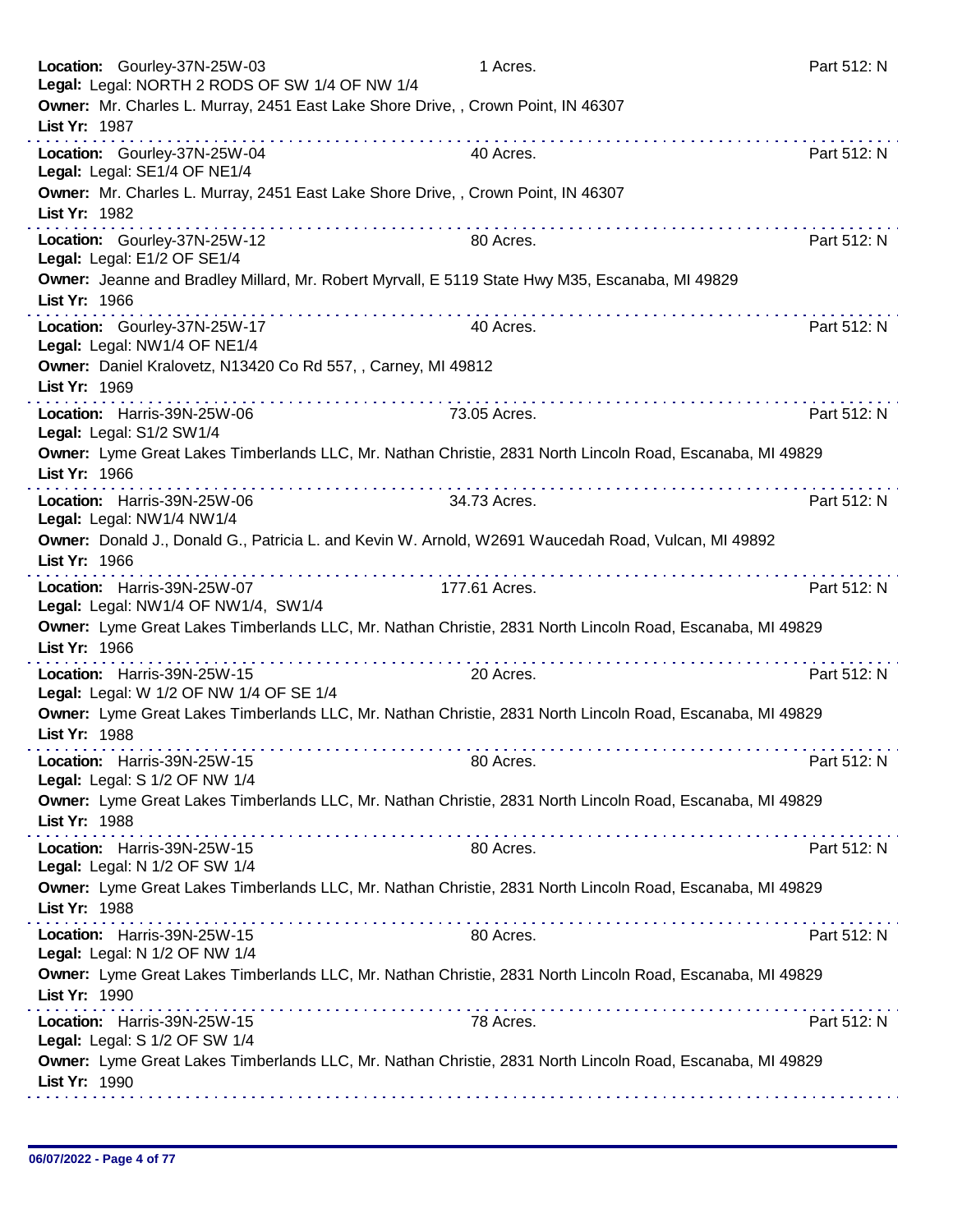**Location:** Gourley-37N-25W-03 1 Acres. Part 512: N
**Legal:** Legal: NORTH 2 RODS OF SW 1/4 OF NW 1/4
**Owner:** Mr. Charles L. Murray, 2451 East Lake Shore Drive, , Crown Point, IN 46307
**List Yr:** 1987

---

**Location:** Gourley-37N-25W-04 40 Acres. Part 512: N
**Legal:** Legal: SE1/4 OF NE1/4
**Owner:** Mr. Charles L. Murray, 2451 East Lake Shore Drive, , Crown Point, IN 46307
**List Yr:** 1982

---

**Location:** Gourley-37N-25W-12 80 Acres. Part 512: N
**Legal:** Legal: E1/2 OF SE1/4
**Owner:** Jeanne and Bradley Millard, Mr. Robert Myrvall, E 5119 State Hwy M35, Escanaba, MI 49829
**List Yr:** 1966

---

**Location:** Gourley-37N-25W-17 40 Acres. Part 512: N
**Legal:** Legal: NW1/4 OF NE1/4
**Owner:** Daniel Kralovetz, N13420 Co Rd 557, , Carney, MI 49812
**List Yr:** 1969

---

**Location:** Harris-39N-25W-06 73.05 Acres. Part 512: N
**Legal:** Legal: S1/2 SW1/4
**Owner:** Lyme Great Lakes Timberlands LLC, Mr. Nathan Christie, 2831 North Lincoln Road, Escanaba, MI 49829
**List Yr:** 1966

---

**Location:** Harris-39N-25W-06 34.73 Acres. Part 512: N
**Legal:** Legal: NW1/4 NW1/4
**Owner:** Donald J., Donald G., Patricia L. and Kevin W. Arnold, W2691 Waucedah Road, Vulcan, MI 49892
**List Yr:** 1966

---

**Location:** Harris-39N-25W-07 177.61 Acres. Part 512: N
**Legal:** Legal: NW1/4 OF NW1/4, SW1/4
**Owner:** Lyme Great Lakes Timberlands LLC, Mr. Nathan Christie, 2831 North Lincoln Road, Escanaba, MI 49829
**List Yr:** 1966

---

**Location:** Harris-39N-25W-15 20 Acres. Part 512: N
**Legal:** Legal: W 1/2 OF NW 1/4 OF SE 1/4
**Owner:** Lyme Great Lakes Timberlands LLC, Mr. Nathan Christie, 2831 North Lincoln Road, Escanaba, MI 49829
**List Yr:** 1988

---

**Location:** Harris-39N-25W-15 80 Acres. Part 512: N
**Legal:** Legal: S 1/2 OF NW 1/4
**Owner:** Lyme Great Lakes Timberlands LLC, Mr. Nathan Christie, 2831 North Lincoln Road, Escanaba, MI 49829
**List Yr:** 1988

---

**Location:** Harris-39N-25W-15 80 Acres. Part 512: N
**Legal:** Legal: N 1/2 OF SW 1/4
**Owner:** Lyme Great Lakes Timberlands LLC, Mr. Nathan Christie, 2831 North Lincoln Road, Escanaba, MI 49829
**List Yr:** 1988

---

**Location:** Harris-39N-25W-15 80 Acres. Part 512: N
**Legal:** Legal: N 1/2 OF NW 1/4
**Owner:** Lyme Great Lakes Timberlands LLC, Mr. Nathan Christie, 2831 North Lincoln Road, Escanaba, MI 49829
**List Yr:** 1990

---

**Location:** Harris-39N-25W-15 78 Acres. Part 512: N
**Legal:** Legal: S 1/2 OF SW 1/4
**Owner:** Lyme Great Lakes Timberlands LLC, Mr. Nathan Christie, 2831 North Lincoln Road, Escanaba, MI 49829
**List Yr:** 1990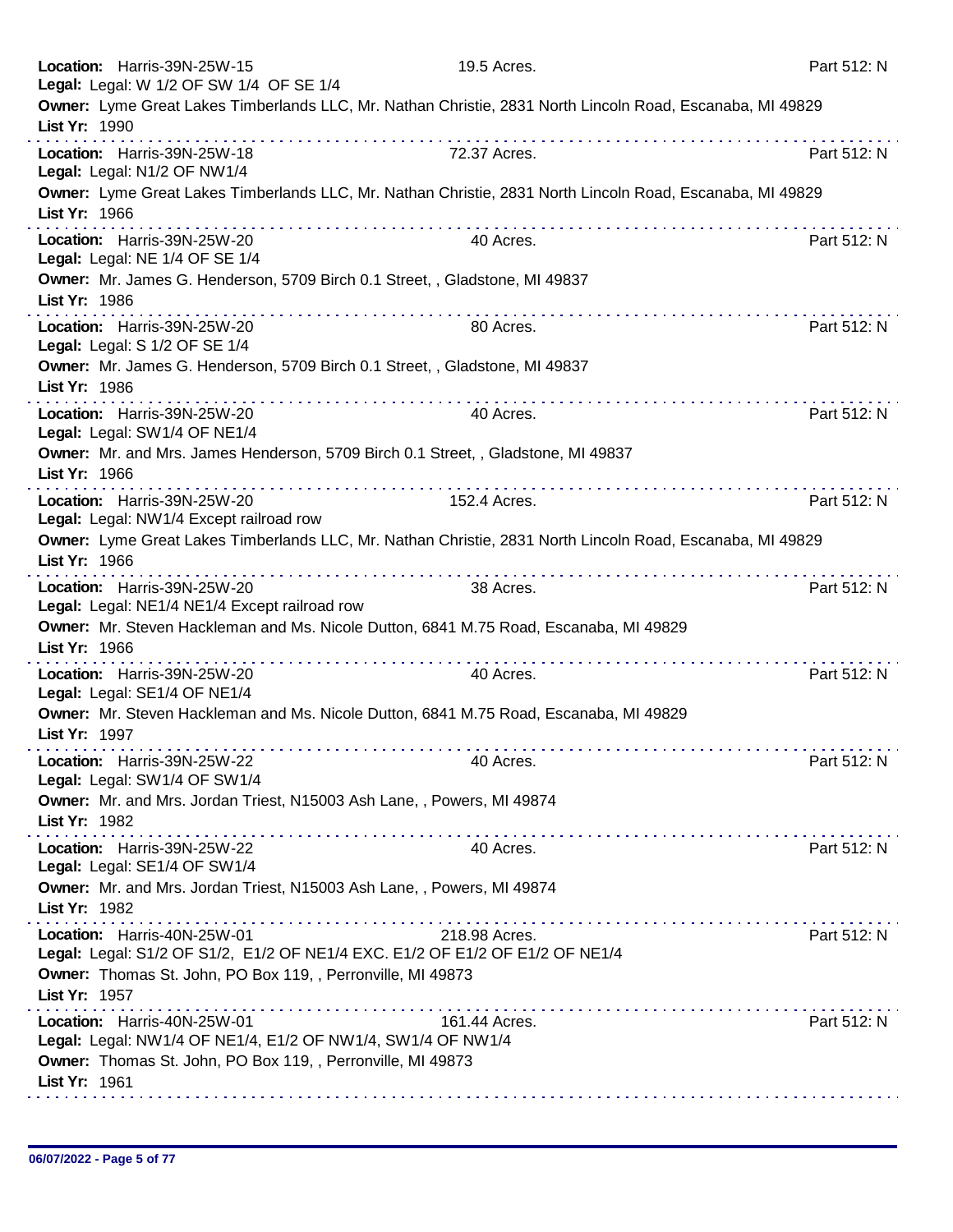**Location:** Harris-39N-25W-15 19.5 Acres. Part 512: N
**Legal:** Legal: W 1/2 OF SW 1/4 OF SE 1/4
**Owner:** Lyme Great Lakes Timberlands LLC, Mr. Nathan Christie, 2831 North Lincoln Road, Escanaba, MI 49829
**List Yr:** 1990

---

**Location:** Harris-39N-25W-18 72.37 Acres. Part 512: N
**Legal:** Legal: N1/2 OF NW1/4
**Owner:** Lyme Great Lakes Timberlands LLC, Mr. Nathan Christie, 2831 North Lincoln Road, Escanaba, MI 49829
**List Yr:** 1966

---

**Location:** Harris-39N-25W-20 40 Acres. Part 512: N
**Legal:** Legal: NE 1/4 OF SE 1/4
**Owner:** Mr. James G. Henderson, 5709 Birch 0.1 Street, , Gladstone, MI 49837
**List Yr:** 1986

---

**Location:** Harris-39N-25W-20 80 Acres. Part 512: N
**Legal:** Legal: S 1/2 OF SE 1/4
**Owner:** Mr. James G. Henderson, 5709 Birch 0.1 Street, , Gladstone, MI 49837
**List Yr:** 1986

---

**Location:** Harris-39N-25W-20 40 Acres. Part 512: N
**Legal:** Legal: SW1/4 OF NE1/4
**Owner:** Mr. and Mrs. James Henderson, 5709 Birch 0.1 Street, , Gladstone, MI 49837
**List Yr:** 1966

---

**Location:** Harris-39N-25W-20 152.4 Acres. Part 512: N
**Legal:** Legal: NW1/4 Except railroad row
**Owner:** Lyme Great Lakes Timberlands LLC, Mr. Nathan Christie, 2831 North Lincoln Road, Escanaba, MI 49829
**List Yr:** 1966

---

**Location:** Harris-39N-25W-20 38 Acres. Part 512: N
**Legal:** Legal: NE1/4 NE1/4 Except railroad row
**Owner:** Mr. Steven Hackleman and Ms. Nicole Dutton, 6841 M.75 Road, Escanaba, MI 49829
**List Yr:** 1966

---

**Location:** Harris-39N-25W-20 40 Acres. Part 512: N
**Legal:** Legal: SE1/4 OF NE1/4
**Owner:** Mr. Steven Hackleman and Ms. Nicole Dutton, 6841 M.75 Road, Escanaba, MI 49829
**List Yr:** 1997

---

**Location:** Harris-39N-25W-22 40 Acres. Part 512: N
**Legal:** Legal: SW1/4 OF SW1/4
**Owner:** Mr. and Mrs. Jordan Triest, N15003 Ash Lane, , Powers, MI 49874
**List Yr:** 1982

---

**Location:** Harris-39N-25W-22 40 Acres. Part 512: N
**Legal:** Legal: SE1/4 OF SW1/4
**Owner:** Mr. and Mrs. Jordan Triest, N15003 Ash Lane, , Powers, MI 49874
**List Yr:** 1982

---

**Location:** Harris-40N-25W-01 218.98 Acres. Part 512: N
**Legal:** Legal: S1/2 OF S1/2, E1/2 OF NE1/4 EXC. E1/2 OF E1/2 OF E1/2 OF NE1/4
**Owner:** Thomas St. John, PO Box 119, , Perronville, MI 49873
**List Yr:** 1957

---

**Location:** Harris-40N-25W-01 161.44 Acres. Part 512: N
**Legal:** Legal: NW1/4 OF NE1/4, E1/2 OF NW1/4, SW1/4 OF NW1/4
**Owner:** Thomas St. John, PO Box 119, , Perronville, MI 49873
**List Yr:** 1961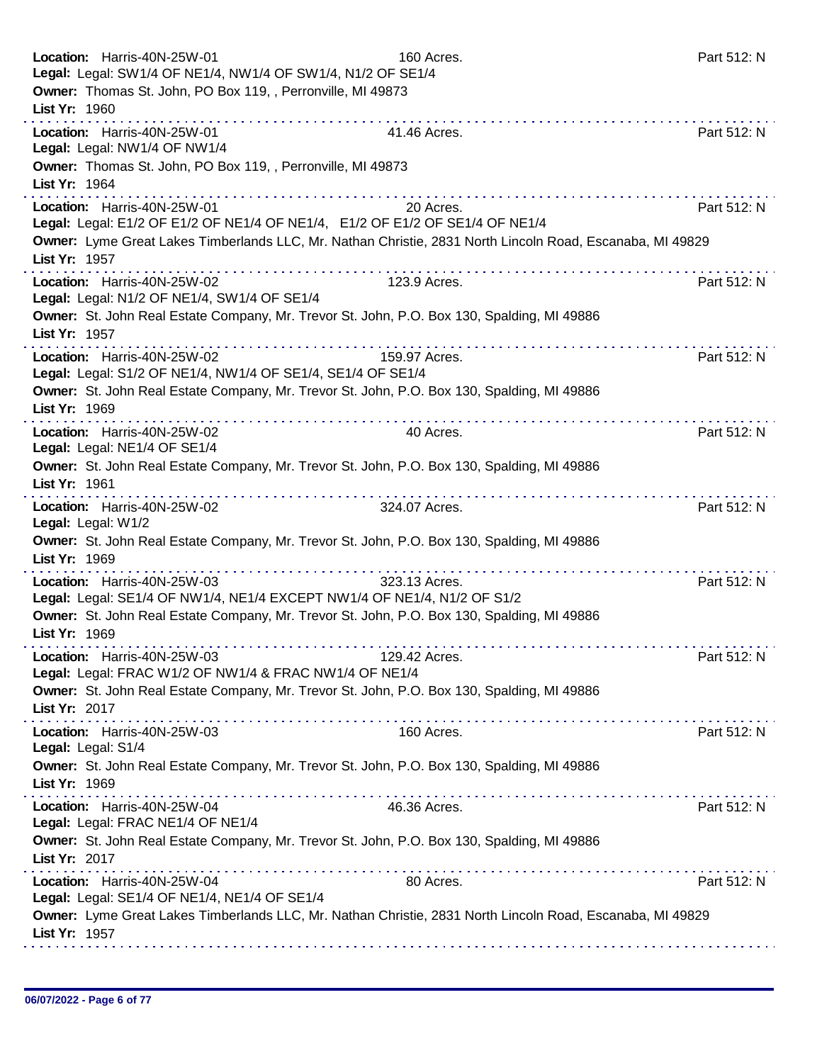**Location:** Harris-40N-25W-01 160 Acres. Part 512: N
**Legal:** Legal: SW1/4 OF NE1/4, NW1/4 OF SW1/4, N1/2 OF SE1/4
**Owner:** Thomas St. John, PO Box 119, , Perronville, MI 49873
**List Yr:** 1960

---

**Location:** Harris-40N-25W-01 41.46 Acres. Part 512: N
**Legal:** Legal: NW1/4 OF NW1/4
**Owner:** Thomas St. John, PO Box 119, , Perronville, MI 49873
**List Yr:** 1964

---

**Location:** Harris-40N-25W-01 20 Acres. Part 512: N
**Legal:** Legal: E1/2 OF E1/2 OF NE1/4 OF NE1/4, E1/2 OF E1/2 OF SE1/4 OF NE1/4
**Owner:** Lyme Great Lakes Timberlands LLC, Mr. Nathan Christie, 2831 North Lincoln Road, Escanaba, MI 49829
**List Yr:** 1957

---

**Location:** Harris-40N-25W-02 123.9 Acres. Part 512: N
**Legal:** Legal: N1/2 OF NE1/4, SW1/4 OF SE1/4
**Owner:** St. John Real Estate Company, Mr. Trevor St. John, P.O. Box 130, Spalding, MI 49886
**List Yr:** 1957

---

**Location:** Harris-40N-25W-02 159.97 Acres. Part 512: N
**Legal:** Legal: S1/2 OF NE1/4, NW1/4 OF SE1/4, SE1/4 OF SE1/4
**Owner:** St. John Real Estate Company, Mr. Trevor St. John, P.O. Box 130, Spalding, MI 49886
**List Yr:** 1969

---

**Location:** Harris-40N-25W-02 40 Acres. Part 512: N
**Legal:** Legal: NE1/4 OF SE1/4
**Owner:** St. John Real Estate Company, Mr. Trevor St. John, P.O. Box 130, Spalding, MI 49886
**List Yr:** 1961

---

**Location:** Harris-40N-25W-02 324.07 Acres. Part 512: N
**Legal:** Legal: W1/2
**Owner:** St. John Real Estate Company, Mr. Trevor St. John, P.O. Box 130, Spalding, MI 49886
**List Yr:** 1969

---

**Location:** Harris-40N-25W-03 323.13 Acres. Part 512: N
**Legal:** Legal: SE1/4 OF NW1/4, NE1/4 EXCEPT NW1/4 OF NE1/4, N1/2 OF S1/2
**Owner:** St. John Real Estate Company, Mr. Trevor St. John, P.O. Box 130, Spalding, MI 49886
**List Yr:** 1969

---

**Location:** Harris-40N-25W-03 129.42 Acres. Part 512: N
**Legal:** Legal: FRAC W1/2 OF NW1/4 & FRAC NW1/4 OF NE1/4
**Owner:** St. John Real Estate Company, Mr. Trevor St. John, P.O. Box 130, Spalding, MI 49886
**List Yr:** 2017

---

**Location:** Harris-40N-25W-03 160 Acres. Part 512: N
**Legal:** Legal: S1/4
**Owner:** St. John Real Estate Company, Mr. Trevor St. John, P.O. Box 130, Spalding, MI 49886
**List Yr:** 1969

---

**Location:** Harris-40N-25W-04 46.36 Acres. Part 512: N
**Legal:** Legal: FRAC NE1/4 OF NE1/4
**Owner:** St. John Real Estate Company, Mr. Trevor St. John, P.O. Box 130, Spalding, MI 49886
**List Yr:** 2017

---

**Location:** Harris-40N-25W-04 80 Acres. Part 512: N
**Legal:** Legal: SE1/4 OF NE1/4, NE1/4 OF SE1/4
**Owner:** Lyme Great Lakes Timberlands LLC, Mr. Nathan Christie, 2831 North Lincoln Road, Escanaba, MI 49829
**List Yr:** 1957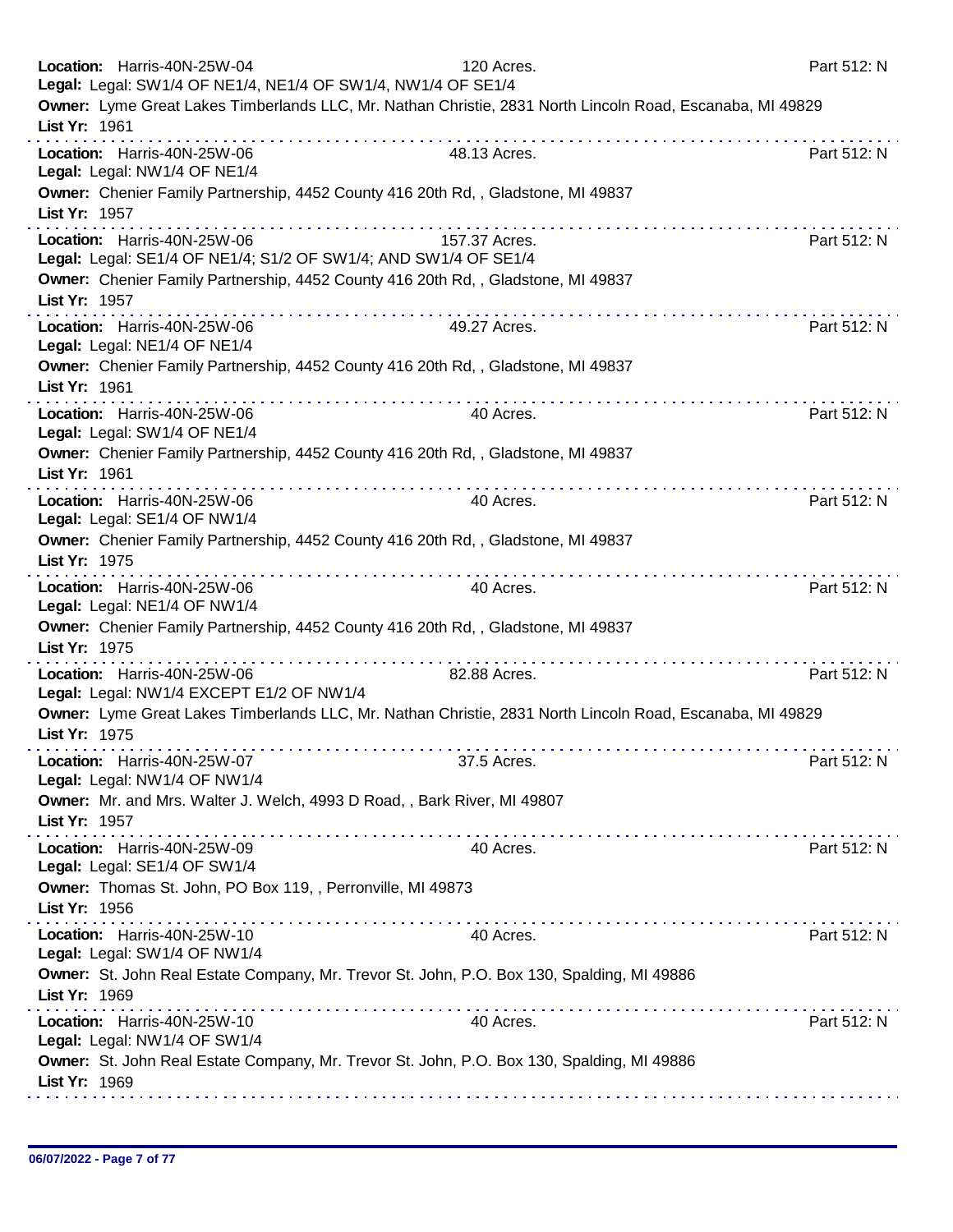**Location:** Harris-40N-25W-04 120 Acres. Part 512: N
**Legal:** Legal: SW1/4 OF NE1/4, NE1/4 OF SW1/4, NW1/4 OF SE1/4
**Owner:** Lyme Great Lakes Timberlands LLC, Mr. Nathan Christie, 2831 North Lincoln Road, Escanaba, MI 49829
**List Yr:** 1961

---

**Location:** Harris-40N-25W-06 48.13 Acres. Part 512: N
**Legal:** Legal: NW1/4 OF NE1/4
**Owner:** Chenier Family Partnership, 4452 County 416 20th Rd, , Gladstone, MI 49837
**List Yr:** 1957

---

**Location:** Harris-40N-25W-06 157.37 Acres. Part 512: N
**Legal:** Legal: SE1/4 OF NE1/4; S1/2 OF SW1/4; AND SW1/4 OF SE1/4
**Owner:** Chenier Family Partnership, 4452 County 416 20th Rd, , Gladstone, MI 49837
**List Yr:** 1957

---

**Location:** Harris-40N-25W-06 49.27 Acres. Part 512: N
**Legal:** Legal: NE1/4 OF NE1/4
**Owner:** Chenier Family Partnership, 4452 County 416 20th Rd, , Gladstone, MI 49837
**List Yr:** 1961

---

**Location:** Harris-40N-25W-06 40 Acres. Part 512: N
**Legal:** Legal: SW1/4 OF NE1/4
**Owner:** Chenier Family Partnership, 4452 County 416 20th Rd, , Gladstone, MI 49837
**List Yr:** 1961

---

**Location:** Harris-40N-25W-06 40 Acres. Part 512: N
**Legal:** Legal: SE1/4 OF NW1/4
**Owner:** Chenier Family Partnership, 4452 County 416 20th Rd, , Gladstone, MI 49837
**List Yr:** 1975

---

**Location:** Harris-40N-25W-06 40 Acres. Part 512: N
**Legal:** Legal: NE1/4 OF NW1/4
**Owner:** Chenier Family Partnership, 4452 County 416 20th Rd, , Gladstone, MI 49837
**List Yr:** 1975

---

**Location:** Harris-40N-25W-06 82.88 Acres. Part 512: N
**Legal:** Legal: NW1/4 EXCEPT E1/2 OF NW1/4
**Owner:** Lyme Great Lakes Timberlands LLC, Mr. Nathan Christie, 2831 North Lincoln Road, Escanaba, MI 49829
**List Yr:** 1975

---

**Location:** Harris-40N-25W-07 37.5 Acres. Part 512: N
**Legal:** Legal: NW1/4 OF NW1/4
**Owner:** Mr. and Mrs. Walter J. Welch, 4993 D Road, , Bark River, MI 49807
**List Yr:** 1957

---

**Location:** Harris-40N-25W-09 40 Acres. Part 512: N
**Legal:** Legal: SE1/4 OF SW1/4
**Owner:** Thomas St. John, PO Box 119, , Perronville, MI 49873
**List Yr:** 1956

---

**Location:** Harris-40N-25W-10 40 Acres. Part 512: N
**Legal:** Legal: SW1/4 OF NW1/4
**Owner:** St. John Real Estate Company, Mr. Trevor St. John, P.O. Box 130, Spalding, MI 49886
**List Yr:** 1969

---

**Location:** Harris-40N-25W-10 40 Acres. Part 512: N
**Legal:** Legal: NW1/4 OF SW1/4
**Owner:** St. John Real Estate Company, Mr. Trevor St. John, P.O. Box 130, Spalding, MI 49886
**List Yr:** 1969

---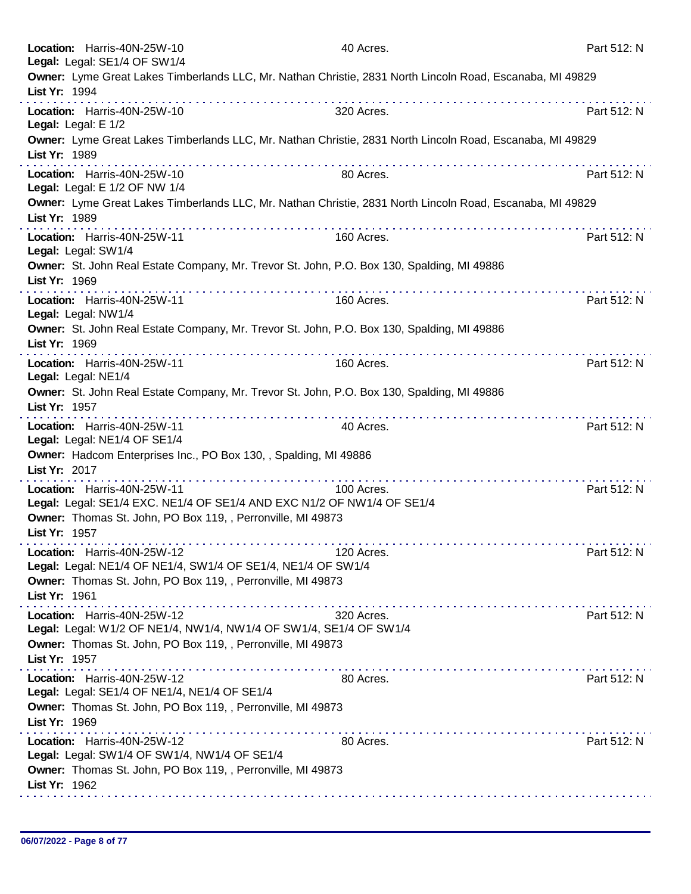**Location:** Harris-40N-25W-10 40 Acres. Part 512: N
**Legal:** Legal: SE1/4 OF SW1/4
**Owner:** Lyme Great Lakes Timberlands LLC, Mr. Nathan Christie, 2831 North Lincoln Road, Escanaba, MI 49829
**List Yr:** 1994

---

**Location:** Harris-40N-25W-10 320 Acres. Part 512: N
**Legal:** Legal: E 1/2
**Owner:** Lyme Great Lakes Timberlands LLC, Mr. Nathan Christie, 2831 North Lincoln Road, Escanaba, MI 49829
**List Yr:** 1989

---

**Location:** Harris-40N-25W-10 80 Acres. Part 512: N
**Legal:** Legal: E 1/2 OF NW 1/4
**Owner:** Lyme Great Lakes Timberlands LLC, Mr. Nathan Christie, 2831 North Lincoln Road, Escanaba, MI 49829
**List Yr:** 1989

---

**Location:** Harris-40N-25W-11 160 Acres. Part 512: N
**Legal:** Legal: SW1/4
**Owner:** St. John Real Estate Company, Mr. Trevor St. John, P.O. Box 130, Spalding, MI 49886
**List Yr:** 1969

---

**Location:** Harris-40N-25W-11 160 Acres. Part 512: N
**Legal:** Legal: NW1/4
**Owner:** St. John Real Estate Company, Mr. Trevor St. John, P.O. Box 130, Spalding, MI 49886
**List Yr:** 1969

---

**Location:** Harris-40N-25W-11 160 Acres. Part 512: N
**Legal:** Legal: NE1/4
**Owner:** St. John Real Estate Company, Mr. Trevor St. John, P.O. Box 130, Spalding, MI 49886
**List Yr:** 1957

---

**Location:** Harris-40N-25W-11 40 Acres. Part 512: N
**Legal:** Legal: NE1/4 OF SE1/4
**Owner:** Hadcom Enterprises Inc., PO Box 130, , Spalding, MI 49886
**List Yr:** 2017

---

**Location:** Harris-40N-25W-11 100 Acres. Part 512: N
**Legal:** Legal: SE1/4 EXC. NE1/4 OF SE1/4 AND EXC N1/2 OF NW1/4 OF SE1/4
**Owner:** Thomas St. John, PO Box 119, , Perronville, MI 49873
**List Yr:** 1957

---

**Location:** Harris-40N-25W-12 120 Acres. Part 512: N
**Legal:** Legal: NE1/4 OF NE1/4, SW1/4 OF SE1/4, NE1/4 OF SW1/4
**Owner:** Thomas St. John, PO Box 119, , Perronville, MI 49873
**List Yr:** 1961

---

**Location:** Harris-40N-25W-12 320 Acres. Part 512: N
**Legal:** Legal: W1/2 OF NE1/4, NW1/4, NW1/4 OF SW1/4, SE1/4 OF SW1/4
**Owner:** Thomas St. John, PO Box 119, , Perronville, MI 49873
**List Yr:** 1957

---

**Location:** Harris-40N-25W-12 80 Acres. Part 512: N
**Legal:** Legal: SE1/4 OF NE1/4, NE1/4 OF SE1/4
**Owner:** Thomas St. John, PO Box 119, , Perronville, MI 49873
**List Yr:** 1969

---

**Location:** Harris-40N-25W-12 80 Acres. Part 512: N
**Legal:** Legal: SW1/4 OF SW1/4, NW1/4 OF SE1/4
**Owner:** Thomas St. John, PO Box 119, , Perronville, MI 49873
**List Yr:** 1962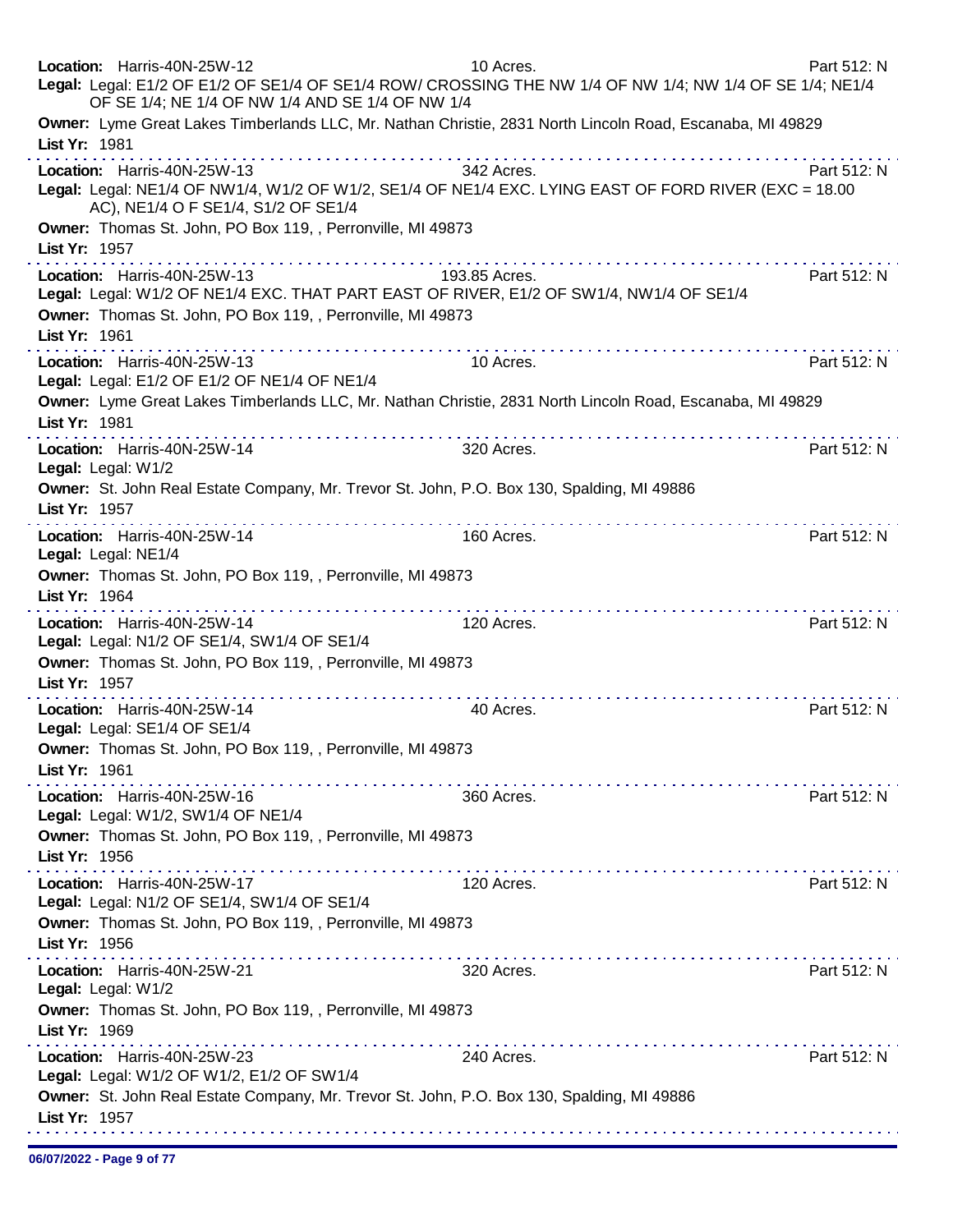**Location:** Harris-40N-25W-12 10 Acres. Part 512: N
**Legal:** Legal: E1/2 OF E1/2 OF SE1/4 OF SE1/4 ROW/ CROSSING THE NW 1/4 OF NW 1/4; NW 1/4 OF SE 1/4; NE1/4 OF SE 1/4; NE 1/4 OF NW 1/4 AND SE 1/4 OF NW 1/4
**Owner:** Lyme Great Lakes Timberlands LLC, Mr. Nathan Christie, 2831 North Lincoln Road, Escanaba, MI 49829
**List Yr:** 1981

---

**Location:** Harris-40N-25W-13 342 Acres. Part 512: N
**Legal:** Legal: NE1/4 OF NW1/4, W1/2 OF W1/2, SE1/4 OF NE1/4 EXC. LYING EAST OF FORD RIVER (EXC = 18.00 AC), NE1/4 O F SE1/4, S1/2 OF SE1/4
**Owner:** Thomas St. John, PO Box 119, , Perronville, MI 49873
**List Yr:** 1957

---

**Location:** Harris-40N-25W-13 193.85 Acres. Part 512: N
**Legal:** Legal: W1/2 OF NE1/4 EXC. THAT PART EAST OF RIVER, E1/2 OF SW1/4, NW1/4 OF SE1/4
**Owner:** Thomas St. John, PO Box 119, , Perronville, MI 49873
**List Yr:** 1961

---

**Location:** Harris-40N-25W-13 10 Acres. Part 512: N
**Legal:** Legal: E1/2 OF E1/2 OF NE1/4 OF NE1/4
**Owner:** Lyme Great Lakes Timberlands LLC, Mr. Nathan Christie, 2831 North Lincoln Road, Escanaba, MI 49829
**List Yr:** 1981

---

**Location:** Harris-40N-25W-14 320 Acres. Part 512: N
**Legal:** Legal: W1/2
**Owner:** St. John Real Estate Company, Mr. Trevor St. John, P.O. Box 130, Spalding, MI 49886
**List Yr:** 1957

---

**Location:** Harris-40N-25W-14 160 Acres. Part 512: N
**Legal:** Legal: NE1/4
**Owner:** Thomas St. John, PO Box 119, , Perronville, MI 49873
**List Yr:** 1964

---

**Location:** Harris-40N-25W-14 120 Acres. Part 512: N
**Legal:** Legal: N1/2 OF SE1/4, SW1/4 OF SE1/4
**Owner:** Thomas St. John, PO Box 119, , Perronville, MI 49873
**List Yr:** 1957

---

**Location:** Harris-40N-25W-14 40 Acres. Part 512: N
**Legal:** Legal: SE1/4 OF SE1/4
**Owner:** Thomas St. John, PO Box 119, , Perronville, MI 49873
**List Yr:** 1961

---

**Location:** Harris-40N-25W-16 360 Acres. Part 512: N
**Legal:** Legal: W1/2, SW1/4 OF NE1/4
**Owner:** Thomas St. John, PO Box 119, , Perronville, MI 49873
**List Yr:** 1956

---

**Location:** Harris-40N-25W-17 120 Acres. Part 512: N
**Legal:** Legal: N1/2 OF SE1/4, SW1/4 OF SE1/4
**Owner:** Thomas St. John, PO Box 119, , Perronville, MI 49873
**List Yr:** 1956

---

**Location:** Harris-40N-25W-21 320 Acres. Part 512: N
**Legal:** Legal: W1/2
**Owner:** Thomas St. John, PO Box 119, , Perronville, MI 49873
**List Yr:** 1969

---

**Location:** Harris-40N-25W-23 240 Acres. Part 512: N
**Legal:** Legal: W1/2 OF W1/2, E1/2 OF SW1/4
**Owner:** St. John Real Estate Company, Mr. Trevor St. John, P.O. Box 130, Spalding, MI 49886
**List Yr:** 1957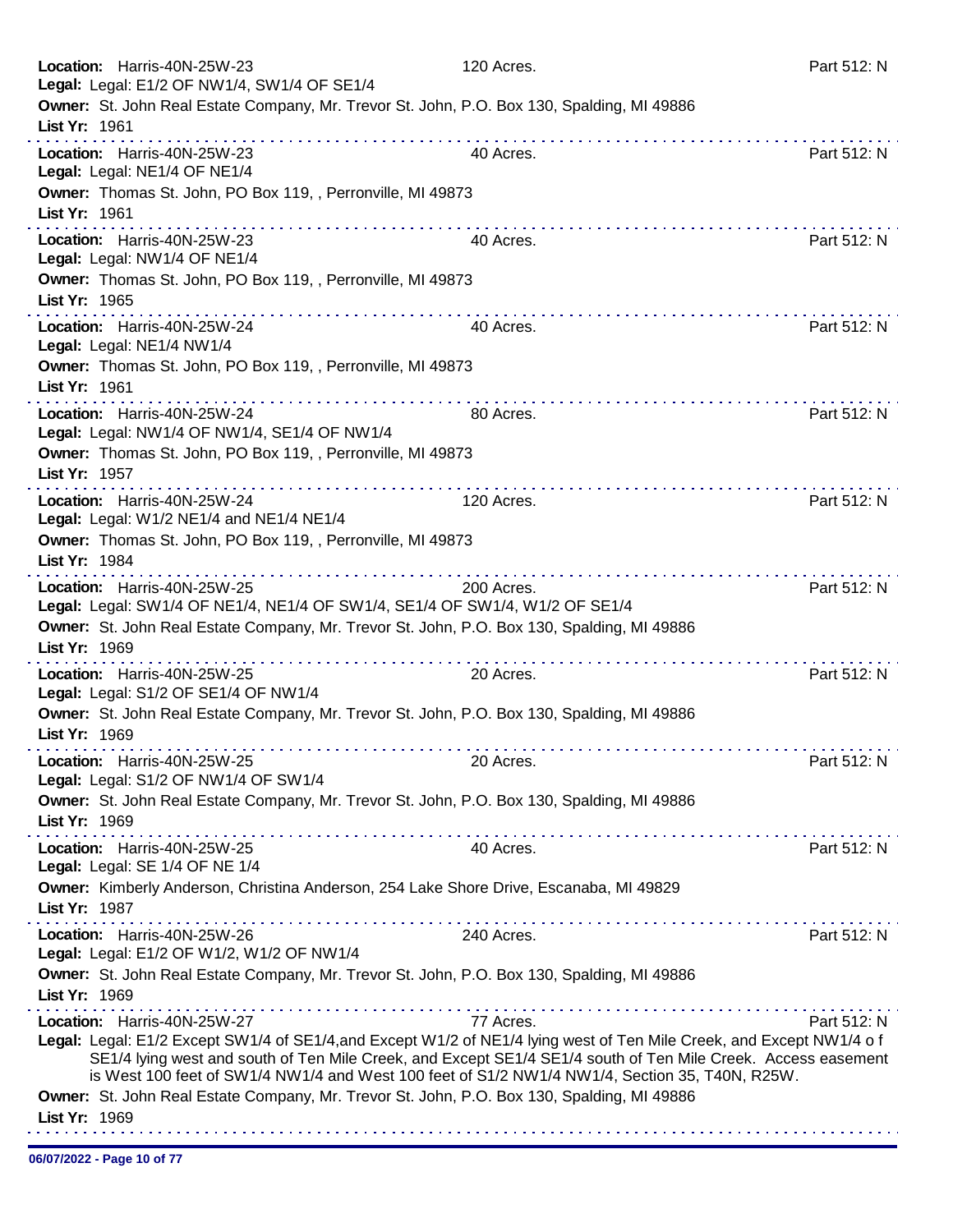**Location:** Harris-40N-25W-23 120 Acres. Part 512: N
**Legal:** Legal: E1/2 OF NW1/4, SW1/4 OF SE1/4
**Owner:** St. John Real Estate Company, Mr. Trevor St. John, P.O. Box 130, Spalding, MI 49886
**List Yr:** 1961

---

**Location:** Harris-40N-25W-23 40 Acres. Part 512: N
**Legal:** Legal: NE1/4 OF NE1/4
**Owner:** Thomas St. John, PO Box 119, , Perronville, MI 49873
**List Yr:** 1961

---

**Location:** Harris-40N-25W-23 40 Acres. Part 512: N
**Legal:** Legal: NW1/4 OF NE1/4
**Owner:** Thomas St. John, PO Box 119, , Perronville, MI 49873
**List Yr:** 1965

---

**Location:** Harris-40N-25W-24 40 Acres. Part 512: N
**Legal:** Legal: NE1/4 NW1/4
**Owner:** Thomas St. John, PO Box 119, , Perronville, MI 49873
**List Yr:** 1961

---

**Location:** Harris-40N-25W-24 80 Acres. Part 512: N
**Legal:** Legal: NW1/4 OF NW1/4, SE1/4 OF NW1/4
**Owner:** Thomas St. John, PO Box 119, , Perronville, MI 49873
**List Yr:** 1957

---

**Location:** Harris-40N-25W-24 120 Acres. Part 512: N
**Legal:** Legal: W1/2 NE1/4 and NE1/4 NE1/4
**Owner:** Thomas St. John, PO Box 119, , Perronville, MI 49873
**List Yr:** 1984

---

**Location:** Harris-40N-25W-25 200 Acres. Part 512: N
**Legal:** Legal: SW1/4 OF NE1/4, NE1/4 OF SW1/4, SE1/4 OF SW1/4, W1/2 OF SE1/4
**Owner:** St. John Real Estate Company, Mr. Trevor St. John, P.O. Box 130, Spalding, MI 49886
**List Yr:** 1969

---

**Location:** Harris-40N-25W-25 20 Acres. Part 512: N
**Legal:** Legal: S1/2 OF SE1/4 OF NW1/4
**Owner:** St. John Real Estate Company, Mr. Trevor St. John, P.O. Box 130, Spalding, MI 49886
**List Yr:** 1969

---

**Location:** Harris-40N-25W-25 20 Acres. Part 512: N
**Legal:** Legal: S1/2 OF NW1/4 OF SW1/4
**Owner:** St. John Real Estate Company, Mr. Trevor St. John, P.O. Box 130, Spalding, MI 49886
**List Yr:** 1969

---

**Location:** Harris-40N-25W-25 40 Acres. Part 512: N
**Legal:** Legal: SE 1/4 OF NE 1/4
**Owner:** Kimberly Anderson, Christina Anderson, 254 Lake Shore Drive, Escanaba, MI 49829
**List Yr:** 1987

---

**Location:** Harris-40N-25W-26 240 Acres. Part 512: N
**Legal:** Legal: E1/2 OF W1/2, W1/2 OF NW1/4
**Owner:** St. John Real Estate Company, Mr. Trevor St. John, P.O. Box 130, Spalding, MI 49886
**List Yr:** 1969

---

**Location:** Harris-40N-25W-27 77 Acres. Part 512: N
**Legal:** Legal: E1/2 Except SW1/4 of SE1/4,and Except W1/2 of NE1/4 lying west of Ten Mile Creek, and Except NW1/4 o f SE1/4 lying west and south of Ten Mile Creek, and Except SE1/4 SE1/4 south of Ten Mile Creek. Access easement is West 100 feet of SW1/4 NW1/4 and West 100 feet of S1/2 NW1/4 NW1/4, Section 35, T40N, R25W.
**Owner:** St. John Real Estate Company, Mr. Trevor St. John, P.O. Box 130, Spalding, MI 49886
**List Yr:** 1969

06/07/2022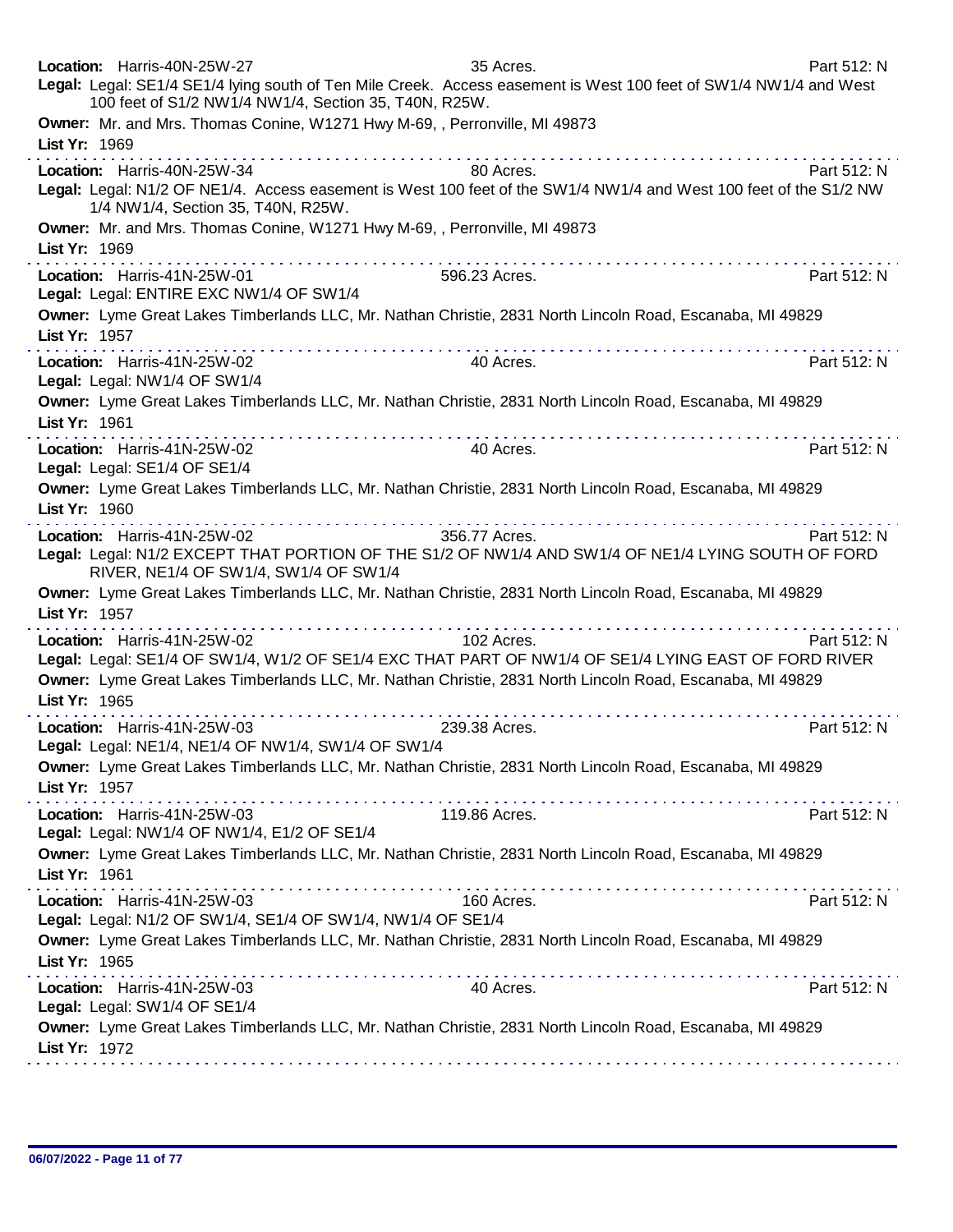**Location:** Harris-40N-25W-27 35 Acres. Part 512: N
**Legal:** Legal: SE1/4 SE1/4 lying south of Ten Mile Creek. Access easement is West 100 feet of SW1/4 NW1/4 and West 100 feet of S1/2 NW1/4 NW1/4, Section 35, T40N, R25W.
**Owner:** Mr. and Mrs. Thomas Conine, W1271 Hwy M-69, , Perronville, MI 49873
**List Yr:** 1969

---

**Location:** Harris-40N-25W-34 80 Acres. Part 512: N
**Legal:** Legal: N1/2 OF NE1/4. Access easement is West 100 feet of the SW1/4 NW1/4 and West 100 feet of the S1/2 NW 1/4 NW1/4, Section 35, T40N, R25W.
**Owner:** Mr. and Mrs. Thomas Conine, W1271 Hwy M-69, , Perronville, MI 49873
**List Yr:** 1969

---

**Location:** Harris-41N-25W-01 596.23 Acres. Part 512: N
**Legal:** Legal: ENTIRE EXC NW1/4 OF SW1/4
**Owner:** Lyme Great Lakes Timberlands LLC, Mr. Nathan Christie, 2831 North Lincoln Road, Escanaba, MI 49829
**List Yr:** 1957

---

**Location:** Harris-41N-25W-02 40 Acres. Part 512: N
**Legal:** Legal: NW1/4 OF SW1/4
**Owner:** Lyme Great Lakes Timberlands LLC, Mr. Nathan Christie, 2831 North Lincoln Road, Escanaba, MI 49829
**List Yr:** 1961

---

**Location:** Harris-41N-25W-02 40 Acres. Part 512: N
**Legal:** Legal: SE1/4 OF SE1/4
**Owner:** Lyme Great Lakes Timberlands LLC, Mr. Nathan Christie, 2831 North Lincoln Road, Escanaba, MI 49829
**List Yr:** 1960

---

**Location:** Harris-41N-25W-02 356.77 Acres. Part 512: N
**Legal:** Legal: N1/2 EXCEPT THAT PORTION OF THE S1/2 OF NW1/4 AND SW1/4 OF NE1/4 LYING SOUTH OF FORD RIVER, NE1/4 OF SW1/4, SW1/4 OF SW1/4
**Owner:** Lyme Great Lakes Timberlands LLC, Mr. Nathan Christie, 2831 North Lincoln Road, Escanaba, MI 49829
**List Yr:** 1957

---

**Location:** Harris-41N-25W-02 102 Acres. Part 512: N
**Legal:** Legal: SE1/4 OF SW1/4, W1/2 OF SE1/4 EXC THAT PART OF NW1/4 OF SE1/4 LYING EAST OF FORD RIVER
**Owner:** Lyme Great Lakes Timberlands LLC, Mr. Nathan Christie, 2831 North Lincoln Road, Escanaba, MI 49829
**List Yr:** 1965

---

**Location:** Harris-41N-25W-03 239.38 Acres. Part 512: N
**Legal:** Legal: NE1/4, NE1/4 OF NW1/4, SW1/4 OF SW1/4
**Owner:** Lyme Great Lakes Timberlands LLC, Mr. Nathan Christie, 2831 North Lincoln Road, Escanaba, MI 49829
**List Yr:** 1957

---

**Location:** Harris-41N-25W-03 119.86 Acres. Part 512: N
**Legal:** Legal: NW1/4 OF NW1/4, E1/2 OF SE1/4
**Owner:** Lyme Great Lakes Timberlands LLC, Mr. Nathan Christie, 2831 North Lincoln Road, Escanaba, MI 49829
**List Yr:** 1961

---

**Location:** Harris-41N-25W-03 160 Acres. Part 512: N
**Legal:** Legal: N1/2 OF SW1/4, SE1/4 OF SW1/4, NW1/4 OF SE1/4
**Owner:** Lyme Great Lakes Timberlands LLC, Mr. Nathan Christie, 2831 North Lincoln Road, Escanaba, MI 49829
**List Yr:** 1965

---

**Location:** Harris-41N-25W-03 40 Acres. Part 512: N
**Legal:** Legal: SW1/4 OF SE1/4
**Owner:** Lyme Great Lakes Timberlands LLC, Mr. Nathan Christie, 2831 North Lincoln Road, Escanaba, MI 49829
**List Yr:** 1972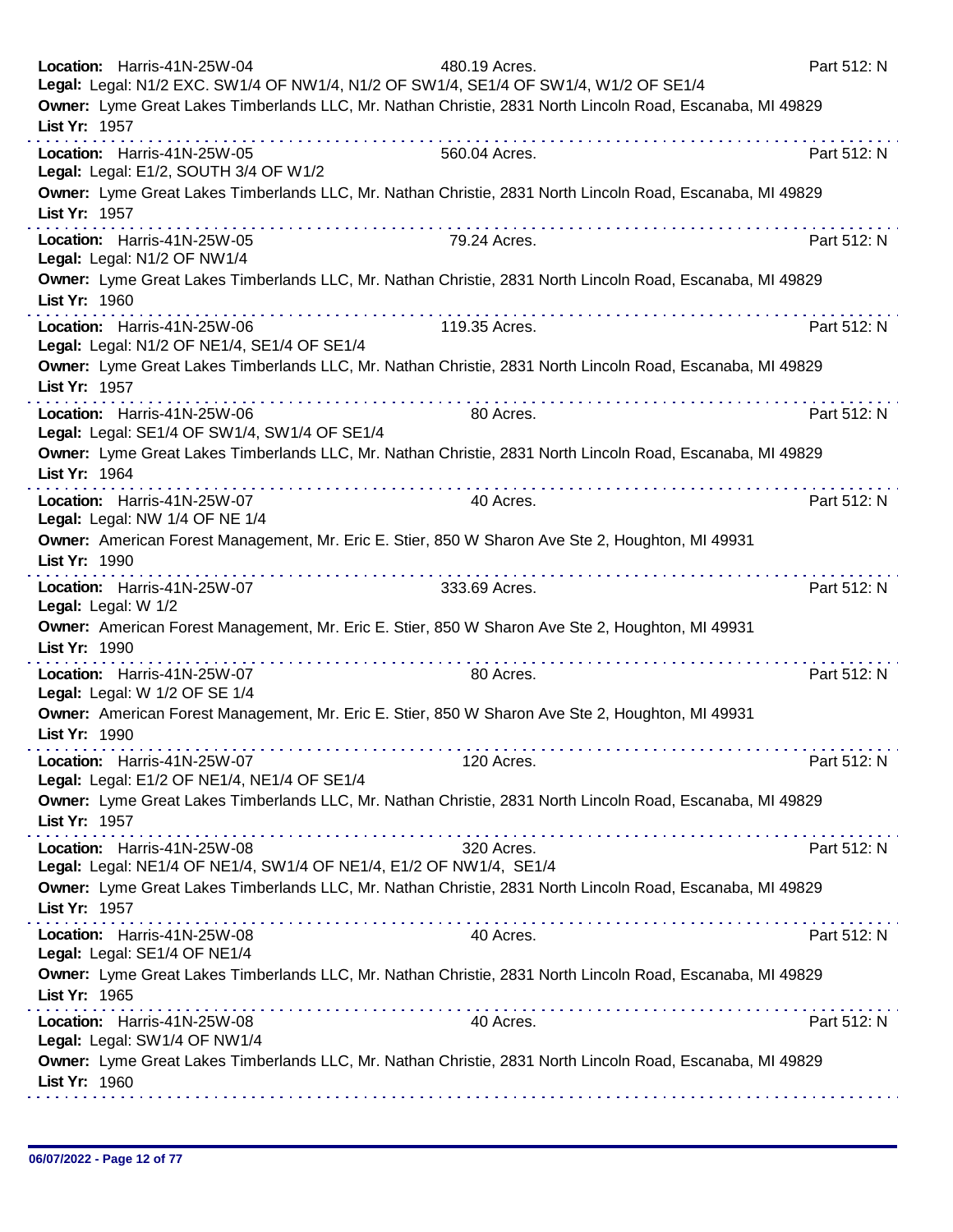**Location:** Harris-41N-25W-04 480.19 Acres. Part 512: N
**Legal:** Legal: N1/2 EXC. SW1/4 OF NW1/4, N1/2 OF SW1/4, SE1/4 OF SW1/4, W1/2 OF SE1/4
**Owner:** Lyme Great Lakes Timberlands LLC, Mr. Nathan Christie, 2831 North Lincoln Road, Escanaba, MI 49829
**List Yr:** 1957

---

**Location:** Harris-41N-25W-05 560.04 Acres. Part 512: N
**Legal:** Legal: E1/2, SOUTH 3/4 OF W1/2
**Owner:** Lyme Great Lakes Timberlands LLC, Mr. Nathan Christie, 2831 North Lincoln Road, Escanaba, MI 49829
**List Yr:** 1957

---

**Location:** Harris-41N-25W-05 79.24 Acres. Part 512: N
**Legal:** Legal: N1/2 OF NW1/4
**Owner:** Lyme Great Lakes Timberlands LLC, Mr. Nathan Christie, 2831 North Lincoln Road, Escanaba, MI 49829
**List Yr:** 1960

---

**Location:** Harris-41N-25W-06 119.35 Acres. Part 512: N
**Legal:** Legal: N1/2 OF NE1/4, SE1/4 OF SE1/4
**Owner:** Lyme Great Lakes Timberlands LLC, Mr. Nathan Christie, 2831 North Lincoln Road, Escanaba, MI 49829
**List Yr:** 1957

---

**Location:** Harris-41N-25W-06 80 Acres. Part 512: N
**Legal:** Legal: SE1/4 OF SW1/4, SW1/4 OF SE1/4
**Owner:** Lyme Great Lakes Timberlands LLC, Mr. Nathan Christie, 2831 North Lincoln Road, Escanaba, MI 49829
**List Yr:** 1964

---

**Location:** Harris-41N-25W-07 40 Acres. Part 512: N
**Legal:** Legal: NW 1/4 OF NE 1/4
**Owner:** American Forest Management, Mr. Eric E. Stier, 850 W Sharon Ave Ste 2, Houghton, MI 49931
**List Yr:** 1990

---

**Location:** Harris-41N-25W-07 333.69 Acres. Part 512: N
**Legal:** Legal: W 1/2
**Owner:** American Forest Management, Mr. Eric E. Stier, 850 W Sharon Ave Ste 2, Houghton, MI 49931
**List Yr:** 1990

---

**Location:** Harris-41N-25W-07 80 Acres. Part 512: N
**Legal:** Legal: W 1/2 OF SE 1/4
**Owner:** American Forest Management, Mr. Eric E. Stier, 850 W Sharon Ave Ste 2, Houghton, MI 49931
**List Yr:** 1990

---

**Location:** Harris-41N-25W-07 120 Acres. Part 512: N
**Legal:** Legal: E1/2 OF NE1/4, NE1/4 OF SE1/4
**Owner:** Lyme Great Lakes Timberlands LLC, Mr. Nathan Christie, 2831 North Lincoln Road, Escanaba, MI 49829
**List Yr:** 1957

---

**Location:** Harris-41N-25W-08 320 Acres. Part 512: N
**Legal:** Legal: NE1/4 OF NE1/4, SW1/4 OF NE1/4, E1/2 OF NW1/4, SE1/4
**Owner:** Lyme Great Lakes Timberlands LLC, Mr. Nathan Christie, 2831 North Lincoln Road, Escanaba, MI 49829
**List Yr:** 1957

---

**Location:** Harris-41N-25W-08 40 Acres. Part 512: N
**Legal:** Legal: SE1/4 OF NE1/4
**Owner:** Lyme Great Lakes Timberlands LLC, Mr. Nathan Christie, 2831 North Lincoln Road, Escanaba, MI 49829
**List Yr:** 1965

---

**Location:** Harris-41N-25W-08 40 Acres. Part 512: N
**Legal:** Legal: SW1/4 OF NW1/4
**Owner:** Lyme Great Lakes Timberlands LLC, Mr. Nathan Christie, 2831 North Lincoln Road, Escanaba, MI 49829
**List Yr:** 1960

---

06/07/2022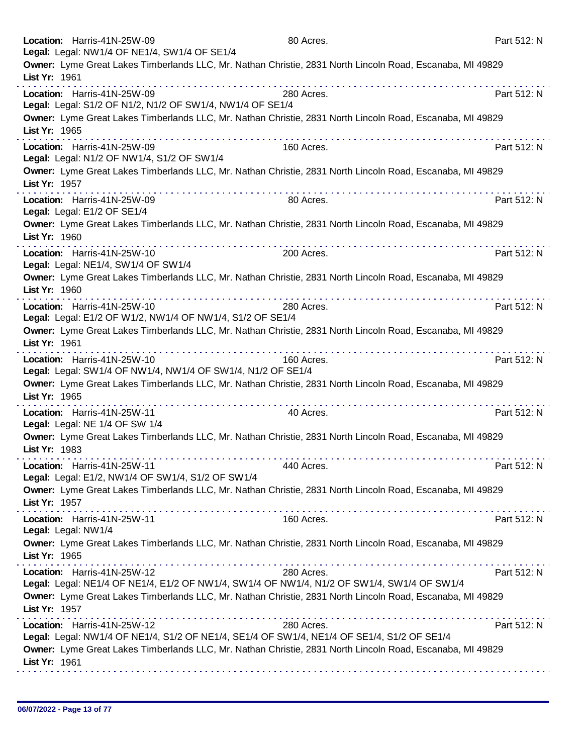**Location:** Harris-41N-25W-09 80 Acres. Part 512: N
**Legal:** Legal: NW1/4 OF NE1/4, SW1/4 OF SE1/4
**Owner:** Lyme Great Lakes Timberlands LLC, Mr. Nathan Christie, 2831 North Lincoln Road, Escanaba, MI 49829
**List Yr:** 1961

---

**Location:** Harris-41N-25W-09 280 Acres. Part 512: N
**Legal:** Legal: S1/2 OF N1/2, N1/2 OF SW1/4, NW1/4 OF SE1/4
**Owner:** Lyme Great Lakes Timberlands LLC, Mr. Nathan Christie, 2831 North Lincoln Road, Escanaba, MI 49829
**List Yr:** 1965

---

**Location:** Harris-41N-25W-09 160 Acres. Part 512: N
**Legal:** Legal: N1/2 OF NW1/4, S1/2 OF SW1/4
**Owner:** Lyme Great Lakes Timberlands LLC, Mr. Nathan Christie, 2831 North Lincoln Road, Escanaba, MI 49829
**List Yr:** 1957

---

**Location:** Harris-41N-25W-09 80 Acres. Part 512: N
**Legal:** Legal: E1/2 OF SE1/4
**Owner:** Lyme Great Lakes Timberlands LLC, Mr. Nathan Christie, 2831 North Lincoln Road, Escanaba, MI 49829
**List Yr:** 1960

---

**Location:** Harris-41N-25W-10 200 Acres. Part 512: N
**Legal:** Legal: NE1/4, SW1/4 OF SW1/4
**Owner:** Lyme Great Lakes Timberlands LLC, Mr. Nathan Christie, 2831 North Lincoln Road, Escanaba, MI 49829
**List Yr:** 1960

---

**Location:** Harris-41N-25W-10 280 Acres. Part 512: N
**Legal:** Legal: E1/2 OF W1/2, NW1/4 OF NW1/4, S1/2 OF SE1/4
**Owner:** Lyme Great Lakes Timberlands LLC, Mr. Nathan Christie, 2831 North Lincoln Road, Escanaba, MI 49829
**List Yr:** 1961

---

**Location:** Harris-41N-25W-10 160 Acres. Part 512: N
**Legal:** Legal: SW1/4 OF NW1/4, NW1/4 OF SW1/4, N1/2 OF SE1/4
**Owner:** Lyme Great Lakes Timberlands LLC, Mr. Nathan Christie, 2831 North Lincoln Road, Escanaba, MI 49829
**List Yr:** 1965

---

**Location:** Harris-41N-25W-11 40 Acres. Part 512: N
**Legal:** Legal: NE 1/4 OF SW 1/4
**Owner:** Lyme Great Lakes Timberlands LLC, Mr. Nathan Christie, 2831 North Lincoln Road, Escanaba, MI 49829
**List Yr:** 1983

---

**Location:** Harris-41N-25W-11 440 Acres. Part 512: N
**Legal:** Legal: E1/2, NW1/4 OF SW1/4, S1/2 OF SW1/4
**Owner:** Lyme Great Lakes Timberlands LLC, Mr. Nathan Christie, 2831 North Lincoln Road, Escanaba, MI 49829
**List Yr:** 1957

---

**Location:** Harris-41N-25W-11 160 Acres. Part 512: N
**Legal:** Legal: NW1/4
**Owner:** Lyme Great Lakes Timberlands LLC, Mr. Nathan Christie, 2831 North Lincoln Road, Escanaba, MI 49829
**List Yr:** 1965

---

**Location:** Harris-41N-25W-12 280 Acres. Part 512: N
**Legal:** Legal: NE1/4 OF NE1/4, E1/2 OF NW1/4, SW1/4 OF NW1/4, N1/2 OF SW1/4, SW1/4 OF SW1/4
**Owner:** Lyme Great Lakes Timberlands LLC, Mr. Nathan Christie, 2831 North Lincoln Road, Escanaba, MI 49829
**List Yr:** 1957

---

**Location:** Harris-41N-25W-12 280 Acres. Part 512: N
**Legal:** Legal: NW1/4 OF NE1/4, S1/2 OF NE1/4, SE1/4 OF SW1/4, NE1/4 OF SE1/4, S1/2 OF SE1/4
**Owner:** Lyme Great Lakes Timberlands LLC, Mr. Nathan Christie, 2831 North Lincoln Road, Escanaba, MI 49829
**List Yr:** 1961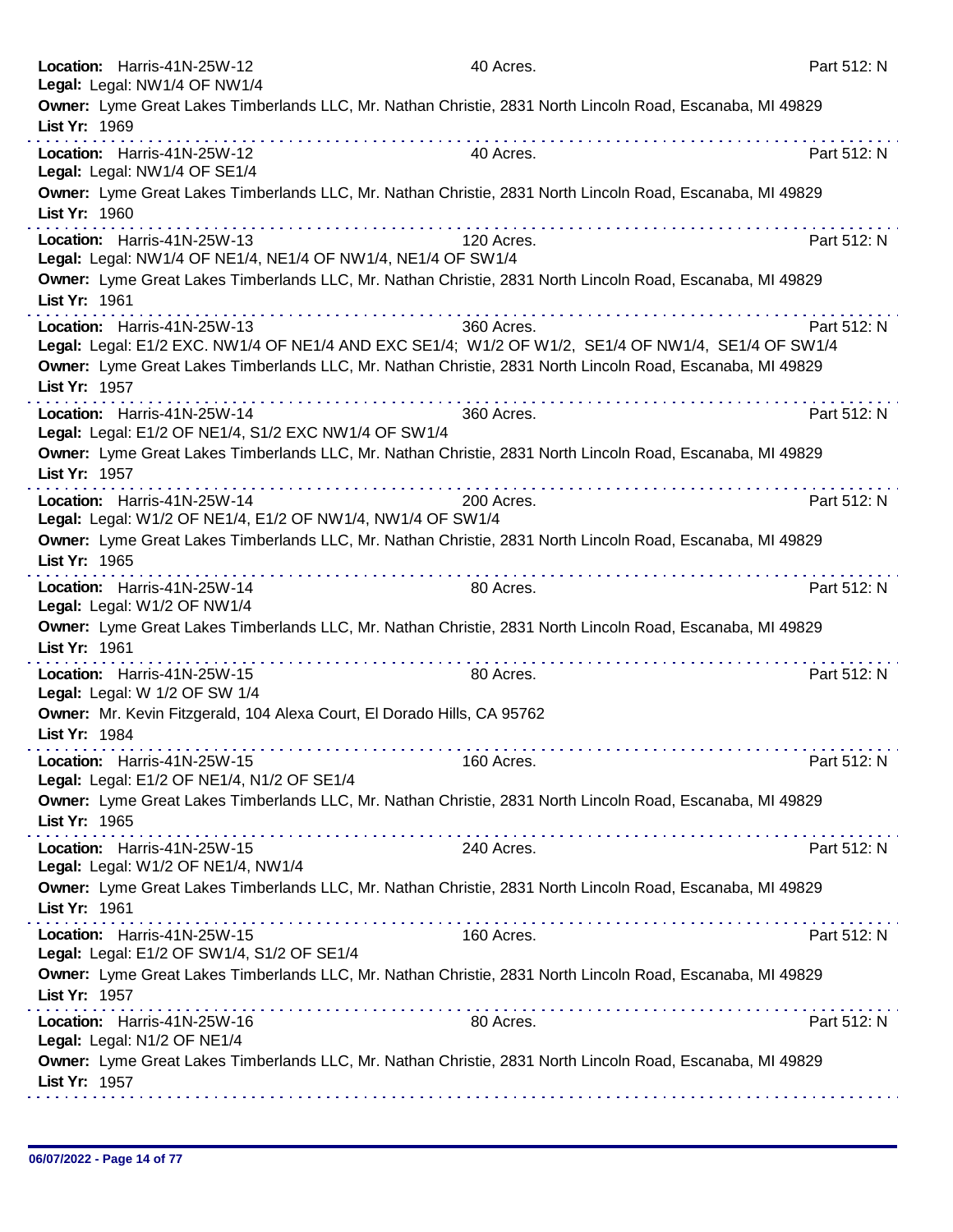**Location:** Harris-41N-25W-12 40 Acres. Part 512: N
**Legal:** Legal: NW1/4 OF NW1/4
**Owner:** Lyme Great Lakes Timberlands LLC, Mr. Nathan Christie, 2831 North Lincoln Road, Escanaba, MI 49829
**List Yr:** 1969

---

**Location:** Harris-41N-25W-12 40 Acres. Part 512: N
**Legal:** Legal: NW1/4 OF SE1/4
**Owner:** Lyme Great Lakes Timberlands LLC, Mr. Nathan Christie, 2831 North Lincoln Road, Escanaba, MI 49829
**List Yr:** 1960

---

**Location:** Harris-41N-25W-13 120 Acres. Part 512: N
**Legal:** Legal: NW1/4 OF NE1/4, NE1/4 OF NW1/4, NE1/4 OF SW1/4
**Owner:** Lyme Great Lakes Timberlands LLC, Mr. Nathan Christie, 2831 North Lincoln Road, Escanaba, MI 49829
**List Yr:** 1961

---

**Location:** Harris-41N-25W-13 360 Acres. Part 512: N
**Legal:** Legal: E1/2 EXC. NW1/4 OF NE1/4 AND EXC SE1/4; W1/2 OF W1/2, SE1/4 OF NW1/4, SE1/4 OF SW1/4
**Owner:** Lyme Great Lakes Timberlands LLC, Mr. Nathan Christie, 2831 North Lincoln Road, Escanaba, MI 49829
**List Yr:** 1957

---

**Location:** Harris-41N-25W-14 360 Acres. Part 512: N
**Legal:** Legal: E1/2 OF NE1/4, S1/2 EXC NW1/4 OF SW1/4
**Owner:** Lyme Great Lakes Timberlands LLC, Mr. Nathan Christie, 2831 North Lincoln Road, Escanaba, MI 49829
**List Yr:** 1957

---

**Location:** Harris-41N-25W-14 200 Acres. Part 512: N
**Legal:** Legal: W1/2 OF NE1/4, E1/2 OF NW1/4, NW1/4 OF SW1/4
**Owner:** Lyme Great Lakes Timberlands LLC, Mr. Nathan Christie, 2831 North Lincoln Road, Escanaba, MI 49829
**List Yr:** 1965

---

**Location:** Harris-41N-25W-14 80 Acres. Part 512: N
**Legal:** Legal: W1/2 OF NW1/4
**Owner:** Lyme Great Lakes Timberlands LLC, Mr. Nathan Christie, 2831 North Lincoln Road, Escanaba, MI 49829
**List Yr:** 1961

---

**Location:** Harris-41N-25W-15 80 Acres. Part 512: N
**Legal:** Legal: W 1/2 OF SW 1/4
**Owner:** Mr. Kevin Fitzgerald, 104 Alexa Court, El Dorado Hills, CA 95762
**List Yr:** 1984

---

**Location:** Harris-41N-25W-15 160 Acres. Part 512: N
**Legal:** Legal: E1/2 OF NE1/4, N1/2 OF SE1/4
**Owner:** Lyme Great Lakes Timberlands LLC, Mr. Nathan Christie, 2831 North Lincoln Road, Escanaba, MI 49829
**List Yr:** 1965

---

**Location:** Harris-41N-25W-15 240 Acres. Part 512: N
**Legal:** Legal: W1/2 OF NE1/4, NW1/4
**Owner:** Lyme Great Lakes Timberlands LLC, Mr. Nathan Christie, 2831 North Lincoln Road, Escanaba, MI 49829
**List Yr:** 1961

---

**Location:** Harris-41N-25W-15 160 Acres. Part 512: N
**Legal:** Legal: E1/2 OF SW1/4, S1/2 OF SE1/4
**Owner:** Lyme Great Lakes Timberlands LLC, Mr. Nathan Christie, 2831 North Lincoln Road, Escanaba, MI 49829
**List Yr:** 1957

---

**Location:** Harris-41N-25W-16 80 Acres. Part 512: N
**Legal:** Legal: N1/2 OF NE1/4
**Owner:** Lyme Great Lakes Timberlands LLC, Mr. Nathan Christie, 2831 North Lincoln Road, Escanaba, MI 49829
**List Yr:** 1957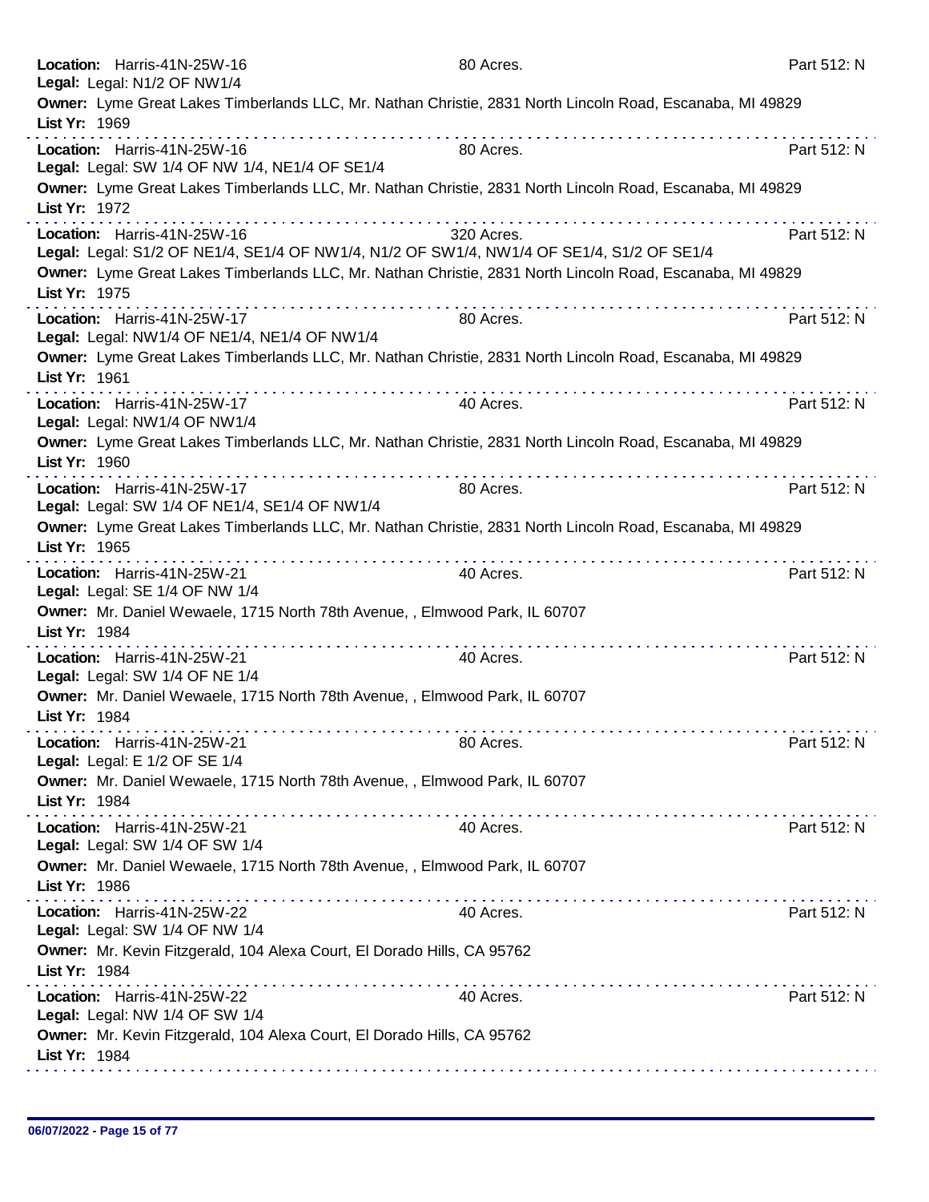**Location:** Harris-41N-25W-16 80 Acres. Part 512: N
**Legal:** Legal: N1/2 OF NW1/4
**Owner:** Lyme Great Lakes Timberlands LLC, Mr. Nathan Christie, 2831 North Lincoln Road, Escanaba, MI 49829
**List Yr:** 1969

---

**Location:** Harris-41N-25W-16 80 Acres. Part 512: N
**Legal:** Legal: SW 1/4 OF NW 1/4, NE1/4 OF SE1/4
**Owner:** Lyme Great Lakes Timberlands LLC, Mr. Nathan Christie, 2831 North Lincoln Road, Escanaba, MI 49829
**List Yr:** 1972

---

**Location:** Harris-41N-25W-16 320 Acres. Part 512: N
**Legal:** Legal: S1/2 OF NE1/4, SE1/4 OF NW1/4, N1/2 OF SW1/4, NW1/4 OF SE1/4, S1/2 OF SE1/4
**Owner:** Lyme Great Lakes Timberlands LLC, Mr. Nathan Christie, 2831 North Lincoln Road, Escanaba, MI 49829
**List Yr:** 1975

---

**Location:** Harris-41N-25W-17 80 Acres. Part 512: N
**Legal:** Legal: NW1/4 OF NE1/4, NE1/4 OF NW1/4
**Owner:** Lyme Great Lakes Timberlands LLC, Mr. Nathan Christie, 2831 North Lincoln Road, Escanaba, MI 49829
**List Yr:** 1961

---

**Location:** Harris-41N-25W-17 40 Acres. Part 512: N
**Legal:** Legal: NW1/4 OF NW1/4
**Owner:** Lyme Great Lakes Timberlands LLC, Mr. Nathan Christie, 2831 North Lincoln Road, Escanaba, MI 49829
**List Yr:** 1960

---

**Location:** Harris-41N-25W-17 80 Acres. Part 512: N
**Legal:** Legal: SW 1/4 OF NE1/4, SE1/4 OF NW1/4
**Owner:** Lyme Great Lakes Timberlands LLC, Mr. Nathan Christie, 2831 North Lincoln Road, Escanaba, MI 49829
**List Yr:** 1965

---

**Location:** Harris-41N-25W-21 40 Acres. Part 512: N
**Legal:** Legal: SE 1/4 OF NW 1/4
**Owner:** Mr. Daniel Wewaele, 1715 North 78th Avenue, , Elmwood Park, IL 60707
**List Yr:** 1984

---

**Location:** Harris-41N-25W-21 40 Acres. Part 512: N
**Legal:** Legal: SW 1/4 OF NE 1/4
**Owner:** Mr. Daniel Wewaele, 1715 North 78th Avenue, , Elmwood Park, IL 60707
**List Yr:** 1984

---

**Location:** Harris-41N-25W-21 80 Acres. Part 512: N
**Legal:** Legal: E 1/2 OF SE 1/4
**Owner:** Mr. Daniel Wewaele, 1715 North 78th Avenue, , Elmwood Park, IL 60707
**List Yr:** 1984

---

**Location:** Harris-41N-25W-21 40 Acres. Part 512: N
**Legal:** Legal: SW 1/4 OF SW 1/4
**Owner:** Mr. Daniel Wewaele, 1715 North 78th Avenue, , Elmwood Park, IL 60707
**List Yr:** 1986

---

**Location:** Harris-41N-25W-22 40 Acres. Part 512: N
**Legal:** Legal: SW 1/4 OF NW 1/4
**Owner:** Mr. Kevin Fitzgerald, 104 Alexa Court, El Dorado Hills, CA 95762
**List Yr:** 1984

---

**Location:** Harris-41N-25W-22 40 Acres. Part 512: N
**Legal:** Legal: NW 1/4 OF SW 1/4
**Owner:** Mr. Kevin Fitzgerald, 104 Alexa Court, El Dorado Hills, CA 95762
**List Yr:** 1984

---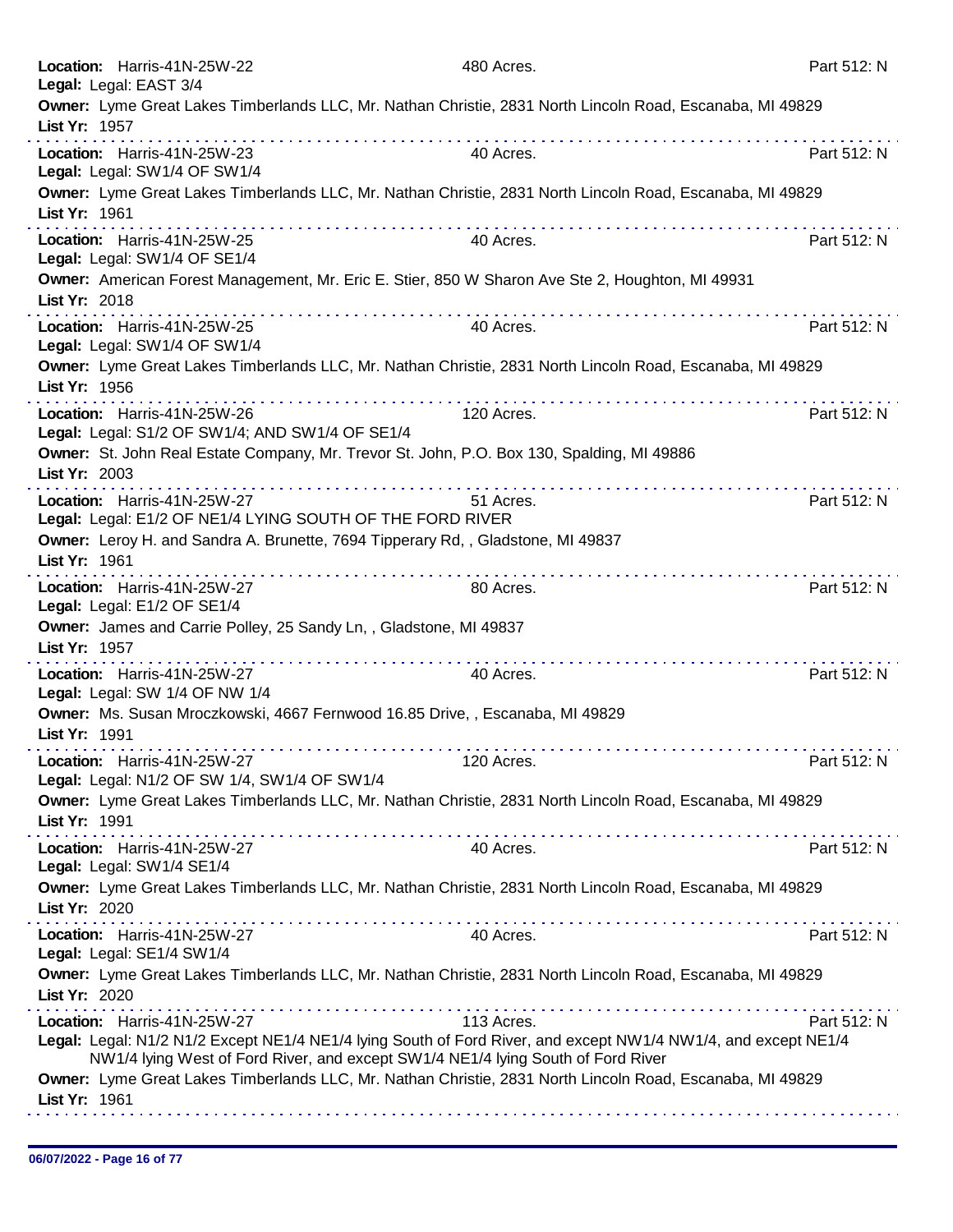**Location:** Harris-41N-25W-22 480 Acres. Part 512: N
**Legal:** Legal: EAST 3/4
**Owner:** Lyme Great Lakes Timberlands LLC, Mr. Nathan Christie, 2831 North Lincoln Road, Escanaba, MI 49829
**List Yr:** 1957

---

**Location:** Harris-41N-25W-23 40 Acres. Part 512: N
**Legal:** Legal: SW1/4 OF SW1/4
**Owner:** Lyme Great Lakes Timberlands LLC, Mr. Nathan Christie, 2831 North Lincoln Road, Escanaba, MI 49829
**List Yr:** 1961

---

**Location:** Harris-41N-25W-25 40 Acres. Part 512: N
**Legal:** Legal: SW1/4 OF SE1/4
**Owner:** American Forest Management, Mr. Eric E. Stier, 850 W Sharon Ave Ste 2, Houghton, MI 49931
**List Yr:** 2018

---

**Location:** Harris-41N-25W-25 40 Acres. Part 512: N
**Legal:** Legal: SW1/4 OF SW1/4
**Owner:** Lyme Great Lakes Timberlands LLC, Mr. Nathan Christie, 2831 North Lincoln Road, Escanaba, MI 49829
**List Yr:** 1956

---

**Location:** Harris-41N-25W-26 120 Acres. Part 512: N
**Legal:** Legal: S1/2 OF SW1/4; AND SW1/4 OF SE1/4
**Owner:** St. John Real Estate Company, Mr. Trevor St. John, P.O. Box 130, Spalding, MI 49886
**List Yr:** 2003

---

**Location:** Harris-41N-25W-27 51 Acres. Part 512: N
**Legal:** Legal: E1/2 OF NE1/4 LYING SOUTH OF THE FORD RIVER
**Owner:** Leroy H. and Sandra A. Brunette, 7694 Tipperary Rd, , Gladstone, MI 49837
**List Yr:** 1961

---

**Location:** Harris-41N-25W-27 80 Acres. Part 512: N
**Legal:** Legal: E1/2 OF SE1/4
**Owner:** James and Carrie Polley, 25 Sandy Ln, , Gladstone, MI 49837
**List Yr:** 1957

---

**Location:** Harris-41N-25W-27 40 Acres. Part 512: N
**Legal:** Legal: SW 1/4 OF NW 1/4
**Owner:** Ms. Susan Mroczkowski, 4667 Fernwood 16.85 Drive, , Escanaba, MI 49829
**List Yr:** 1991

---

**Location:** Harris-41N-25W-27 120 Acres. Part 512: N
**Legal:** Legal: N1/2 OF SW 1/4, SW1/4 OF SW1/4
**Owner:** Lyme Great Lakes Timberlands LLC, Mr. Nathan Christie, 2831 North Lincoln Road, Escanaba, MI 49829
**List Yr:** 1991

---

**Location:** Harris-41N-25W-27 40 Acres. Part 512: N
**Legal:** Legal: SW1/4 SE1/4
**Owner:** Lyme Great Lakes Timberlands LLC, Mr. Nathan Christie, 2831 North Lincoln Road, Escanaba, MI 49829
**List Yr:** 2020

---

**Location:** Harris-41N-25W-27 40 Acres. Part 512: N
**Legal:** Legal: SE1/4 SW1/4
**Owner:** Lyme Great Lakes Timberlands LLC, Mr. Nathan Christie, 2831 North Lincoln Road, Escanaba, MI 49829
**List Yr:** 2020

---

**Location:** Harris-41N-25W-27 113 Acres. Part 512: N
**Legal:** Legal: N1/2 N1/2 Except NE1/4 NE1/4 lying South of Ford River, and except NW1/4 NW1/4, and except NE1/4 NW1/4 lying West of Ford River, and except SW1/4 NE1/4 lying South of Ford River
**Owner:** Lyme Great Lakes Timberlands LLC, Mr. Nathan Christie, 2831 North Lincoln Road, Escanaba, MI 49829
**List Yr:** 1961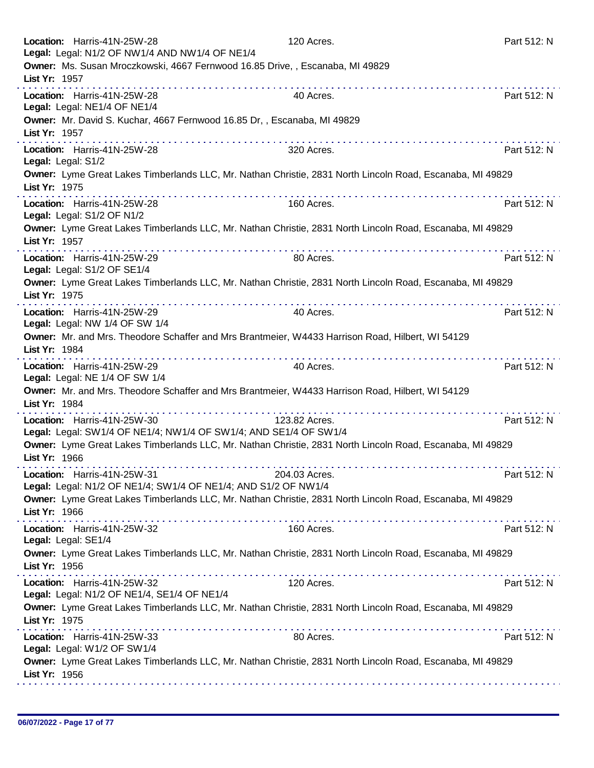**Location:** Harris-41N-25W-28 120 Acres. Part 512: N
**Legal:** Legal: N1/2 OF NW1/4 AND NW1/4 OF NE1/4
**Owner:** Ms. Susan Mroczkowski, 4667 Fernwood 16.85 Drive, , Escanaba, MI 49829
**List Yr:** 1957

---

**Location:** Harris-41N-25W-28 40 Acres. Part 512: N
**Legal:** Legal: NE1/4 OF NE1/4
**Owner:** Mr. David S. Kuchar, 4667 Fernwood 16.85 Dr, , Escanaba, MI 49829
**List Yr:** 1957

---

**Location:** Harris-41N-25W-28 320 Acres. Part 512: N
**Legal:** Legal: S1/2
**Owner:** Lyme Great Lakes Timberlands LLC, Mr. Nathan Christie, 2831 North Lincoln Road, Escanaba, MI 49829
**List Yr:** 1975

---

**Location:** Harris-41N-25W-28 160 Acres. Part 512: N
**Legal:** Legal: S1/2 OF N1/2
**Owner:** Lyme Great Lakes Timberlands LLC, Mr. Nathan Christie, 2831 North Lincoln Road, Escanaba, MI 49829
**List Yr:** 1957

---

**Location:** Harris-41N-25W-29 80 Acres. Part 512: N
**Legal:** Legal: S1/2 OF SE1/4
**Owner:** Lyme Great Lakes Timberlands LLC, Mr. Nathan Christie, 2831 North Lincoln Road, Escanaba, MI 49829
**List Yr:** 1975

---

**Location:** Harris-41N-25W-29 40 Acres. Part 512: N
**Legal:** Legal: NW 1/4 OF SW 1/4
**Owner:** Mr. and Mrs. Theodore Schaffer and Mrs Brantmeier, W4433 Harrison Road, Hilbert, WI 54129
**List Yr:** 1984

---

**Location:** Harris-41N-25W-29 40 Acres. Part 512: N
**Legal:** Legal: NE 1/4 OF SW 1/4
**Owner:** Mr. and Mrs. Theodore Schaffer and Mrs Brantmeier, W4433 Harrison Road, Hilbert, WI 54129
**List Yr:** 1984

---

**Location:** Harris-41N-25W-30 123.82 Acres. Part 512: N
**Legal:** Legal: SW1/4 OF NE1/4; NW1/4 OF SW1/4; AND SE1/4 OF SW1/4
**Owner:** Lyme Great Lakes Timberlands LLC, Mr. Nathan Christie, 2831 North Lincoln Road, Escanaba, MI 49829
**List Yr:** 1966

---

**Location:** Harris-41N-25W-31 204.03 Acres. Part 512: N
**Legal:** Legal: N1/2 OF NE1/4; SW1/4 OF NE1/4; AND S1/2 OF NW1/4
**Owner:** Lyme Great Lakes Timberlands LLC, Mr. Nathan Christie, 2831 North Lincoln Road, Escanaba, MI 49829
**List Yr:** 1966

---

**Location:** Harris-41N-25W-32 160 Acres. Part 512: N
**Legal:** Legal: SE1/4
**Owner:** Lyme Great Lakes Timberlands LLC, Mr. Nathan Christie, 2831 North Lincoln Road, Escanaba, MI 49829
**List Yr:** 1956

---

**Location:** Harris-41N-25W-32 120 Acres. Part 512: N
**Legal:** Legal: N1/2 OF NE1/4, SE1/4 OF NE1/4
**Owner:** Lyme Great Lakes Timberlands LLC, Mr. Nathan Christie, 2831 North Lincoln Road, Escanaba, MI 49829
**List Yr:** 1975

---

**Location:** Harris-41N-25W-33 80 Acres. Part 512: N
**Legal:** Legal: W1/2 OF SW1/4
**Owner:** Lyme Great Lakes Timberlands LLC, Mr. Nathan Christie, 2831 North Lincoln Road, Escanaba, MI 49829
**List Yr:** 1956

---

06/07/2022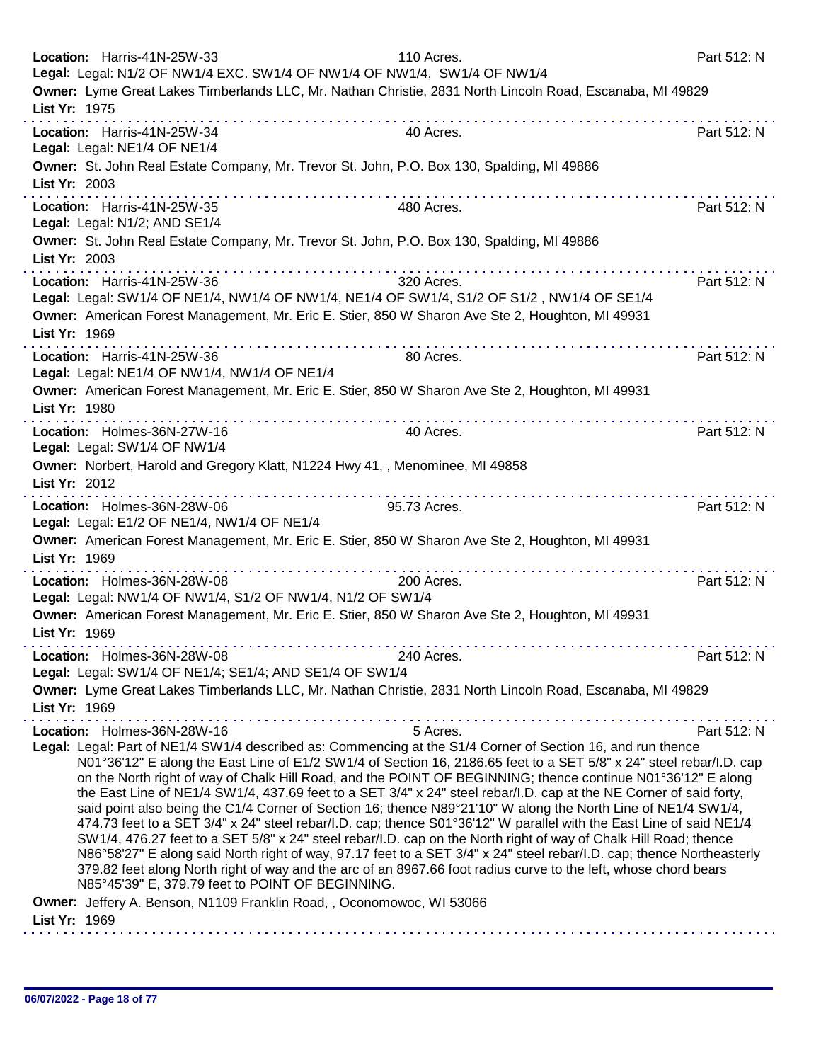**Location:** Harris-41N-25W-33 | 110 Acres. | Part 512: N
**Legal:** Legal: N1/2 OF NW1/4 EXC. SW1/4 OF NW1/4 OF NW1/4, SW1/4 OF NW1/4
**Owner:** Lyme Great Lakes Timberlands LLC, Mr. Nathan Christie, 2831 North Lincoln Road, Escanaba, MI 49829
**List Yr:** 1975

---

**Location:** Harris-41N-25W-34 | 40 Acres. | Part 512: N
**Legal:** Legal: NE1/4 OF NE1/4
**Owner:** St. John Real Estate Company, Mr. Trevor St. John, P.O. Box 130, Spalding, MI 49886
**List Yr:** 2003

---

**Location:** Harris-41N-25W-35 | 480 Acres. | Part 512: N
**Legal:** Legal: N1/2; AND SE1/4
**Owner:** St. John Real Estate Company, Mr. Trevor St. John, P.O. Box 130, Spalding, MI 49886
**List Yr:** 2003

---

**Location:** Harris-41N-25W-36 | 320 Acres. | Part 512: N
**Legal:** Legal: SW1/4 OF NE1/4, NW1/4 OF NW1/4, NE1/4 OF SW1/4, S1/2 OF S1/2 , NW1/4 OF SE1/4
**Owner:** American Forest Management, Mr. Eric E. Stier, 850 W Sharon Ave Ste 2, Houghton, MI 49931
**List Yr:** 1969

---

**Location:** Harris-41N-25W-36 | 80 Acres. | Part 512: N
**Legal:** Legal: NE1/4 OF NW1/4, NW1/4 OF NE1/4
**Owner:** American Forest Management, Mr. Eric E. Stier, 850 W Sharon Ave Ste 2, Houghton, MI 49931
**List Yr:** 1980

---

**Location:** Holmes-36N-27W-16 | 40 Acres. | Part 512: N
**Legal:** Legal: SW1/4 OF NW1/4
**Owner:** Norbert, Harold and Gregory Klatt, N1224 Hwy 41, , Menominee, MI 49858
**List Yr:** 2012

---

**Location:** Holmes-36N-28W-06 | 95.73 Acres. | Part 512: N
**Legal:** Legal: E1/2 OF NE1/4, NW1/4 OF NE1/4
**Owner:** American Forest Management, Mr. Eric E. Stier, 850 W Sharon Ave Ste 2, Houghton, MI 49931
**List Yr:** 1969

---

**Location:** Holmes-36N-28W-08 | 200 Acres. | Part 512: N
**Legal:** Legal: NW1/4 OF NW1/4, S1/2 OF NW1/4, N1/2 OF SW1/4
**Owner:** American Forest Management, Mr. Eric E. Stier, 850 W Sharon Ave Ste 2, Houghton, MI 49931
**List Yr:** 1969

---

**Location:** Holmes-36N-28W-08 | 240 Acres. | Part 512: N
**Legal:** Legal: SW1/4 OF NE1/4; SE1/4; AND SE1/4 OF SW1/4
**Owner:** Lyme Great Lakes Timberlands LLC, Mr. Nathan Christie, 2831 North Lincoln Road, Escanaba, MI 49829
**List Yr:** 1969

---

**Location:** Holmes-36N-28W-16 | 5 Acres. | Part 512: N
**Legal:** Legal: Part of NE1/4 SW1/4 described as: Commencing at the S1/4 Corner of Section 16, and run thence N01°36'12" E along the East Line of E1/2 SW1/4 of Section 16, 2186.65 feet to a SET 5/8" x 24" steel rebar/I.D. cap on the North right of way of Chalk Hill Road, and the POINT OF BEGINNING; thence continue N01°36'12" E along the East Line of NE1/4 SW1/4, 437.69 feet to a SET 3/4" x 24" steel rebar/I.D. cap at the NE Corner of said forty, said point also being the C1/4 Corner of Section 16; thence N89°21'10" W along the North Line of NE1/4 SW1/4, 474.73 feet to a SET 3/4" x 24" steel rebar/I.D. cap; thence S01°36'12" W parallel with the East Line of said NE1/4 SW1/4, 476.27 feet to a SET 5/8" x 24" steel rebar/I.D. cap on the North right of way of Chalk Hill Road; thence N86°58'27" E along said North right of way, 97.17 feet to a SET 3/4" x 24" steel rebar/I.D. cap; thence Northeasterly 379.82 feet along North right of way and the arc of an 8967.66 foot radius curve to the left, whose chord bears N85°45'39" E, 379.79 feet to POINT OF BEGINNING.
**Owner:** Jeffery A. Benson, N1109 Franklin Road, , Oconomowoc, WI 53066
**List Yr:** 1969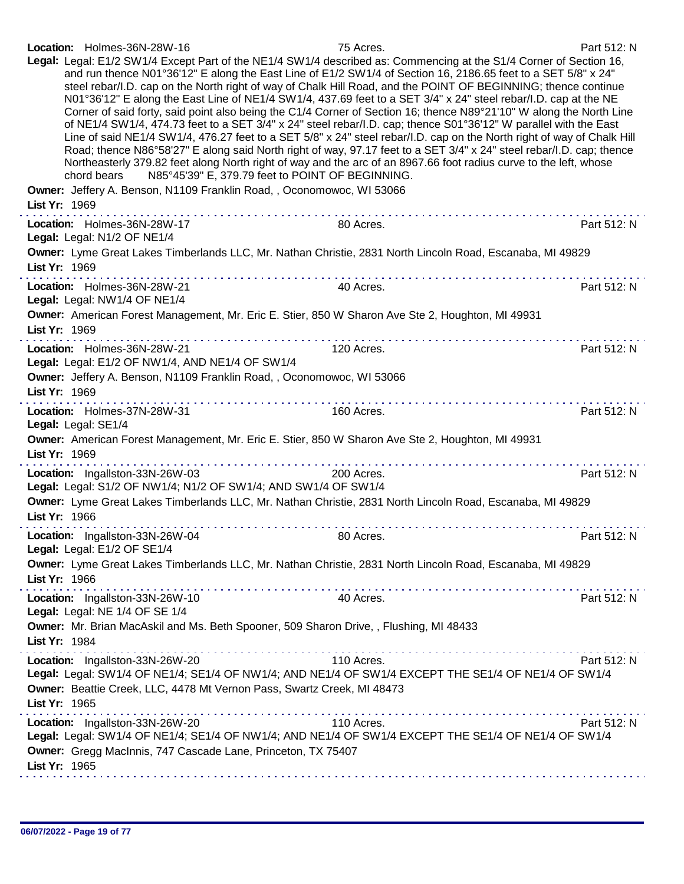**Location:** Holmes-36N-28W-16 75 Acres. Part 512: N

**Legal:** Legal: E1/2 SW1/4 Except Part of the NE1/4 SW1/4 described as: Commencing at the S1/4 Corner of Section 16, and run thence N01°36'12" E along the East Line of E1/2 SW1/4 of Section 16, 2186.65 feet to a SET 5/8" x 24" steel rebar/I.D. cap on the North right of way of Chalk Hill Road, and the POINT OF BEGINNING; thence continue N01°36'12" E along the East Line of NE1/4 SW1/4, 437.69 feet to a SET 3/4" x 24" steel rebar/I.D. cap at the NE Corner of said forty, said point also being the C1/4 Corner of Section 16; thence N89°21'10" W along the North Line of NE1/4 SW1/4, 474.73 feet to a SET 3/4" x 24" steel rebar/I.D. cap; thence S01°36'12" W parallel with the East Line of said NE1/4 SW1/4, 476.27 feet to a SET 5/8" x 24" steel rebar/I.D. cap on the North right of way of Chalk Hill Road; thence N86°58'27" E along said North right of way, 97.17 feet to a SET 3/4" x 24" steel rebar/I.D. cap; thence Northeasterly 379.82 feet along North right of way and the arc of an 8967.66 foot radius curve to the left, whose chord bears N85°45'39" E, 379.79 feet to POINT OF BEGINNING.

**Owner:** Jeffery A. Benson, N1109 Franklin Road, , Oconomowoc, WI 53066

**List Yr:** 1969

---

**Location:** Holmes-36N-28W-17 80 Acres. Part 512: N

**Legal:** Legal: N1/2 OF NE1/4

**Owner:** Lyme Great Lakes Timberlands LLC, Mr. Nathan Christie, 2831 North Lincoln Road, Escanaba, MI 49829

**List Yr:** 1969

---

**Location:** Holmes-36N-28W-21 40 Acres. Part 512: N

**Legal:** Legal: NW1/4 OF NE1/4

**Owner:** American Forest Management, Mr. Eric E. Stier, 850 W Sharon Ave Ste 2, Houghton, MI 49931

**List Yr:** 1969

---

**Location:** Holmes-36N-28W-21 120 Acres. Part 512: N

**Legal:** Legal: E1/2 OF NW1/4, AND NE1/4 OF SW1/4

**Owner:** Jeffery A. Benson, N1109 Franklin Road, , Oconomowoc, WI 53066

**List Yr:** 1969

---

**Location:** Holmes-37N-28W-31 160 Acres. Part 512: N

**Legal:** Legal: SE1/4

**Owner:** American Forest Management, Mr. Eric E. Stier, 850 W Sharon Ave Ste 2, Houghton, MI 49931

**List Yr:** 1969

---

**Location:** Ingallston-33N-26W-03 200 Acres. Part 512: N

**Legal:** Legal: S1/2 OF NW1/4; N1/2 OF SW1/4; AND SW1/4 OF SW1/4

**Owner:** Lyme Great Lakes Timberlands LLC, Mr. Nathan Christie, 2831 North Lincoln Road, Escanaba, MI 49829

**List Yr:** 1966

---

**Location:** Ingallston-33N-26W-04 80 Acres. Part 512: N

**Legal:** Legal: E1/2 OF SE1/4

**Owner:** Lyme Great Lakes Timberlands LLC, Mr. Nathan Christie, 2831 North Lincoln Road, Escanaba, MI 49829

**List Yr:** 1966

---

**Location:** Ingallston-33N-26W-10 40 Acres. Part 512: N

**Legal:** Legal: NE 1/4 OF SE 1/4

**Owner:** Mr. Brian MacAskil and Ms. Beth Spooner, 509 Sharon Drive, , Flushing, MI 48433

**List Yr:** 1984

---

**Location:** Ingallston-33N-26W-20 110 Acres. Part 512: N

**Legal:** Legal: SW1/4 OF NE1/4; SE1/4 OF NW1/4; AND NE1/4 OF SW1/4 EXCEPT THE SE1/4 OF NE1/4 OF SW1/4

**Owner:** Beattie Creek, LLC, 4478 Mt Vernon Pass, Swartz Creek, MI 48473

**List Yr:** 1965

---

**Location:** Ingallston-33N-26W-20 110 Acres. Part 512: N

**Legal:** Legal: SW1/4 OF NE1/4; SE1/4 OF NW1/4; AND NE1/4 OF SW1/4 EXCEPT THE SE1/4 OF NE1/4 OF SW1/4

**Owner:** Gregg MacInnis, 747 Cascade Lane, Princeton, TX 75407

**List Yr:** 1965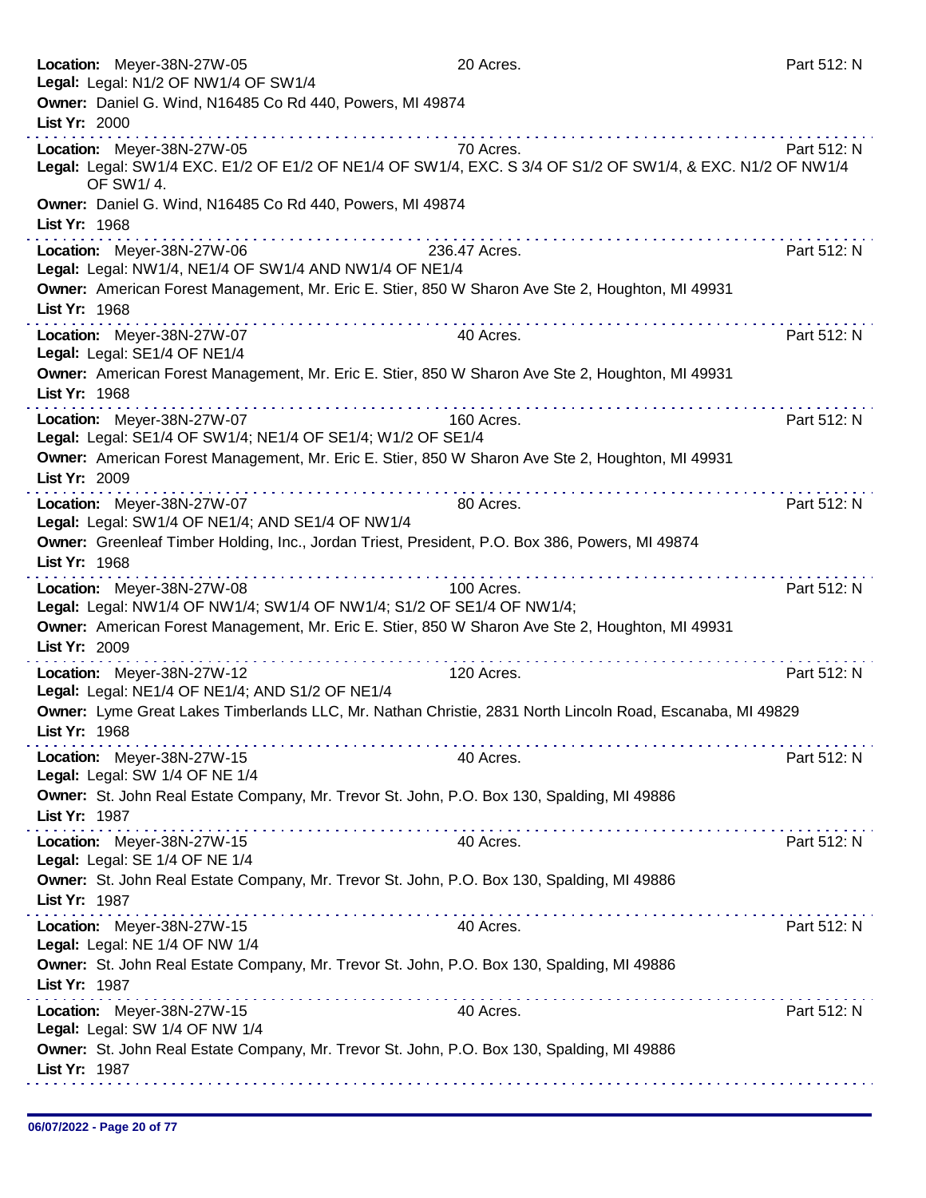**Location:** Meyer-38N-27W-05 20 Acres. Part 512: N
**Legal:** Legal: N1/2 OF NW1/4 OF SW1/4
**Owner:** Daniel G. Wind, N16485 Co Rd 440, Powers, MI 49874
**List Yr:** 2000

---

**Location:** Meyer-38N-27W-05 70 Acres. Part 512: N
**Legal:** Legal: SW1/4 EXC. E1/2 OF E1/2 OF NE1/4 OF SW1/4, EXC. S 3/4 OF S1/2 OF SW1/4, & EXC. N1/2 OF NW1/4 OF SW1/ 4.
**Owner:** Daniel G. Wind, N16485 Co Rd 440, Powers, MI 49874
**List Yr:** 1968

---

**Location:** Meyer-38N-27W-06 236.47 Acres. Part 512: N
**Legal:** Legal: NW1/4, NE1/4 OF SW1/4 AND NW1/4 OF NE1/4
**Owner:** American Forest Management, Mr. Eric E. Stier, 850 W Sharon Ave Ste 2, Houghton, MI 49931
**List Yr:** 1968

---

**Location:** Meyer-38N-27W-07 40 Acres. Part 512: N
**Legal:** Legal: SE1/4 OF NE1/4
**Owner:** American Forest Management, Mr. Eric E. Stier, 850 W Sharon Ave Ste 2, Houghton, MI 49931
**List Yr:** 1968

---

**Location:** Meyer-38N-27W-07 160 Acres. Part 512: N
**Legal:** Legal: SE1/4 OF SW1/4; NE1/4 OF SE1/4; W1/2 OF SE1/4
**Owner:** American Forest Management, Mr. Eric E. Stier, 850 W Sharon Ave Ste 2, Houghton, MI 49931
**List Yr:** 2009

---

**Location:** Meyer-38N-27W-07 80 Acres. Part 512: N
**Legal:** Legal: SW1/4 OF NE1/4; AND SE1/4 OF NW1/4
**Owner:** Greenleaf Timber Holding, Inc., Jordan Triest, President, P.O. Box 386, Powers, MI 49874
**List Yr:** 1968

---

**Location:** Meyer-38N-27W-08 100 Acres. Part 512: N
**Legal:** Legal: NW1/4 OF NW1/4; SW1/4 OF NW1/4; S1/2 OF SE1/4 OF NW1/4;
**Owner:** American Forest Management, Mr. Eric E. Stier, 850 W Sharon Ave Ste 2, Houghton, MI 49931
**List Yr:** 2009

---

**Location:** Meyer-38N-27W-12 120 Acres. Part 512: N
**Legal:** Legal: NE1/4 OF NE1/4; AND S1/2 OF NE1/4
**Owner:** Lyme Great Lakes Timberlands LLC, Mr. Nathan Christie, 2831 North Lincoln Road, Escanaba, MI 49829
**List Yr:** 1968

---

**Location:** Meyer-38N-27W-15 40 Acres. Part 512: N
**Legal:** Legal: SW 1/4 OF NE 1/4
**Owner:** St. John Real Estate Company, Mr. Trevor St. John, P.O. Box 130, Spalding, MI 49886
**List Yr:** 1987

---

**Location:** Meyer-38N-27W-15 40 Acres. Part 512: N
**Legal:** Legal: SE 1/4 OF NE 1/4
**Owner:** St. John Real Estate Company, Mr. Trevor St. John, P.O. Box 130, Spalding, MI 49886
**List Yr:** 1987

---

**Location:** Meyer-38N-27W-15 40 Acres. Part 512: N
**Legal:** Legal: NE 1/4 OF NW 1/4
**Owner:** St. John Real Estate Company, Mr. Trevor St. John, P.O. Box 130, Spalding, MI 49886
**List Yr:** 1987

---

**Location:** Meyer-38N-27W-15 40 Acres. Part 512: N
**Legal:** Legal: SW 1/4 OF NW 1/4
**Owner:** St. John Real Estate Company, Mr. Trevor St. John, P.O. Box 130, Spalding, MI 49886
**List Yr:** 1987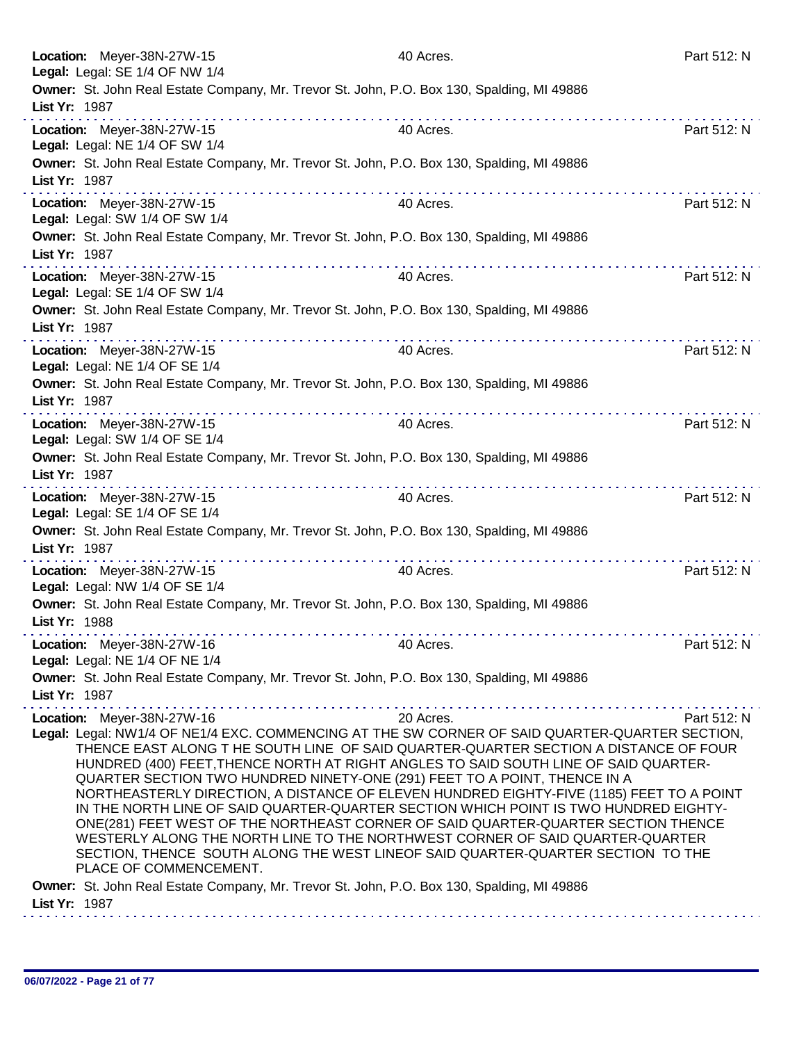**Location:** Meyer-38N-27W-15 40 Acres. Part 512: N
**Legal:** Legal: SE 1/4 OF NW 1/4
**Owner:** St. John Real Estate Company, Mr. Trevor St. John, P.O. Box 130, Spalding, MI 49886
**List Yr:** 1987

---

**Location:** Meyer-38N-27W-15 40 Acres. Part 512: N
**Legal:** Legal: NE 1/4 OF SW 1/4
**Owner:** St. John Real Estate Company, Mr. Trevor St. John, P.O. Box 130, Spalding, MI 49886
**List Yr:** 1987

---

**Location:** Meyer-38N-27W-15 40 Acres. Part 512: N
**Legal:** Legal: SW 1/4 OF SW 1/4
**Owner:** St. John Real Estate Company, Mr. Trevor St. John, P.O. Box 130, Spalding, MI 49886
**List Yr:** 1987

---

**Location:** Meyer-38N-27W-15 40 Acres. Part 512: N
**Legal:** Legal: SE 1/4 OF SW 1/4
**Owner:** St. John Real Estate Company, Mr. Trevor St. John, P.O. Box 130, Spalding, MI 49886
**List Yr:** 1987

---

**Location:** Meyer-38N-27W-15 40 Acres. Part 512: N
**Legal:** Legal: NE 1/4 OF SE 1/4
**Owner:** St. John Real Estate Company, Mr. Trevor St. John, P.O. Box 130, Spalding, MI 49886
**List Yr:** 1987

---

**Location:** Meyer-38N-27W-15 40 Acres. Part 512: N
**Legal:** Legal: SW 1/4 OF SE 1/4
**Owner:** St. John Real Estate Company, Mr. Trevor St. John, P.O. Box 130, Spalding, MI 49886
**List Yr:** 1987

---

**Location:** Meyer-38N-27W-15 40 Acres. Part 512: N
**Legal:** Legal: SE 1/4 OF SE 1/4
**Owner:** St. John Real Estate Company, Mr. Trevor St. John, P.O. Box 130, Spalding, MI 49886
**List Yr:** 1987

---

**Location:** Meyer-38N-27W-15 40 Acres. Part 512: N
**Legal:** Legal: NW 1/4 OF SE 1/4
**Owner:** St. John Real Estate Company, Mr. Trevor St. John, P.O. Box 130, Spalding, MI 49886
**List Yr:** 1988

---

**Location:** Meyer-38N-27W-16 40 Acres. Part 512: N
**Legal:** Legal: NE 1/4 OF NE 1/4
**Owner:** St. John Real Estate Company, Mr. Trevor St. John, P.O. Box 130, Spalding, MI 49886
**List Yr:** 1987

---

**Location:** Meyer-38N-27W-16 20 Acres. Part 512: N
**Legal:** Legal: NW1/4 OF NE1/4 EXC. COMMENCING AT THE SW CORNER OF SAID QUARTER-QUARTER SECTION, THENCE EAST ALONG T HE SOUTH LINE OF SAID QUARTER-QUARTER SECTION A DISTANCE OF FOUR HUNDRED (400) FEET,THENCE NORTH AT RIGHT ANGLES TO SAID SOUTH LINE OF SAID QUARTER-QUARTER SECTION TWO HUNDRED NINETY-ONE (291) FEET TO A POINT, THENCE IN A NORTHEASTERLY DIRECTION, A DISTANCE OF ELEVEN HUNDRED EIGHTY-FIVE (1185) FEET TO A POINT IN THE NORTH LINE OF SAID QUARTER-QUARTER SECTION WHICH POINT IS TWO HUNDRED EIGHTY-ONE(281) FEET WEST OF THE NORTHEAST CORNER OF SAID QUARTER-QUARTER SECTION THENCE WESTERLY ALONG THE NORTH LINE TO THE NORTHWEST CORNER OF SAID QUARTER-QUARTER SECTION, THENCE SOUTH ALONG THE WEST LINEOF SAID QUARTER-QUARTER SECTION TO THE PLACE OF COMMENCEMENT.
**Owner:** St. John Real Estate Company, Mr. Trevor St. John, P.O. Box 130, Spalding, MI 49886
**List Yr:** 1987

---

06/07/2022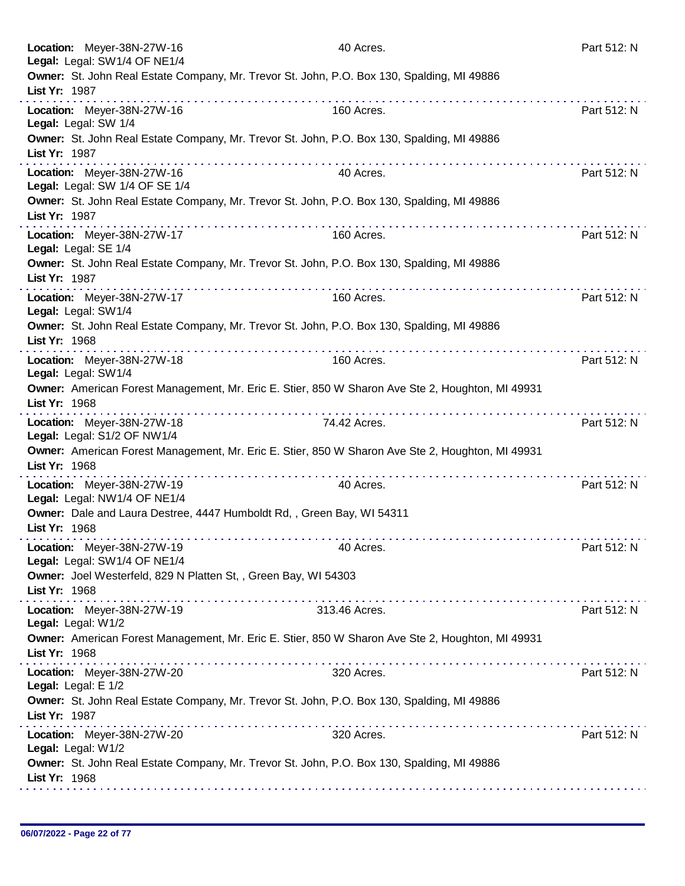**Location:** Meyer-38N-27W-16 40 Acres. Part 512: N
**Legal:** Legal: SW1/4 OF NE1/4
**Owner:** St. John Real Estate Company, Mr. Trevor St. John, P.O. Box 130, Spalding, MI 49886
**List Yr:** 1987

---

**Location:** Meyer-38N-27W-16 160 Acres. Part 512: N
**Legal:** Legal: SW 1/4
**Owner:** St. John Real Estate Company, Mr. Trevor St. John, P.O. Box 130, Spalding, MI 49886
**List Yr:** 1987

---

**Location:** Meyer-38N-27W-16 40 Acres. Part 512: N
**Legal:** Legal: SW 1/4 OF SE 1/4
**Owner:** St. John Real Estate Company, Mr. Trevor St. John, P.O. Box 130, Spalding, MI 49886
**List Yr:** 1987

---

**Location:** Meyer-38N-27W-17 160 Acres. Part 512: N
**Legal:** Legal: SE 1/4
**Owner:** St. John Real Estate Company, Mr. Trevor St. John, P.O. Box 130, Spalding, MI 49886
**List Yr:** 1987

---

**Location:** Meyer-38N-27W-17 160 Acres. Part 512: N
**Legal:** Legal: SW1/4
**Owner:** St. John Real Estate Company, Mr. Trevor St. John, P.O. Box 130, Spalding, MI 49886
**List Yr:** 1968

---

**Location:** Meyer-38N-27W-18 160 Acres. Part 512: N
**Legal:** Legal: SW1/4
**Owner:** American Forest Management, Mr. Eric E. Stier, 850 W Sharon Ave Ste 2, Houghton, MI 49931
**List Yr:** 1968

---

**Location:** Meyer-38N-27W-18 74.42 Acres. Part 512: N
**Legal:** Legal: S1/2 OF NW1/4
**Owner:** American Forest Management, Mr. Eric E. Stier, 850 W Sharon Ave Ste 2, Houghton, MI 49931
**List Yr:** 1968

---

**Location:** Meyer-38N-27W-19 40 Acres. Part 512: N
**Legal:** Legal: NW1/4 OF NE1/4
**Owner:** Dale and Laura Destree, 4447 Humboldt Rd, , Green Bay, WI 54311
**List Yr:** 1968

---

**Location:** Meyer-38N-27W-19 40 Acres. Part 512: N
**Legal:** Legal: SW1/4 OF NE1/4
**Owner:** Joel Westerfeld, 829 N Platten St, , Green Bay, WI 54303
**List Yr:** 1968

---

**Location:** Meyer-38N-27W-19 313.46 Acres. Part 512: N
**Legal:** Legal: W1/2
**Owner:** American Forest Management, Mr. Eric E. Stier, 850 W Sharon Ave Ste 2, Houghton, MI 49931
**List Yr:** 1968

---

**Location:** Meyer-38N-27W-20 320 Acres. Part 512: N
**Legal:** Legal: E 1/2
**Owner:** St. John Real Estate Company, Mr. Trevor St. John, P.O. Box 130, Spalding, MI 49886
**List Yr:** 1987

---

**Location:** Meyer-38N-27W-20 320 Acres. Part 512: N
**Legal:** Legal: W1/2
**Owner:** St. John Real Estate Company, Mr. Trevor St. John, P.O. Box 130, Spalding, MI 49886
**List Yr:** 1968

---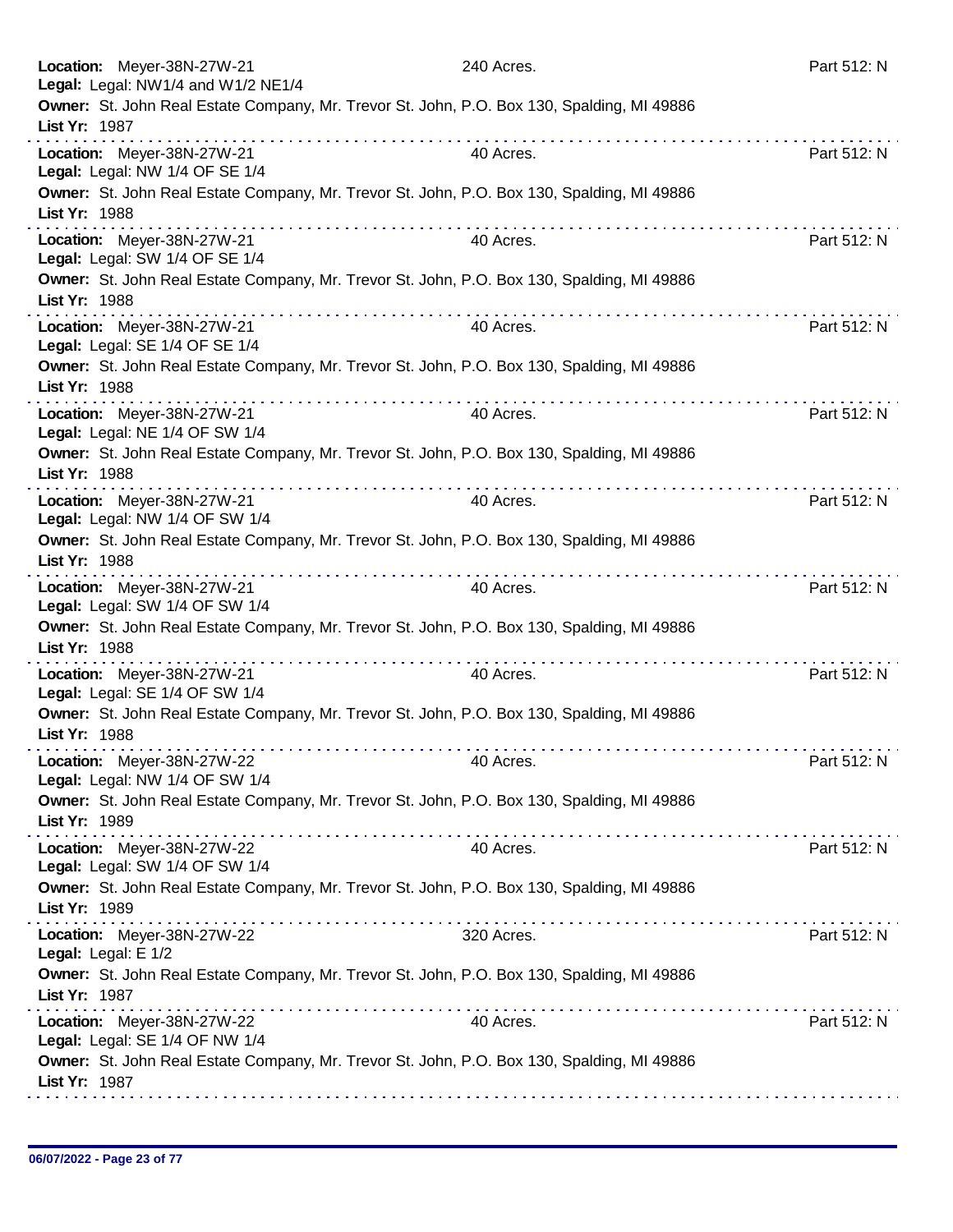**Location:** Meyer-38N-27W-21 240 Acres. Part 512: N
**Legal:** Legal: NW1/4 and W1/2 NE1/4
**Owner:** St. John Real Estate Company, Mr. Trevor St. John, P.O. Box 130, Spalding, MI 49886
**List Yr:** 1987

---

**Location:** Meyer-38N-27W-21 40 Acres. Part 512: N
**Legal:** Legal: NW 1/4 OF SE 1/4
**Owner:** St. John Real Estate Company, Mr. Trevor St. John, P.O. Box 130, Spalding, MI 49886
**List Yr:** 1988

---

**Location:** Meyer-38N-27W-21 40 Acres. Part 512: N
**Legal:** Legal: SW 1/4 OF SE 1/4
**Owner:** St. John Real Estate Company, Mr. Trevor St. John, P.O. Box 130, Spalding, MI 49886
**List Yr:** 1988

---

**Location:** Meyer-38N-27W-21 40 Acres. Part 512: N
**Legal:** Legal: SE 1/4 OF SE 1/4
**Owner:** St. John Real Estate Company, Mr. Trevor St. John, P.O. Box 130, Spalding, MI 49886
**List Yr:** 1988

---

**Location:** Meyer-38N-27W-21 40 Acres. Part 512: N
**Legal:** Legal: NE 1/4 OF SW 1/4
**Owner:** St. John Real Estate Company, Mr. Trevor St. John, P.O. Box 130, Spalding, MI 49886
**List Yr:** 1988

---

**Location:** Meyer-38N-27W-21 40 Acres. Part 512: N
**Legal:** Legal: NW 1/4 OF SW 1/4
**Owner:** St. John Real Estate Company, Mr. Trevor St. John, P.O. Box 130, Spalding, MI 49886
**List Yr:** 1988

---

**Location:** Meyer-38N-27W-21 40 Acres. Part 512: N
**Legal:** Legal: SW 1/4 OF SW 1/4
**Owner:** St. John Real Estate Company, Mr. Trevor St. John, P.O. Box 130, Spalding, MI 49886
**List Yr:** 1988

---

**Location:** Meyer-38N-27W-21 40 Acres. Part 512: N
**Legal:** Legal: SE 1/4 OF SW 1/4
**Owner:** St. John Real Estate Company, Mr. Trevor St. John, P.O. Box 130, Spalding, MI 49886
**List Yr:** 1988

---

**Location:** Meyer-38N-27W-22 40 Acres. Part 512: N
**Legal:** Legal: NW 1/4 OF SW 1/4
**Owner:** St. John Real Estate Company, Mr. Trevor St. John, P.O. Box 130, Spalding, MI 49886
**List Yr:** 1989

---

**Location:** Meyer-38N-27W-22 40 Acres. Part 512: N
**Legal:** Legal: SW 1/4 OF SW 1/4
**Owner:** St. John Real Estate Company, Mr. Trevor St. John, P.O. Box 130, Spalding, MI 49886
**List Yr:** 1989

---

**Location:** Meyer-38N-27W-22 320 Acres. Part 512: N
**Legal:** Legal: E 1/2
**Owner:** St. John Real Estate Company, Mr. Trevor St. John, P.O. Box 130, Spalding, MI 49886
**List Yr:** 1987

---

**Location:** Meyer-38N-27W-22 40 Acres. Part 512: N
**Legal:** Legal: SE 1/4 OF NW 1/4
**Owner:** St. John Real Estate Company, Mr. Trevor St. John, P.O. Box 130, Spalding, MI 49886
**List Yr:** 1987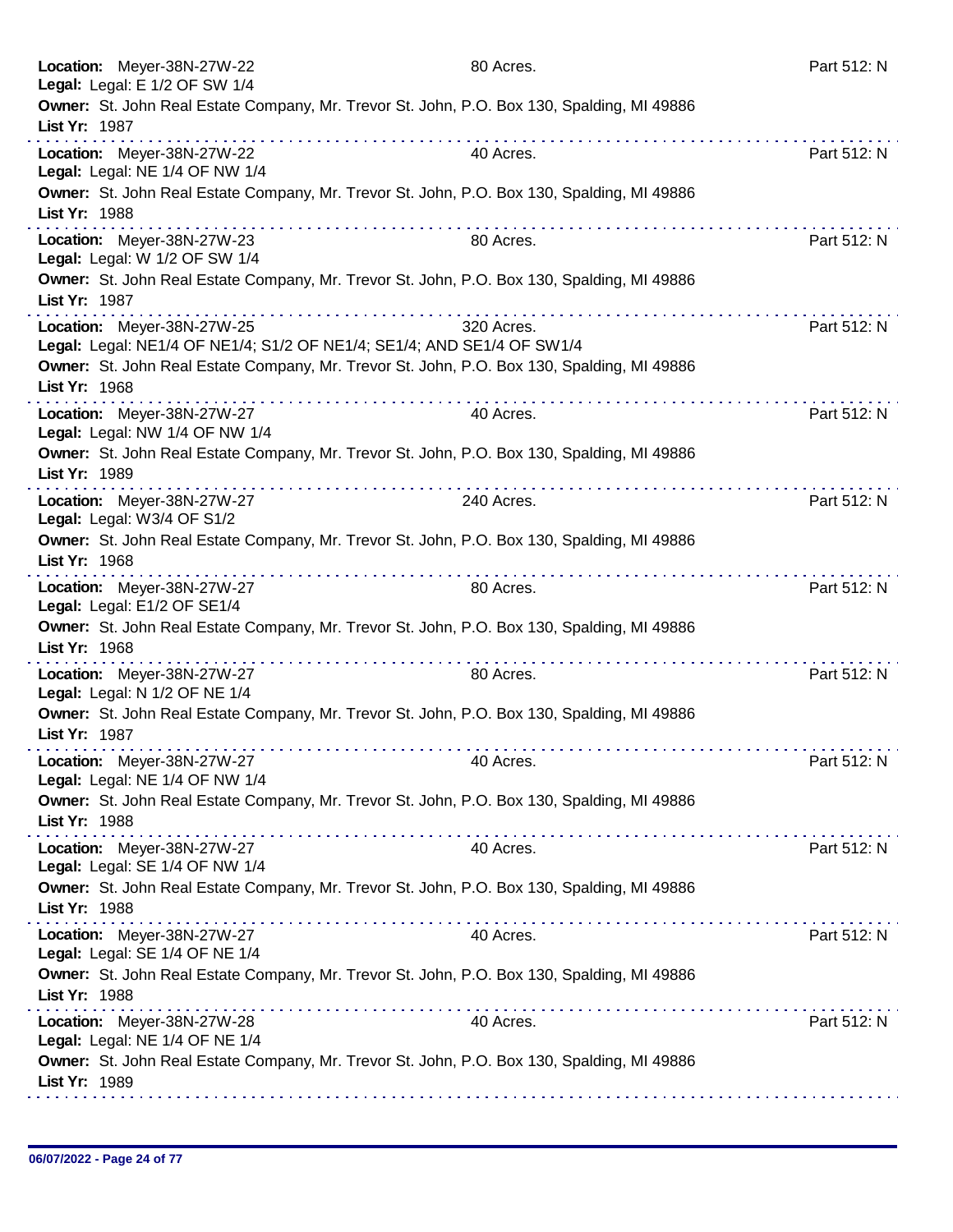**Location:** Meyer-38N-27W-22 80 Acres. Part 512: N
**Legal:** Legal: E 1/2 OF SW 1/4
**Owner:** St. John Real Estate Company, Mr. Trevor St. John, P.O. Box 130, Spalding, MI 49886
**List Yr:** 1987

---

**Location:** Meyer-38N-27W-22 40 Acres. Part 512: N
**Legal:** Legal: NE 1/4 OF NW 1/4
**Owner:** St. John Real Estate Company, Mr. Trevor St. John, P.O. Box 130, Spalding, MI 49886
**List Yr:** 1988

---

**Location:** Meyer-38N-27W-23 80 Acres. Part 512: N
**Legal:** Legal: W 1/2 OF SW 1/4
**Owner:** St. John Real Estate Company, Mr. Trevor St. John, P.O. Box 130, Spalding, MI 49886
**List Yr:** 1987

---

**Location:** Meyer-38N-27W-25 320 Acres. Part 512: N
**Legal:** Legal: NE1/4 OF NE1/4; S1/2 OF NE1/4; SE1/4; AND SE1/4 OF SW1/4
**Owner:** St. John Real Estate Company, Mr. Trevor St. John, P.O. Box 130, Spalding, MI 49886
**List Yr:** 1968

---

**Location:** Meyer-38N-27W-27 40 Acres. Part 512: N
**Legal:** Legal: NW 1/4 OF NW 1/4
**Owner:** St. John Real Estate Company, Mr. Trevor St. John, P.O. Box 130, Spalding, MI 49886
**List Yr:** 1989

---

**Location:** Meyer-38N-27W-27 240 Acres. Part 512: N
**Legal:** Legal: W3/4 OF S1/2
**Owner:** St. John Real Estate Company, Mr. Trevor St. John, P.O. Box 130, Spalding, MI 49886
**List Yr:** 1968

---

**Location:** Meyer-38N-27W-27 80 Acres. Part 512: N
**Legal:** Legal: E1/2 OF SE1/4
**Owner:** St. John Real Estate Company, Mr. Trevor St. John, P.O. Box 130, Spalding, MI 49886
**List Yr:** 1968

---

**Location:** Meyer-38N-27W-27 80 Acres. Part 512: N
**Legal:** Legal: N 1/2 OF NE 1/4
**Owner:** St. John Real Estate Company, Mr. Trevor St. John, P.O. Box 130, Spalding, MI 49886
**List Yr:** 1987

---

**Location:** Meyer-38N-27W-27 40 Acres. Part 512: N
**Legal:** Legal: NE 1/4 OF NW 1/4
**Owner:** St. John Real Estate Company, Mr. Trevor St. John, P.O. Box 130, Spalding, MI 49886
**List Yr:** 1988

---

**Location:** Meyer-38N-27W-27 40 Acres. Part 512: N
**Legal:** Legal: SE 1/4 OF NW 1/4
**Owner:** St. John Real Estate Company, Mr. Trevor St. John, P.O. Box 130, Spalding, MI 49886
**List Yr:** 1988

---

**Location:** Meyer-38N-27W-27 40 Acres. Part 512: N
**Legal:** Legal: SE 1/4 OF NE 1/4
**Owner:** St. John Real Estate Company, Mr. Trevor St. John, P.O. Box 130, Spalding, MI 49886
**List Yr:** 1988

---

**Location:** Meyer-38N-27W-28 40 Acres. Part 512: N
**Legal:** Legal: NE 1/4 OF NE 1/4
**Owner:** St. John Real Estate Company, Mr. Trevor St. John, P.O. Box 130, Spalding, MI 49886
**List Yr:** 1989

---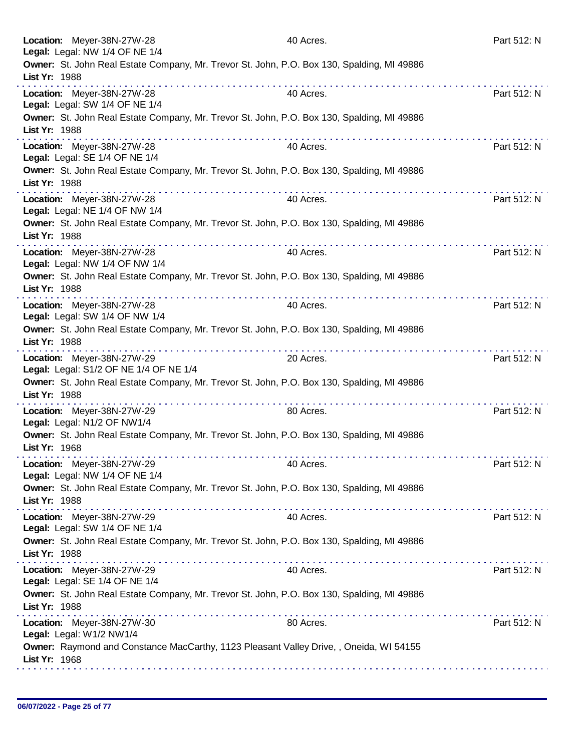**Location:** Meyer-38N-27W-28 40 Acres. Part 512: N
**Legal:** Legal: NW 1/4 OF NE 1/4
**Owner:** St. John Real Estate Company, Mr. Trevor St. John, P.O. Box 130, Spalding, MI 49886
**List Yr:** 1988

---

**Location:** Meyer-38N-27W-28 40 Acres. Part 512: N
**Legal:** Legal: SW 1/4 OF NE 1/4
**Owner:** St. John Real Estate Company, Mr. Trevor St. John, P.O. Box 130, Spalding, MI 49886
**List Yr:** 1988

---

**Location:** Meyer-38N-27W-28 40 Acres. Part 512: N
**Legal:** Legal: SE 1/4 OF NE 1/4
**Owner:** St. John Real Estate Company, Mr. Trevor St. John, P.O. Box 130, Spalding, MI 49886
**List Yr:** 1988

---

**Location:** Meyer-38N-27W-28 40 Acres. Part 512: N
**Legal:** Legal: NE 1/4 OF NW 1/4
**Owner:** St. John Real Estate Company, Mr. Trevor St. John, P.O. Box 130, Spalding, MI 49886
**List Yr:** 1988

---

**Location:** Meyer-38N-27W-28 40 Acres. Part 512: N
**Legal:** Legal: NW 1/4 OF NW 1/4
**Owner:** St. John Real Estate Company, Mr. Trevor St. John, P.O. Box 130, Spalding, MI 49886
**List Yr:** 1988

---

**Location:** Meyer-38N-27W-28 40 Acres. Part 512: N
**Legal:** Legal: SW 1/4 OF NW 1/4
**Owner:** St. John Real Estate Company, Mr. Trevor St. John, P.O. Box 130, Spalding, MI 49886
**List Yr:** 1988

---

**Location:** Meyer-38N-27W-29 20 Acres. Part 512: N
**Legal:** Legal: S1/2 OF NE 1/4 OF NE 1/4
**Owner:** St. John Real Estate Company, Mr. Trevor St. John, P.O. Box 130, Spalding, MI 49886
**List Yr:** 1988

---

**Location:** Meyer-38N-27W-29 80 Acres. Part 512: N
**Legal:** Legal: N1/2 OF NW1/4
**Owner:** St. John Real Estate Company, Mr. Trevor St. John, P.O. Box 130, Spalding, MI 49886
**List Yr:** 1968

---

**Location:** Meyer-38N-27W-29 40 Acres. Part 512: N
**Legal:** Legal: NW 1/4 OF NE 1/4
**Owner:** St. John Real Estate Company, Mr. Trevor St. John, P.O. Box 130, Spalding, MI 49886
**List Yr:** 1988

---

**Location:** Meyer-38N-27W-29 40 Acres. Part 512: N
**Legal:** Legal: SW 1/4 OF NE 1/4
**Owner:** St. John Real Estate Company, Mr. Trevor St. John, P.O. Box 130, Spalding, MI 49886
**List Yr:** 1988

---

**Location:** Meyer-38N-27W-29 40 Acres. Part 512: N
**Legal:** Legal: SE 1/4 OF NE 1/4
**Owner:** St. John Real Estate Company, Mr. Trevor St. John, P.O. Box 130, Spalding, MI 49886
**List Yr:** 1988

---

**Location:** Meyer-38N-27W-30 80 Acres. Part 512: N
**Legal:** Legal: W1/2 NW1/4
**Owner:** Raymond and Constance MacCarthy, 1123 Pleasant Valley Drive, , Oneida, WI 54155
**List Yr:** 1968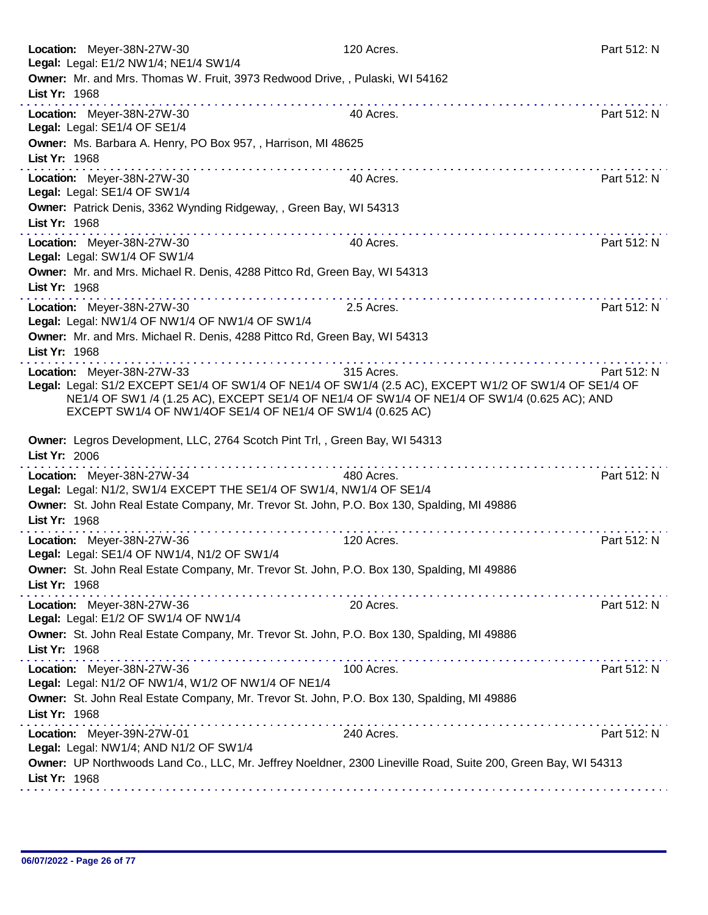**Location:** Meyer-38N-27W-30 120 Acres. Part 512: N
**Legal:** Legal: E1/2 NW1/4; NE1/4 SW1/4
**Owner:** Mr. and Mrs. Thomas W. Fruit, 3973 Redwood Drive, , Pulaski, WI 54162
**List Yr:** 1968

---

**Location:** Meyer-38N-27W-30 40 Acres. Part 512: N
**Legal:** Legal: SE1/4 OF SE1/4
**Owner:** Ms. Barbara A. Henry, PO Box 957, , Harrison, MI 48625
**List Yr:** 1968

---

**Location:** Meyer-38N-27W-30 40 Acres. Part 512: N
**Legal:** Legal: SE1/4 OF SW1/4
**Owner:** Patrick Denis, 3362 Wynding Ridgeway, , Green Bay, WI 54313
**List Yr:** 1968

---

**Location:** Meyer-38N-27W-30 40 Acres. Part 512: N
**Legal:** Legal: SW1/4 OF SW1/4
**Owner:** Mr. and Mrs. Michael R. Denis, 4288 Pittco Rd, Green Bay, WI 54313
**List Yr:** 1968

---

**Location:** Meyer-38N-27W-30 2.5 Acres. Part 512: N
**Legal:** Legal: NW1/4 OF NW1/4 OF NW1/4 OF SW1/4
**Owner:** Mr. and Mrs. Michael R. Denis, 4288 Pittco Rd, Green Bay, WI 54313
**List Yr:** 1968

---

**Location:** Meyer-38N-27W-33 315 Acres. Part 512: N
**Legal:** Legal: S1/2 EXCEPT SE1/4 OF SW1/4 OF NE1/4 OF SW1/4 (2.5 AC), EXCEPT W1/2 OF SW1/4 OF SE1/4 OF NE1/4 OF SW1 /4 (1.25 AC), EXCEPT SE1/4 OF NE1/4 OF SW1/4 OF NE1/4 OF SW1/4 (0.625 AC); AND EXCEPT SW1/4 OF NW1/4OF SE1/4 OF NE1/4 OF SW1/4 (0.625 AC)

**Owner:** Legros Development, LLC, 2764 Scotch Pint Trl, , Green Bay, WI 54313
**List Yr:** 2006

---

**Location:** Meyer-38N-27W-34 480 Acres. Part 512: N
**Legal:** Legal: N1/2, SW1/4 EXCEPT THE SE1/4 OF SW1/4, NW1/4 OF SE1/4
**Owner:** St. John Real Estate Company, Mr. Trevor St. John, P.O. Box 130, Spalding, MI 49886
**List Yr:** 1968

---

**Location:** Meyer-38N-27W-36 120 Acres. Part 512: N
**Legal:** Legal: SE1/4 OF NW1/4, N1/2 OF SW1/4
**Owner:** St. John Real Estate Company, Mr. Trevor St. John, P.O. Box 130, Spalding, MI 49886
**List Yr:** 1968

---

**Location:** Meyer-38N-27W-36 20 Acres. Part 512: N
**Legal:** Legal: E1/2 OF SW1/4 OF NW1/4
**Owner:** St. John Real Estate Company, Mr. Trevor St. John, P.O. Box 130, Spalding, MI 49886
**List Yr:** 1968

---

**Location:** Meyer-38N-27W-36 100 Acres. Part 512: N
**Legal:** Legal: N1/2 OF NW1/4, W1/2 OF NW1/4 OF NE1/4
**Owner:** St. John Real Estate Company, Mr. Trevor St. John, P.O. Box 130, Spalding, MI 49886
**List Yr:** 1968

---

**Location:** Meyer-39N-27W-01 240 Acres. Part 512: N
**Legal:** Legal: NW1/4; AND N1/2 OF SW1/4
**Owner:** UP Northwoods Land Co., LLC, Mr. Jeffrey Noeldner, 2300 Lineville Road, Suite 200, Green Bay, WI 54313
**List Yr:** 1968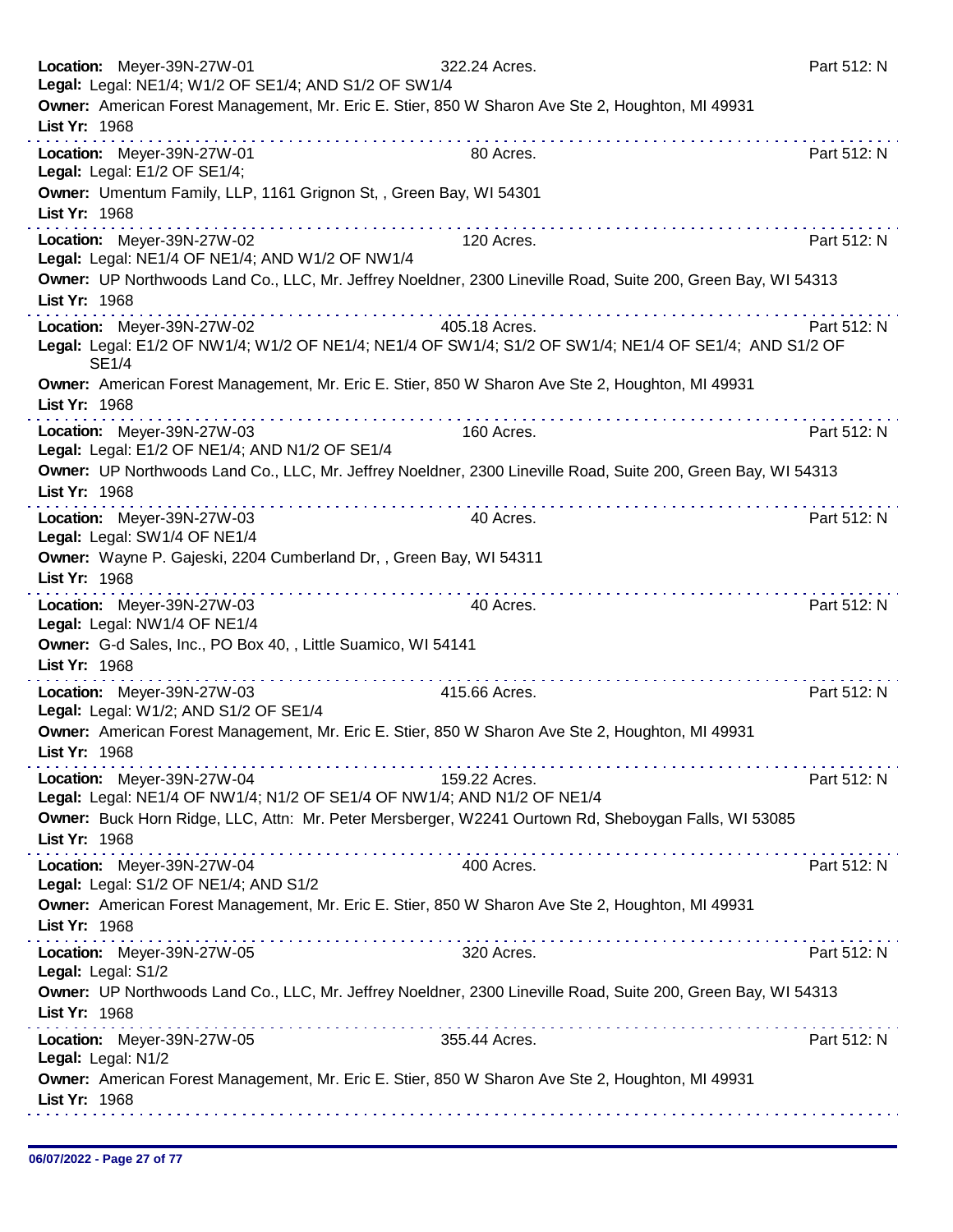**Location:** Meyer-39N-27W-01 322.24 Acres. Part 512: N
**Legal:** Legal: NE1/4; W1/2 OF SE1/4; AND S1/2 OF SW1/4
**Owner:** American Forest Management, Mr. Eric E. Stier, 850 W Sharon Ave Ste 2, Houghton, MI 49931
**List Yr:** 1968

---

**Location:** Meyer-39N-27W-01 80 Acres. Part 512: N
**Legal:** Legal: E1/2 OF SE1/4;
**Owner:** Umentum Family, LLP, 1161 Grignon St, , Green Bay, WI 54301
**List Yr:** 1968

---

**Location:** Meyer-39N-27W-02 120 Acres. Part 512: N
**Legal:** Legal: NE1/4 OF NE1/4; AND W1/2 OF NW1/4
**Owner:** UP Northwoods Land Co., LLC, Mr. Jeffrey Noeldner, 2300 Lineville Road, Suite 200, Green Bay, WI 54313
**List Yr:** 1968

---

**Location:** Meyer-39N-27W-02 405.18 Acres. Part 512: N
**Legal:** Legal: E1/2 OF NW1/4; W1/2 OF NE1/4; NE1/4 OF SW1/4; S1/2 OF SW1/4; NE1/4 OF SE1/4; AND S1/2 OF SE1/4
**Owner:** American Forest Management, Mr. Eric E. Stier, 850 W Sharon Ave Ste 2, Houghton, MI 49931
**List Yr:** 1968

---

**Location:** Meyer-39N-27W-03 160 Acres. Part 512: N
**Legal:** Legal: E1/2 OF NE1/4; AND N1/2 OF SE1/4
**Owner:** UP Northwoods Land Co., LLC, Mr. Jeffrey Noeldner, 2300 Lineville Road, Suite 200, Green Bay, WI 54313
**List Yr:** 1968

---

**Location:** Meyer-39N-27W-03 40 Acres. Part 512: N
**Legal:** Legal: SW1/4 OF NE1/4
**Owner:** Wayne P. Gajeski, 2204 Cumberland Dr, , Green Bay, WI 54311
**List Yr:** 1968

---

**Location:** Meyer-39N-27W-03 40 Acres. Part 512: N
**Legal:** Legal: NW1/4 OF NE1/4
**Owner:** G-d Sales, Inc., PO Box 40, , Little Suamico, WI 54141
**List Yr:** 1968

---

**Location:** Meyer-39N-27W-03 415.66 Acres. Part 512: N
**Legal:** Legal: W1/2; AND S1/2 OF SE1/4
**Owner:** American Forest Management, Mr. Eric E. Stier, 850 W Sharon Ave Ste 2, Houghton, MI 49931
**List Yr:** 1968

---

**Location:** Meyer-39N-27W-04 159.22 Acres. Part 512: N
**Legal:** Legal: NE1/4 OF NW1/4; N1/2 OF SE1/4 OF NW1/4; AND N1/2 OF NE1/4
**Owner:** Buck Horn Ridge, LLC, Attn: Mr. Peter Mersberger, W2241 Ourtown Rd, Sheboygan Falls, WI 53085
**List Yr:** 1968

---

**Location:** Meyer-39N-27W-04 400 Acres. Part 512: N
**Legal:** Legal: S1/2 OF NE1/4; AND S1/2
**Owner:** American Forest Management, Mr. Eric E. Stier, 850 W Sharon Ave Ste 2, Houghton, MI 49931
**List Yr:** 1968

---

**Location:** Meyer-39N-27W-05 320 Acres. Part 512: N
**Legal:** Legal: S1/2
**Owner:** UP Northwoods Land Co., LLC, Mr. Jeffrey Noeldner, 2300 Lineville Road, Suite 200, Green Bay, WI 54313
**List Yr:** 1968

---

**Location:** Meyer-39N-27W-05 355.44 Acres. Part 512: N
**Legal:** Legal: N1/2
**Owner:** American Forest Management, Mr. Eric E. Stier, 850 W Sharon Ave Ste 2, Houghton, MI 49931
**List Yr:** 1968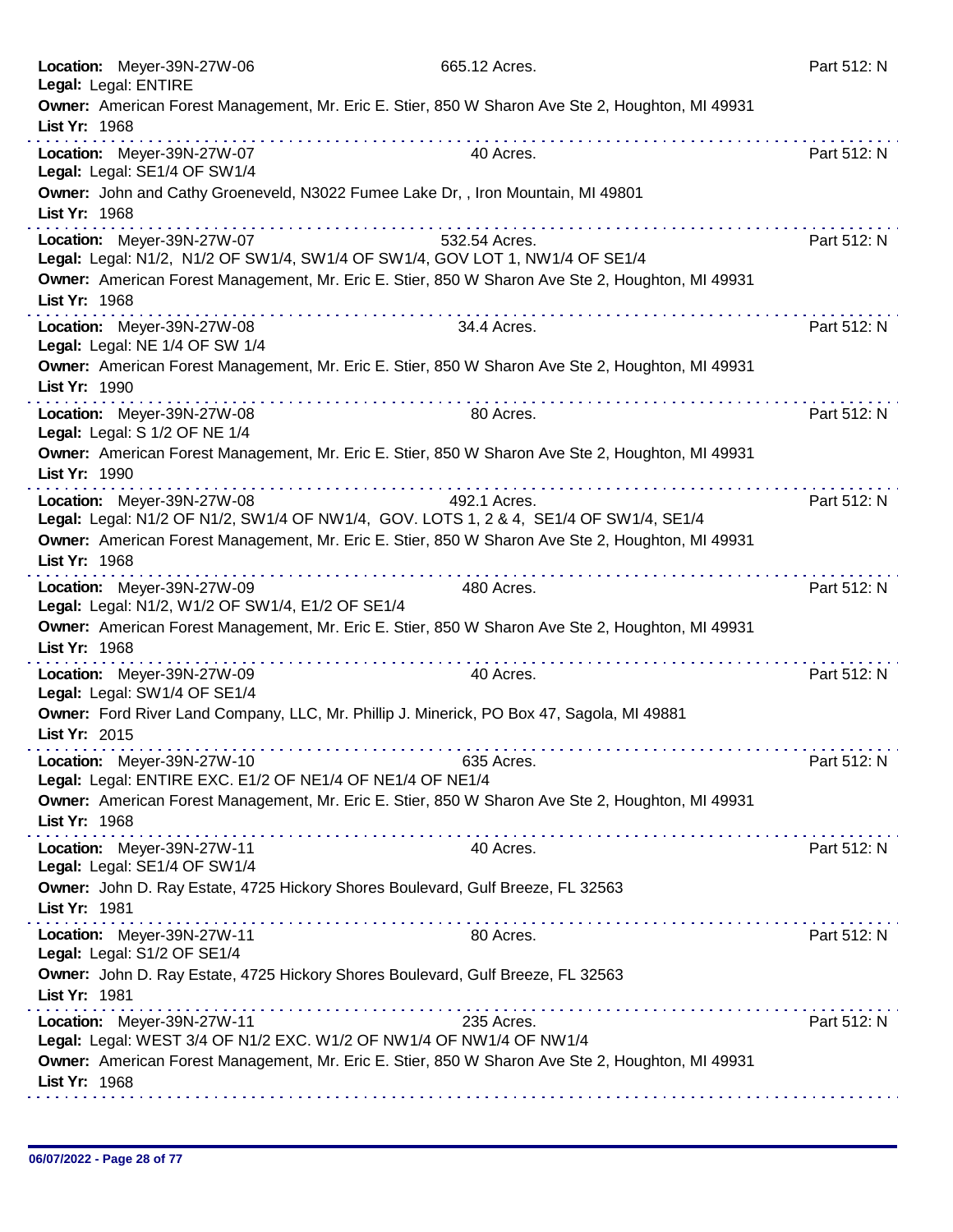**Location:** Meyer-39N-27W-06 665.12 Acres. Part 512: N
**Legal:** Legal: ENTIRE
**Owner:** American Forest Management, Mr. Eric E. Stier, 850 W Sharon Ave Ste 2, Houghton, MI 49931
**List Yr:** 1968

---

**Location:** Meyer-39N-27W-07 40 Acres. Part 512: N
**Legal:** Legal: SE1/4 OF SW1/4
**Owner:** John and Cathy Groeneveld, N3022 Fumee Lake Dr, , Iron Mountain, MI 49801
**List Yr:** 1968

---

**Location:** Meyer-39N-27W-07 532.54 Acres. Part 512: N
**Legal:** Legal: N1/2, N1/2 OF SW1/4, SW1/4 OF SW1/4, GOV LOT 1, NW1/4 OF SE1/4
**Owner:** American Forest Management, Mr. Eric E. Stier, 850 W Sharon Ave Ste 2, Houghton, MI 49931
**List Yr:** 1968

---

**Location:** Meyer-39N-27W-08 34.4 Acres. Part 512: N
**Legal:** Legal: NE 1/4 OF SW 1/4
**Owner:** American Forest Management, Mr. Eric E. Stier, 850 W Sharon Ave Ste 2, Houghton, MI 49931
**List Yr:** 1990

---

**Location:** Meyer-39N-27W-08 80 Acres. Part 512: N
**Legal:** Legal: S 1/2 OF NE 1/4
**Owner:** American Forest Management, Mr. Eric E. Stier, 850 W Sharon Ave Ste 2, Houghton, MI 49931
**List Yr:** 1990

---

**Location:** Meyer-39N-27W-08 492.1 Acres. Part 512: N
**Legal:** Legal: N1/2 OF N1/2, SW1/4 OF NW1/4, GOV. LOTS 1, 2 & 4, SE1/4 OF SW1/4, SE1/4
**Owner:** American Forest Management, Mr. Eric E. Stier, 850 W Sharon Ave Ste 2, Houghton, MI 49931
**List Yr:** 1968

---

**Location:** Meyer-39N-27W-09 480 Acres. Part 512: N
**Legal:** Legal: N1/2, W1/2 OF SW1/4, E1/2 OF SE1/4
**Owner:** American Forest Management, Mr. Eric E. Stier, 850 W Sharon Ave Ste 2, Houghton, MI 49931
**List Yr:** 1968

---

**Location:** Meyer-39N-27W-09 40 Acres. Part 512: N
**Legal:** Legal: SW1/4 OF SE1/4
**Owner:** Ford River Land Company, LLC, Mr. Phillip J. Minerick, PO Box 47, Sagola, MI 49881
**List Yr:** 2015

---

**Location:** Meyer-39N-27W-10 635 Acres. Part 512: N
**Legal:** Legal: ENTIRE EXC. E1/2 OF NE1/4 OF NE1/4 OF NE1/4
**Owner:** American Forest Management, Mr. Eric E. Stier, 850 W Sharon Ave Ste 2, Houghton, MI 49931
**List Yr:** 1968

---

**Location:** Meyer-39N-27W-11 40 Acres. Part 512: N
**Legal:** Legal: SE1/4 OF SW1/4
**Owner:** John D. Ray Estate, 4725 Hickory Shores Boulevard, Gulf Breeze, FL 32563
**List Yr:** 1981

---

**Location:** Meyer-39N-27W-11 80 Acres. Part 512: N
**Legal:** Legal: S1/2 OF SE1/4
**Owner:** John D. Ray Estate, 4725 Hickory Shores Boulevard, Gulf Breeze, FL 32563
**List Yr:** 1981

---

**Location:** Meyer-39N-27W-11 235 Acres. Part 512: N
**Legal:** Legal: WEST 3/4 OF N1/2 EXC. W1/2 OF NW1/4 OF NW1/4 OF NW1/4
**Owner:** American Forest Management, Mr. Eric E. Stier, 850 W Sharon Ave Ste 2, Houghton, MI 49931
**List Yr:** 1968

---

06/07/2022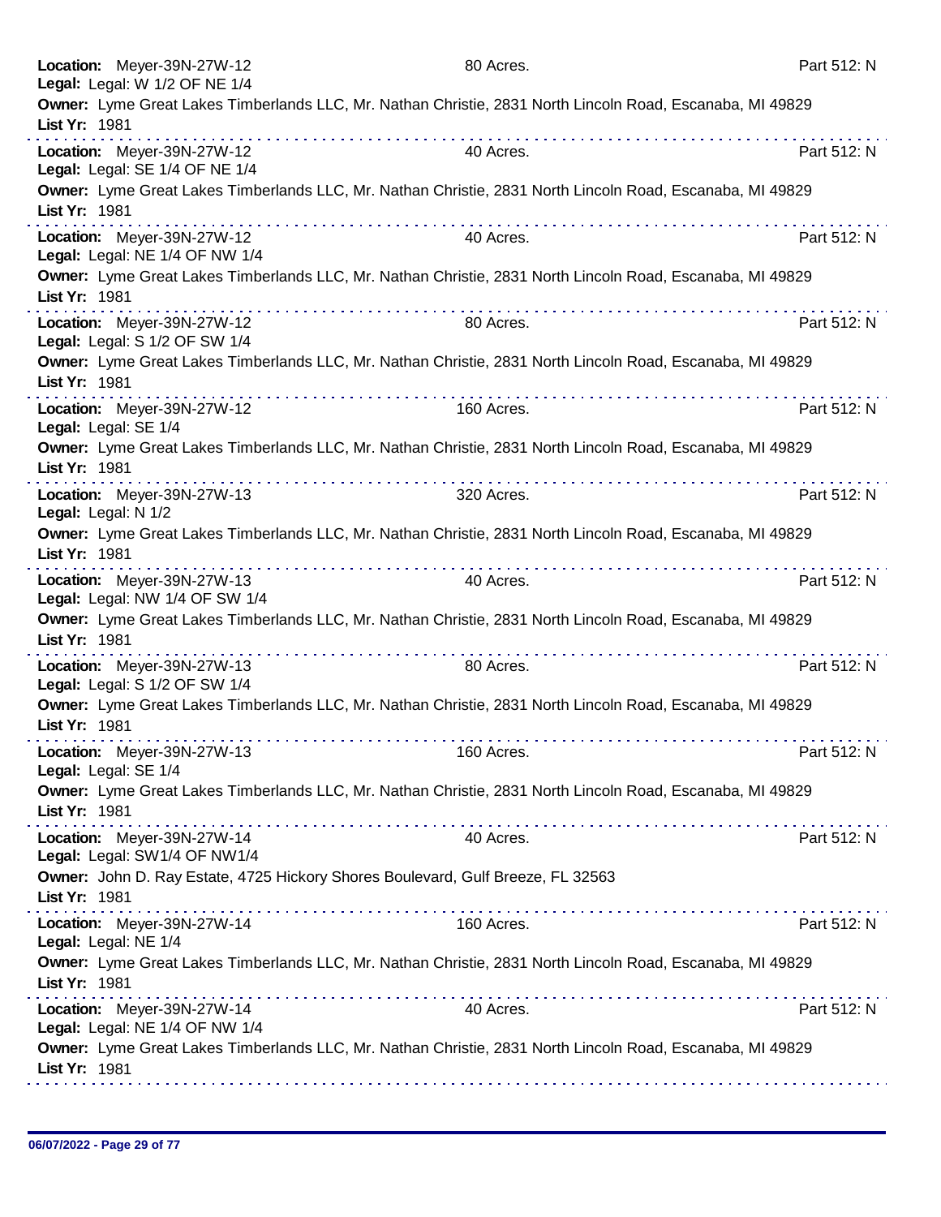**Location:** Meyer-39N-27W-12 80 Acres. Part 512: N
**Legal:** Legal: W 1/2 OF NE 1/4
**Owner:** Lyme Great Lakes Timberlands LLC, Mr. Nathan Christie, 2831 North Lincoln Road, Escanaba, MI 49829
**List Yr:** 1981

---

**Location:** Meyer-39N-27W-12 40 Acres. Part 512: N
**Legal:** Legal: SE 1/4 OF NE 1/4
**Owner:** Lyme Great Lakes Timberlands LLC, Mr. Nathan Christie, 2831 North Lincoln Road, Escanaba, MI 49829
**List Yr:** 1981

---

**Location:** Meyer-39N-27W-12 40 Acres. Part 512: N
**Legal:** Legal: NE 1/4 OF NW 1/4
**Owner:** Lyme Great Lakes Timberlands LLC, Mr. Nathan Christie, 2831 North Lincoln Road, Escanaba, MI 49829
**List Yr:** 1981

---

**Location:** Meyer-39N-27W-12 80 Acres. Part 512: N
**Legal:** Legal: S 1/2 OF SW 1/4
**Owner:** Lyme Great Lakes Timberlands LLC, Mr. Nathan Christie, 2831 North Lincoln Road, Escanaba, MI 49829
**List Yr:** 1981

---

**Location:** Meyer-39N-27W-12 160 Acres. Part 512: N
**Legal:** Legal: SE 1/4
**Owner:** Lyme Great Lakes Timberlands LLC, Mr. Nathan Christie, 2831 North Lincoln Road, Escanaba, MI 49829
**List Yr:** 1981

---

**Location:** Meyer-39N-27W-13 320 Acres. Part 512: N
**Legal:** Legal: N 1/2
**Owner:** Lyme Great Lakes Timberlands LLC, Mr. Nathan Christie, 2831 North Lincoln Road, Escanaba, MI 49829
**List Yr:** 1981

---

**Location:** Meyer-39N-27W-13 40 Acres. Part 512: N
**Legal:** Legal: NW 1/4 OF SW 1/4
**Owner:** Lyme Great Lakes Timberlands LLC, Mr. Nathan Christie, 2831 North Lincoln Road, Escanaba, MI 49829
**List Yr:** 1981

---

**Location:** Meyer-39N-27W-13 80 Acres. Part 512: N
**Legal:** Legal: S 1/2 OF SW 1/4
**Owner:** Lyme Great Lakes Timberlands LLC, Mr. Nathan Christie, 2831 North Lincoln Road, Escanaba, MI 49829
**List Yr:** 1981

---

**Location:** Meyer-39N-27W-13 160 Acres. Part 512: N
**Legal:** Legal: SE 1/4
**Owner:** Lyme Great Lakes Timberlands LLC, Mr. Nathan Christie, 2831 North Lincoln Road, Escanaba, MI 49829
**List Yr:** 1981

---

**Location:** Meyer-39N-27W-14 40 Acres. Part 512: N
**Legal:** Legal: SW1/4 OF NW1/4
**Owner:** John D. Ray Estate, 4725 Hickory Shores Boulevard, Gulf Breeze, FL 32563
**List Yr:** 1981

---

**Location:** Meyer-39N-27W-14 160 Acres. Part 512: N
**Legal:** Legal: NE 1/4
**Owner:** Lyme Great Lakes Timberlands LLC, Mr. Nathan Christie, 2831 North Lincoln Road, Escanaba, MI 49829
**List Yr:** 1981

---

**Location:** Meyer-39N-27W-14 40 Acres. Part 512: N
**Legal:** Legal: NE 1/4 OF NW 1/4
**Owner:** Lyme Great Lakes Timberlands LLC, Mr. Nathan Christie, 2831 North Lincoln Road, Escanaba, MI 49829
**List Yr:** 1981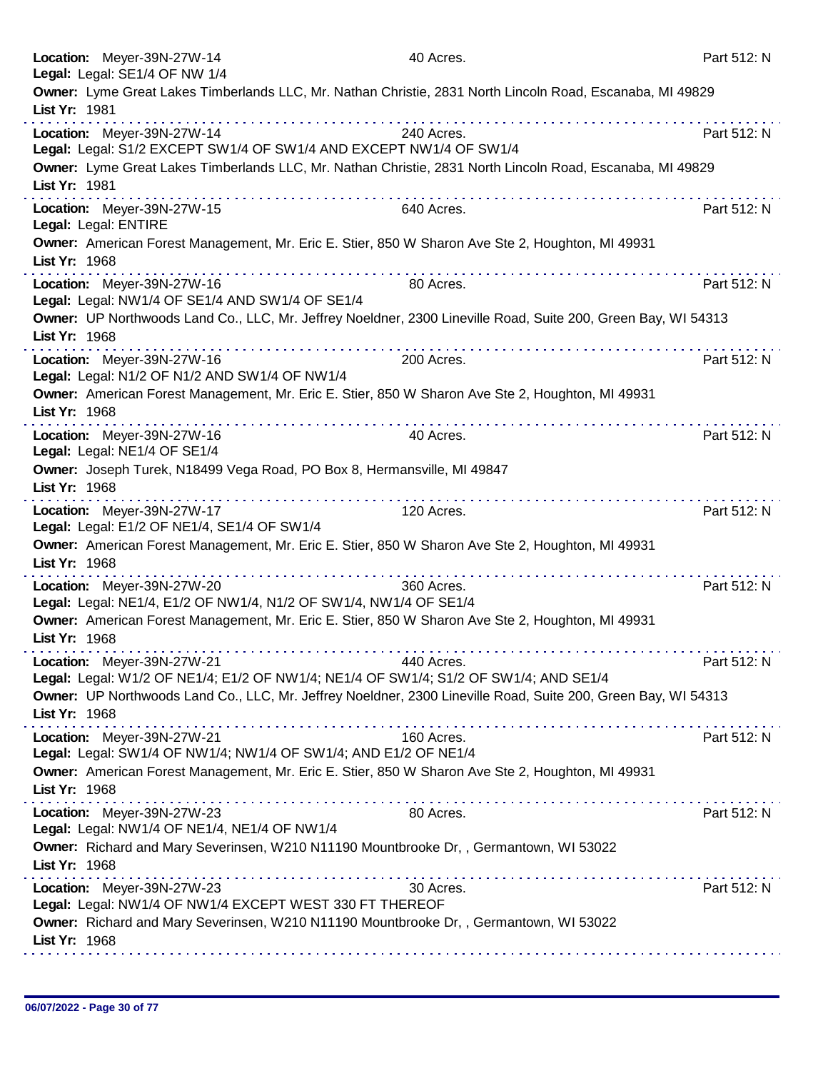**Location:** Meyer-39N-27W-14 | 40 Acres. | Part 512: N
**Legal:** Legal: SE1/4 OF NW 1/4
**Owner:** Lyme Great Lakes Timberlands LLC, Mr. Nathan Christie, 2831 North Lincoln Road, Escanaba, MI 49829
**List Yr:** 1981

---

**Location:** Meyer-39N-27W-14 | 240 Acres. | Part 512: N
**Legal:** Legal: S1/2 EXCEPT SW1/4 OF SW1/4 AND EXCEPT NW1/4 OF SW1/4
**Owner:** Lyme Great Lakes Timberlands LLC, Mr. Nathan Christie, 2831 North Lincoln Road, Escanaba, MI 49829
**List Yr:** 1981

---

**Location:** Meyer-39N-27W-15 | 640 Acres. | Part 512: N
**Legal:** Legal: ENTIRE
**Owner:** American Forest Management, Mr. Eric E. Stier, 850 W Sharon Ave Ste 2, Houghton, MI 49931
**List Yr:** 1968

---

**Location:** Meyer-39N-27W-16 | 80 Acres. | Part 512: N
**Legal:** Legal: NW1/4 OF SE1/4 AND SW1/4 OF SE1/4
**Owner:** UP Northwoods Land Co., LLC, Mr. Jeffrey Noeldner, 2300 Lineville Road, Suite 200, Green Bay, WI 54313
**List Yr:** 1968

---

**Location:** Meyer-39N-27W-16 | 200 Acres. | Part 512: N
**Legal:** Legal: N1/2 OF N1/2 AND SW1/4 OF NW1/4
**Owner:** American Forest Management, Mr. Eric E. Stier, 850 W Sharon Ave Ste 2, Houghton, MI 49931
**List Yr:** 1968

---

**Location:** Meyer-39N-27W-16 | 40 Acres. | Part 512: N
**Legal:** Legal: NE1/4 OF SE1/4
**Owner:** Joseph Turek, N18499 Vega Road, PO Box 8, Hermansville, MI 49847
**List Yr:** 1968

---

**Location:** Meyer-39N-27W-17 | 120 Acres. | Part 512: N
**Legal:** Legal: E1/2 OF NE1/4, SE1/4 OF SW1/4
**Owner:** American Forest Management, Mr. Eric E. Stier, 850 W Sharon Ave Ste 2, Houghton, MI 49931
**List Yr:** 1968

---

**Location:** Meyer-39N-27W-20 | 360 Acres. | Part 512: N
**Legal:** Legal: NE1/4, E1/2 OF NW1/4, N1/2 OF SW1/4, NW1/4 OF SE1/4
**Owner:** American Forest Management, Mr. Eric E. Stier, 850 W Sharon Ave Ste 2, Houghton, MI 49931
**List Yr:** 1968

---

**Location:** Meyer-39N-27W-21 | 440 Acres. | Part 512: N
**Legal:** Legal: W1/2 OF NE1/4; E1/2 OF NW1/4; NE1/4 OF SW1/4; S1/2 OF SW1/4; AND SE1/4
**Owner:** UP Northwoods Land Co., LLC, Mr. Jeffrey Noeldner, 2300 Lineville Road, Suite 200, Green Bay, WI 54313
**List Yr:** 1968

---

**Location:** Meyer-39N-27W-21 | 160 Acres. | Part 512: N
**Legal:** Legal: SW1/4 OF NW1/4; NW1/4 OF SW1/4; AND E1/2 OF NE1/4
**Owner:** American Forest Management, Mr. Eric E. Stier, 850 W Sharon Ave Ste 2, Houghton, MI 49931
**List Yr:** 1968

---

**Location:** Meyer-39N-27W-23 | 80 Acres. | Part 512: N
**Legal:** Legal: NW1/4 OF NE1/4, NE1/4 OF NW1/4
**Owner:** Richard and Mary Severinsen, W210 N11190 Mountbrooke Dr, , Germantown, WI 53022
**List Yr:** 1968

---

**Location:** Meyer-39N-27W-23 | 30 Acres. | Part 512: N
**Legal:** Legal: NW1/4 OF NW1/4 EXCEPT WEST 330 FT THEREOF
**Owner:** Richard and Mary Severinsen, W210 N11190 Mountbrooke Dr, , Germantown, WI 53022
**List Yr:** 1968

---

06/07/2022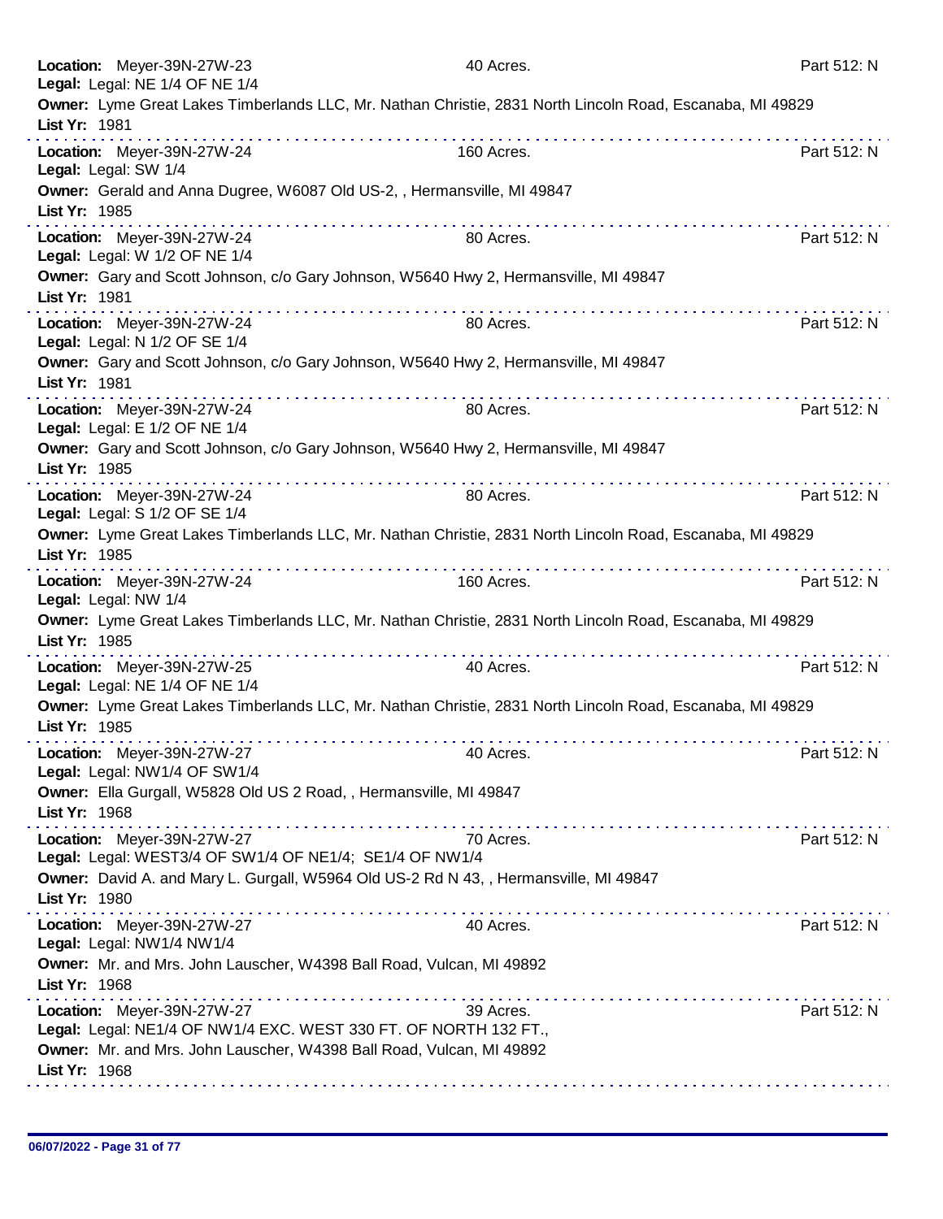**Location:** Meyer-39N-27W-23 — 40 Acres. — Part 512: N
**Legal:** Legal: NE 1/4 OF NE 1/4
**Owner:** Lyme Great Lakes Timberlands LLC, Mr. Nathan Christie, 2831 North Lincoln Road, Escanaba, MI 49829
**List Yr:** 1981

---

**Location:** Meyer-39N-27W-24 — 160 Acres. — Part 512: N
**Legal:** Legal: SW 1/4
**Owner:** Gerald and Anna Dugree, W6087 Old US-2, , Hermansville, MI 49847
**List Yr:** 1985

---

**Location:** Meyer-39N-27W-24 — 80 Acres. — Part 512: N
**Legal:** Legal: W 1/2 OF NE 1/4
**Owner:** Gary and Scott Johnson, c/o Gary Johnson, W5640 Hwy 2, Hermansville, MI 49847
**List Yr:** 1981

---

**Location:** Meyer-39N-27W-24 — 80 Acres. — Part 512: N
**Legal:** Legal: N 1/2 OF SE 1/4
**Owner:** Gary and Scott Johnson, c/o Gary Johnson, W5640 Hwy 2, Hermansville, MI 49847
**List Yr:** 1981

---

**Location:** Meyer-39N-27W-24 — 80 Acres. — Part 512: N
**Legal:** Legal: E 1/2 OF NE 1/4
**Owner:** Gary and Scott Johnson, c/o Gary Johnson, W5640 Hwy 2, Hermansville, MI 49847
**List Yr:** 1985

---

**Location:** Meyer-39N-27W-24 — 80 Acres. — Part 512: N
**Legal:** Legal: S 1/2 OF SE 1/4
**Owner:** Lyme Great Lakes Timberlands LLC, Mr. Nathan Christie, 2831 North Lincoln Road, Escanaba, MI 49829
**List Yr:** 1985

---

**Location:** Meyer-39N-27W-24 — 160 Acres. — Part 512: N
**Legal:** Legal: NW 1/4
**Owner:** Lyme Great Lakes Timberlands LLC, Mr. Nathan Christie, 2831 North Lincoln Road, Escanaba, MI 49829
**List Yr:** 1985

---

**Location:** Meyer-39N-27W-25 — 40 Acres. — Part 512: N
**Legal:** Legal: NE 1/4 OF NE 1/4
**Owner:** Lyme Great Lakes Timberlands LLC, Mr. Nathan Christie, 2831 North Lincoln Road, Escanaba, MI 49829
**List Yr:** 1985

---

**Location:** Meyer-39N-27W-27 — 40 Acres. — Part 512: N
**Legal:** Legal: NW1/4 OF SW1/4
**Owner:** Ella Gurgall, W5828 Old US 2 Road, , Hermansville, MI 49847
**List Yr:** 1968

---

**Location:** Meyer-39N-27W-27 — 70 Acres. — Part 512: N
**Legal:** Legal: WEST3/4 OF SW1/4 OF NE1/4; SE1/4 OF NW1/4
**Owner:** David A. and Mary L. Gurgall, W5964 Old US-2 Rd N 43, , Hermansville, MI 49847
**List Yr:** 1980

---

**Location:** Meyer-39N-27W-27 — 40 Acres. — Part 512: N
**Legal:** Legal: NW1/4 NW1/4
**Owner:** Mr. and Mrs. John Lauscher, W4398 Ball Road, Vulcan, MI 49892
**List Yr:** 1968

---

**Location:** Meyer-39N-27W-27 — 39 Acres. — Part 512: N
**Legal:** Legal: NE1/4 OF NW1/4 EXC. WEST 330 FT. OF NORTH 132 FT.,
**Owner:** Mr. and Mrs. John Lauscher, W4398 Ball Road, Vulcan, MI 49892
**List Yr:** 1968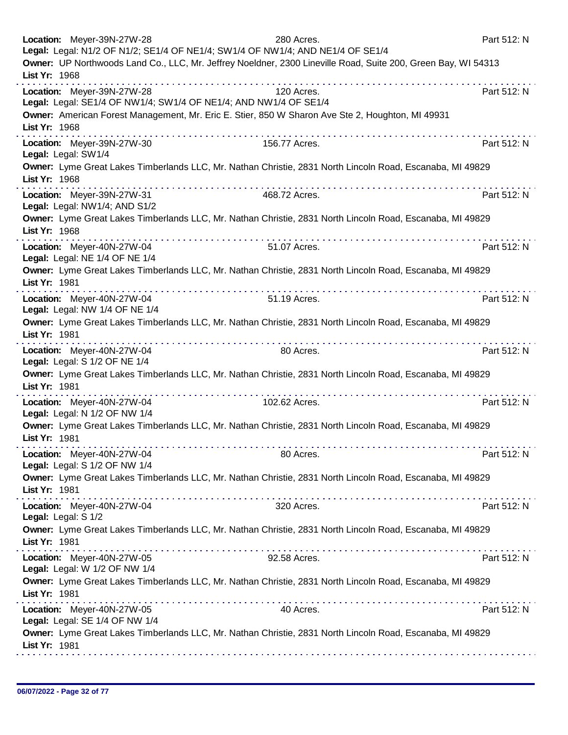**Location:** Meyer-39N-27W-28 280 Acres. Part 512: N
**Legal:** Legal: N1/2 OF N1/2; SE1/4 OF NE1/4; SW1/4 OF NW1/4; AND NE1/4 OF SE1/4
**Owner:** UP Northwoods Land Co., LLC, Mr. Jeffrey Noeldner, 2300 Lineville Road, Suite 200, Green Bay, WI 54313
**List Yr:** 1968

---

**Location:** Meyer-39N-27W-28 120 Acres. Part 512: N
**Legal:** Legal: SE1/4 OF NW1/4; SW1/4 OF NE1/4; AND NW1/4 OF SE1/4
**Owner:** American Forest Management, Mr. Eric E. Stier, 850 W Sharon Ave Ste 2, Houghton, MI 49931
**List Yr:** 1968

---

**Location:** Meyer-39N-27W-30 156.77 Acres. Part 512: N
**Legal:** Legal: SW1/4
**Owner:** Lyme Great Lakes Timberlands LLC, Mr. Nathan Christie, 2831 North Lincoln Road, Escanaba, MI 49829
**List Yr:** 1968

---

**Location:** Meyer-39N-27W-31 468.72 Acres. Part 512: N
**Legal:** Legal: NW1/4; AND S1/2
**Owner:** Lyme Great Lakes Timberlands LLC, Mr. Nathan Christie, 2831 North Lincoln Road, Escanaba, MI 49829
**List Yr:** 1968

---

**Location:** Meyer-40N-27W-04 51.07 Acres. Part 512: N
**Legal:** Legal: NE 1/4 OF NE 1/4
**Owner:** Lyme Great Lakes Timberlands LLC, Mr. Nathan Christie, 2831 North Lincoln Road, Escanaba, MI 49829
**List Yr:** 1981

---

**Location:** Meyer-40N-27W-04 51.19 Acres. Part 512: N
**Legal:** Legal: NW 1/4 OF NE 1/4
**Owner:** Lyme Great Lakes Timberlands LLC, Mr. Nathan Christie, 2831 North Lincoln Road, Escanaba, MI 49829
**List Yr:** 1981

---

**Location:** Meyer-40N-27W-04 80 Acres. Part 512: N
**Legal:** Legal: S 1/2 OF NE 1/4
**Owner:** Lyme Great Lakes Timberlands LLC, Mr. Nathan Christie, 2831 North Lincoln Road, Escanaba, MI 49829
**List Yr:** 1981

---

**Location:** Meyer-40N-27W-04 102.62 Acres. Part 512: N
**Legal:** Legal: N 1/2 OF NW 1/4
**Owner:** Lyme Great Lakes Timberlands LLC, Mr. Nathan Christie, 2831 North Lincoln Road, Escanaba, MI 49829
**List Yr:** 1981

---

**Location:** Meyer-40N-27W-04 80 Acres. Part 512: N
**Legal:** Legal: S 1/2 OF NW 1/4
**Owner:** Lyme Great Lakes Timberlands LLC, Mr. Nathan Christie, 2831 North Lincoln Road, Escanaba, MI 49829
**List Yr:** 1981

---

**Location:** Meyer-40N-27W-04 320 Acres. Part 512: N
**Legal:** Legal: S 1/2
**Owner:** Lyme Great Lakes Timberlands LLC, Mr. Nathan Christie, 2831 North Lincoln Road, Escanaba, MI 49829
**List Yr:** 1981

---

**Location:** Meyer-40N-27W-05 92.58 Acres. Part 512: N
**Legal:** Legal: W 1/2 OF NW 1/4
**Owner:** Lyme Great Lakes Timberlands LLC, Mr. Nathan Christie, 2831 North Lincoln Road, Escanaba, MI 49829
**List Yr:** 1981

---

**Location:** Meyer-40N-27W-05 40 Acres. Part 512: N
**Legal:** Legal: SE 1/4 OF NW 1/4
**Owner:** Lyme Great Lakes Timberlands LLC, Mr. Nathan Christie, 2831 North Lincoln Road, Escanaba, MI 49829
**List Yr:** 1981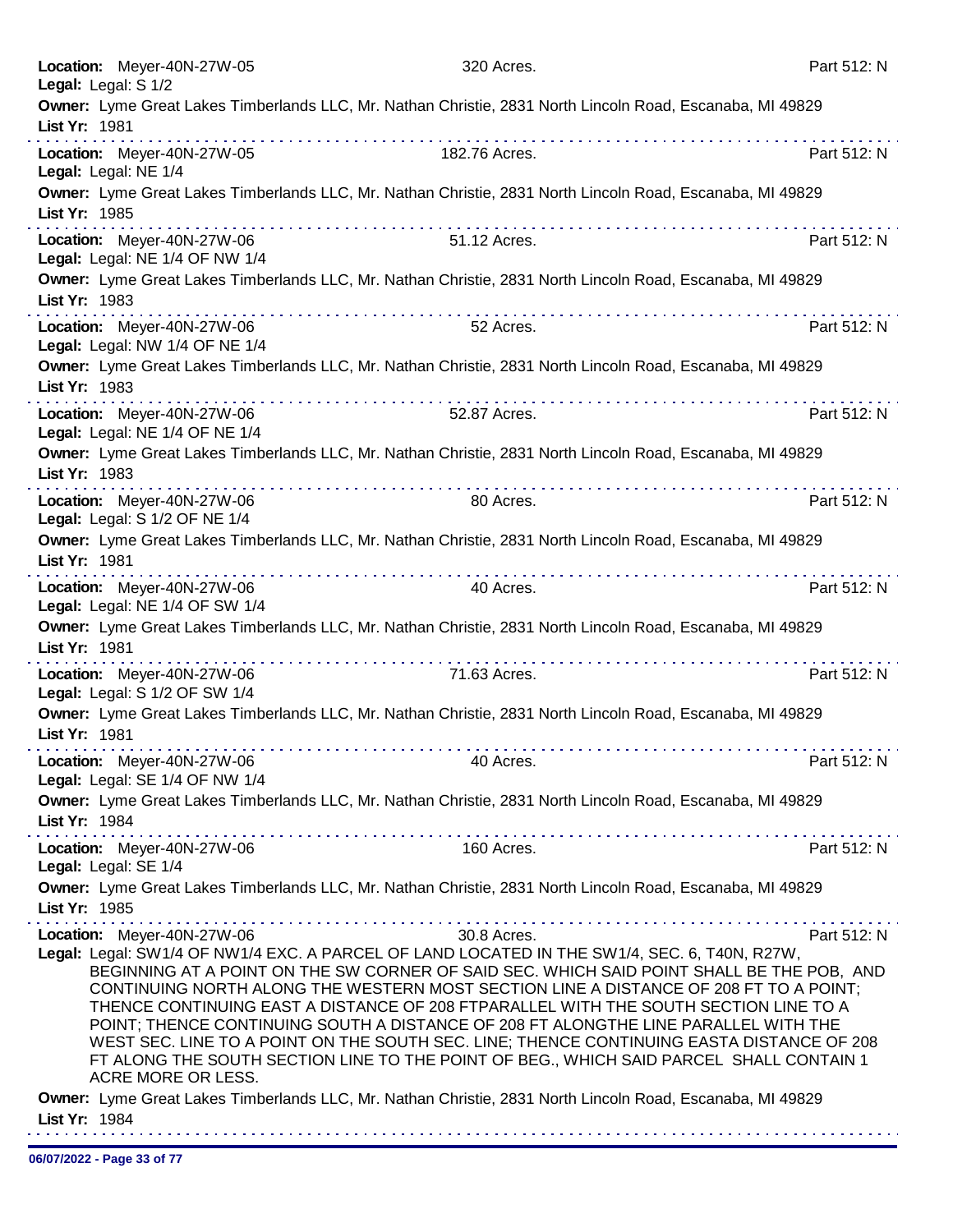**Location:** Meyer-40N-27W-05 320 Acres. Part 512: N
**Legal:** Legal: S 1/2
**Owner:** Lyme Great Lakes Timberlands LLC, Mr. Nathan Christie, 2831 North Lincoln Road, Escanaba, MI 49829
**List Yr:** 1981

---

**Location:** Meyer-40N-27W-05 182.76 Acres. Part 512: N
**Legal:** Legal: NE 1/4
**Owner:** Lyme Great Lakes Timberlands LLC, Mr. Nathan Christie, 2831 North Lincoln Road, Escanaba, MI 49829
**List Yr:** 1985

---

**Location:** Meyer-40N-27W-06 51.12 Acres. Part 512: N
**Legal:** Legal: NE 1/4 OF NW 1/4
**Owner:** Lyme Great Lakes Timberlands LLC, Mr. Nathan Christie, 2831 North Lincoln Road, Escanaba, MI 49829
**List Yr:** 1983

---

**Location:** Meyer-40N-27W-06 52 Acres. Part 512: N
**Legal:** Legal: NW 1/4 OF NE 1/4
**Owner:** Lyme Great Lakes Timberlands LLC, Mr. Nathan Christie, 2831 North Lincoln Road, Escanaba, MI 49829
**List Yr:** 1983

---

**Location:** Meyer-40N-27W-06 52.87 Acres. Part 512: N
**Legal:** Legal: NE 1/4 OF NE 1/4
**Owner:** Lyme Great Lakes Timberlands LLC, Mr. Nathan Christie, 2831 North Lincoln Road, Escanaba, MI 49829
**List Yr:** 1983

---

**Location:** Meyer-40N-27W-06 80 Acres. Part 512: N
**Legal:** Legal: S 1/2 OF NE 1/4
**Owner:** Lyme Great Lakes Timberlands LLC, Mr. Nathan Christie, 2831 North Lincoln Road, Escanaba, MI 49829
**List Yr:** 1981

---

**Location:** Meyer-40N-27W-06 40 Acres. Part 512: N
**Legal:** Legal: NE 1/4 OF SW 1/4
**Owner:** Lyme Great Lakes Timberlands LLC, Mr. Nathan Christie, 2831 North Lincoln Road, Escanaba, MI 49829
**List Yr:** 1981

---

**Location:** Meyer-40N-27W-06 71.63 Acres. Part 512: N
**Legal:** Legal: S 1/2 OF SW 1/4
**Owner:** Lyme Great Lakes Timberlands LLC, Mr. Nathan Christie, 2831 North Lincoln Road, Escanaba, MI 49829
**List Yr:** 1981

---

**Location:** Meyer-40N-27W-06 40 Acres. Part 512: N
**Legal:** Legal: SE 1/4 OF NW 1/4
**Owner:** Lyme Great Lakes Timberlands LLC, Mr. Nathan Christie, 2831 North Lincoln Road, Escanaba, MI 49829
**List Yr:** 1984

---

**Location:** Meyer-40N-27W-06 160 Acres. Part 512: N
**Legal:** Legal: SE 1/4
**Owner:** Lyme Great Lakes Timberlands LLC, Mr. Nathan Christie, 2831 North Lincoln Road, Escanaba, MI 49829
**List Yr:** 1985

---

**Location:** Meyer-40N-27W-06 30.8 Acres. Part 512: N
**Legal:** Legal: SW1/4 OF NW1/4 EXC. A PARCEL OF LAND LOCATED IN THE SW1/4, SEC. 6, T40N, R27W, BEGINNING AT A POINT ON THE SW CORNER OF SAID SEC. WHICH SAID POINT SHALL BE THE POB, AND CONTINUING NORTH ALONG THE WESTERN MOST SECTION LINE A DISTANCE OF 208 FT TO A POINT; THENCE CONTINUING EAST A DISTANCE OF 208 FTPARALLEL WITH THE SOUTH SECTION LINE TO A POINT; THENCE CONTINUING SOUTH A DISTANCE OF 208 FT ALONGTHE LINE PARALLEL WITH THE WEST SEC. LINE TO A POINT ON THE SOUTH SEC. LINE; THENCE CONTINUING EASTA DISTANCE OF 208 FT ALONG THE SOUTH SECTION LINE TO THE POINT OF BEG., WHICH SAID PARCEL SHALL CONTAIN 1 ACRE MORE OR LESS.
**Owner:** Lyme Great Lakes Timberlands LLC, Mr. Nathan Christie, 2831 North Lincoln Road, Escanaba, MI 49829
**List Yr:** 1984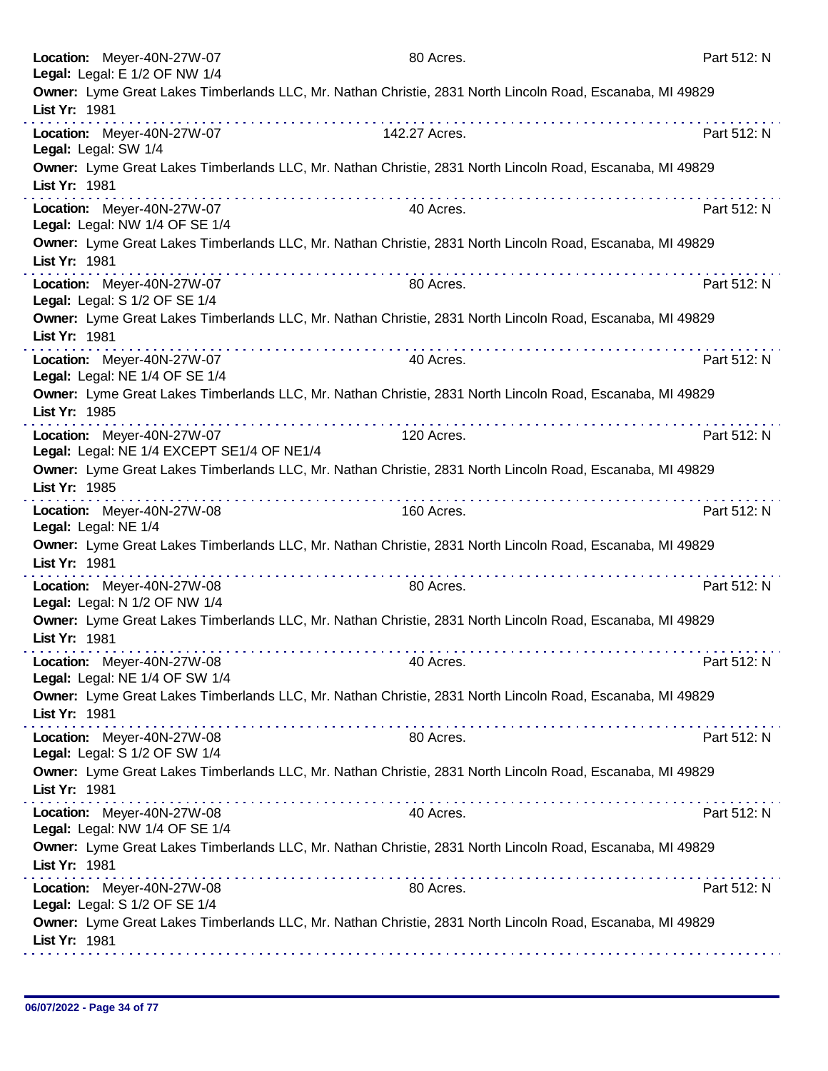**Location:** Meyer-40N-27W-07 80 Acres. Part 512: N
**Legal:** Legal: E 1/2 OF NW 1/4
**Owner:** Lyme Great Lakes Timberlands LLC, Mr. Nathan Christie, 2831 North Lincoln Road, Escanaba, MI 49829
**List Yr:** 1981

---

**Location:** Meyer-40N-27W-07 142.27 Acres. Part 512: N
**Legal:** Legal: SW 1/4
**Owner:** Lyme Great Lakes Timberlands LLC, Mr. Nathan Christie, 2831 North Lincoln Road, Escanaba, MI 49829
**List Yr:** 1981

---

**Location:** Meyer-40N-27W-07 40 Acres. Part 512: N
**Legal:** Legal: NW 1/4 OF SE 1/4
**Owner:** Lyme Great Lakes Timberlands LLC, Mr. Nathan Christie, 2831 North Lincoln Road, Escanaba, MI 49829
**List Yr:** 1981

---

**Location:** Meyer-40N-27W-07 80 Acres. Part 512: N
**Legal:** Legal: S 1/2 OF SE 1/4
**Owner:** Lyme Great Lakes Timberlands LLC, Mr. Nathan Christie, 2831 North Lincoln Road, Escanaba, MI 49829
**List Yr:** 1981

---

**Location:** Meyer-40N-27W-07 40 Acres. Part 512: N
**Legal:** Legal: NE 1/4 OF SE 1/4
**Owner:** Lyme Great Lakes Timberlands LLC, Mr. Nathan Christie, 2831 North Lincoln Road, Escanaba, MI 49829
**List Yr:** 1985

---

**Location:** Meyer-40N-27W-07 120 Acres. Part 512: N
**Legal:** Legal: NE 1/4 EXCEPT SE1/4 OF NE1/4
**Owner:** Lyme Great Lakes Timberlands LLC, Mr. Nathan Christie, 2831 North Lincoln Road, Escanaba, MI 49829
**List Yr:** 1985

---

**Location:** Meyer-40N-27W-08 160 Acres. Part 512: N
**Legal:** Legal: NE 1/4
**Owner:** Lyme Great Lakes Timberlands LLC, Mr. Nathan Christie, 2831 North Lincoln Road, Escanaba, MI 49829
**List Yr:** 1981

---

**Location:** Meyer-40N-27W-08 80 Acres. Part 512: N
**Legal:** Legal: N 1/2 OF NW 1/4
**Owner:** Lyme Great Lakes Timberlands LLC, Mr. Nathan Christie, 2831 North Lincoln Road, Escanaba, MI 49829
**List Yr:** 1981

---

**Location:** Meyer-40N-27W-08 40 Acres. Part 512: N
**Legal:** Legal: NE 1/4 OF SW 1/4
**Owner:** Lyme Great Lakes Timberlands LLC, Mr. Nathan Christie, 2831 North Lincoln Road, Escanaba, MI 49829
**List Yr:** 1981

---

**Location:** Meyer-40N-27W-08 80 Acres. Part 512: N
**Legal:** Legal: S 1/2 OF SW 1/4
**Owner:** Lyme Great Lakes Timberlands LLC, Mr. Nathan Christie, 2831 North Lincoln Road, Escanaba, MI 49829
**List Yr:** 1981

---

**Location:** Meyer-40N-27W-08 40 Acres. Part 512: N
**Legal:** Legal: NW 1/4 OF SE 1/4
**Owner:** Lyme Great Lakes Timberlands LLC, Mr. Nathan Christie, 2831 North Lincoln Road, Escanaba, MI 49829
**List Yr:** 1981

---

**Location:** Meyer-40N-27W-08 80 Acres. Part 512: N
**Legal:** Legal: S 1/2 OF SE 1/4
**Owner:** Lyme Great Lakes Timberlands LLC, Mr. Nathan Christie, 2831 North Lincoln Road, Escanaba, MI 49829
**List Yr:** 1981

---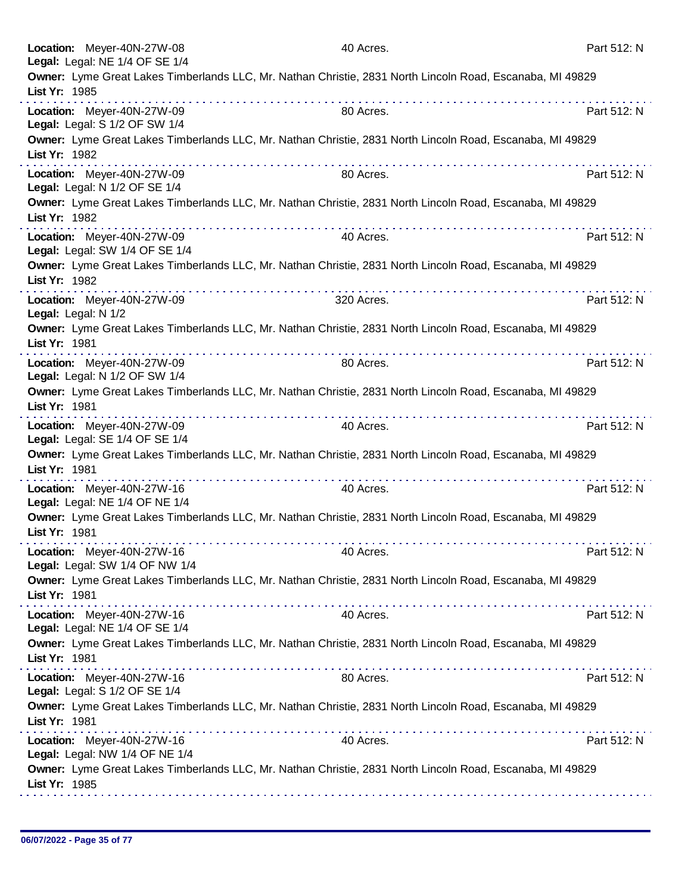**Location:** Meyer-40N-27W-08 40 Acres. Part 512: N
**Legal:** Legal: NE 1/4 OF SE 1/4
**Owner:** Lyme Great Lakes Timberlands LLC, Mr. Nathan Christie, 2831 North Lincoln Road, Escanaba, MI 49829
**List Yr:** 1985

---

**Location:** Meyer-40N-27W-09 80 Acres. Part 512: N
**Legal:** Legal: S 1/2 OF SW 1/4
**Owner:** Lyme Great Lakes Timberlands LLC, Mr. Nathan Christie, 2831 North Lincoln Road, Escanaba, MI 49829
**List Yr:** 1982

---

**Location:** Meyer-40N-27W-09 80 Acres. Part 512: N
**Legal:** Legal: N 1/2 OF SE 1/4
**Owner:** Lyme Great Lakes Timberlands LLC, Mr. Nathan Christie, 2831 North Lincoln Road, Escanaba, MI 49829
**List Yr:** 1982

---

**Location:** Meyer-40N-27W-09 40 Acres. Part 512: N
**Legal:** Legal: SW 1/4 OF SE 1/4
**Owner:** Lyme Great Lakes Timberlands LLC, Mr. Nathan Christie, 2831 North Lincoln Road, Escanaba, MI 49829
**List Yr:** 1982

---

**Location:** Meyer-40N-27W-09 320 Acres. Part 512: N
**Legal:** Legal: N 1/2
**Owner:** Lyme Great Lakes Timberlands LLC, Mr. Nathan Christie, 2831 North Lincoln Road, Escanaba, MI 49829
**List Yr:** 1981

---

**Location:** Meyer-40N-27W-09 80 Acres. Part 512: N
**Legal:** Legal: N 1/2 OF SW 1/4
**Owner:** Lyme Great Lakes Timberlands LLC, Mr. Nathan Christie, 2831 North Lincoln Road, Escanaba, MI 49829
**List Yr:** 1981

---

**Location:** Meyer-40N-27W-09 40 Acres. Part 512: N
**Legal:** Legal: SE 1/4 OF SE 1/4
**Owner:** Lyme Great Lakes Timberlands LLC, Mr. Nathan Christie, 2831 North Lincoln Road, Escanaba, MI 49829
**List Yr:** 1981

---

**Location:** Meyer-40N-27W-16 40 Acres. Part 512: N
**Legal:** Legal: NE 1/4 OF NE 1/4
**Owner:** Lyme Great Lakes Timberlands LLC, Mr. Nathan Christie, 2831 North Lincoln Road, Escanaba, MI 49829
**List Yr:** 1981

---

**Location:** Meyer-40N-27W-16 40 Acres. Part 512: N
**Legal:** Legal: SW 1/4 OF NW 1/4
**Owner:** Lyme Great Lakes Timberlands LLC, Mr. Nathan Christie, 2831 North Lincoln Road, Escanaba, MI 49829
**List Yr:** 1981

---

**Location:** Meyer-40N-27W-16 40 Acres. Part 512: N
**Legal:** Legal: NE 1/4 OF SE 1/4
**Owner:** Lyme Great Lakes Timberlands LLC, Mr. Nathan Christie, 2831 North Lincoln Road, Escanaba, MI 49829
**List Yr:** 1981

---

**Location:** Meyer-40N-27W-16 80 Acres. Part 512: N
**Legal:** Legal: S 1/2 OF SE 1/4
**Owner:** Lyme Great Lakes Timberlands LLC, Mr. Nathan Christie, 2831 North Lincoln Road, Escanaba, MI 49829
**List Yr:** 1981

---

**Location:** Meyer-40N-27W-16 40 Acres. Part 512: N
**Legal:** Legal: NW 1/4 OF NE 1/4
**Owner:** Lyme Great Lakes Timberlands LLC, Mr. Nathan Christie, 2831 North Lincoln Road, Escanaba, MI 49829
**List Yr:** 1985

---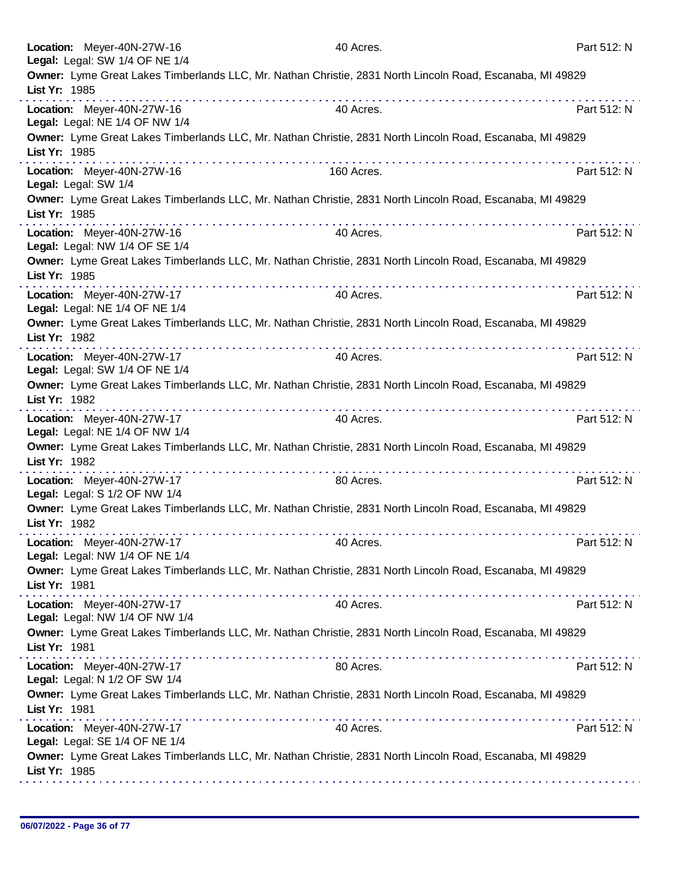**Location:** Meyer-40N-27W-16 40 Acres. Part 512: N
**Legal:** Legal: SW 1/4 OF NE 1/4
**Owner:** Lyme Great Lakes Timberlands LLC, Mr. Nathan Christie, 2831 North Lincoln Road, Escanaba, MI 49829
**List Yr:** 1985

---

**Location:** Meyer-40N-27W-16 40 Acres. Part 512: N
**Legal:** Legal: NE 1/4 OF NW 1/4
**Owner:** Lyme Great Lakes Timberlands LLC, Mr. Nathan Christie, 2831 North Lincoln Road, Escanaba, MI 49829
**List Yr:** 1985

---

**Location:** Meyer-40N-27W-16 160 Acres. Part 512: N
**Legal:** Legal: SW 1/4
**Owner:** Lyme Great Lakes Timberlands LLC, Mr. Nathan Christie, 2831 North Lincoln Road, Escanaba, MI 49829
**List Yr:** 1985

---

**Location:** Meyer-40N-27W-16 40 Acres. Part 512: N
**Legal:** Legal: NW 1/4 OF SE 1/4
**Owner:** Lyme Great Lakes Timberlands LLC, Mr. Nathan Christie, 2831 North Lincoln Road, Escanaba, MI 49829
**List Yr:** 1985

---

**Location:** Meyer-40N-27W-17 40 Acres. Part 512: N
**Legal:** Legal: NE 1/4 OF NE 1/4
**Owner:** Lyme Great Lakes Timberlands LLC, Mr. Nathan Christie, 2831 North Lincoln Road, Escanaba, MI 49829
**List Yr:** 1982

---

**Location:** Meyer-40N-27W-17 40 Acres. Part 512: N
**Legal:** Legal: SW 1/4 OF NE 1/4
**Owner:** Lyme Great Lakes Timberlands LLC, Mr. Nathan Christie, 2831 North Lincoln Road, Escanaba, MI 49829
**List Yr:** 1982

---

**Location:** Meyer-40N-27W-17 40 Acres. Part 512: N
**Legal:** Legal: NE 1/4 OF NW 1/4
**Owner:** Lyme Great Lakes Timberlands LLC, Mr. Nathan Christie, 2831 North Lincoln Road, Escanaba, MI 49829
**List Yr:** 1982

---

**Location:** Meyer-40N-27W-17 80 Acres. Part 512: N
**Legal:** Legal: S 1/2 OF NW 1/4
**Owner:** Lyme Great Lakes Timberlands LLC, Mr. Nathan Christie, 2831 North Lincoln Road, Escanaba, MI 49829
**List Yr:** 1982

---

**Location:** Meyer-40N-27W-17 40 Acres. Part 512: N
**Legal:** Legal: NW 1/4 OF NE 1/4
**Owner:** Lyme Great Lakes Timberlands LLC, Mr. Nathan Christie, 2831 North Lincoln Road, Escanaba, MI 49829
**List Yr:** 1981

---

**Location:** Meyer-40N-27W-17 40 Acres. Part 512: N
**Legal:** Legal: NW 1/4 OF NW 1/4
**Owner:** Lyme Great Lakes Timberlands LLC, Mr. Nathan Christie, 2831 North Lincoln Road, Escanaba, MI 49829
**List Yr:** 1981

---

**Location:** Meyer-40N-27W-17 80 Acres. Part 512: N
**Legal:** Legal: N 1/2 OF SW 1/4
**Owner:** Lyme Great Lakes Timberlands LLC, Mr. Nathan Christie, 2831 North Lincoln Road, Escanaba, MI 49829
**List Yr:** 1981

---

**Location:** Meyer-40N-27W-17 40 Acres. Part 512: N
**Legal:** Legal: SE 1/4 OF NE 1/4
**Owner:** Lyme Great Lakes Timberlands LLC, Mr. Nathan Christie, 2831 North Lincoln Road, Escanaba, MI 49829
**List Yr:** 1985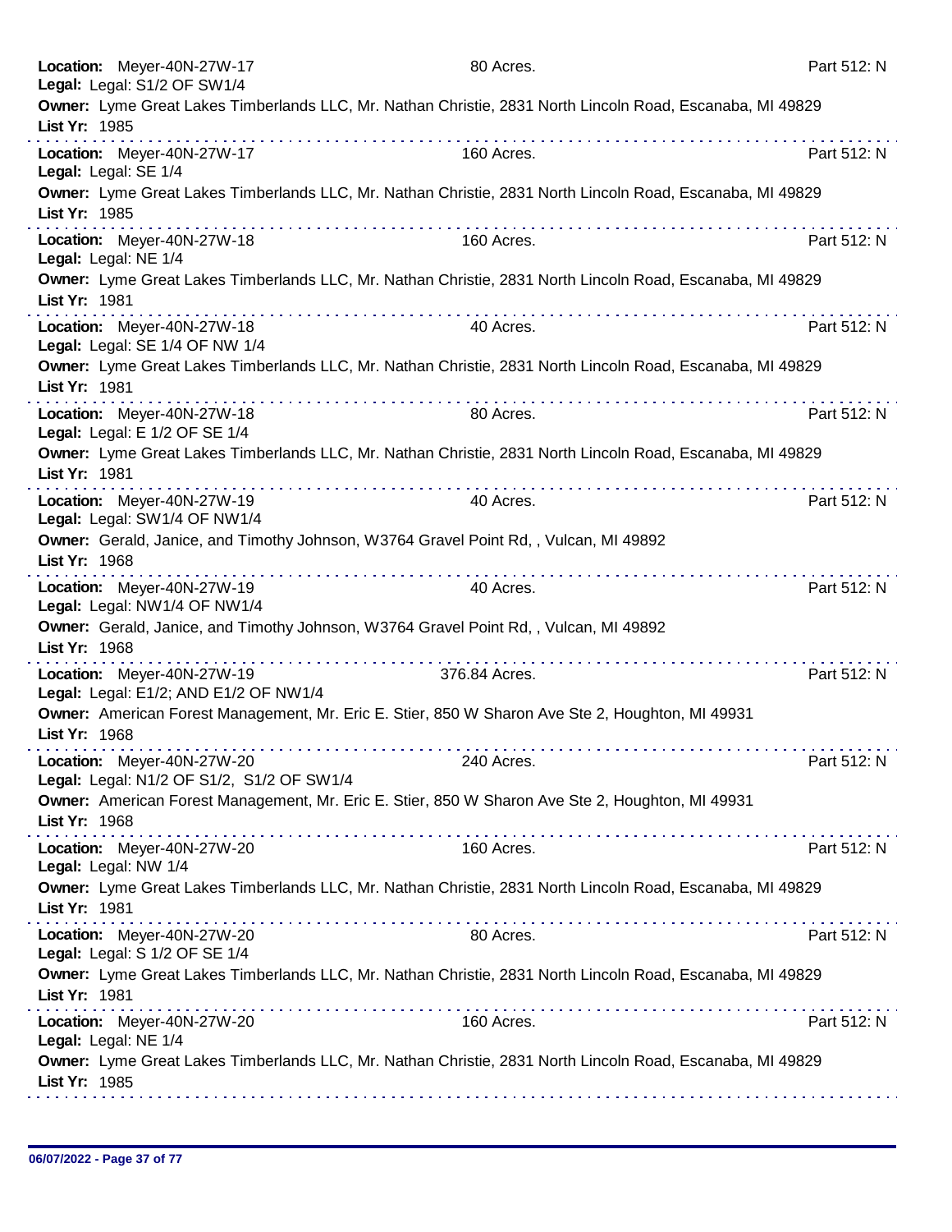**Location:** Meyer-40N-27W-17 80 Acres. Part 512: N
**Legal:** Legal: S1/2 OF SW1/4
**Owner:** Lyme Great Lakes Timberlands LLC, Mr. Nathan Christie, 2831 North Lincoln Road, Escanaba, MI 49829
**List Yr:** 1985

---

**Location:** Meyer-40N-27W-17 160 Acres. Part 512: N
**Legal:** Legal: SE 1/4
**Owner:** Lyme Great Lakes Timberlands LLC, Mr. Nathan Christie, 2831 North Lincoln Road, Escanaba, MI 49829
**List Yr:** 1985

---

**Location:** Meyer-40N-27W-18 160 Acres. Part 512: N
**Legal:** Legal: NE 1/4
**Owner:** Lyme Great Lakes Timberlands LLC, Mr. Nathan Christie, 2831 North Lincoln Road, Escanaba, MI 49829
**List Yr:** 1981

---

**Location:** Meyer-40N-27W-18 40 Acres. Part 512: N
**Legal:** Legal: SE 1/4 OF NW 1/4
**Owner:** Lyme Great Lakes Timberlands LLC, Mr. Nathan Christie, 2831 North Lincoln Road, Escanaba, MI 49829
**List Yr:** 1981

---

**Location:** Meyer-40N-27W-18 80 Acres. Part 512: N
**Legal:** Legal: E 1/2 OF SE 1/4
**Owner:** Lyme Great Lakes Timberlands LLC, Mr. Nathan Christie, 2831 North Lincoln Road, Escanaba, MI 49829
**List Yr:** 1981

---

**Location:** Meyer-40N-27W-19 40 Acres. Part 512: N
**Legal:** Legal: SW1/4 OF NW1/4
**Owner:** Gerald, Janice, and Timothy Johnson, W3764 Gravel Point Rd, , Vulcan, MI 49892
**List Yr:** 1968

---

**Location:** Meyer-40N-27W-19 40 Acres. Part 512: N
**Legal:** Legal: NW1/4 OF NW1/4
**Owner:** Gerald, Janice, and Timothy Johnson, W3764 Gravel Point Rd, , Vulcan, MI 49892
**List Yr:** 1968

---

**Location:** Meyer-40N-27W-19 376.84 Acres. Part 512: N
**Legal:** Legal: E1/2; AND E1/2 OF NW1/4
**Owner:** American Forest Management, Mr. Eric E. Stier, 850 W Sharon Ave Ste 2, Houghton, MI 49931
**List Yr:** 1968

---

**Location:** Meyer-40N-27W-20 240 Acres. Part 512: N
**Legal:** Legal: N1/2 OF S1/2, S1/2 OF SW1/4
**Owner:** American Forest Management, Mr. Eric E. Stier, 850 W Sharon Ave Ste 2, Houghton, MI 49931
**List Yr:** 1968

---

**Location:** Meyer-40N-27W-20 160 Acres. Part 512: N
**Legal:** Legal: NW 1/4
**Owner:** Lyme Great Lakes Timberlands LLC, Mr. Nathan Christie, 2831 North Lincoln Road, Escanaba, MI 49829
**List Yr:** 1981

---

**Location:** Meyer-40N-27W-20 80 Acres. Part 512: N
**Legal:** Legal: S 1/2 OF SE 1/4
**Owner:** Lyme Great Lakes Timberlands LLC, Mr. Nathan Christie, 2831 North Lincoln Road, Escanaba, MI 49829
**List Yr:** 1981

---

**Location:** Meyer-40N-27W-20 160 Acres. Part 512: N
**Legal:** Legal: NE 1/4
**Owner:** Lyme Great Lakes Timberlands LLC, Mr. Nathan Christie, 2831 North Lincoln Road, Escanaba, MI 49829
**List Yr:** 1985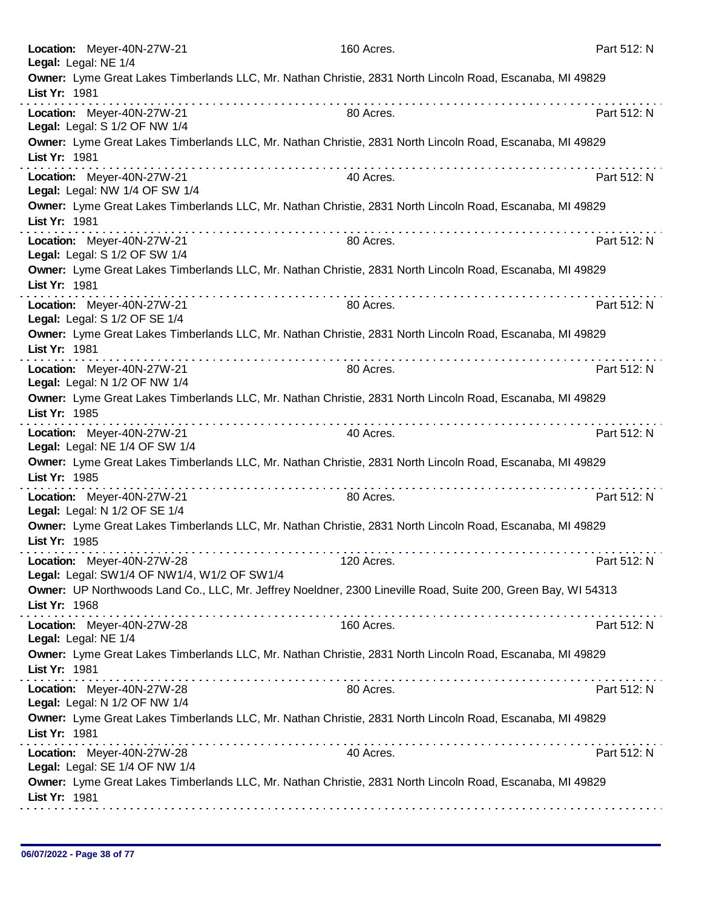**Location:** Meyer-40N-27W-21 160 Acres. Part 512: N
**Legal:** Legal: NE 1/4
**Owner:** Lyme Great Lakes Timberlands LLC, Mr. Nathan Christie, 2831 North Lincoln Road, Escanaba, MI 49829
**List Yr:** 1981

---

**Location:** Meyer-40N-27W-21 80 Acres. Part 512: N
**Legal:** Legal: S 1/2 OF NW 1/4
**Owner:** Lyme Great Lakes Timberlands LLC, Mr. Nathan Christie, 2831 North Lincoln Road, Escanaba, MI 49829
**List Yr:** 1981

---

**Location:** Meyer-40N-27W-21 40 Acres. Part 512: N
**Legal:** Legal: NW 1/4 OF SW 1/4
**Owner:** Lyme Great Lakes Timberlands LLC, Mr. Nathan Christie, 2831 North Lincoln Road, Escanaba, MI 49829
**List Yr:** 1981

---

**Location:** Meyer-40N-27W-21 80 Acres. Part 512: N
**Legal:** Legal: S 1/2 OF SW 1/4
**Owner:** Lyme Great Lakes Timberlands LLC, Mr. Nathan Christie, 2831 North Lincoln Road, Escanaba, MI 49829
**List Yr:** 1981

---

**Location:** Meyer-40N-27W-21 80 Acres. Part 512: N
**Legal:** Legal: S 1/2 OF SE 1/4
**Owner:** Lyme Great Lakes Timberlands LLC, Mr. Nathan Christie, 2831 North Lincoln Road, Escanaba, MI 49829
**List Yr:** 1981

---

**Location:** Meyer-40N-27W-21 80 Acres. Part 512: N
**Legal:** Legal: N 1/2 OF NW 1/4
**Owner:** Lyme Great Lakes Timberlands LLC, Mr. Nathan Christie, 2831 North Lincoln Road, Escanaba, MI 49829
**List Yr:** 1985

---

**Location:** Meyer-40N-27W-21 40 Acres. Part 512: N
**Legal:** Legal: NE 1/4 OF SW 1/4
**Owner:** Lyme Great Lakes Timberlands LLC, Mr. Nathan Christie, 2831 North Lincoln Road, Escanaba, MI 49829
**List Yr:** 1985

---

**Location:** Meyer-40N-27W-21 80 Acres. Part 512: N
**Legal:** Legal: N 1/2 OF SE 1/4
**Owner:** Lyme Great Lakes Timberlands LLC, Mr. Nathan Christie, 2831 North Lincoln Road, Escanaba, MI 49829
**List Yr:** 1985

---

**Location:** Meyer-40N-27W-28 120 Acres. Part 512: N
**Legal:** Legal: SW1/4 OF NW1/4, W1/2 OF SW1/4
**Owner:** UP Northwoods Land Co., LLC, Mr. Jeffrey Noeldner, 2300 Lineville Road, Suite 200, Green Bay, WI 54313
**List Yr:** 1968

---

**Location:** Meyer-40N-27W-28 160 Acres. Part 512: N
**Legal:** Legal: NE 1/4
**Owner:** Lyme Great Lakes Timberlands LLC, Mr. Nathan Christie, 2831 North Lincoln Road, Escanaba, MI 49829
**List Yr:** 1981

---

**Location:** Meyer-40N-27W-28 80 Acres. Part 512: N
**Legal:** Legal: N 1/2 OF NW 1/4
**Owner:** Lyme Great Lakes Timberlands LLC, Mr. Nathan Christie, 2831 North Lincoln Road, Escanaba, MI 49829
**List Yr:** 1981

---

**Location:** Meyer-40N-27W-28 40 Acres. Part 512: N
**Legal:** Legal: SE 1/4 OF NW 1/4
**Owner:** Lyme Great Lakes Timberlands LLC, Mr. Nathan Christie, 2831 North Lincoln Road, Escanaba, MI 49829
**List Yr:** 1981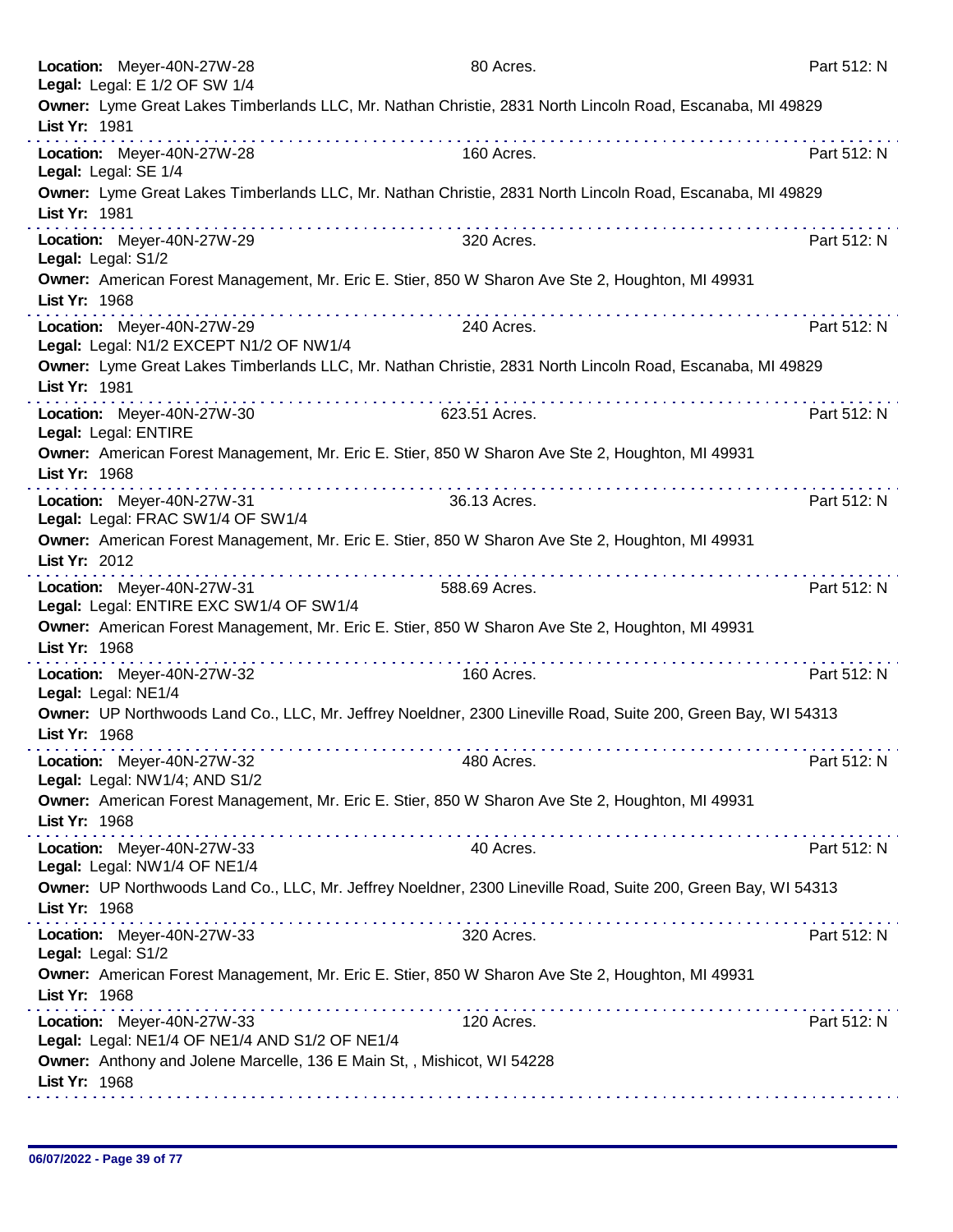**Location:** Meyer-40N-27W-28 80 Acres. Part 512: N
**Legal:** Legal: E 1/2 OF SW 1/4
**Owner:** Lyme Great Lakes Timberlands LLC, Mr. Nathan Christie, 2831 North Lincoln Road, Escanaba, MI 49829
**List Yr:** 1981

---

**Location:** Meyer-40N-27W-28 160 Acres. Part 512: N
**Legal:** Legal: SE 1/4
**Owner:** Lyme Great Lakes Timberlands LLC, Mr. Nathan Christie, 2831 North Lincoln Road, Escanaba, MI 49829
**List Yr:** 1981

---

**Location:** Meyer-40N-27W-29 320 Acres. Part 512: N
**Legal:** Legal: S1/2
**Owner:** American Forest Management, Mr. Eric E. Stier, 850 W Sharon Ave Ste 2, Houghton, MI 49931
**List Yr:** 1968

---

**Location:** Meyer-40N-27W-29 240 Acres. Part 512: N
**Legal:** Legal: N1/2 EXCEPT N1/2 OF NW1/4
**Owner:** Lyme Great Lakes Timberlands LLC, Mr. Nathan Christie, 2831 North Lincoln Road, Escanaba, MI 49829
**List Yr:** 1981

---

**Location:** Meyer-40N-27W-30 623.51 Acres. Part 512: N
**Legal:** Legal: ENTIRE
**Owner:** American Forest Management, Mr. Eric E. Stier, 850 W Sharon Ave Ste 2, Houghton, MI 49931
**List Yr:** 1968

---

**Location:** Meyer-40N-27W-31 36.13 Acres. Part 512: N
**Legal:** Legal: FRAC SW1/4 OF SW1/4
**Owner:** American Forest Management, Mr. Eric E. Stier, 850 W Sharon Ave Ste 2, Houghton, MI 49931
**List Yr:** 2012

---

**Location:** Meyer-40N-27W-31 588.69 Acres. Part 512: N
**Legal:** Legal: ENTIRE EXC SW1/4 OF SW1/4
**Owner:** American Forest Management, Mr. Eric E. Stier, 850 W Sharon Ave Ste 2, Houghton, MI 49931
**List Yr:** 1968

---

**Location:** Meyer-40N-27W-32 160 Acres. Part 512: N
**Legal:** Legal: NE1/4
**Owner:** UP Northwoods Land Co., LLC, Mr. Jeffrey Noeldner, 2300 Lineville Road, Suite 200, Green Bay, WI 54313
**List Yr:** 1968

---

**Location:** Meyer-40N-27W-32 480 Acres. Part 512: N
**Legal:** Legal: NW1/4; AND S1/2
**Owner:** American Forest Management, Mr. Eric E. Stier, 850 W Sharon Ave Ste 2, Houghton, MI 49931
**List Yr:** 1968

---

**Location:** Meyer-40N-27W-33 40 Acres. Part 512: N
**Legal:** Legal: NW1/4 OF NE1/4
**Owner:** UP Northwoods Land Co., LLC, Mr. Jeffrey Noeldner, 2300 Lineville Road, Suite 200, Green Bay, WI 54313
**List Yr:** 1968

---

**Location:** Meyer-40N-27W-33 320 Acres. Part 512: N
**Legal:** Legal: S1/2
**Owner:** American Forest Management, Mr. Eric E. Stier, 850 W Sharon Ave Ste 2, Houghton, MI 49931
**List Yr:** 1968

---

**Location:** Meyer-40N-27W-33 120 Acres. Part 512: N
**Legal:** Legal: NE1/4 OF NE1/4 AND S1/2 OF NE1/4
**Owner:** Anthony and Jolene Marcelle, 136 E Main St, , Mishicot, WI 54228
**List Yr:** 1968

---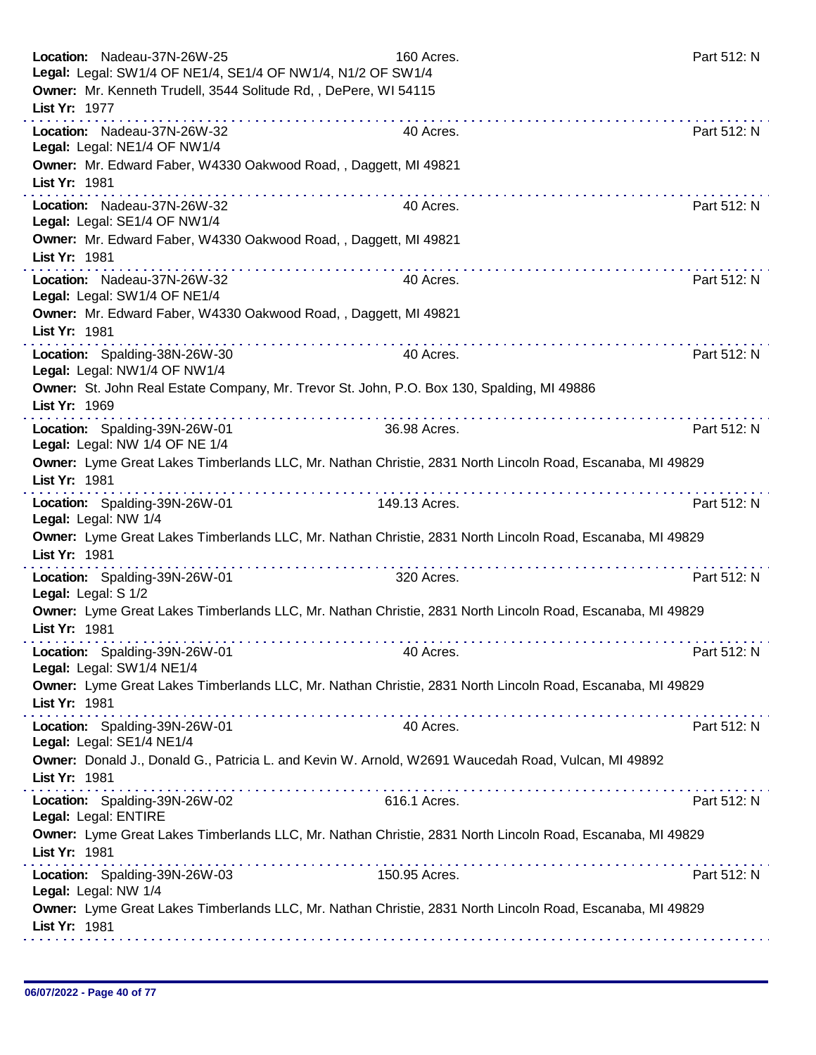**Location:** Nadeau-37N-26W-25 160 Acres. Part 512: N
**Legal:** Legal: SW1/4 OF NE1/4, SE1/4 OF NW1/4, N1/2 OF SW1/4
**Owner:** Mr. Kenneth Trudell, 3544 Solitude Rd, , DePere, WI 54115
**List Yr:** 1977

---

**Location:** Nadeau-37N-26W-32 40 Acres. Part 512: N
**Legal:** Legal: NE1/4 OF NW1/4
**Owner:** Mr. Edward Faber, W4330 Oakwood Road, , Daggett, MI 49821
**List Yr:** 1981

---

**Location:** Nadeau-37N-26W-32 40 Acres. Part 512: N
**Legal:** Legal: SE1/4 OF NW1/4
**Owner:** Mr. Edward Faber, W4330 Oakwood Road, , Daggett, MI 49821
**List Yr:** 1981

---

**Location:** Nadeau-37N-26W-32 40 Acres. Part 512: N
**Legal:** Legal: SW1/4 OF NE1/4
**Owner:** Mr. Edward Faber, W4330 Oakwood Road, , Daggett, MI 49821
**List Yr:** 1981

---

**Location:** Spalding-38N-26W-30 40 Acres. Part 512: N
**Legal:** Legal: NW1/4 OF NW1/4
**Owner:** St. John Real Estate Company, Mr. Trevor St. John, P.O. Box 130, Spalding, MI 49886
**List Yr:** 1969

---

**Location:** Spalding-39N-26W-01 36.98 Acres. Part 512: N
**Legal:** Legal: NW 1/4 OF NE 1/4
**Owner:** Lyme Great Lakes Timberlands LLC, Mr. Nathan Christie, 2831 North Lincoln Road, Escanaba, MI 49829
**List Yr:** 1981

---

**Location:** Spalding-39N-26W-01 149.13 Acres. Part 512: N
**Legal:** Legal: NW 1/4
**Owner:** Lyme Great Lakes Timberlands LLC, Mr. Nathan Christie, 2831 North Lincoln Road, Escanaba, MI 49829
**List Yr:** 1981

---

**Location:** Spalding-39N-26W-01 320 Acres. Part 512: N
**Legal:** Legal: S 1/2
**Owner:** Lyme Great Lakes Timberlands LLC, Mr. Nathan Christie, 2831 North Lincoln Road, Escanaba, MI 49829
**List Yr:** 1981

---

**Location:** Spalding-39N-26W-01 40 Acres. Part 512: N
**Legal:** Legal: SW1/4 NE1/4
**Owner:** Lyme Great Lakes Timberlands LLC, Mr. Nathan Christie, 2831 North Lincoln Road, Escanaba, MI 49829
**List Yr:** 1981

---

**Location:** Spalding-39N-26W-01 40 Acres. Part 512: N
**Legal:** Legal: SE1/4 NE1/4
**Owner:** Donald J., Donald G., Patricia L. and Kevin W. Arnold, W2691 Waucedah Road, Vulcan, MI 49892
**List Yr:** 1981

---

**Location:** Spalding-39N-26W-02 616.1 Acres. Part 512: N
**Legal:** Legal: ENTIRE
**Owner:** Lyme Great Lakes Timberlands LLC, Mr. Nathan Christie, 2831 North Lincoln Road, Escanaba, MI 49829
**List Yr:** 1981

---

**Location:** Spalding-39N-26W-03 150.95 Acres. Part 512: N
**Legal:** Legal: NW 1/4
**Owner:** Lyme Great Lakes Timberlands LLC, Mr. Nathan Christie, 2831 North Lincoln Road, Escanaba, MI 49829
**List Yr:** 1981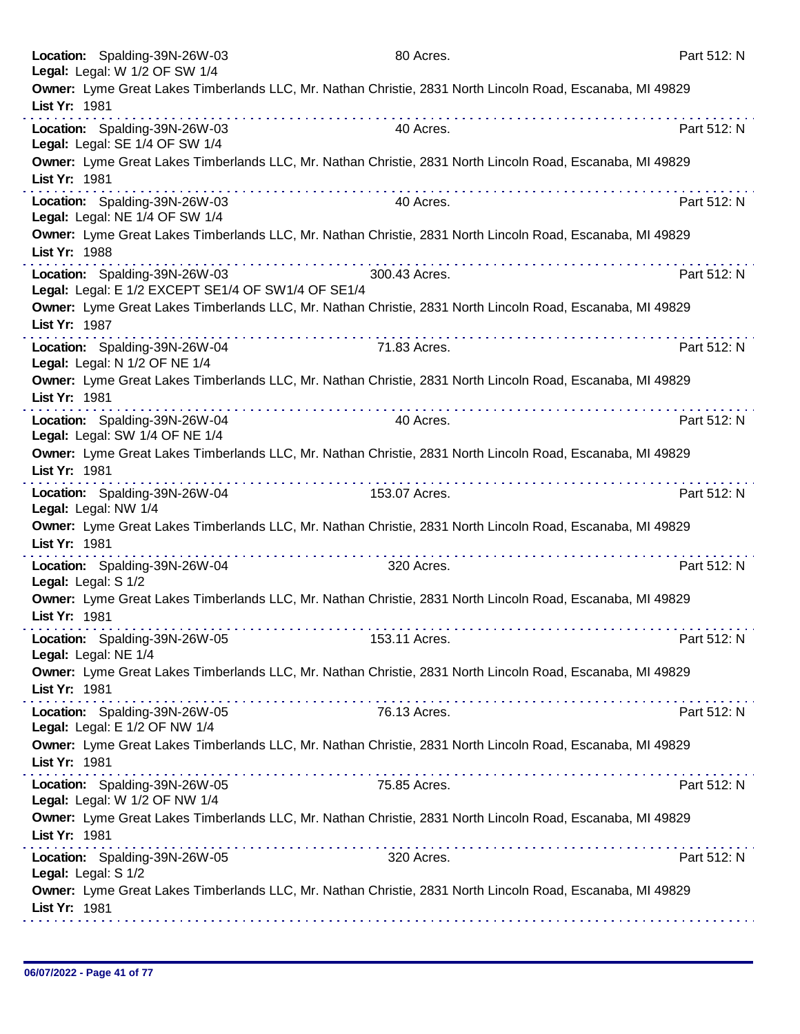**Location:** Spalding-39N-26W-03 80 Acres. Part 512: N
**Legal:** Legal: W 1/2 OF SW 1/4
**Owner:** Lyme Great Lakes Timberlands LLC, Mr. Nathan Christie, 2831 North Lincoln Road, Escanaba, MI 49829
**List Yr:** 1981

**Location:** Spalding-39N-26W-03 40 Acres. Part 512: N
**Legal:** Legal: SE 1/4 OF SW 1/4
**Owner:** Lyme Great Lakes Timberlands LLC, Mr. Nathan Christie, 2831 North Lincoln Road, Escanaba, MI 49829
**List Yr:** 1981

**Location:** Spalding-39N-26W-03 40 Acres. Part 512: N
**Legal:** Legal: NE 1/4 OF SW 1/4
**Owner:** Lyme Great Lakes Timberlands LLC, Mr. Nathan Christie, 2831 North Lincoln Road, Escanaba, MI 49829
**List Yr:** 1988

**Location:** Spalding-39N-26W-03 300.43 Acres. Part 512: N
**Legal:** Legal: E 1/2 EXCEPT SE1/4 OF SW1/4 OF SE1/4
**Owner:** Lyme Great Lakes Timberlands LLC, Mr. Nathan Christie, 2831 North Lincoln Road, Escanaba, MI 49829
**List Yr:** 1987

**Location:** Spalding-39N-26W-04 71.83 Acres. Part 512: N
**Legal:** Legal: N 1/2 OF NE 1/4
**Owner:** Lyme Great Lakes Timberlands LLC, Mr. Nathan Christie, 2831 North Lincoln Road, Escanaba, MI 49829
**List Yr:** 1981

**Location:** Spalding-39N-26W-04 40 Acres. Part 512: N
**Legal:** Legal: SW 1/4 OF NE 1/4
**Owner:** Lyme Great Lakes Timberlands LLC, Mr. Nathan Christie, 2831 North Lincoln Road, Escanaba, MI 49829
**List Yr:** 1981

**Location:** Spalding-39N-26W-04 153.07 Acres. Part 512: N
**Legal:** Legal: NW 1/4
**Owner:** Lyme Great Lakes Timberlands LLC, Mr. Nathan Christie, 2831 North Lincoln Road, Escanaba, MI 49829
**List Yr:** 1981

**Location:** Spalding-39N-26W-04 320 Acres. Part 512: N
**Legal:** Legal: S 1/2
**Owner:** Lyme Great Lakes Timberlands LLC, Mr. Nathan Christie, 2831 North Lincoln Road, Escanaba, MI 49829
**List Yr:** 1981

**Location:** Spalding-39N-26W-05 153.11 Acres. Part 512: N
**Legal:** Legal: NE 1/4
**Owner:** Lyme Great Lakes Timberlands LLC, Mr. Nathan Christie, 2831 North Lincoln Road, Escanaba, MI 49829
**List Yr:** 1981

**Location:** Spalding-39N-26W-05 76.13 Acres. Part 512: N
**Legal:** Legal: E 1/2 OF NW 1/4
**Owner:** Lyme Great Lakes Timberlands LLC, Mr. Nathan Christie, 2831 North Lincoln Road, Escanaba, MI 49829
**List Yr:** 1981

**Location:** Spalding-39N-26W-05 75.85 Acres. Part 512: N
**Legal:** Legal: W 1/2 OF NW 1/4
**Owner:** Lyme Great Lakes Timberlands LLC, Mr. Nathan Christie, 2831 North Lincoln Road, Escanaba, MI 49829
**List Yr:** 1981

**Location:** Spalding-39N-26W-05 320 Acres. Part 512: N
**Legal:** Legal: S 1/2
**Owner:** Lyme Great Lakes Timberlands LLC, Mr. Nathan Christie, 2831 North Lincoln Road, Escanaba, MI 49829
**List Yr:** 1981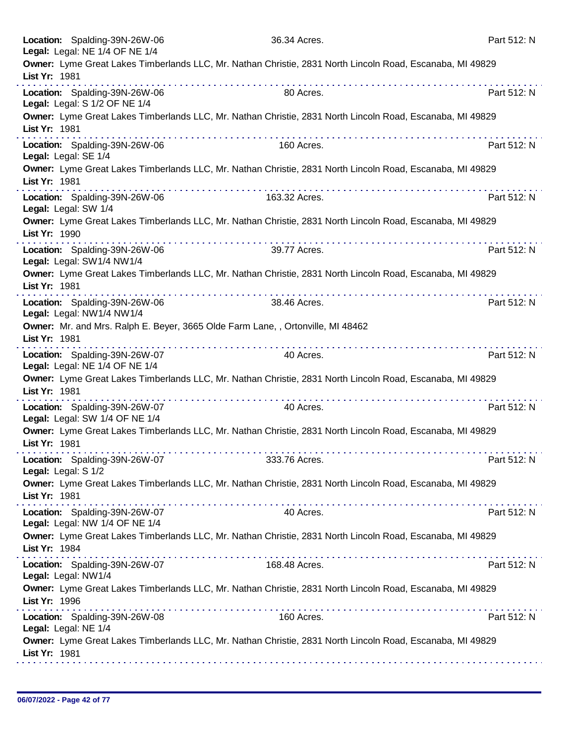**Location:** Spalding-39N-26W-06 36.34 Acres. Part 512: N
**Legal:** Legal: NE 1/4 OF NE 1/4
**Owner:** Lyme Great Lakes Timberlands LLC, Mr. Nathan Christie, 2831 North Lincoln Road, Escanaba, MI 49829
**List Yr:** 1981

---

**Location:** Spalding-39N-26W-06 80 Acres. Part 512: N
**Legal:** Legal: S 1/2 OF NE 1/4
**Owner:** Lyme Great Lakes Timberlands LLC, Mr. Nathan Christie, 2831 North Lincoln Road, Escanaba, MI 49829
**List Yr:** 1981

---

**Location:** Spalding-39N-26W-06 160 Acres. Part 512: N
**Legal:** Legal: SE 1/4
**Owner:** Lyme Great Lakes Timberlands LLC, Mr. Nathan Christie, 2831 North Lincoln Road, Escanaba, MI 49829
**List Yr:** 1981

---

**Location:** Spalding-39N-26W-06 163.32 Acres. Part 512: N
**Legal:** Legal: SW 1/4
**Owner:** Lyme Great Lakes Timberlands LLC, Mr. Nathan Christie, 2831 North Lincoln Road, Escanaba, MI 49829
**List Yr:** 1990

---

**Location:** Spalding-39N-26W-06 39.77 Acres. Part 512: N
**Legal:** Legal: SW1/4 NW1/4
**Owner:** Lyme Great Lakes Timberlands LLC, Mr. Nathan Christie, 2831 North Lincoln Road, Escanaba, MI 49829
**List Yr:** 1981

---

**Location:** Spalding-39N-26W-06 38.46 Acres. Part 512: N
**Legal:** Legal: NW1/4 NW1/4
**Owner:** Mr. and Mrs. Ralph E. Beyer, 3665 Olde Farm Lane, , Ortonville, MI 48462
**List Yr:** 1981

---

**Location:** Spalding-39N-26W-07 40 Acres. Part 512: N
**Legal:** Legal: NE 1/4 OF NE 1/4
**Owner:** Lyme Great Lakes Timberlands LLC, Mr. Nathan Christie, 2831 North Lincoln Road, Escanaba, MI 49829
**List Yr:** 1981

---

**Location:** Spalding-39N-26W-07 40 Acres. Part 512: N
**Legal:** Legal: SW 1/4 OF NE 1/4
**Owner:** Lyme Great Lakes Timberlands LLC, Mr. Nathan Christie, 2831 North Lincoln Road, Escanaba, MI 49829
**List Yr:** 1981

---

**Location:** Spalding-39N-26W-07 333.76 Acres. Part 512: N
**Legal:** Legal: S 1/2
**Owner:** Lyme Great Lakes Timberlands LLC, Mr. Nathan Christie, 2831 North Lincoln Road, Escanaba, MI 49829
**List Yr:** 1981

---

**Location:** Spalding-39N-26W-07 40 Acres. Part 512: N
**Legal:** Legal: NW 1/4 OF NE 1/4
**Owner:** Lyme Great Lakes Timberlands LLC, Mr. Nathan Christie, 2831 North Lincoln Road, Escanaba, MI 49829
**List Yr:** 1984

---

**Location:** Spalding-39N-26W-07 168.48 Acres. Part 512: N
**Legal:** Legal: NW1/4
**Owner:** Lyme Great Lakes Timberlands LLC, Mr. Nathan Christie, 2831 North Lincoln Road, Escanaba, MI 49829
**List Yr:** 1996

---

**Location:** Spalding-39N-26W-08 160 Acres. Part 512: N
**Legal:** Legal: NE 1/4
**Owner:** Lyme Great Lakes Timberlands LLC, Mr. Nathan Christie, 2831 North Lincoln Road, Escanaba, MI 49829
**List Yr:** 1981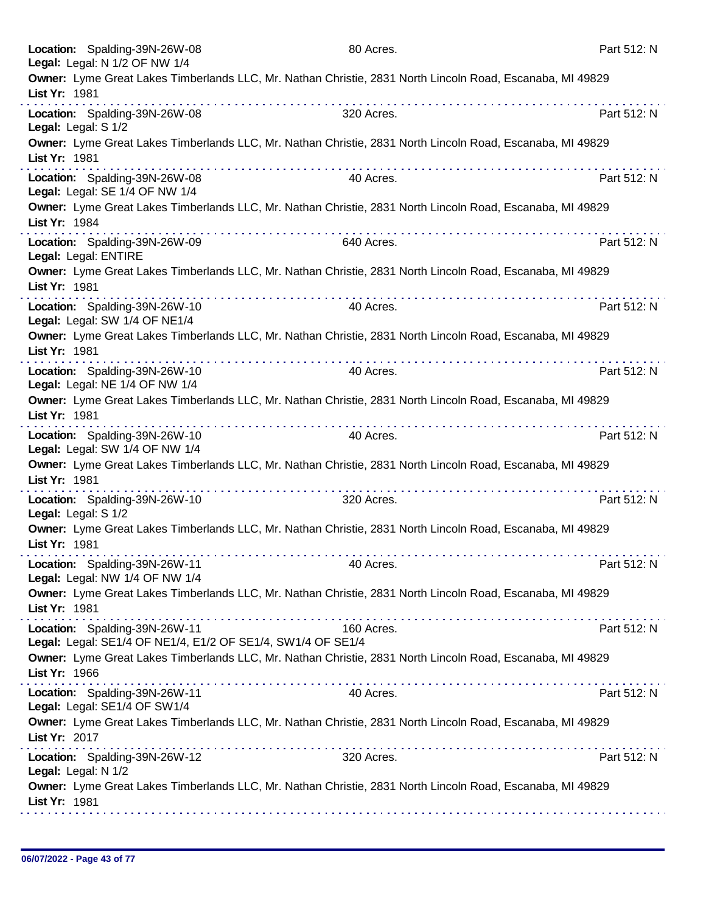**Location:** Spalding-39N-26W-08 80 Acres. Part 512: N
**Legal:** Legal: N 1/2 OF NW 1/4
**Owner:** Lyme Great Lakes Timberlands LLC, Mr. Nathan Christie, 2831 North Lincoln Road, Escanaba, MI 49829
**List Yr:** 1981

---

**Location:** Spalding-39N-26W-08 320 Acres. Part 512: N
**Legal:** Legal: S 1/2
**Owner:** Lyme Great Lakes Timberlands LLC, Mr. Nathan Christie, 2831 North Lincoln Road, Escanaba, MI 49829
**List Yr:** 1981

---

**Location:** Spalding-39N-26W-08 40 Acres. Part 512: N
**Legal:** Legal: SE 1/4 OF NW 1/4
**Owner:** Lyme Great Lakes Timberlands LLC, Mr. Nathan Christie, 2831 North Lincoln Road, Escanaba, MI 49829
**List Yr:** 1984

---

**Location:** Spalding-39N-26W-09 640 Acres. Part 512: N
**Legal:** Legal: ENTIRE
**Owner:** Lyme Great Lakes Timberlands LLC, Mr. Nathan Christie, 2831 North Lincoln Road, Escanaba, MI 49829
**List Yr:** 1981

---

**Location:** Spalding-39N-26W-10 40 Acres. Part 512: N
**Legal:** Legal: SW 1/4 OF NE1/4
**Owner:** Lyme Great Lakes Timberlands LLC, Mr. Nathan Christie, 2831 North Lincoln Road, Escanaba, MI 49829
**List Yr:** 1981

---

**Location:** Spalding-39N-26W-10 40 Acres. Part 512: N
**Legal:** Legal: NE 1/4 OF NW 1/4
**Owner:** Lyme Great Lakes Timberlands LLC, Mr. Nathan Christie, 2831 North Lincoln Road, Escanaba, MI 49829
**List Yr:** 1981

---

**Location:** Spalding-39N-26W-10 40 Acres. Part 512: N
**Legal:** Legal: SW 1/4 OF NW 1/4
**Owner:** Lyme Great Lakes Timberlands LLC, Mr. Nathan Christie, 2831 North Lincoln Road, Escanaba, MI 49829
**List Yr:** 1981

---

**Location:** Spalding-39N-26W-10 320 Acres. Part 512: N
**Legal:** Legal: S 1/2
**Owner:** Lyme Great Lakes Timberlands LLC, Mr. Nathan Christie, 2831 North Lincoln Road, Escanaba, MI 49829
**List Yr:** 1981

---

**Location:** Spalding-39N-26W-11 40 Acres. Part 512: N
**Legal:** Legal: NW 1/4 OF NW 1/4
**Owner:** Lyme Great Lakes Timberlands LLC, Mr. Nathan Christie, 2831 North Lincoln Road, Escanaba, MI 49829
**List Yr:** 1981

---

**Location:** Spalding-39N-26W-11 160 Acres. Part 512: N
**Legal:** Legal: SE1/4 OF NE1/4, E1/2 OF SE1/4, SW1/4 OF SE1/4
**Owner:** Lyme Great Lakes Timberlands LLC, Mr. Nathan Christie, 2831 North Lincoln Road, Escanaba, MI 49829
**List Yr:** 1966

---

**Location:** Spalding-39N-26W-11 40 Acres. Part 512: N
**Legal:** Legal: SE1/4 OF SW1/4
**Owner:** Lyme Great Lakes Timberlands LLC, Mr. Nathan Christie, 2831 North Lincoln Road, Escanaba, MI 49829
**List Yr:** 2017

---

**Location:** Spalding-39N-26W-12 320 Acres. Part 512: N
**Legal:** Legal: N 1/2
**Owner:** Lyme Great Lakes Timberlands LLC, Mr. Nathan Christie, 2831 North Lincoln Road, Escanaba, MI 49829
**List Yr:** 1981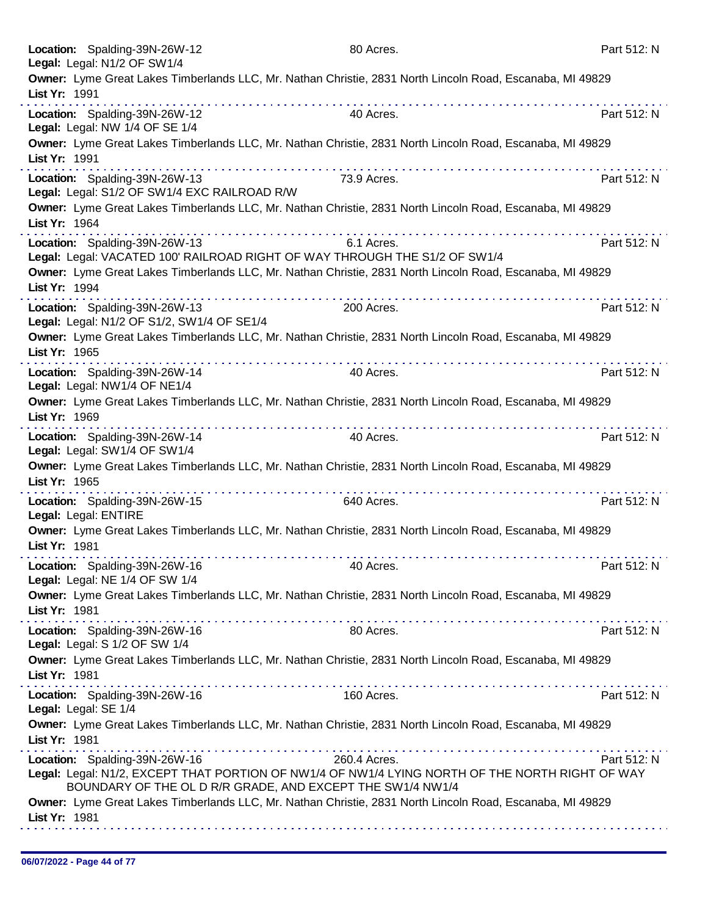**Location:** Spalding-39N-26W-12 80 Acres. Part 512: N
**Legal:** Legal: N1/2 OF SW1/4
**Owner:** Lyme Great Lakes Timberlands LLC, Mr. Nathan Christie, 2831 North Lincoln Road, Escanaba, MI 49829
**List Yr:** 1991

---

**Location:** Spalding-39N-26W-12 40 Acres. Part 512: N
**Legal:** Legal: NW 1/4 OF SE 1/4
**Owner:** Lyme Great Lakes Timberlands LLC, Mr. Nathan Christie, 2831 North Lincoln Road, Escanaba, MI 49829
**List Yr:** 1991

---

**Location:** Spalding-39N-26W-13 73.9 Acres. Part 512: N
**Legal:** Legal: S1/2 OF SW1/4 EXC RAILROAD R/W
**Owner:** Lyme Great Lakes Timberlands LLC, Mr. Nathan Christie, 2831 North Lincoln Road, Escanaba, MI 49829
**List Yr:** 1964

---

**Location:** Spalding-39N-26W-13 6.1 Acres. Part 512: N
**Legal:** Legal: VACATED 100' RAILROAD RIGHT OF WAY THROUGH THE S1/2 OF SW1/4
**Owner:** Lyme Great Lakes Timberlands LLC, Mr. Nathan Christie, 2831 North Lincoln Road, Escanaba, MI 49829
**List Yr:** 1994

---

**Location:** Spalding-39N-26W-13 200 Acres. Part 512: N
**Legal:** Legal: N1/2 OF S1/2, SW1/4 OF SE1/4
**Owner:** Lyme Great Lakes Timberlands LLC, Mr. Nathan Christie, 2831 North Lincoln Road, Escanaba, MI 49829
**List Yr:** 1965

---

**Location:** Spalding-39N-26W-14 40 Acres. Part 512: N
**Legal:** Legal: NW1/4 OF NE1/4
**Owner:** Lyme Great Lakes Timberlands LLC, Mr. Nathan Christie, 2831 North Lincoln Road, Escanaba, MI 49829
**List Yr:** 1969

---

**Location:** Spalding-39N-26W-14 40 Acres. Part 512: N
**Legal:** Legal: SW1/4 OF SW1/4
**Owner:** Lyme Great Lakes Timberlands LLC, Mr. Nathan Christie, 2831 North Lincoln Road, Escanaba, MI 49829
**List Yr:** 1965

---

**Location:** Spalding-39N-26W-15 640 Acres. Part 512: N
**Legal:** Legal: ENTIRE
**Owner:** Lyme Great Lakes Timberlands LLC, Mr. Nathan Christie, 2831 North Lincoln Road, Escanaba, MI 49829
**List Yr:** 1981

---

**Location:** Spalding-39N-26W-16 40 Acres. Part 512: N
**Legal:** Legal: NE 1/4 OF SW 1/4
**Owner:** Lyme Great Lakes Timberlands LLC, Mr. Nathan Christie, 2831 North Lincoln Road, Escanaba, MI 49829
**List Yr:** 1981

---

**Location:** Spalding-39N-26W-16 80 Acres. Part 512: N
**Legal:** Legal: S 1/2 OF SW 1/4
**Owner:** Lyme Great Lakes Timberlands LLC, Mr. Nathan Christie, 2831 North Lincoln Road, Escanaba, MI 49829
**List Yr:** 1981

---

**Location:** Spalding-39N-26W-16 160 Acres. Part 512: N
**Legal:** Legal: SE 1/4
**Owner:** Lyme Great Lakes Timberlands LLC, Mr. Nathan Christie, 2831 North Lincoln Road, Escanaba, MI 49829
**List Yr:** 1981

---

**Location:** Spalding-39N-26W-16 260.4 Acres. Part 512: N
**Legal:** Legal: N1/2, EXCEPT THAT PORTION OF NW1/4 OF NW1/4 LYING NORTH OF THE NORTH RIGHT OF WAY BOUNDARY OF THE OL D R/R GRADE, AND EXCEPT THE SW1/4 NW1/4
**Owner:** Lyme Great Lakes Timberlands LLC, Mr. Nathan Christie, 2831 North Lincoln Road, Escanaba, MI 49829
**List Yr:** 1981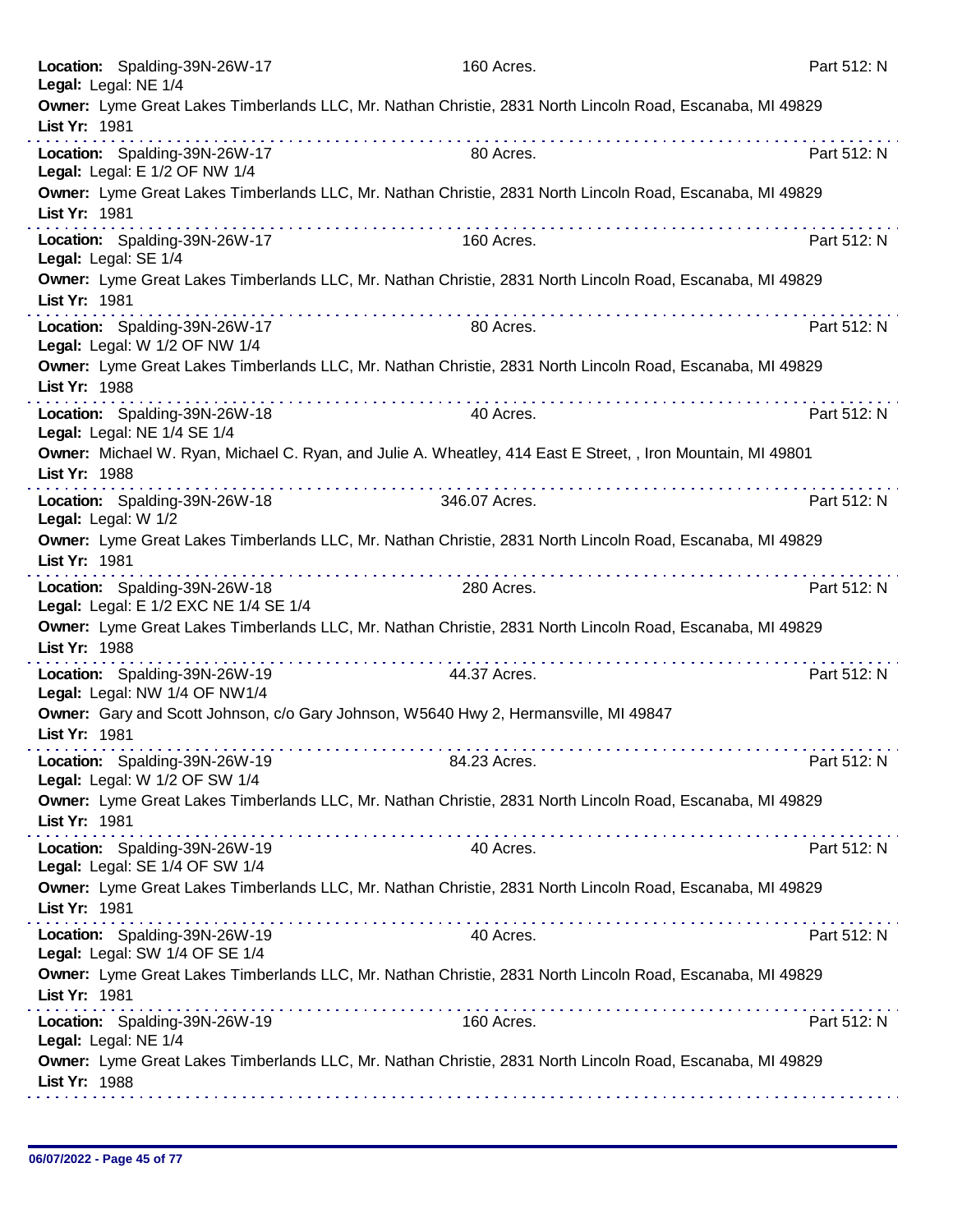**Location:** Spalding-39N-26W-17 160 Acres. Part 512: N
**Legal:** Legal: NE 1/4
**Owner:** Lyme Great Lakes Timberlands LLC, Mr. Nathan Christie, 2831 North Lincoln Road, Escanaba, MI 49829
**List Yr:** 1981

**Location:** Spalding-39N-26W-17 80 Acres. Part 512: N
**Legal:** Legal: E 1/2 OF NW 1/4
**Owner:** Lyme Great Lakes Timberlands LLC, Mr. Nathan Christie, 2831 North Lincoln Road, Escanaba, MI 49829
**List Yr:** 1981

**Location:** Spalding-39N-26W-17 160 Acres. Part 512: N
**Legal:** Legal: SE 1/4
**Owner:** Lyme Great Lakes Timberlands LLC, Mr. Nathan Christie, 2831 North Lincoln Road, Escanaba, MI 49829
**List Yr:** 1981

**Location:** Spalding-39N-26W-17 80 Acres. Part 512: N
**Legal:** Legal: W 1/2 OF NW 1/4
**Owner:** Lyme Great Lakes Timberlands LLC, Mr. Nathan Christie, 2831 North Lincoln Road, Escanaba, MI 49829
**List Yr:** 1988

**Location:** Spalding-39N-26W-18 40 Acres. Part 512: N
**Legal:** Legal: NE 1/4 SE 1/4
**Owner:** Michael W. Ryan, Michael C. Ryan, and Julie A. Wheatley, 414 East E Street, , Iron Mountain, MI 49801
**List Yr:** 1988

**Location:** Spalding-39N-26W-18 346.07 Acres. Part 512: N
**Legal:** Legal: W 1/2
**Owner:** Lyme Great Lakes Timberlands LLC, Mr. Nathan Christie, 2831 North Lincoln Road, Escanaba, MI 49829
**List Yr:** 1981

**Location:** Spalding-39N-26W-18 280 Acres. Part 512: N
**Legal:** Legal: E 1/2 EXC NE 1/4 SE 1/4
**Owner:** Lyme Great Lakes Timberlands LLC, Mr. Nathan Christie, 2831 North Lincoln Road, Escanaba, MI 49829
**List Yr:** 1988

**Location:** Spalding-39N-26W-19 44.37 Acres. Part 512: N
**Legal:** Legal: NW 1/4 OF NW1/4
**Owner:** Gary and Scott Johnson, c/o Gary Johnson, W5640 Hwy 2, Hermansville, MI 49847
**List Yr:** 1981

**Location:** Spalding-39N-26W-19 84.23 Acres. Part 512: N
**Legal:** Legal: W 1/2 OF SW 1/4
**Owner:** Lyme Great Lakes Timberlands LLC, Mr. Nathan Christie, 2831 North Lincoln Road, Escanaba, MI 49829
**List Yr:** 1981

**Location:** Spalding-39N-26W-19 40 Acres. Part 512: N
**Legal:** Legal: SE 1/4 OF SW 1/4
**Owner:** Lyme Great Lakes Timberlands LLC, Mr. Nathan Christie, 2831 North Lincoln Road, Escanaba, MI 49829
**List Yr:** 1981

**Location:** Spalding-39N-26W-19 40 Acres. Part 512: N
**Legal:** Legal: SW 1/4 OF SE 1/4
**Owner:** Lyme Great Lakes Timberlands LLC, Mr. Nathan Christie, 2831 North Lincoln Road, Escanaba, MI 49829
**List Yr:** 1981

**Location:** Spalding-39N-26W-19 160 Acres. Part 512: N
**Legal:** Legal: NE 1/4
**Owner:** Lyme Great Lakes Timberlands LLC, Mr. Nathan Christie, 2831 North Lincoln Road, Escanaba, MI 49829
**List Yr:** 1988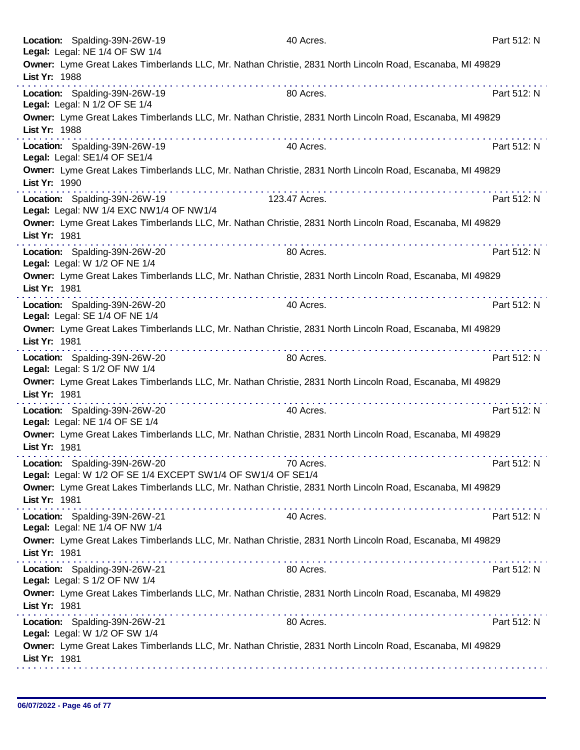**Location:** Spalding-39N-26W-19 40 Acres. Part 512: N
**Legal:** Legal: NE 1/4 OF SW 1/4
**Owner:** Lyme Great Lakes Timberlands LLC, Mr. Nathan Christie, 2831 North Lincoln Road, Escanaba, MI 49829
**List Yr:** 1988

---

**Location:** Spalding-39N-26W-19 80 Acres. Part 512: N
**Legal:** Legal: N 1/2 OF SE 1/4
**Owner:** Lyme Great Lakes Timberlands LLC, Mr. Nathan Christie, 2831 North Lincoln Road, Escanaba, MI 49829
**List Yr:** 1988

---

**Location:** Spalding-39N-26W-19 40 Acres. Part 512: N
**Legal:** Legal: SE1/4 OF SE1/4
**Owner:** Lyme Great Lakes Timberlands LLC, Mr. Nathan Christie, 2831 North Lincoln Road, Escanaba, MI 49829
**List Yr:** 1990

---

**Location:** Spalding-39N-26W-19 123.47 Acres. Part 512: N
**Legal:** Legal: NW 1/4 EXC NW1/4 OF NW1/4
**Owner:** Lyme Great Lakes Timberlands LLC, Mr. Nathan Christie, 2831 North Lincoln Road, Escanaba, MI 49829
**List Yr:** 1981

---

**Location:** Spalding-39N-26W-20 80 Acres. Part 512: N
**Legal:** Legal: W 1/2 OF NE 1/4
**Owner:** Lyme Great Lakes Timberlands LLC, Mr. Nathan Christie, 2831 North Lincoln Road, Escanaba, MI 49829
**List Yr:** 1981

---

**Location:** Spalding-39N-26W-20 40 Acres. Part 512: N
**Legal:** Legal: SE 1/4 OF NE 1/4
**Owner:** Lyme Great Lakes Timberlands LLC, Mr. Nathan Christie, 2831 North Lincoln Road, Escanaba, MI 49829
**List Yr:** 1981

---

**Location:** Spalding-39N-26W-20 80 Acres. Part 512: N
**Legal:** Legal: S 1/2 OF NW 1/4
**Owner:** Lyme Great Lakes Timberlands LLC, Mr. Nathan Christie, 2831 North Lincoln Road, Escanaba, MI 49829
**List Yr:** 1981

---

**Location:** Spalding-39N-26W-20 40 Acres. Part 512: N
**Legal:** Legal: NE 1/4 OF SE 1/4
**Owner:** Lyme Great Lakes Timberlands LLC, Mr. Nathan Christie, 2831 North Lincoln Road, Escanaba, MI 49829
**List Yr:** 1981

---

**Location:** Spalding-39N-26W-20 70 Acres. Part 512: N
**Legal:** Legal: W 1/2 OF SE 1/4 EXCEPT SW1/4 OF SW1/4 OF SE1/4
**Owner:** Lyme Great Lakes Timberlands LLC, Mr. Nathan Christie, 2831 North Lincoln Road, Escanaba, MI 49829
**List Yr:** 1981

---

**Location:** Spalding-39N-26W-21 40 Acres. Part 512: N
**Legal:** Legal: NE 1/4 OF NW 1/4
**Owner:** Lyme Great Lakes Timberlands LLC, Mr. Nathan Christie, 2831 North Lincoln Road, Escanaba, MI 49829
**List Yr:** 1981

---

**Location:** Spalding-39N-26W-21 80 Acres. Part 512: N
**Legal:** Legal: S 1/2 OF NW 1/4
**Owner:** Lyme Great Lakes Timberlands LLC, Mr. Nathan Christie, 2831 North Lincoln Road, Escanaba, MI 49829
**List Yr:** 1981

---

**Location:** Spalding-39N-26W-21 80 Acres. Part 512: N
**Legal:** Legal: W 1/2 OF SW 1/4
**Owner:** Lyme Great Lakes Timberlands LLC, Mr. Nathan Christie, 2831 North Lincoln Road, Escanaba, MI 49829
**List Yr:** 1981

---

06/07/2022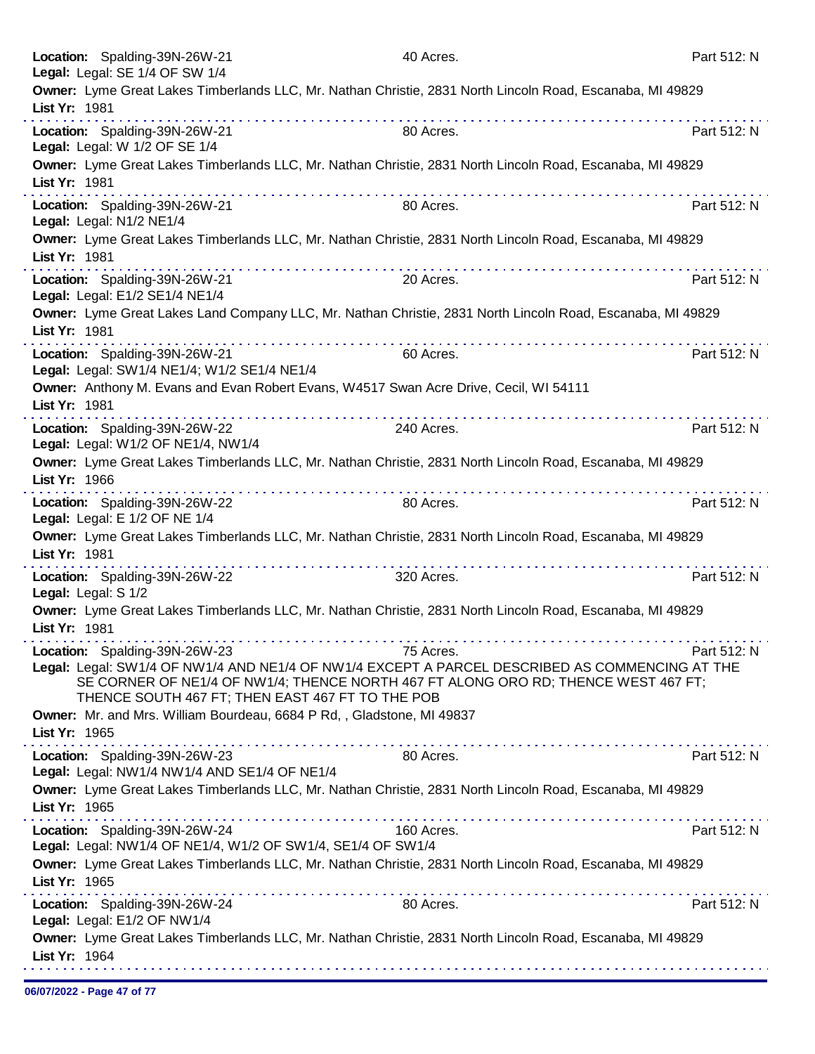**Location:** Spalding-39N-26W-21 40 Acres. Part 512: N
**Legal:** Legal: SE 1/4 OF SW 1/4
**Owner:** Lyme Great Lakes Timberlands LLC, Mr. Nathan Christie, 2831 North Lincoln Road, Escanaba, MI 49829
**List Yr:** 1981

---

**Location:** Spalding-39N-26W-21 80 Acres. Part 512: N
**Legal:** Legal: W 1/2 OF SE 1/4
**Owner:** Lyme Great Lakes Timberlands LLC, Mr. Nathan Christie, 2831 North Lincoln Road, Escanaba, MI 49829
**List Yr:** 1981

---

**Location:** Spalding-39N-26W-21 80 Acres. Part 512: N
**Legal:** Legal: N1/2 NE1/4
**Owner:** Lyme Great Lakes Timberlands LLC, Mr. Nathan Christie, 2831 North Lincoln Road, Escanaba, MI 49829
**List Yr:** 1981

---

**Location:** Spalding-39N-26W-21 20 Acres. Part 512: N
**Legal:** Legal: E1/2 SE1/4 NE1/4
**Owner:** Lyme Great Lakes Land Company LLC, Mr. Nathan Christie, 2831 North Lincoln Road, Escanaba, MI 49829
**List Yr:** 1981

---

**Location:** Spalding-39N-26W-21 60 Acres. Part 512: N
**Legal:** Legal: SW1/4 NE1/4; W1/2 SE1/4 NE1/4
**Owner:** Anthony M. Evans and Evan Robert Evans, W4517 Swan Acre Drive, Cecil, WI 54111
**List Yr:** 1981

---

**Location:** Spalding-39N-26W-22 240 Acres. Part 512: N
**Legal:** Legal: W1/2 OF NE1/4, NW1/4
**Owner:** Lyme Great Lakes Timberlands LLC, Mr. Nathan Christie, 2831 North Lincoln Road, Escanaba, MI 49829
**List Yr:** 1966

---

**Location:** Spalding-39N-26W-22 80 Acres. Part 512: N
**Legal:** Legal: E 1/2 OF NE 1/4
**Owner:** Lyme Great Lakes Timberlands LLC, Mr. Nathan Christie, 2831 North Lincoln Road, Escanaba, MI 49829
**List Yr:** 1981

---

**Location:** Spalding-39N-26W-22 320 Acres. Part 512: N
**Legal:** Legal: S 1/2
**Owner:** Lyme Great Lakes Timberlands LLC, Mr. Nathan Christie, 2831 North Lincoln Road, Escanaba, MI 49829
**List Yr:** 1981

---

**Location:** Spalding-39N-26W-23 75 Acres. Part 512: N
**Legal:** Legal: SW1/4 OF NW1/4 AND NE1/4 OF NW1/4 EXCEPT A PARCEL DESCRIBED AS COMMENCING AT THE SE CORNER OF NE1/4 OF NW1/4; THENCE NORTH 467 FT ALONG ORO RD; THENCE WEST 467 FT; THENCE SOUTH 467 FT; THEN EAST 467 FT TO THE POB
**Owner:** Mr. and Mrs. William Bourdeau, 6684 P Rd, , Gladstone, MI 49837
**List Yr:** 1965

---

**Location:** Spalding-39N-26W-23 80 Acres. Part 512: N
**Legal:** Legal: NW1/4 NW1/4 AND SE1/4 OF NE1/4
**Owner:** Lyme Great Lakes Timberlands LLC, Mr. Nathan Christie, 2831 North Lincoln Road, Escanaba, MI 49829
**List Yr:** 1965

---

**Location:** Spalding-39N-26W-24 160 Acres. Part 512: N
**Legal:** Legal: NW1/4 OF NE1/4, W1/2 OF SW1/4, SE1/4 OF SW1/4
**Owner:** Lyme Great Lakes Timberlands LLC, Mr. Nathan Christie, 2831 North Lincoln Road, Escanaba, MI 49829
**List Yr:** 1965

---

**Location:** Spalding-39N-26W-24 80 Acres. Part 512: N
**Legal:** Legal: E1/2 OF NW1/4
**Owner:** Lyme Great Lakes Timberlands LLC, Mr. Nathan Christie, 2831 North Lincoln Road, Escanaba, MI 49829
**List Yr:** 1964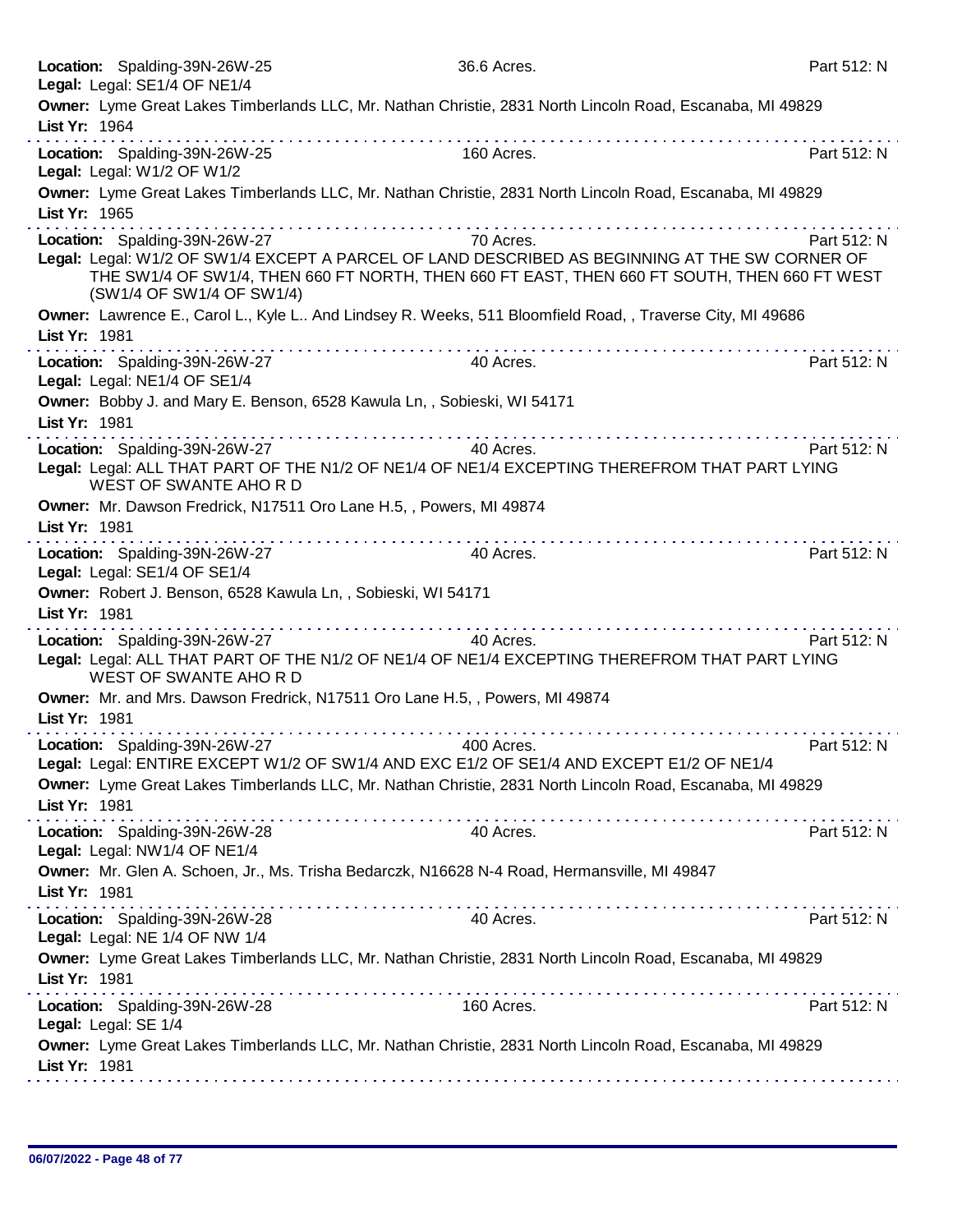**Location:** Spalding-39N-26W-25 36.6 Acres. Part 512: N
**Legal:** Legal: SE1/4 OF NE1/4
**Owner:** Lyme Great Lakes Timberlands LLC, Mr. Nathan Christie, 2831 North Lincoln Road, Escanaba, MI 49829
**List Yr:** 1964

---

**Location:** Spalding-39N-26W-25 160 Acres. Part 512: N
**Legal:** Legal: W1/2 OF W1/2
**Owner:** Lyme Great Lakes Timberlands LLC, Mr. Nathan Christie, 2831 North Lincoln Road, Escanaba, MI 49829
**List Yr:** 1965

---

**Location:** Spalding-39N-26W-27 70 Acres. Part 512: N
**Legal:** Legal: W1/2 OF SW1/4 EXCEPT A PARCEL OF LAND DESCRIBED AS BEGINNING AT THE SW CORNER OF THE SW1/4 OF SW1/4, THEN 660 FT NORTH, THEN 660 FT EAST, THEN 660 FT SOUTH, THEN 660 FT WEST (SW1/4 OF SW1/4 OF SW1/4)
**Owner:** Lawrence E., Carol L., Kyle L.. And Lindsey R. Weeks, 511 Bloomfield Road, , Traverse City, MI 49686
**List Yr:** 1981

---

**Location:** Spalding-39N-26W-27 40 Acres. Part 512: N
**Legal:** Legal: NE1/4 OF SE1/4
**Owner:** Bobby J. and Mary E. Benson, 6528 Kawula Ln, , Sobieski, WI 54171
**List Yr:** 1981

---

**Location:** Spalding-39N-26W-27 40 Acres. Part 512: N
**Legal:** Legal: ALL THAT PART OF THE N1/2 OF NE1/4 OF NE1/4 EXCEPTING THEREFROM THAT PART LYING WEST OF SWANTE AHO R D
**Owner:** Mr. Dawson Fredrick, N17511 Oro Lane H.5, , Powers, MI 49874
**List Yr:** 1981

---

**Location:** Spalding-39N-26W-27 40 Acres. Part 512: N
**Legal:** Legal: SE1/4 OF SE1/4
**Owner:** Robert J. Benson, 6528 Kawula Ln, , Sobieski, WI 54171
**List Yr:** 1981

---

**Location:** Spalding-39N-26W-27 40 Acres. Part 512: N
**Legal:** Legal: ALL THAT PART OF THE N1/2 OF NE1/4 OF NE1/4 EXCEPTING THEREFROM THAT PART LYING WEST OF SWANTE AHO R D
**Owner:** Mr. and Mrs. Dawson Fredrick, N17511 Oro Lane H.5, , Powers, MI 49874
**List Yr:** 1981

---

**Location:** Spalding-39N-26W-27 400 Acres. Part 512: N
**Legal:** Legal: ENTIRE EXCEPT W1/2 OF SW1/4 AND EXC E1/2 OF SE1/4 AND EXCEPT E1/2 OF NE1/4
**Owner:** Lyme Great Lakes Timberlands LLC, Mr. Nathan Christie, 2831 North Lincoln Road, Escanaba, MI 49829
**List Yr:** 1981

---

**Location:** Spalding-39N-26W-28 40 Acres. Part 512: N
**Legal:** Legal: NW1/4 OF NE1/4
**Owner:** Mr. Glen A. Schoen, Jr., Ms. Trisha Bedarczk, N16628 N-4 Road, Hermansville, MI 49847
**List Yr:** 1981

---

**Location:** Spalding-39N-26W-28 40 Acres. Part 512: N
**Legal:** Legal: NE 1/4 OF NW 1/4
**Owner:** Lyme Great Lakes Timberlands LLC, Mr. Nathan Christie, 2831 North Lincoln Road, Escanaba, MI 49829
**List Yr:** 1981

---

**Location:** Spalding-39N-26W-28 160 Acres. Part 512: N
**Legal:** Legal: SE 1/4
**Owner:** Lyme Great Lakes Timberlands LLC, Mr. Nathan Christie, 2831 North Lincoln Road, Escanaba, MI 49829
**List Yr:** 1981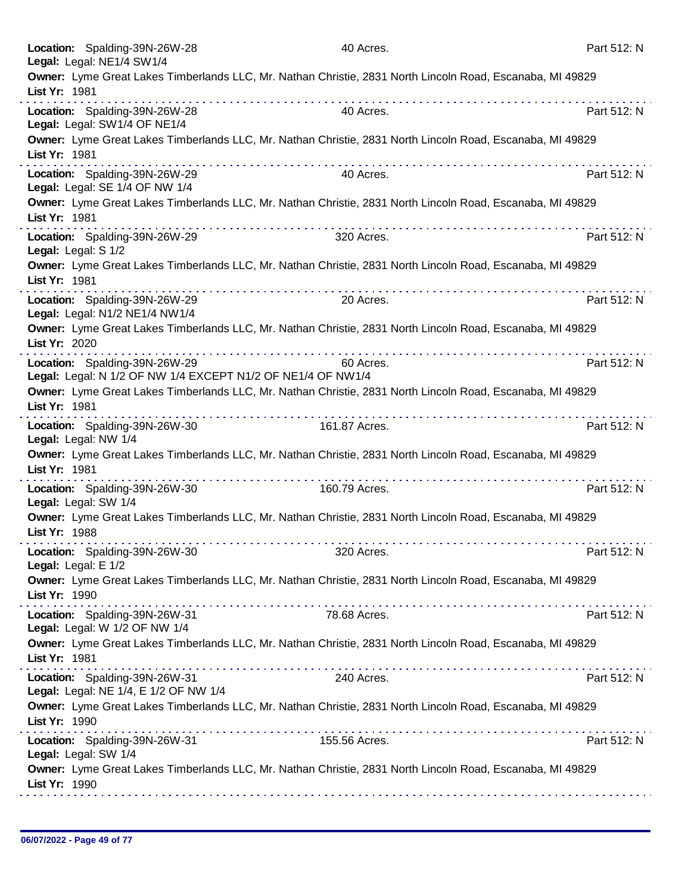**Location:** Spalding-39N-26W-28 40 Acres. Part 512: N
**Legal:** Legal: NE1/4 SW1/4
**Owner:** Lyme Great Lakes Timberlands LLC, Mr. Nathan Christie, 2831 North Lincoln Road, Escanaba, MI 49829
**List Yr:** 1981

---

**Location:** Spalding-39N-26W-28 40 Acres. Part 512: N
**Legal:** Legal: SW1/4 OF NE1/4
**Owner:** Lyme Great Lakes Timberlands LLC, Mr. Nathan Christie, 2831 North Lincoln Road, Escanaba, MI 49829
**List Yr:** 1981

---

**Location:** Spalding-39N-26W-29 40 Acres. Part 512: N
**Legal:** Legal: SE 1/4 OF NW 1/4
**Owner:** Lyme Great Lakes Timberlands LLC, Mr. Nathan Christie, 2831 North Lincoln Road, Escanaba, MI 49829
**List Yr:** 1981

---

**Location:** Spalding-39N-26W-29 320 Acres. Part 512: N
**Legal:** Legal: S 1/2
**Owner:** Lyme Great Lakes Timberlands LLC, Mr. Nathan Christie, 2831 North Lincoln Road, Escanaba, MI 49829
**List Yr:** 1981

---

**Location:** Spalding-39N-26W-29 20 Acres. Part 512: N
**Legal:** Legal: N1/2 NE1/4 NW1/4
**Owner:** Lyme Great Lakes Timberlands LLC, Mr. Nathan Christie, 2831 North Lincoln Road, Escanaba, MI 49829
**List Yr:** 2020

---

**Location:** Spalding-39N-26W-29 60 Acres. Part 512: N
**Legal:** Legal: N 1/2 OF NW 1/4 EXCEPT N1/2 OF NE1/4 OF NW1/4
**Owner:** Lyme Great Lakes Timberlands LLC, Mr. Nathan Christie, 2831 North Lincoln Road, Escanaba, MI 49829
**List Yr:** 1981

---

**Location:** Spalding-39N-26W-30 161.87 Acres. Part 512: N
**Legal:** Legal: NW 1/4
**Owner:** Lyme Great Lakes Timberlands LLC, Mr. Nathan Christie, 2831 North Lincoln Road, Escanaba, MI 49829
**List Yr:** 1981

---

**Location:** Spalding-39N-26W-30 160.79 Acres. Part 512: N
**Legal:** Legal: SW 1/4
**Owner:** Lyme Great Lakes Timberlands LLC, Mr. Nathan Christie, 2831 North Lincoln Road, Escanaba, MI 49829
**List Yr:** 1988

---

**Location:** Spalding-39N-26W-30 320 Acres. Part 512: N
**Legal:** Legal: E 1/2
**Owner:** Lyme Great Lakes Timberlands LLC, Mr. Nathan Christie, 2831 North Lincoln Road, Escanaba, MI 49829
**List Yr:** 1990

---

**Location:** Spalding-39N-26W-31 78.68 Acres. Part 512: N
**Legal:** Legal: W 1/2 OF NW 1/4
**Owner:** Lyme Great Lakes Timberlands LLC, Mr. Nathan Christie, 2831 North Lincoln Road, Escanaba, MI 49829
**List Yr:** 1981

---

**Location:** Spalding-39N-26W-31 240 Acres. Part 512: N
**Legal:** Legal: NE 1/4, E 1/2 OF NW 1/4
**Owner:** Lyme Great Lakes Timberlands LLC, Mr. Nathan Christie, 2831 North Lincoln Road, Escanaba, MI 49829
**List Yr:** 1990

---

**Location:** Spalding-39N-26W-31 155.56 Acres. Part 512: N
**Legal:** Legal: SW 1/4
**Owner:** Lyme Great Lakes Timberlands LLC, Mr. Nathan Christie, 2831 North Lincoln Road, Escanaba, MI 49829
**List Yr:** 1990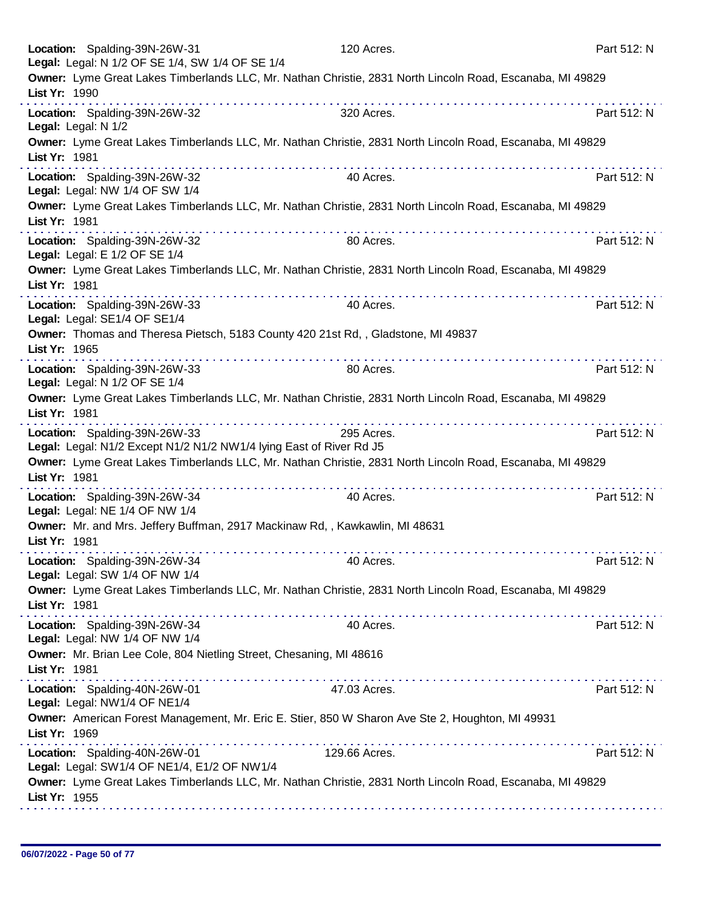**Location:** Spalding-39N-26W-31 120 Acres. Part 512: N
**Legal:** Legal: N 1/2 OF SE 1/4, SW 1/4 OF SE 1/4
**Owner:** Lyme Great Lakes Timberlands LLC, Mr. Nathan Christie, 2831 North Lincoln Road, Escanaba, MI 49829
**List Yr:** 1990

---

**Location:** Spalding-39N-26W-32 320 Acres. Part 512: N
**Legal:** Legal: N 1/2
**Owner:** Lyme Great Lakes Timberlands LLC, Mr. Nathan Christie, 2831 North Lincoln Road, Escanaba, MI 49829
**List Yr:** 1981

---

**Location:** Spalding-39N-26W-32 40 Acres. Part 512: N
**Legal:** Legal: NW 1/4 OF SW 1/4
**Owner:** Lyme Great Lakes Timberlands LLC, Mr. Nathan Christie, 2831 North Lincoln Road, Escanaba, MI 49829
**List Yr:** 1981

---

**Location:** Spalding-39N-26W-32 80 Acres. Part 512: N
**Legal:** Legal: E 1/2 OF SE 1/4
**Owner:** Lyme Great Lakes Timberlands LLC, Mr. Nathan Christie, 2831 North Lincoln Road, Escanaba, MI 49829
**List Yr:** 1981

---

**Location:** Spalding-39N-26W-33 40 Acres. Part 512: N
**Legal:** Legal: SE1/4 OF SE1/4
**Owner:** Thomas and Theresa Pietsch, 5183 County 420 21st Rd, , Gladstone, MI 49837
**List Yr:** 1965

---

**Location:** Spalding-39N-26W-33 80 Acres. Part 512: N
**Legal:** Legal: N 1/2 OF SE 1/4
**Owner:** Lyme Great Lakes Timberlands LLC, Mr. Nathan Christie, 2831 North Lincoln Road, Escanaba, MI 49829
**List Yr:** 1981

---

**Location:** Spalding-39N-26W-33 295 Acres. Part 512: N
**Legal:** Legal: N1/2 Except N1/2 N1/2 NW1/4 lying East of River Rd J5
**Owner:** Lyme Great Lakes Timberlands LLC, Mr. Nathan Christie, 2831 North Lincoln Road, Escanaba, MI 49829
**List Yr:** 1981

---

**Location:** Spalding-39N-26W-34 40 Acres. Part 512: N
**Legal:** Legal: NE 1/4 OF NW 1/4
**Owner:** Mr. and Mrs. Jeffery Buffman, 2917 Mackinaw Rd, , Kawkawlin, MI 48631
**List Yr:** 1981

---

**Location:** Spalding-39N-26W-34 40 Acres. Part 512: N
**Legal:** Legal: SW 1/4 OF NW 1/4
**Owner:** Lyme Great Lakes Timberlands LLC, Mr. Nathan Christie, 2831 North Lincoln Road, Escanaba, MI 49829
**List Yr:** 1981

---

**Location:** Spalding-39N-26W-34 40 Acres. Part 512: N
**Legal:** Legal: NW 1/4 OF NW 1/4
**Owner:** Mr. Brian Lee Cole, 804 Nietling Street, Chesaning, MI 48616
**List Yr:** 1981

---

**Location:** Spalding-40N-26W-01 47.03 Acres. Part 512: N
**Legal:** Legal: NW1/4 OF NE1/4
**Owner:** American Forest Management, Mr. Eric E. Stier, 850 W Sharon Ave Ste 2, Houghton, MI 49931
**List Yr:** 1969

---

**Location:** Spalding-40N-26W-01 129.66 Acres. Part 512: N
**Legal:** Legal: SW1/4 OF NE1/4, E1/2 OF NW1/4
**Owner:** Lyme Great Lakes Timberlands LLC, Mr. Nathan Christie, 2831 North Lincoln Road, Escanaba, MI 49829
**List Yr:** 1955

---

06/07/2022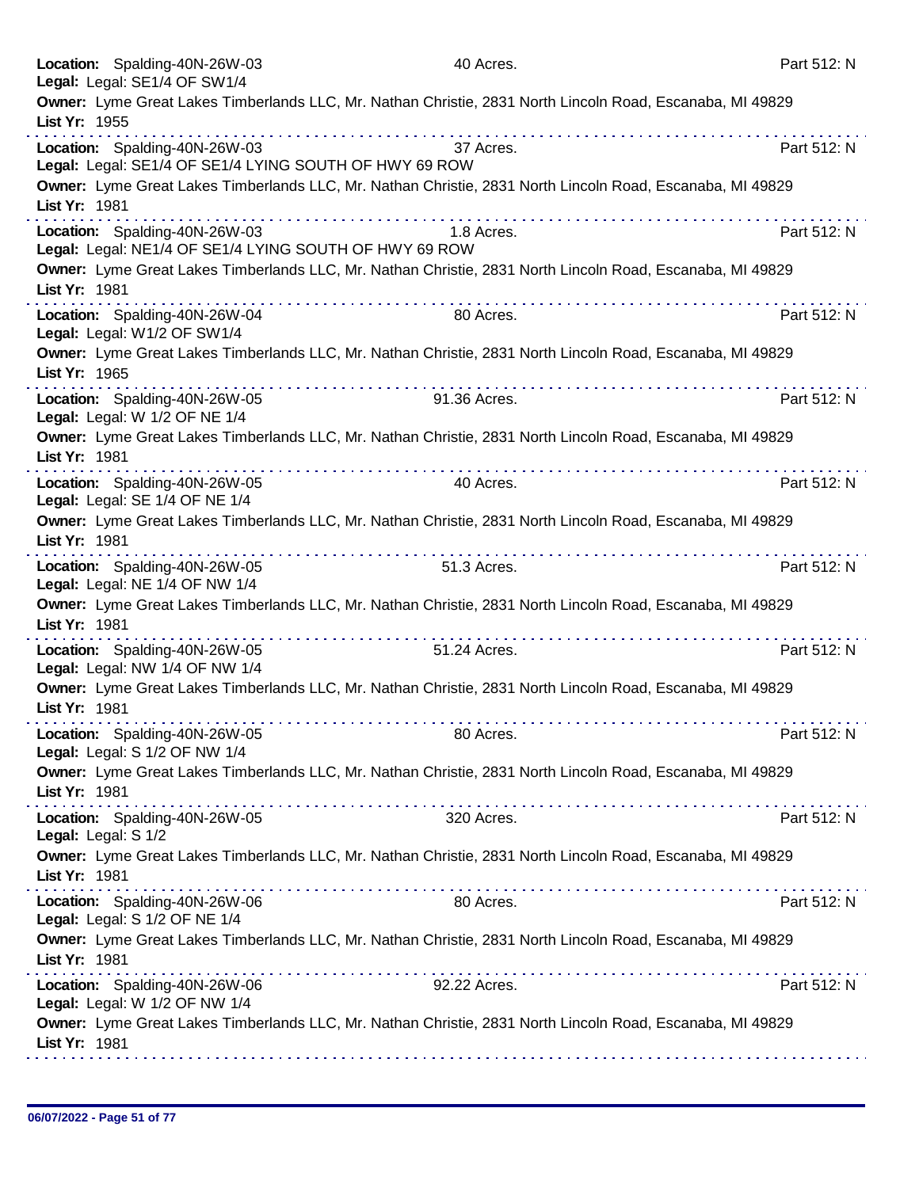**Location:** Spalding-40N-26W-03 40 Acres. Part 512: N
**Legal:** Legal: SE1/4 OF SW1/4
**Owner:** Lyme Great Lakes Timberlands LLC, Mr. Nathan Christie, 2831 North Lincoln Road, Escanaba, MI 49829
**List Yr:** 1955

---

**Location:** Spalding-40N-26W-03 37 Acres. Part 512: N
**Legal:** Legal: SE1/4 OF SE1/4 LYING SOUTH OF HWY 69 ROW
**Owner:** Lyme Great Lakes Timberlands LLC, Mr. Nathan Christie, 2831 North Lincoln Road, Escanaba, MI 49829
**List Yr:** 1981

---

**Location:** Spalding-40N-26W-03 1.8 Acres. Part 512: N
**Legal:** Legal: NE1/4 OF SE1/4 LYING SOUTH OF HWY 69 ROW
**Owner:** Lyme Great Lakes Timberlands LLC, Mr. Nathan Christie, 2831 North Lincoln Road, Escanaba, MI 49829
**List Yr:** 1981

---

**Location:** Spalding-40N-26W-04 80 Acres. Part 512: N
**Legal:** Legal: W1/2 OF SW1/4
**Owner:** Lyme Great Lakes Timberlands LLC, Mr. Nathan Christie, 2831 North Lincoln Road, Escanaba, MI 49829
**List Yr:** 1965

---

**Location:** Spalding-40N-26W-05 91.36 Acres. Part 512: N
**Legal:** Legal: W 1/2 OF NE 1/4
**Owner:** Lyme Great Lakes Timberlands LLC, Mr. Nathan Christie, 2831 North Lincoln Road, Escanaba, MI 49829
**List Yr:** 1981

---

**Location:** Spalding-40N-26W-05 40 Acres. Part 512: N
**Legal:** Legal: SE 1/4 OF NE 1/4
**Owner:** Lyme Great Lakes Timberlands LLC, Mr. Nathan Christie, 2831 North Lincoln Road, Escanaba, MI 49829
**List Yr:** 1981

---

**Location:** Spalding-40N-26W-05 51.3 Acres. Part 512: N
**Legal:** Legal: NE 1/4 OF NW 1/4
**Owner:** Lyme Great Lakes Timberlands LLC, Mr. Nathan Christie, 2831 North Lincoln Road, Escanaba, MI 49829
**List Yr:** 1981

---

**Location:** Spalding-40N-26W-05 51.24 Acres. Part 512: N
**Legal:** Legal: NW 1/4 OF NW 1/4
**Owner:** Lyme Great Lakes Timberlands LLC, Mr. Nathan Christie, 2831 North Lincoln Road, Escanaba, MI 49829
**List Yr:** 1981

---

**Location:** Spalding-40N-26W-05 80 Acres. Part 512: N
**Legal:** Legal: S 1/2 OF NW 1/4
**Owner:** Lyme Great Lakes Timberlands LLC, Mr. Nathan Christie, 2831 North Lincoln Road, Escanaba, MI 49829
**List Yr:** 1981

---

**Location:** Spalding-40N-26W-05 320 Acres. Part 512: N
**Legal:** Legal: S 1/2
**Owner:** Lyme Great Lakes Timberlands LLC, Mr. Nathan Christie, 2831 North Lincoln Road, Escanaba, MI 49829
**List Yr:** 1981

---

**Location:** Spalding-40N-26W-06 80 Acres. Part 512: N
**Legal:** Legal: S 1/2 OF NE 1/4
**Owner:** Lyme Great Lakes Timberlands LLC, Mr. Nathan Christie, 2831 North Lincoln Road, Escanaba, MI 49829
**List Yr:** 1981

---

**Location:** Spalding-40N-26W-06 92.22 Acres. Part 512: N
**Legal:** Legal: W 1/2 OF NW 1/4
**Owner:** Lyme Great Lakes Timberlands LLC, Mr. Nathan Christie, 2831 North Lincoln Road, Escanaba, MI 49829
**List Yr:** 1981

---

06/07/2022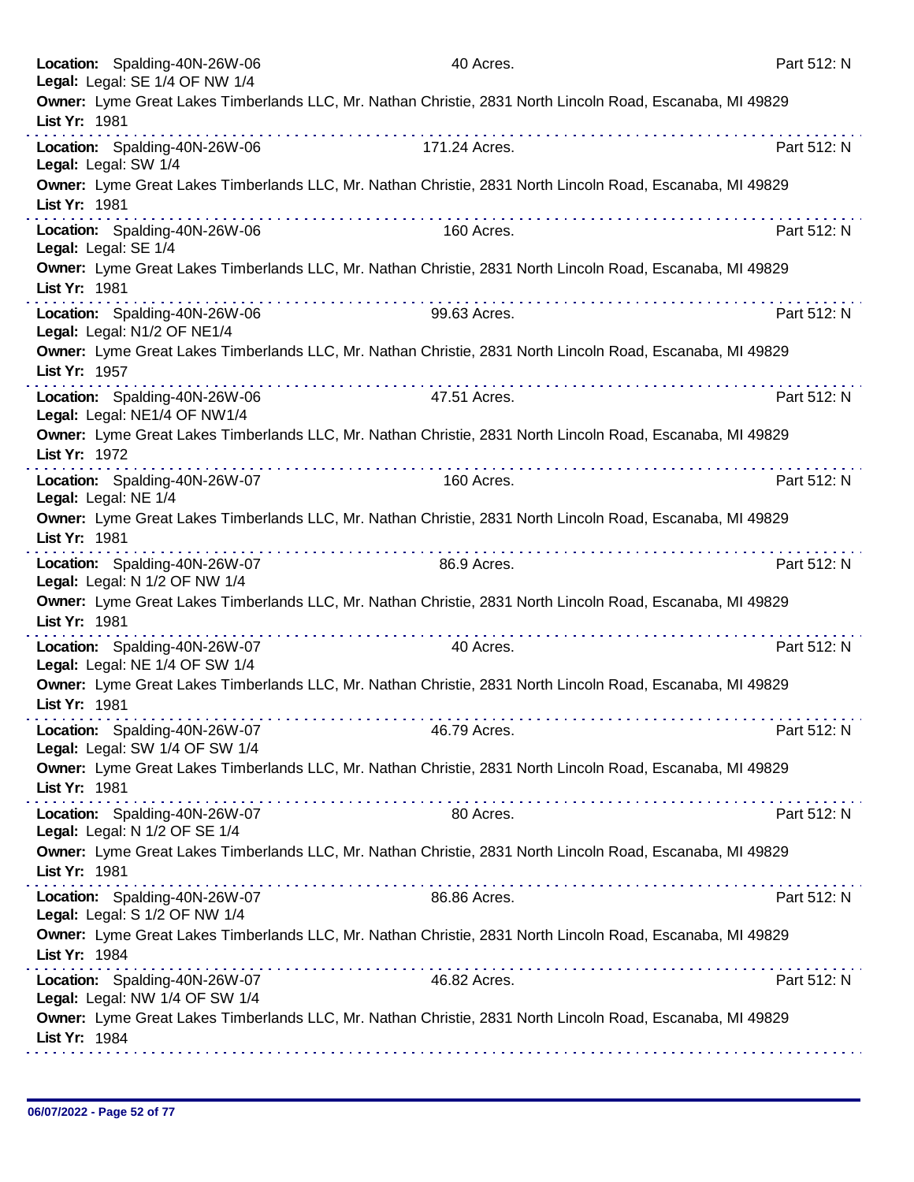**Location:** Spalding-40N-26W-06 40 Acres. Part 512: N
**Legal:** Legal: SE 1/4 OF NW 1/4
**Owner:** Lyme Great Lakes Timberlands LLC, Mr. Nathan Christie, 2831 North Lincoln Road, Escanaba, MI 49829
**List Yr:** 1981

---

**Location:** Spalding-40N-26W-06 171.24 Acres. Part 512: N
**Legal:** Legal: SW 1/4
**Owner:** Lyme Great Lakes Timberlands LLC, Mr. Nathan Christie, 2831 North Lincoln Road, Escanaba, MI 49829
**List Yr:** 1981

---

**Location:** Spalding-40N-26W-06 160 Acres. Part 512: N
**Legal:** Legal: SE 1/4
**Owner:** Lyme Great Lakes Timberlands LLC, Mr. Nathan Christie, 2831 North Lincoln Road, Escanaba, MI 49829
**List Yr:** 1981

---

**Location:** Spalding-40N-26W-06 99.63 Acres. Part 512: N
**Legal:** Legal: N1/2 OF NE1/4
**Owner:** Lyme Great Lakes Timberlands LLC, Mr. Nathan Christie, 2831 North Lincoln Road, Escanaba, MI 49829
**List Yr:** 1957

---

**Location:** Spalding-40N-26W-06 47.51 Acres. Part 512: N
**Legal:** Legal: NE1/4 OF NW1/4
**Owner:** Lyme Great Lakes Timberlands LLC, Mr. Nathan Christie, 2831 North Lincoln Road, Escanaba, MI 49829
**List Yr:** 1972

---

**Location:** Spalding-40N-26W-07 160 Acres. Part 512: N
**Legal:** Legal: NE 1/4
**Owner:** Lyme Great Lakes Timberlands LLC, Mr. Nathan Christie, 2831 North Lincoln Road, Escanaba, MI 49829
**List Yr:** 1981

---

**Location:** Spalding-40N-26W-07 86.9 Acres. Part 512: N
**Legal:** Legal: N 1/2 OF NW 1/4
**Owner:** Lyme Great Lakes Timberlands LLC, Mr. Nathan Christie, 2831 North Lincoln Road, Escanaba, MI 49829
**List Yr:** 1981

---

**Location:** Spalding-40N-26W-07 40 Acres. Part 512: N
**Legal:** Legal: NE 1/4 OF SW 1/4
**Owner:** Lyme Great Lakes Timberlands LLC, Mr. Nathan Christie, 2831 North Lincoln Road, Escanaba, MI 49829
**List Yr:** 1981

---

**Location:** Spalding-40N-26W-07 46.79 Acres. Part 512: N
**Legal:** Legal: SW 1/4 OF SW 1/4
**Owner:** Lyme Great Lakes Timberlands LLC, Mr. Nathan Christie, 2831 North Lincoln Road, Escanaba, MI 49829
**List Yr:** 1981

---

**Location:** Spalding-40N-26W-07 80 Acres. Part 512: N
**Legal:** Legal: N 1/2 OF SE 1/4
**Owner:** Lyme Great Lakes Timberlands LLC, Mr. Nathan Christie, 2831 North Lincoln Road, Escanaba, MI 49829
**List Yr:** 1981

---

**Location:** Spalding-40N-26W-07 86.86 Acres. Part 512: N
**Legal:** Legal: S 1/2 OF NW 1/4
**Owner:** Lyme Great Lakes Timberlands LLC, Mr. Nathan Christie, 2831 North Lincoln Road, Escanaba, MI 49829
**List Yr:** 1984

---

**Location:** Spalding-40N-26W-07 46.82 Acres. Part 512: N
**Legal:** Legal: NW 1/4 OF SW 1/4
**Owner:** Lyme Great Lakes Timberlands LLC, Mr. Nathan Christie, 2831 North Lincoln Road, Escanaba, MI 49829
**List Yr:** 1984

---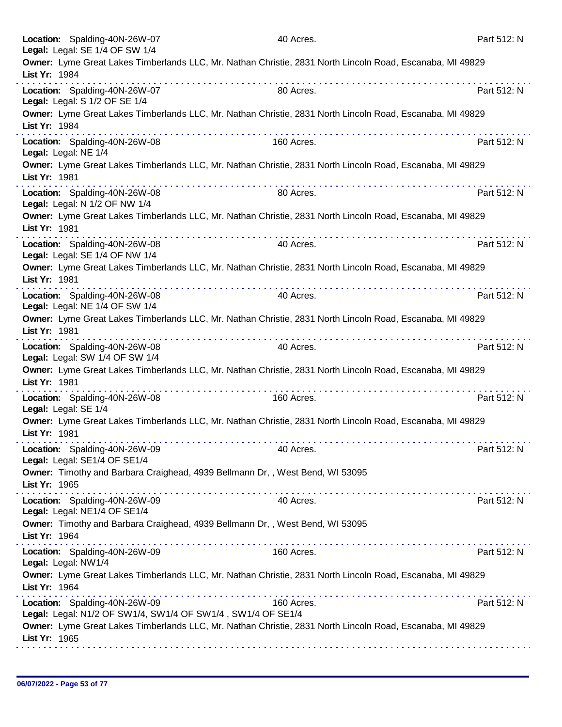**Location:** Spalding-40N-26W-07 | 40 Acres. | Part 512: N
**Legal:** Legal: SE 1/4 OF SW 1/4
**Owner:** Lyme Great Lakes Timberlands LLC, Mr. Nathan Christie, 2831 North Lincoln Road, Escanaba, MI 49829
**List Yr:** 1984

---

**Location:** Spalding-40N-26W-07 | 80 Acres. | Part 512: N
**Legal:** Legal: S 1/2 OF SE 1/4
**Owner:** Lyme Great Lakes Timberlands LLC, Mr. Nathan Christie, 2831 North Lincoln Road, Escanaba, MI 49829
**List Yr:** 1984

---

**Location:** Spalding-40N-26W-08 | 160 Acres. | Part 512: N
**Legal:** Legal: NE 1/4
**Owner:** Lyme Great Lakes Timberlands LLC, Mr. Nathan Christie, 2831 North Lincoln Road, Escanaba, MI 49829
**List Yr:** 1981

---

**Location:** Spalding-40N-26W-08 | 80 Acres. | Part 512: N
**Legal:** Legal: N 1/2 OF NW 1/4
**Owner:** Lyme Great Lakes Timberlands LLC, Mr. Nathan Christie, 2831 North Lincoln Road, Escanaba, MI 49829
**List Yr:** 1981

---

**Location:** Spalding-40N-26W-08 | 40 Acres. | Part 512: N
**Legal:** Legal: SE 1/4 OF NW 1/4
**Owner:** Lyme Great Lakes Timberlands LLC, Mr. Nathan Christie, 2831 North Lincoln Road, Escanaba, MI 49829
**List Yr:** 1981

---

**Location:** Spalding-40N-26W-08 | 40 Acres. | Part 512: N
**Legal:** Legal: NE 1/4 OF SW 1/4
**Owner:** Lyme Great Lakes Timberlands LLC, Mr. Nathan Christie, 2831 North Lincoln Road, Escanaba, MI 49829
**List Yr:** 1981

---

**Location:** Spalding-40N-26W-08 | 40 Acres. | Part 512: N
**Legal:** Legal: SW 1/4 OF SW 1/4
**Owner:** Lyme Great Lakes Timberlands LLC, Mr. Nathan Christie, 2831 North Lincoln Road, Escanaba, MI 49829
**List Yr:** 1981

---

**Location:** Spalding-40N-26W-08 | 160 Acres. | Part 512: N
**Legal:** Legal: SE 1/4
**Owner:** Lyme Great Lakes Timberlands LLC, Mr. Nathan Christie, 2831 North Lincoln Road, Escanaba, MI 49829
**List Yr:** 1981

---

**Location:** Spalding-40N-26W-09 | 40 Acres. | Part 512: N
**Legal:** Legal: SE1/4 OF SE1/4
**Owner:** Timothy and Barbara Craighead, 4939 Bellmann Dr, , West Bend, WI 53095
**List Yr:** 1965

---

**Location:** Spalding-40N-26W-09 | 40 Acres. | Part 512: N
**Legal:** Legal: NE1/4 OF SE1/4
**Owner:** Timothy and Barbara Craighead, 4939 Bellmann Dr, , West Bend, WI 53095
**List Yr:** 1964

---

**Location:** Spalding-40N-26W-09 | 160 Acres. | Part 512: N
**Legal:** Legal: NW1/4
**Owner:** Lyme Great Lakes Timberlands LLC, Mr. Nathan Christie, 2831 North Lincoln Road, Escanaba, MI 49829
**List Yr:** 1964

---

**Location:** Spalding-40N-26W-09 | 160 Acres. | Part 512: N
**Legal:** Legal: N1/2 OF SW1/4, SW1/4 OF SW1/4 , SW1/4 OF SE1/4
**Owner:** Lyme Great Lakes Timberlands LLC, Mr. Nathan Christie, 2831 North Lincoln Road, Escanaba, MI 49829
**List Yr:** 1965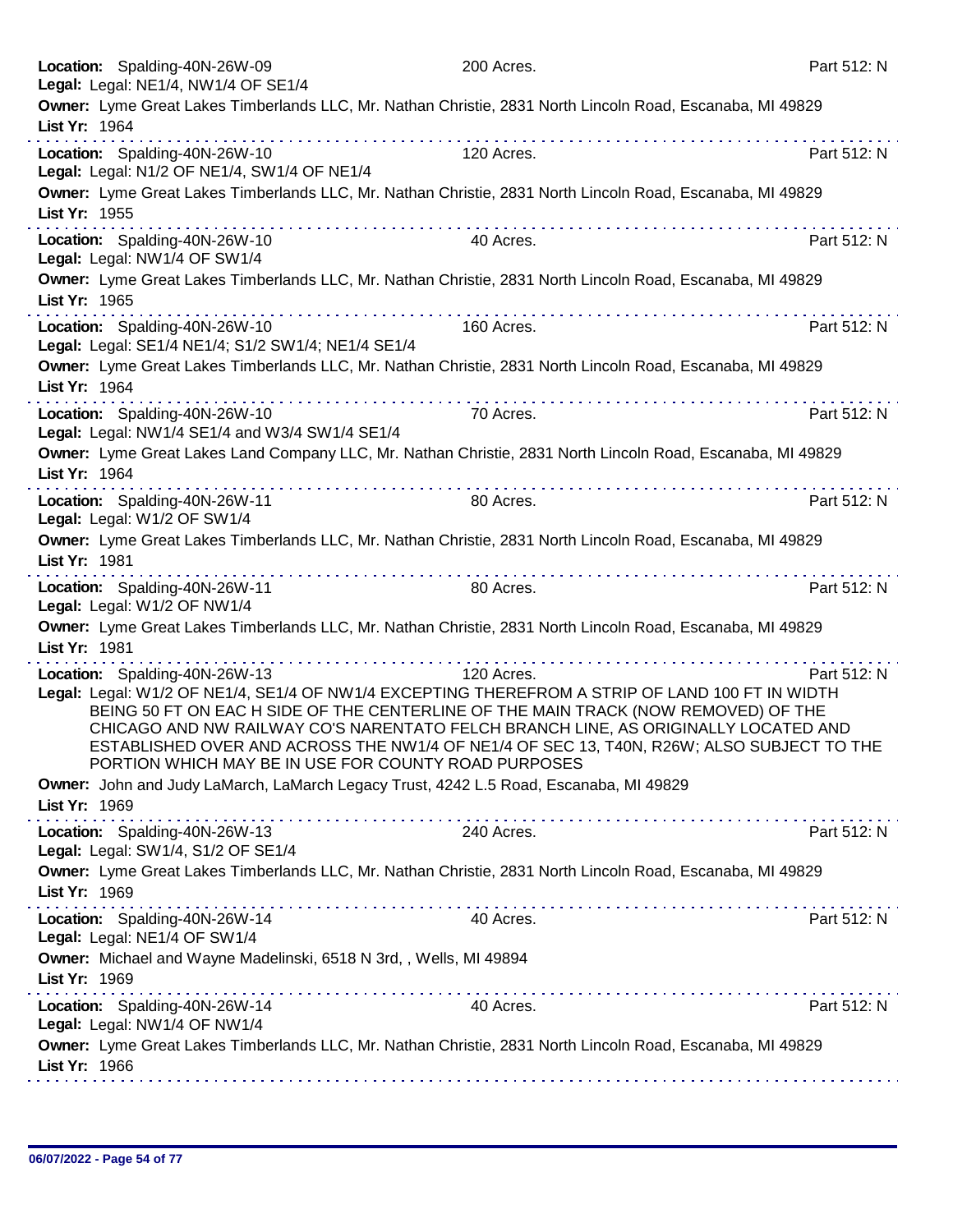**Location:** Spalding-40N-26W-09 200 Acres. Part 512: N
**Legal:** Legal: NE1/4, NW1/4 OF SE1/4
**Owner:** Lyme Great Lakes Timberlands LLC, Mr. Nathan Christie, 2831 North Lincoln Road, Escanaba, MI 49829
**List Yr:** 1964

---

**Location:** Spalding-40N-26W-10 120 Acres. Part 512: N
**Legal:** Legal: N1/2 OF NE1/4, SW1/4 OF NE1/4
**Owner:** Lyme Great Lakes Timberlands LLC, Mr. Nathan Christie, 2831 North Lincoln Road, Escanaba, MI 49829
**List Yr:** 1955

---

**Location:** Spalding-40N-26W-10 40 Acres. Part 512: N
**Legal:** Legal: NW1/4 OF SW1/4
**Owner:** Lyme Great Lakes Timberlands LLC, Mr. Nathan Christie, 2831 North Lincoln Road, Escanaba, MI 49829
**List Yr:** 1965

---

**Location:** Spalding-40N-26W-10 160 Acres. Part 512: N
**Legal:** Legal: SE1/4 NE1/4; S1/2 SW1/4; NE1/4 SE1/4
**Owner:** Lyme Great Lakes Timberlands LLC, Mr. Nathan Christie, 2831 North Lincoln Road, Escanaba, MI 49829
**List Yr:** 1964

---

**Location:** Spalding-40N-26W-10 70 Acres. Part 512: N
**Legal:** Legal: NW1/4 SE1/4 and W3/4 SW1/4 SE1/4
**Owner:** Lyme Great Lakes Land Company LLC, Mr. Nathan Christie, 2831 North Lincoln Road, Escanaba, MI 49829
**List Yr:** 1964

---

**Location:** Spalding-40N-26W-11 80 Acres. Part 512: N
**Legal:** Legal: W1/2 OF SW1/4
**Owner:** Lyme Great Lakes Timberlands LLC, Mr. Nathan Christie, 2831 North Lincoln Road, Escanaba, MI 49829
**List Yr:** 1981

---

**Location:** Spalding-40N-26W-11 80 Acres. Part 512: N
**Legal:** Legal: W1/2 OF NW1/4
**Owner:** Lyme Great Lakes Timberlands LLC, Mr. Nathan Christie, 2831 North Lincoln Road, Escanaba, MI 49829
**List Yr:** 1981

---

**Location:** Spalding-40N-26W-13 120 Acres. Part 512: N
**Legal:** Legal: W1/2 OF NE1/4, SE1/4 OF NW1/4 EXCEPTING THEREFROM A STRIP OF LAND 100 FT IN WIDTH BEING 50 FT ON EAC H SIDE OF THE CENTERLINE OF THE MAIN TRACK (NOW REMOVED) OF THE CHICAGO AND NW RAILWAY CO'S NARENTATO FELCH BRANCH LINE, AS ORIGINALLY LOCATED AND ESTABLISHED OVER AND ACROSS THE NW1/4 OF NE1/4 OF SEC 13, T40N, R26W; ALSO SUBJECT TO THE PORTION WHICH MAY BE IN USE FOR COUNTY ROAD PURPOSES
**Owner:** John and Judy LaMarch, LaMarch Legacy Trust, 4242 L.5 Road, Escanaba, MI 49829
**List Yr:** 1969

---

**Location:** Spalding-40N-26W-13 240 Acres. Part 512: N
**Legal:** Legal: SW1/4, S1/2 OF SE1/4
**Owner:** Lyme Great Lakes Timberlands LLC, Mr. Nathan Christie, 2831 North Lincoln Road, Escanaba, MI 49829
**List Yr:** 1969

---

**Location:** Spalding-40N-26W-14 40 Acres. Part 512: N
**Legal:** Legal: NE1/4 OF SW1/4
**Owner:** Michael and Wayne Madelinski, 6518 N 3rd, , Wells, MI 49894
**List Yr:** 1969

---

**Location:** Spalding-40N-26W-14 40 Acres. Part 512: N
**Legal:** Legal: NW1/4 OF NW1/4
**Owner:** Lyme Great Lakes Timberlands LLC, Mr. Nathan Christie, 2831 North Lincoln Road, Escanaba, MI 49829
**List Yr:** 1966

06/07/2022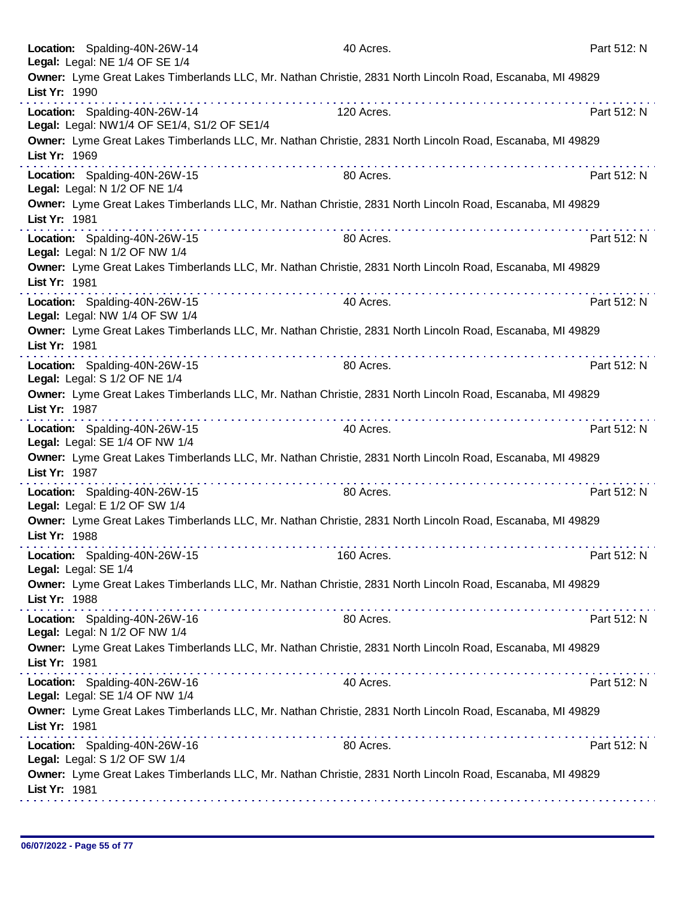**Location:** Spalding-40N-26W-14 40 Acres. Part 512: N
**Legal:** Legal: NE 1/4 OF SE 1/4
**Owner:** Lyme Great Lakes Timberlands LLC, Mr. Nathan Christie, 2831 North Lincoln Road, Escanaba, MI 49829
**List Yr:** 1990

---

**Location:** Spalding-40N-26W-14 120 Acres. Part 512: N
**Legal:** Legal: NW1/4 OF SE1/4, S1/2 OF SE1/4
**Owner:** Lyme Great Lakes Timberlands LLC, Mr. Nathan Christie, 2831 North Lincoln Road, Escanaba, MI 49829
**List Yr:** 1969

---

**Location:** Spalding-40N-26W-15 80 Acres. Part 512: N
**Legal:** Legal: N 1/2 OF NE 1/4
**Owner:** Lyme Great Lakes Timberlands LLC, Mr. Nathan Christie, 2831 North Lincoln Road, Escanaba, MI 49829
**List Yr:** 1981

---

**Location:** Spalding-40N-26W-15 80 Acres. Part 512: N
**Legal:** Legal: N 1/2 OF NW 1/4
**Owner:** Lyme Great Lakes Timberlands LLC, Mr. Nathan Christie, 2831 North Lincoln Road, Escanaba, MI 49829
**List Yr:** 1981

---

**Location:** Spalding-40N-26W-15 40 Acres. Part 512: N
**Legal:** Legal: NW 1/4 OF SW 1/4
**Owner:** Lyme Great Lakes Timberlands LLC, Mr. Nathan Christie, 2831 North Lincoln Road, Escanaba, MI 49829
**List Yr:** 1981

---

**Location:** Spalding-40N-26W-15 80 Acres. Part 512: N
**Legal:** Legal: S 1/2 OF NE 1/4
**Owner:** Lyme Great Lakes Timberlands LLC, Mr. Nathan Christie, 2831 North Lincoln Road, Escanaba, MI 49829
**List Yr:** 1987

---

**Location:** Spalding-40N-26W-15 40 Acres. Part 512: N
**Legal:** Legal: SE 1/4 OF NW 1/4
**Owner:** Lyme Great Lakes Timberlands LLC, Mr. Nathan Christie, 2831 North Lincoln Road, Escanaba, MI 49829
**List Yr:** 1987

---

**Location:** Spalding-40N-26W-15 80 Acres. Part 512: N
**Legal:** Legal: E 1/2 OF SW 1/4
**Owner:** Lyme Great Lakes Timberlands LLC, Mr. Nathan Christie, 2831 North Lincoln Road, Escanaba, MI 49829
**List Yr:** 1988

---

**Location:** Spalding-40N-26W-15 160 Acres. Part 512: N
**Legal:** Legal: SE 1/4
**Owner:** Lyme Great Lakes Timberlands LLC, Mr. Nathan Christie, 2831 North Lincoln Road, Escanaba, MI 49829
**List Yr:** 1988

---

**Location:** Spalding-40N-26W-16 80 Acres. Part 512: N
**Legal:** Legal: N 1/2 OF NW 1/4
**Owner:** Lyme Great Lakes Timberlands LLC, Mr. Nathan Christie, 2831 North Lincoln Road, Escanaba, MI 49829
**List Yr:** 1981

---

**Location:** Spalding-40N-26W-16 40 Acres. Part 512: N
**Legal:** Legal: SE 1/4 OF NW 1/4
**Owner:** Lyme Great Lakes Timberlands LLC, Mr. Nathan Christie, 2831 North Lincoln Road, Escanaba, MI 49829
**List Yr:** 1981

---

**Location:** Spalding-40N-26W-16 80 Acres. Part 512: N
**Legal:** Legal: S 1/2 OF SW 1/4
**Owner:** Lyme Great Lakes Timberlands LLC, Mr. Nathan Christie, 2831 North Lincoln Road, Escanaba, MI 49829
**List Yr:** 1981

---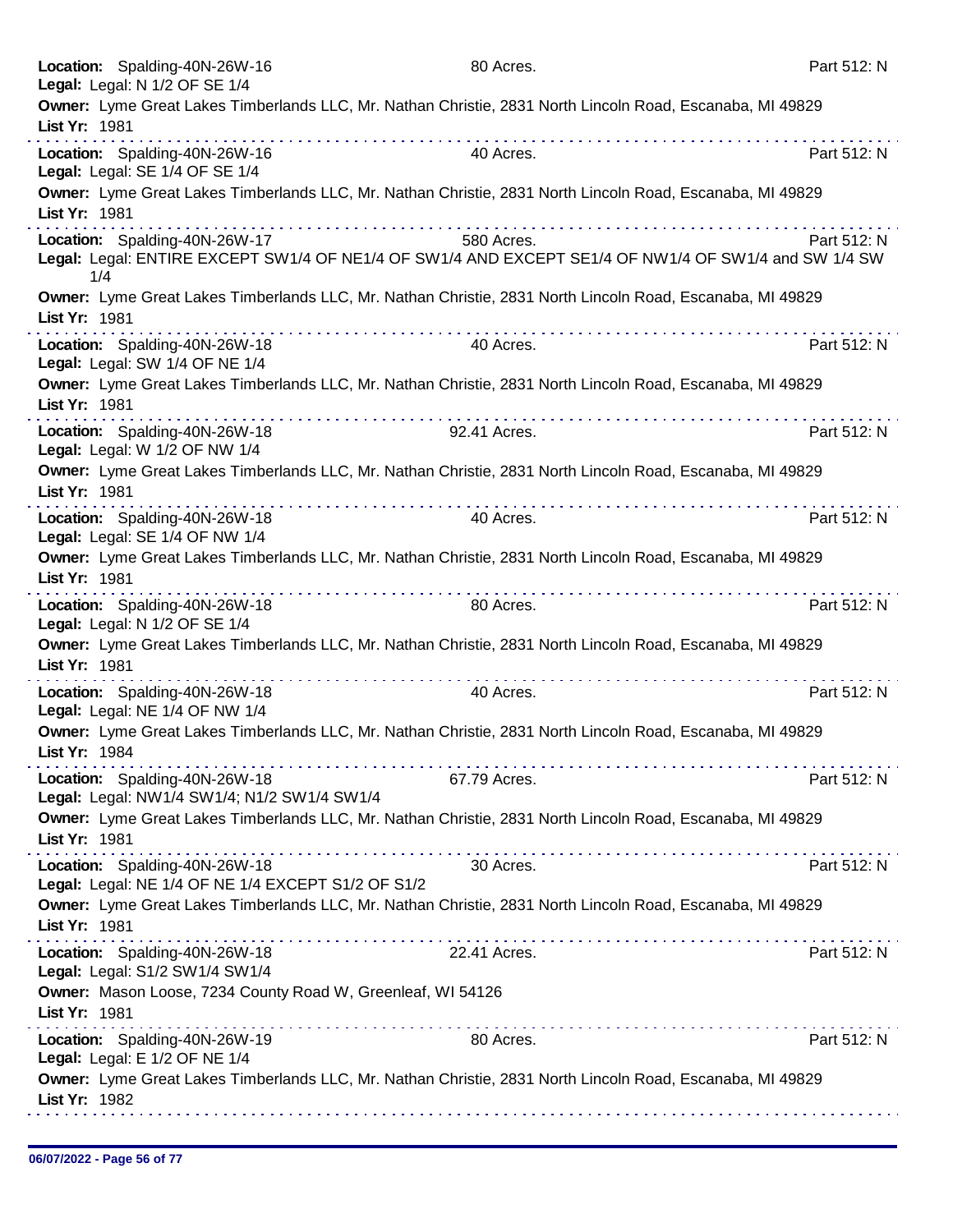**Location:** Spalding-40N-26W-16 80 Acres. Part 512: N
**Legal:** Legal: N 1/2 OF SE 1/4
**Owner:** Lyme Great Lakes Timberlands LLC, Mr. Nathan Christie, 2831 North Lincoln Road, Escanaba, MI 49829
**List Yr:** 1981

---

**Location:** Spalding-40N-26W-16 40 Acres. Part 512: N
**Legal:** Legal: SE 1/4 OF SE 1/4
**Owner:** Lyme Great Lakes Timberlands LLC, Mr. Nathan Christie, 2831 North Lincoln Road, Escanaba, MI 49829
**List Yr:** 1981

---

**Location:** Spalding-40N-26W-17 580 Acres. Part 512: N
**Legal:** Legal: ENTIRE EXCEPT SW1/4 OF NE1/4 OF SW1/4 AND EXCEPT SE1/4 OF NW1/4 OF SW1/4 and SW 1/4 SW 1/4
**Owner:** Lyme Great Lakes Timberlands LLC, Mr. Nathan Christie, 2831 North Lincoln Road, Escanaba, MI 49829
**List Yr:** 1981

---

**Location:** Spalding-40N-26W-18 40 Acres. Part 512: N
**Legal:** Legal: SW 1/4 OF NE 1/4
**Owner:** Lyme Great Lakes Timberlands LLC, Mr. Nathan Christie, 2831 North Lincoln Road, Escanaba, MI 49829
**List Yr:** 1981

---

**Location:** Spalding-40N-26W-18 92.41 Acres. Part 512: N
**Legal:** Legal: W 1/2 OF NW 1/4
**Owner:** Lyme Great Lakes Timberlands LLC, Mr. Nathan Christie, 2831 North Lincoln Road, Escanaba, MI 49829
**List Yr:** 1981

---

**Location:** Spalding-40N-26W-18 40 Acres. Part 512: N
**Legal:** Legal: SE 1/4 OF NW 1/4
**Owner:** Lyme Great Lakes Timberlands LLC, Mr. Nathan Christie, 2831 North Lincoln Road, Escanaba, MI 49829
**List Yr:** 1981

---

**Location:** Spalding-40N-26W-18 80 Acres. Part 512: N
**Legal:** Legal: N 1/2 OF SE 1/4
**Owner:** Lyme Great Lakes Timberlands LLC, Mr. Nathan Christie, 2831 North Lincoln Road, Escanaba, MI 49829
**List Yr:** 1981

---

**Location:** Spalding-40N-26W-18 40 Acres. Part 512: N
**Legal:** Legal: NE 1/4 OF NW 1/4
**Owner:** Lyme Great Lakes Timberlands LLC, Mr. Nathan Christie, 2831 North Lincoln Road, Escanaba, MI 49829
**List Yr:** 1984

---

**Location:** Spalding-40N-26W-18 67.79 Acres. Part 512: N
**Legal:** Legal: NW1/4 SW1/4; N1/2 SW1/4 SW1/4
**Owner:** Lyme Great Lakes Timberlands LLC, Mr. Nathan Christie, 2831 North Lincoln Road, Escanaba, MI 49829
**List Yr:** 1981

---

**Location:** Spalding-40N-26W-18 30 Acres. Part 512: N
**Legal:** Legal: NE 1/4 OF NE 1/4 EXCEPT S1/2 OF S1/2
**Owner:** Lyme Great Lakes Timberlands LLC, Mr. Nathan Christie, 2831 North Lincoln Road, Escanaba, MI 49829
**List Yr:** 1981

---

**Location:** Spalding-40N-26W-18 22.41 Acres. Part 512: N
**Legal:** Legal: S1/2 SW1/4 SW1/4
**Owner:** Mason Loose, 7234 County Road W, Greenleaf, WI 54126
**List Yr:** 1981

---

**Location:** Spalding-40N-26W-19 80 Acres. Part 512: N
**Legal:** Legal: E 1/2 OF NE 1/4
**Owner:** Lyme Great Lakes Timberlands LLC, Mr. Nathan Christie, 2831 North Lincoln Road, Escanaba, MI 49829
**List Yr:** 1982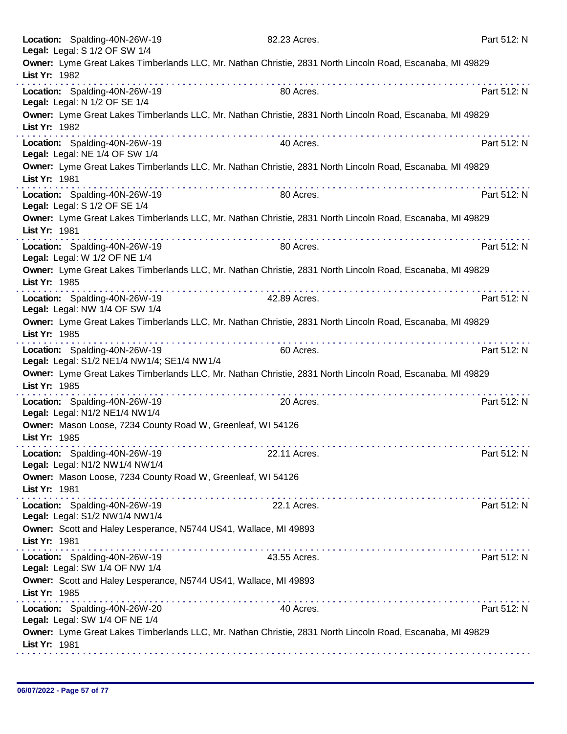**Location:** Spalding-40N-26W-19 82.23 Acres. Part 512: N
**Legal:** Legal: S 1/2 OF SW 1/4
**Owner:** Lyme Great Lakes Timberlands LLC, Mr. Nathan Christie, 2831 North Lincoln Road, Escanaba, MI 49829
**List Yr:** 1982

---

**Location:** Spalding-40N-26W-19 80 Acres. Part 512: N
**Legal:** Legal: N 1/2 OF SE 1/4
**Owner:** Lyme Great Lakes Timberlands LLC, Mr. Nathan Christie, 2831 North Lincoln Road, Escanaba, MI 49829
**List Yr:** 1982

---

**Location:** Spalding-40N-26W-19 40 Acres. Part 512: N
**Legal:** Legal: NE 1/4 OF SW 1/4
**Owner:** Lyme Great Lakes Timberlands LLC, Mr. Nathan Christie, 2831 North Lincoln Road, Escanaba, MI 49829
**List Yr:** 1981

---

**Location:** Spalding-40N-26W-19 80 Acres. Part 512: N
**Legal:** Legal: S 1/2 OF SE 1/4
**Owner:** Lyme Great Lakes Timberlands LLC, Mr. Nathan Christie, 2831 North Lincoln Road, Escanaba, MI 49829
**List Yr:** 1981

---

**Location:** Spalding-40N-26W-19 80 Acres. Part 512: N
**Legal:** Legal: W 1/2 OF NE 1/4
**Owner:** Lyme Great Lakes Timberlands LLC, Mr. Nathan Christie, 2831 North Lincoln Road, Escanaba, MI 49829
**List Yr:** 1985

---

**Location:** Spalding-40N-26W-19 42.89 Acres. Part 512: N
**Legal:** Legal: NW 1/4 OF SW 1/4
**Owner:** Lyme Great Lakes Timberlands LLC, Mr. Nathan Christie, 2831 North Lincoln Road, Escanaba, MI 49829
**List Yr:** 1985

---

**Location:** Spalding-40N-26W-19 60 Acres. Part 512: N
**Legal:** Legal: S1/2 NE1/4 NW1/4; SE1/4 NW1/4
**Owner:** Lyme Great Lakes Timberlands LLC, Mr. Nathan Christie, 2831 North Lincoln Road, Escanaba, MI 49829
**List Yr:** 1985

---

**Location:** Spalding-40N-26W-19 20 Acres. Part 512: N
**Legal:** Legal: N1/2 NE1/4 NW1/4
**Owner:** Mason Loose, 7234 County Road W, Greenleaf, WI 54126
**List Yr:** 1985

---

**Location:** Spalding-40N-26W-19 22.11 Acres. Part 512: N
**Legal:** Legal: N1/2 NW1/4 NW1/4
**Owner:** Mason Loose, 7234 County Road W, Greenleaf, WI 54126
**List Yr:** 1981

---

**Location:** Spalding-40N-26W-19 22.1 Acres. Part 512: N
**Legal:** Legal: S1/2 NW1/4 NW1/4
**Owner:** Scott and Haley Lesperance, N5744 US41, Wallace, MI 49893
**List Yr:** 1981

---

**Location:** Spalding-40N-26W-19 43.55 Acres. Part 512: N
**Legal:** Legal: SW 1/4 OF NW 1/4
**Owner:** Scott and Haley Lesperance, N5744 US41, Wallace, MI 49893
**List Yr:** 1985

---

**Location:** Spalding-40N-26W-20 40 Acres. Part 512: N
**Legal:** Legal: SW 1/4 OF NE 1/4
**Owner:** Lyme Great Lakes Timberlands LLC, Mr. Nathan Christie, 2831 North Lincoln Road, Escanaba, MI 49829
**List Yr:** 1981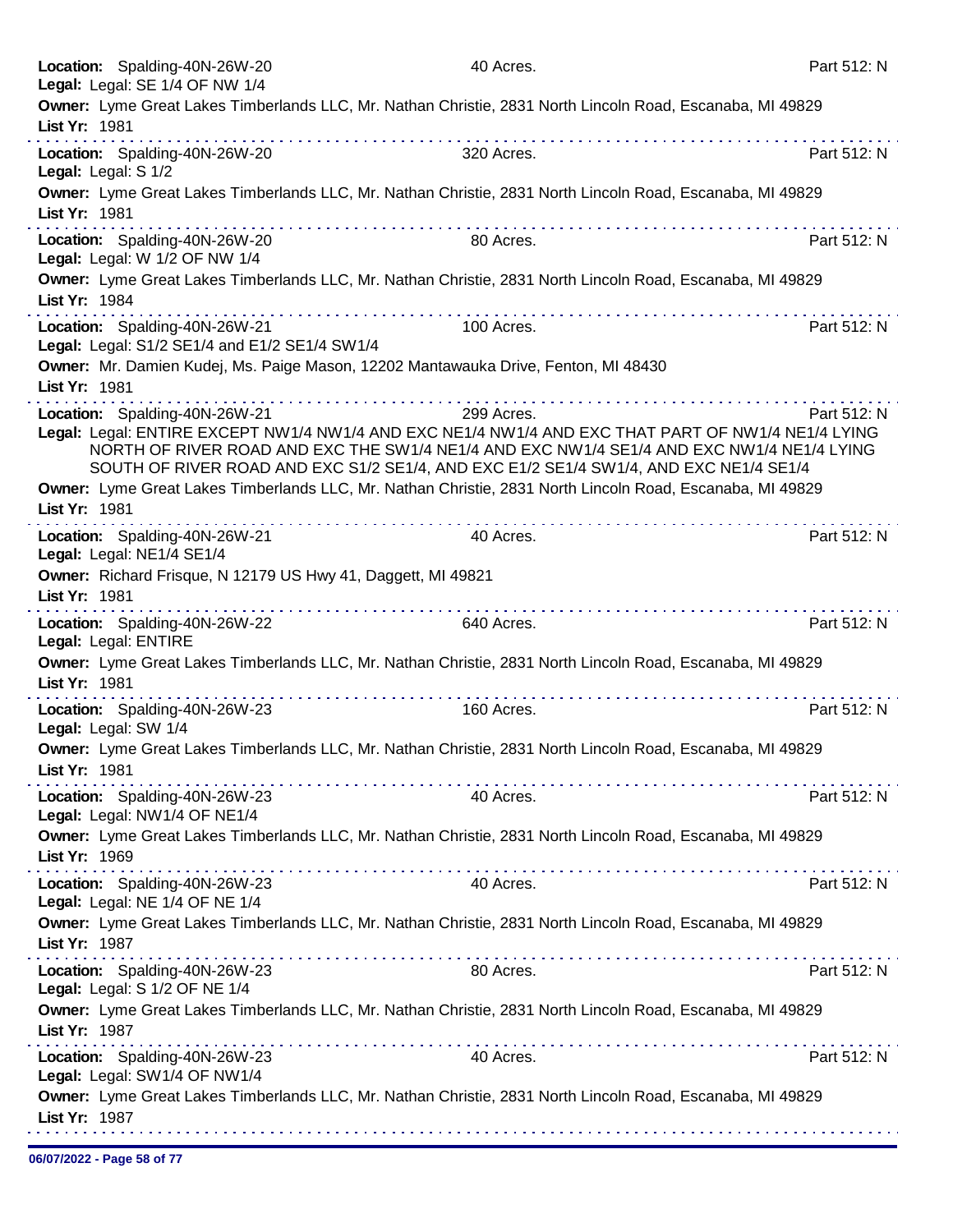**Location:** Spalding-40N-26W-20 40 Acres. Part 512: N
**Legal:** Legal: SE 1/4 OF NW 1/4
**Owner:** Lyme Great Lakes Timberlands LLC, Mr. Nathan Christie, 2831 North Lincoln Road, Escanaba, MI 49829
**List Yr:** 1981

---

**Location:** Spalding-40N-26W-20 320 Acres. Part 512: N
**Legal:** Legal: S 1/2
**Owner:** Lyme Great Lakes Timberlands LLC, Mr. Nathan Christie, 2831 North Lincoln Road, Escanaba, MI 49829
**List Yr:** 1981

---

**Location:** Spalding-40N-26W-20 80 Acres. Part 512: N
**Legal:** Legal: W 1/2 OF NW 1/4
**Owner:** Lyme Great Lakes Timberlands LLC, Mr. Nathan Christie, 2831 North Lincoln Road, Escanaba, MI 49829
**List Yr:** 1984

---

**Location:** Spalding-40N-26W-21 100 Acres. Part 512: N
**Legal:** Legal: S1/2 SE1/4 and E1/2 SE1/4 SW1/4
**Owner:** Mr. Damien Kudej, Ms. Paige Mason, 12202 Mantawauka Drive, Fenton, MI 48430
**List Yr:** 1981

---

**Location:** Spalding-40N-26W-21 299 Acres. Part 512: N
**Legal:** Legal: ENTIRE EXCEPT NW1/4 NW1/4 AND EXC NE1/4 NW1/4 AND EXC THAT PART OF NW1/4 NE1/4 LYING NORTH OF RIVER ROAD AND EXC THE SW1/4 NE1/4 AND EXC NW1/4 SE1/4 AND EXC NW1/4 NE1/4 LYING SOUTH OF RIVER ROAD AND EXC S1/2 SE1/4, AND EXC E1/2 SE1/4 SW1/4, AND EXC NE1/4 SE1/4
**Owner:** Lyme Great Lakes Timberlands LLC, Mr. Nathan Christie, 2831 North Lincoln Road, Escanaba, MI 49829
**List Yr:** 1981

---

**Location:** Spalding-40N-26W-21 40 Acres. Part 512: N
**Legal:** Legal: NE1/4 SE1/4
**Owner:** Richard Frisque, N 12179 US Hwy 41, Daggett, MI 49821
**List Yr:** 1981

---

**Location:** Spalding-40N-26W-22 640 Acres. Part 512: N
**Legal:** Legal: ENTIRE
**Owner:** Lyme Great Lakes Timberlands LLC, Mr. Nathan Christie, 2831 North Lincoln Road, Escanaba, MI 49829
**List Yr:** 1981

---

**Location:** Spalding-40N-26W-23 160 Acres. Part 512: N
**Legal:** Legal: SW 1/4
**Owner:** Lyme Great Lakes Timberlands LLC, Mr. Nathan Christie, 2831 North Lincoln Road, Escanaba, MI 49829
**List Yr:** 1981

---

**Location:** Spalding-40N-26W-23 40 Acres. Part 512: N
**Legal:** Legal: NW1/4 OF NE1/4
**Owner:** Lyme Great Lakes Timberlands LLC, Mr. Nathan Christie, 2831 North Lincoln Road, Escanaba, MI 49829
**List Yr:** 1969

---

**Location:** Spalding-40N-26W-23 40 Acres. Part 512: N
**Legal:** Legal: NE 1/4 OF NE 1/4
**Owner:** Lyme Great Lakes Timberlands LLC, Mr. Nathan Christie, 2831 North Lincoln Road, Escanaba, MI 49829
**List Yr:** 1987

---

**Location:** Spalding-40N-26W-23 80 Acres. Part 512: N
**Legal:** Legal: S 1/2 OF NE 1/4
**Owner:** Lyme Great Lakes Timberlands LLC, Mr. Nathan Christie, 2831 North Lincoln Road, Escanaba, MI 49829
**List Yr:** 1987

---

**Location:** Spalding-40N-26W-23 40 Acres. Part 512: N
**Legal:** Legal: SW1/4 OF NW1/4
**Owner:** Lyme Great Lakes Timberlands LLC, Mr. Nathan Christie, 2831 North Lincoln Road, Escanaba, MI 49829
**List Yr:** 1987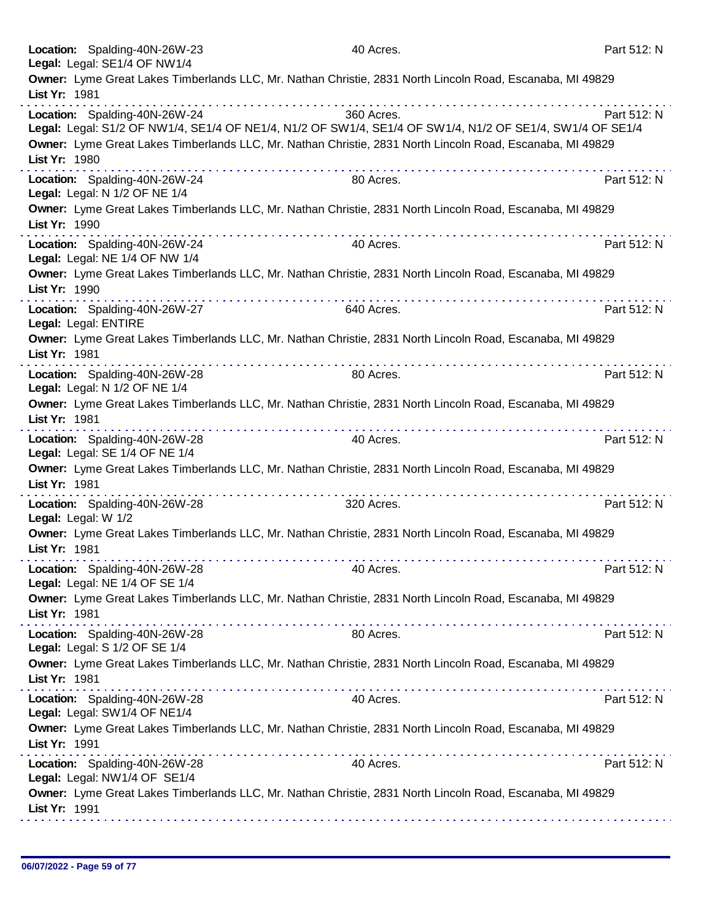**Location:** Spalding-40N-26W-23 40 Acres. Part 512: N
**Legal:** Legal: SE1/4 OF NW1/4
**Owner:** Lyme Great Lakes Timberlands LLC, Mr. Nathan Christie, 2831 North Lincoln Road, Escanaba, MI 49829
**List Yr:** 1981

---

**Location:** Spalding-40N-26W-24 360 Acres. Part 512: N
**Legal:** Legal: S1/2 OF NW1/4, SE1/4 OF NE1/4, N1/2 OF SW1/4, SE1/4 OF SW1/4, N1/2 OF SE1/4, SW1/4 OF SE1/4
**Owner:** Lyme Great Lakes Timberlands LLC, Mr. Nathan Christie, 2831 North Lincoln Road, Escanaba, MI 49829
**List Yr:** 1980

---

**Location:** Spalding-40N-26W-24 80 Acres. Part 512: N
**Legal:** Legal: N 1/2 OF NE 1/4
**Owner:** Lyme Great Lakes Timberlands LLC, Mr. Nathan Christie, 2831 North Lincoln Road, Escanaba, MI 49829
**List Yr:** 1990

---

**Location:** Spalding-40N-26W-24 40 Acres. Part 512: N
**Legal:** Legal: NE 1/4 OF NW 1/4
**Owner:** Lyme Great Lakes Timberlands LLC, Mr. Nathan Christie, 2831 North Lincoln Road, Escanaba, MI 49829
**List Yr:** 1990

---

**Location:** Spalding-40N-26W-27 640 Acres. Part 512: N
**Legal:** Legal: ENTIRE
**Owner:** Lyme Great Lakes Timberlands LLC, Mr. Nathan Christie, 2831 North Lincoln Road, Escanaba, MI 49829
**List Yr:** 1981

---

**Location:** Spalding-40N-26W-28 80 Acres. Part 512: N
**Legal:** Legal: N 1/2 OF NE 1/4
**Owner:** Lyme Great Lakes Timberlands LLC, Mr. Nathan Christie, 2831 North Lincoln Road, Escanaba, MI 49829
**List Yr:** 1981

---

**Location:** Spalding-40N-26W-28 40 Acres. Part 512: N
**Legal:** Legal: SE 1/4 OF NE 1/4
**Owner:** Lyme Great Lakes Timberlands LLC, Mr. Nathan Christie, 2831 North Lincoln Road, Escanaba, MI 49829
**List Yr:** 1981

---

**Location:** Spalding-40N-26W-28 320 Acres. Part 512: N
**Legal:** Legal: W 1/2
**Owner:** Lyme Great Lakes Timberlands LLC, Mr. Nathan Christie, 2831 North Lincoln Road, Escanaba, MI 49829
**List Yr:** 1981

---

**Location:** Spalding-40N-26W-28 40 Acres. Part 512: N
**Legal:** Legal: NE 1/4 OF SE 1/4
**Owner:** Lyme Great Lakes Timberlands LLC, Mr. Nathan Christie, 2831 North Lincoln Road, Escanaba, MI 49829
**List Yr:** 1981

---

**Location:** Spalding-40N-26W-28 80 Acres. Part 512: N
**Legal:** Legal: S 1/2 OF SE 1/4
**Owner:** Lyme Great Lakes Timberlands LLC, Mr. Nathan Christie, 2831 North Lincoln Road, Escanaba, MI 49829
**List Yr:** 1981

---

**Location:** Spalding-40N-26W-28 40 Acres. Part 512: N
**Legal:** Legal: SW1/4 OF NE1/4
**Owner:** Lyme Great Lakes Timberlands LLC, Mr. Nathan Christie, 2831 North Lincoln Road, Escanaba, MI 49829
**List Yr:** 1991

---

**Location:** Spalding-40N-26W-28 40 Acres. Part 512: N
**Legal:** Legal: NW1/4 OF SE1/4
**Owner:** Lyme Great Lakes Timberlands LLC, Mr. Nathan Christie, 2831 North Lincoln Road, Escanaba, MI 49829
**List Yr:** 1991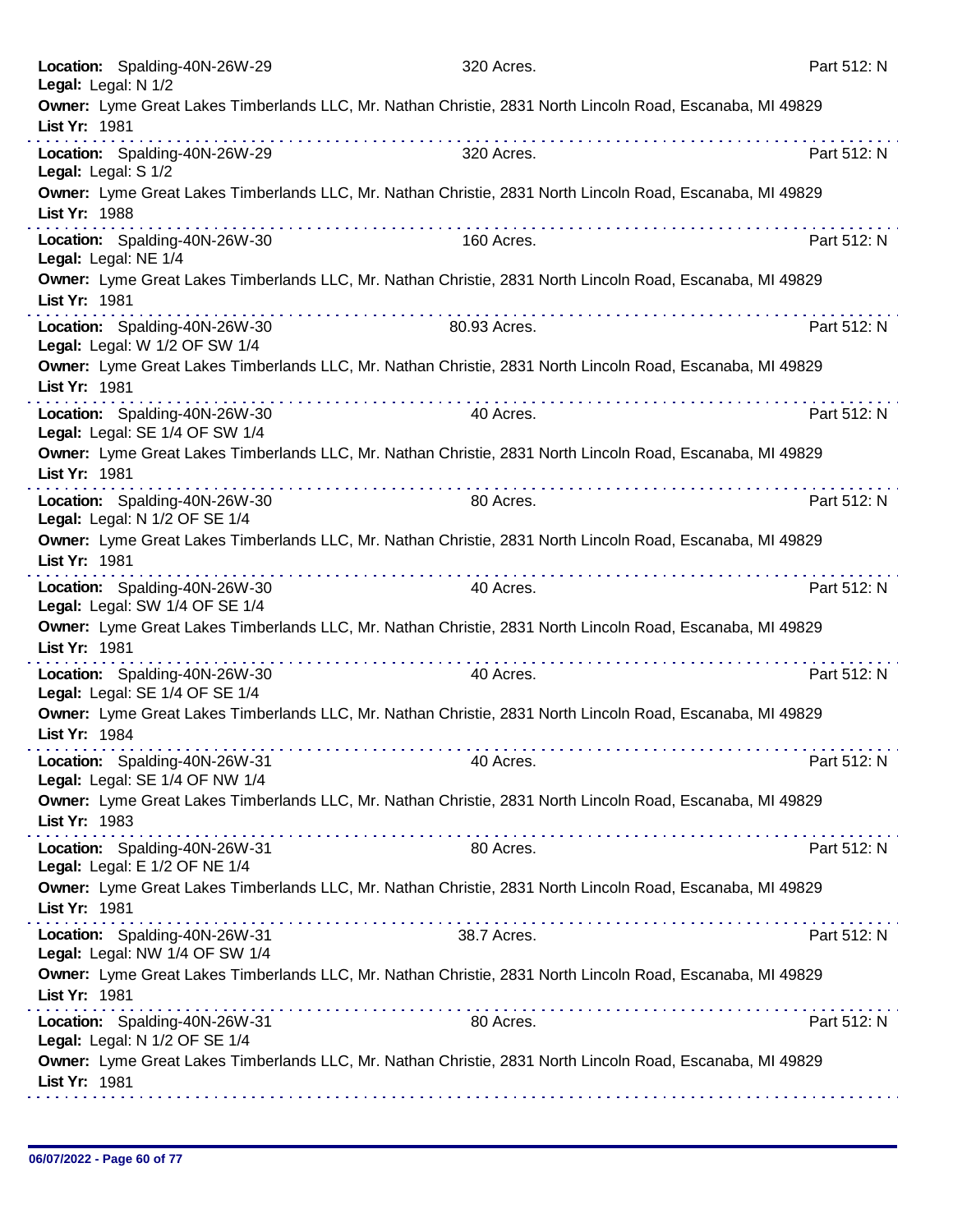**Location:** Spalding-40N-26W-29 320 Acres. Part 512: N
**Legal:** Legal: N 1/2
**Owner:** Lyme Great Lakes Timberlands LLC, Mr. Nathan Christie, 2831 North Lincoln Road, Escanaba, MI 49829
**List Yr:** 1981

---

**Location:** Spalding-40N-26W-29 320 Acres. Part 512: N
**Legal:** Legal: S 1/2
**Owner:** Lyme Great Lakes Timberlands LLC, Mr. Nathan Christie, 2831 North Lincoln Road, Escanaba, MI 49829
**List Yr:** 1988

---

**Location:** Spalding-40N-26W-30 160 Acres. Part 512: N
**Legal:** Legal: NE 1/4
**Owner:** Lyme Great Lakes Timberlands LLC, Mr. Nathan Christie, 2831 North Lincoln Road, Escanaba, MI 49829
**List Yr:** 1981

---

**Location:** Spalding-40N-26W-30 80.93 Acres. Part 512: N
**Legal:** Legal: W 1/2 OF SW 1/4
**Owner:** Lyme Great Lakes Timberlands LLC, Mr. Nathan Christie, 2831 North Lincoln Road, Escanaba, MI 49829
**List Yr:** 1981

---

**Location:** Spalding-40N-26W-30 40 Acres. Part 512: N
**Legal:** Legal: SE 1/4 OF SW 1/4
**Owner:** Lyme Great Lakes Timberlands LLC, Mr. Nathan Christie, 2831 North Lincoln Road, Escanaba, MI 49829
**List Yr:** 1981

---

**Location:** Spalding-40N-26W-30 80 Acres. Part 512: N
**Legal:** Legal: N 1/2 OF SE 1/4
**Owner:** Lyme Great Lakes Timberlands LLC, Mr. Nathan Christie, 2831 North Lincoln Road, Escanaba, MI 49829
**List Yr:** 1981

---

**Location:** Spalding-40N-26W-30 40 Acres. Part 512: N
**Legal:** Legal: SW 1/4 OF SE 1/4
**Owner:** Lyme Great Lakes Timberlands LLC, Mr. Nathan Christie, 2831 North Lincoln Road, Escanaba, MI 49829
**List Yr:** 1981

---

**Location:** Spalding-40N-26W-30 40 Acres. Part 512: N
**Legal:** Legal: SE 1/4 OF SE 1/4
**Owner:** Lyme Great Lakes Timberlands LLC, Mr. Nathan Christie, 2831 North Lincoln Road, Escanaba, MI 49829
**List Yr:** 1984

---

**Location:** Spalding-40N-26W-31 40 Acres. Part 512: N
**Legal:** Legal: SE 1/4 OF NW 1/4
**Owner:** Lyme Great Lakes Timberlands LLC, Mr. Nathan Christie, 2831 North Lincoln Road, Escanaba, MI 49829
**List Yr:** 1983

---

**Location:** Spalding-40N-26W-31 80 Acres. Part 512: N
**Legal:** Legal: E 1/2 OF NE 1/4
**Owner:** Lyme Great Lakes Timberlands LLC, Mr. Nathan Christie, 2831 North Lincoln Road, Escanaba, MI 49829
**List Yr:** 1981

---

**Location:** Spalding-40N-26W-31 38.7 Acres. Part 512: N
**Legal:** Legal: NW 1/4 OF SW 1/4
**Owner:** Lyme Great Lakes Timberlands LLC, Mr. Nathan Christie, 2831 North Lincoln Road, Escanaba, MI 49829
**List Yr:** 1981

---

**Location:** Spalding-40N-26W-31 80 Acres. Part 512: N
**Legal:** Legal: N 1/2 OF SE 1/4
**Owner:** Lyme Great Lakes Timberlands LLC, Mr. Nathan Christie, 2831 North Lincoln Road, Escanaba, MI 49829
**List Yr:** 1981

---

**06/07/2022**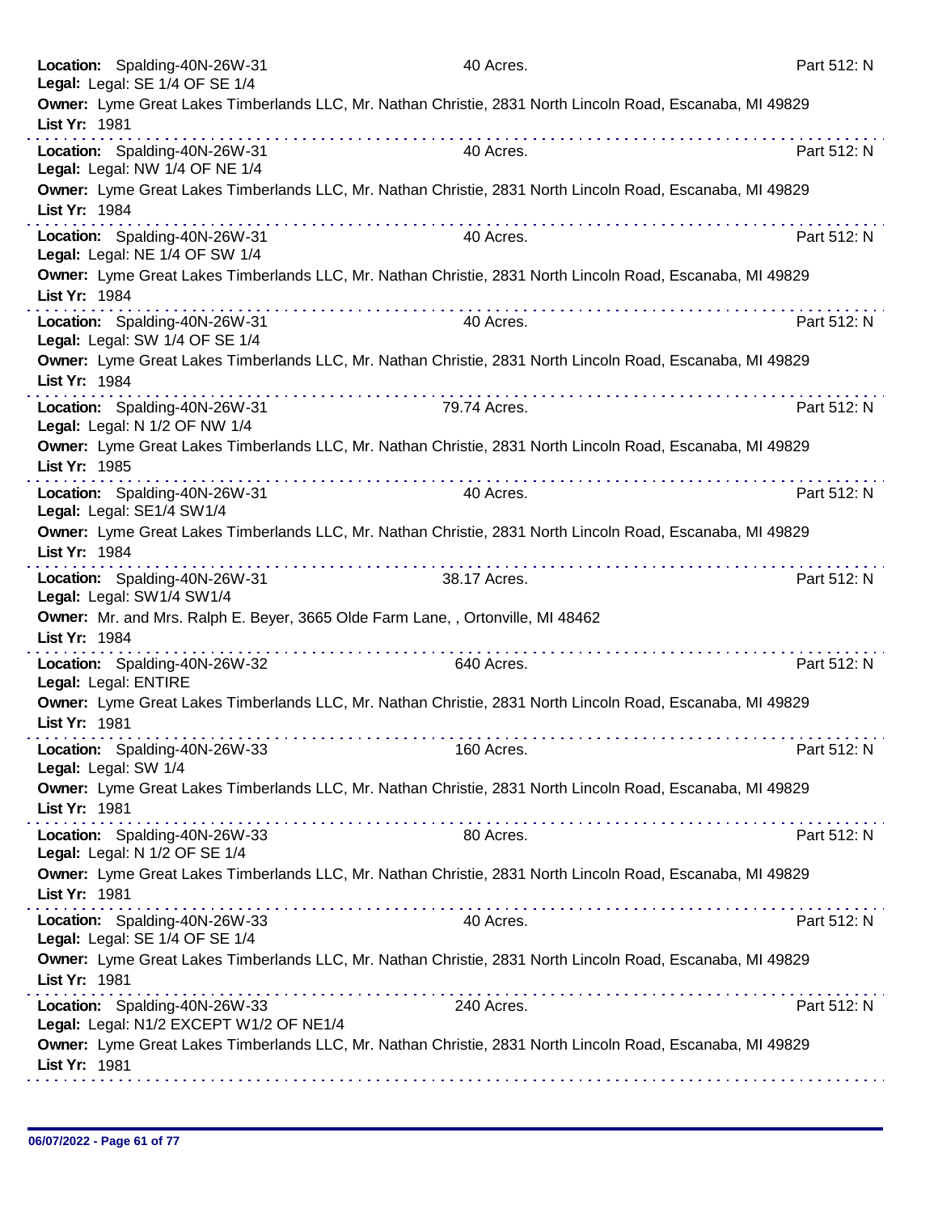**Location:** Spalding-40N-26W-31 40 Acres. Part 512: N
**Legal:** Legal: SE 1/4 OF SE 1/4
**Owner:** Lyme Great Lakes Timberlands LLC, Mr. Nathan Christie, 2831 North Lincoln Road, Escanaba, MI 49829
**List Yr:** 1981

---

**Location:** Spalding-40N-26W-31 40 Acres. Part 512: N
**Legal:** Legal: NW 1/4 OF NE 1/4
**Owner:** Lyme Great Lakes Timberlands LLC, Mr. Nathan Christie, 2831 North Lincoln Road, Escanaba, MI 49829
**List Yr:** 1984

---

**Location:** Spalding-40N-26W-31 40 Acres. Part 512: N
**Legal:** Legal: NE 1/4 OF SW 1/4
**Owner:** Lyme Great Lakes Timberlands LLC, Mr. Nathan Christie, 2831 North Lincoln Road, Escanaba, MI 49829
**List Yr:** 1984

---

**Location:** Spalding-40N-26W-31 40 Acres. Part 512: N
**Legal:** Legal: SW 1/4 OF SE 1/4
**Owner:** Lyme Great Lakes Timberlands LLC, Mr. Nathan Christie, 2831 North Lincoln Road, Escanaba, MI 49829
**List Yr:** 1984

---

**Location:** Spalding-40N-26W-31 79.74 Acres. Part 512: N
**Legal:** Legal: N 1/2 OF NW 1/4
**Owner:** Lyme Great Lakes Timberlands LLC, Mr. Nathan Christie, 2831 North Lincoln Road, Escanaba, MI 49829
**List Yr:** 1985

---

**Location:** Spalding-40N-26W-31 40 Acres. Part 512: N
**Legal:** Legal: SE1/4 SW1/4
**Owner:** Lyme Great Lakes Timberlands LLC, Mr. Nathan Christie, 2831 North Lincoln Road, Escanaba, MI 49829
**List Yr:** 1984

---

**Location:** Spalding-40N-26W-31 38.17 Acres. Part 512: N
**Legal:** Legal: SW1/4 SW1/4
**Owner:** Mr. and Mrs. Ralph E. Beyer, 3665 Olde Farm Lane, , Ortonville, MI 48462
**List Yr:** 1984

---

**Location:** Spalding-40N-26W-32 640 Acres. Part 512: N
**Legal:** Legal: ENTIRE
**Owner:** Lyme Great Lakes Timberlands LLC, Mr. Nathan Christie, 2831 North Lincoln Road, Escanaba, MI 49829
**List Yr:** 1981

---

**Location:** Spalding-40N-26W-33 160 Acres. Part 512: N
**Legal:** Legal: SW 1/4
**Owner:** Lyme Great Lakes Timberlands LLC, Mr. Nathan Christie, 2831 North Lincoln Road, Escanaba, MI 49829
**List Yr:** 1981

---

**Location:** Spalding-40N-26W-33 80 Acres. Part 512: N
**Legal:** Legal: N 1/2 OF SE 1/4
**Owner:** Lyme Great Lakes Timberlands LLC, Mr. Nathan Christie, 2831 North Lincoln Road, Escanaba, MI 49829
**List Yr:** 1981

---

**Location:** Spalding-40N-26W-33 40 Acres. Part 512: N
**Legal:** Legal: SE 1/4 OF SE 1/4
**Owner:** Lyme Great Lakes Timberlands LLC, Mr. Nathan Christie, 2831 North Lincoln Road, Escanaba, MI 49829
**List Yr:** 1981

---

**Location:** Spalding-40N-26W-33 240 Acres. Part 512: N
**Legal:** Legal: N1/2 EXCEPT W1/2 OF NE1/4
**Owner:** Lyme Great Lakes Timberlands LLC, Mr. Nathan Christie, 2831 North Lincoln Road, Escanaba, MI 49829
**List Yr:** 1981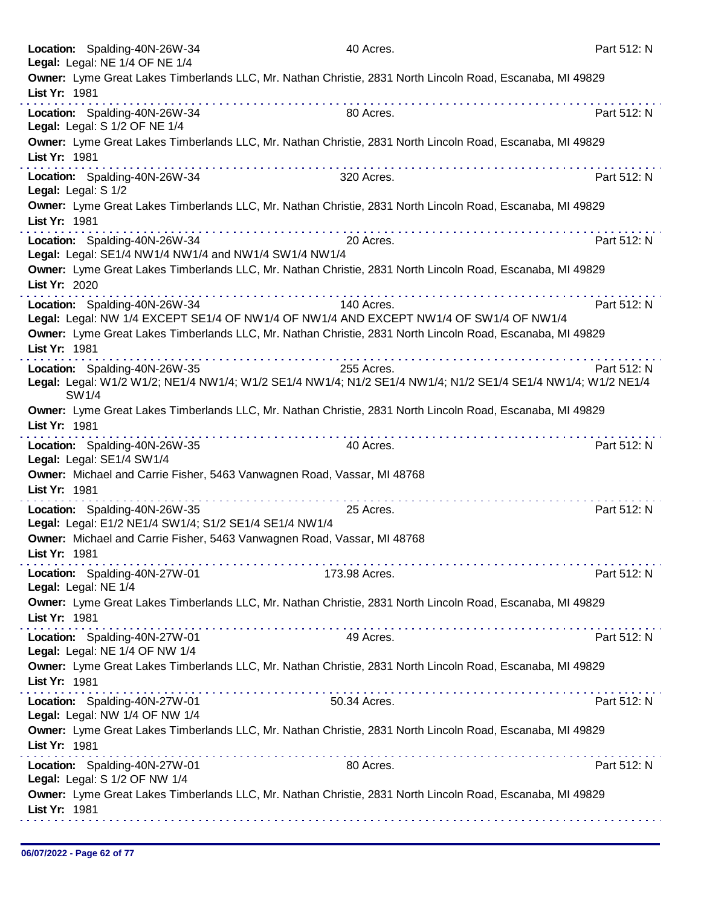**Location:** Spalding-40N-26W-34 40 Acres. Part 512: N
**Legal:** Legal: NE 1/4 OF NE 1/4
**Owner:** Lyme Great Lakes Timberlands LLC, Mr. Nathan Christie, 2831 North Lincoln Road, Escanaba, MI 49829
**List Yr:** 1981

---

**Location:** Spalding-40N-26W-34 80 Acres. Part 512: N
**Legal:** Legal: S 1/2 OF NE 1/4
**Owner:** Lyme Great Lakes Timberlands LLC, Mr. Nathan Christie, 2831 North Lincoln Road, Escanaba, MI 49829
**List Yr:** 1981

---

**Location:** Spalding-40N-26W-34 320 Acres. Part 512: N
**Legal:** Legal: S 1/2
**Owner:** Lyme Great Lakes Timberlands LLC, Mr. Nathan Christie, 2831 North Lincoln Road, Escanaba, MI 49829
**List Yr:** 1981

---

**Location:** Spalding-40N-26W-34 20 Acres. Part 512: N
**Legal:** Legal: SE1/4 NW1/4 NW1/4 and NW1/4 SW1/4 NW1/4
**Owner:** Lyme Great Lakes Timberlands LLC, Mr. Nathan Christie, 2831 North Lincoln Road, Escanaba, MI 49829
**List Yr:** 2020

---

**Location:** Spalding-40N-26W-34 140 Acres. Part 512: N
**Legal:** Legal: NW 1/4 EXCEPT SE1/4 OF NW1/4 OF NW1/4 AND EXCEPT NW1/4 OF SW1/4 OF NW1/4
**Owner:** Lyme Great Lakes Timberlands LLC, Mr. Nathan Christie, 2831 North Lincoln Road, Escanaba, MI 49829
**List Yr:** 1981

---

**Location:** Spalding-40N-26W-35 255 Acres. Part 512: N
**Legal:** Legal: W1/2 W1/2; NE1/4 NW1/4; W1/2 SE1/4 NW1/4; N1/2 SE1/4 NW1/4; N1/2 SE1/4 SE1/4 NW1/4; W1/2 NE1/4 SW1/4
**Owner:** Lyme Great Lakes Timberlands LLC, Mr. Nathan Christie, 2831 North Lincoln Road, Escanaba, MI 49829
**List Yr:** 1981

---

**Location:** Spalding-40N-26W-35 40 Acres. Part 512: N
**Legal:** Legal: SE1/4 SW1/4
**Owner:** Michael and Carrie Fisher, 5463 Vanwagnen Road, Vassar, MI 48768
**List Yr:** 1981

---

**Location:** Spalding-40N-26W-35 25 Acres. Part 512: N
**Legal:** Legal: E1/2 NE1/4 SW1/4; S1/2 SE1/4 SE1/4 NW1/4
**Owner:** Michael and Carrie Fisher, 5463 Vanwagnen Road, Vassar, MI 48768
**List Yr:** 1981

---

**Location:** Spalding-40N-27W-01 173.98 Acres. Part 512: N
**Legal:** Legal: NE 1/4
**Owner:** Lyme Great Lakes Timberlands LLC, Mr. Nathan Christie, 2831 North Lincoln Road, Escanaba, MI 49829
**List Yr:** 1981

---

**Location:** Spalding-40N-27W-01 49 Acres. Part 512: N
**Legal:** Legal: NE 1/4 OF NW 1/4
**Owner:** Lyme Great Lakes Timberlands LLC, Mr. Nathan Christie, 2831 North Lincoln Road, Escanaba, MI 49829
**List Yr:** 1981

---

**Location:** Spalding-40N-27W-01 50.34 Acres. Part 512: N
**Legal:** Legal: NW 1/4 OF NW 1/4
**Owner:** Lyme Great Lakes Timberlands LLC, Mr. Nathan Christie, 2831 North Lincoln Road, Escanaba, MI 49829
**List Yr:** 1981

---

**Location:** Spalding-40N-27W-01 80 Acres. Part 512: N
**Legal:** Legal: S 1/2 OF NW 1/4
**Owner:** Lyme Great Lakes Timberlands LLC, Mr. Nathan Christie, 2831 North Lincoln Road, Escanaba, MI 49829
**List Yr:** 1981

---

06/07/2022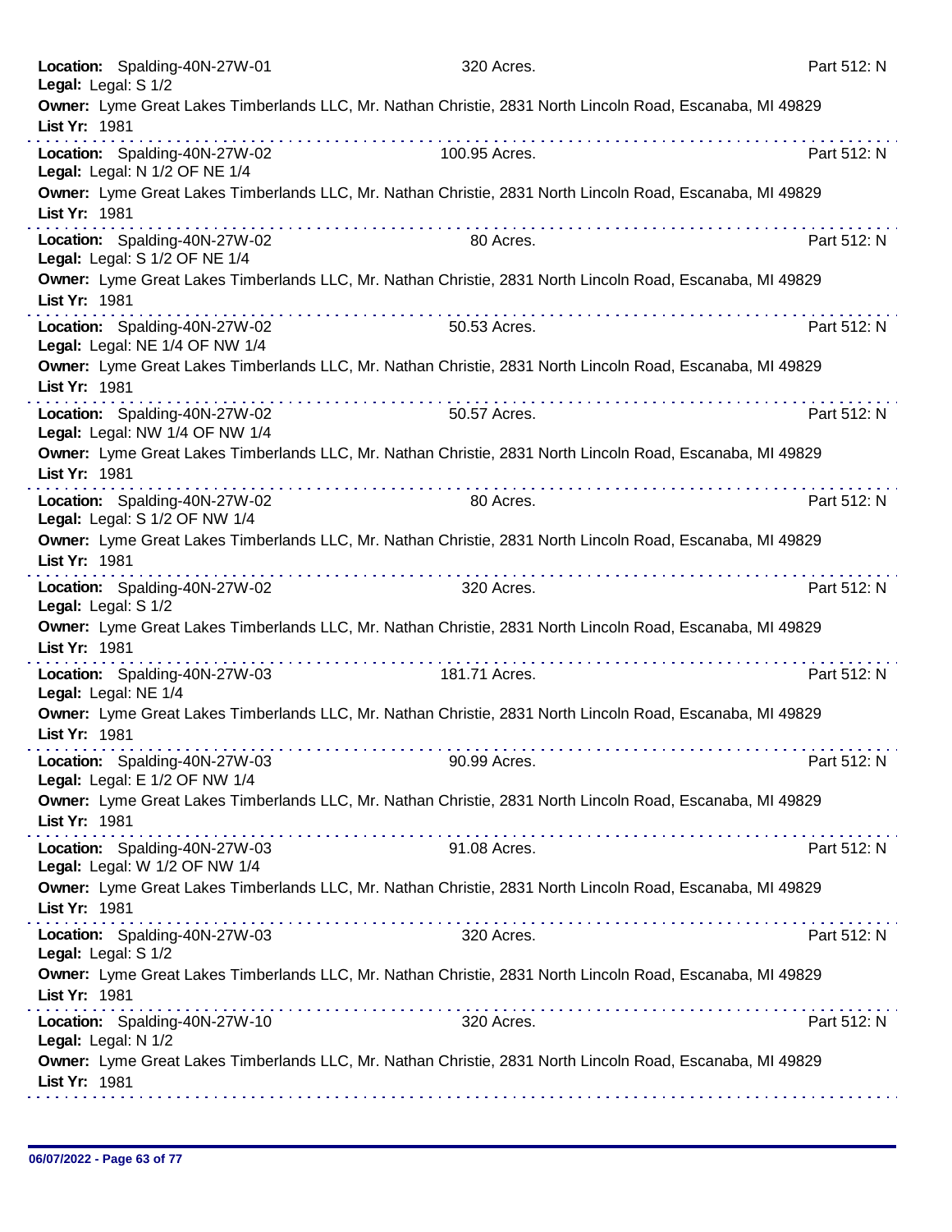**Location:** Spalding-40N-27W-01 320 Acres. Part 512: N
**Legal:** Legal: S 1/2
**Owner:** Lyme Great Lakes Timberlands LLC, Mr. Nathan Christie, 2831 North Lincoln Road, Escanaba, MI 49829
**List Yr:** 1981

---

**Location:** Spalding-40N-27W-02 100.95 Acres. Part 512: N
**Legal:** Legal: N 1/2 OF NE 1/4
**Owner:** Lyme Great Lakes Timberlands LLC, Mr. Nathan Christie, 2831 North Lincoln Road, Escanaba, MI 49829
**List Yr:** 1981

---

**Location:** Spalding-40N-27W-02 80 Acres. Part 512: N
**Legal:** Legal: S 1/2 OF NE 1/4
**Owner:** Lyme Great Lakes Timberlands LLC, Mr. Nathan Christie, 2831 North Lincoln Road, Escanaba, MI 49829
**List Yr:** 1981

---

**Location:** Spalding-40N-27W-02 50.53 Acres. Part 512: N
**Legal:** Legal: NE 1/4 OF NW 1/4
**Owner:** Lyme Great Lakes Timberlands LLC, Mr. Nathan Christie, 2831 North Lincoln Road, Escanaba, MI 49829
**List Yr:** 1981

---

**Location:** Spalding-40N-27W-02 50.57 Acres. Part 512: N
**Legal:** Legal: NW 1/4 OF NW 1/4
**Owner:** Lyme Great Lakes Timberlands LLC, Mr. Nathan Christie, 2831 North Lincoln Road, Escanaba, MI 49829
**List Yr:** 1981

---

**Location:** Spalding-40N-27W-02 80 Acres. Part 512: N
**Legal:** Legal: S 1/2 OF NW 1/4
**Owner:** Lyme Great Lakes Timberlands LLC, Mr. Nathan Christie, 2831 North Lincoln Road, Escanaba, MI 49829
**List Yr:** 1981

---

**Location:** Spalding-40N-27W-02 320 Acres. Part 512: N
**Legal:** Legal: S 1/2
**Owner:** Lyme Great Lakes Timberlands LLC, Mr. Nathan Christie, 2831 North Lincoln Road, Escanaba, MI 49829
**List Yr:** 1981

---

**Location:** Spalding-40N-27W-03 181.71 Acres. Part 512: N
**Legal:** Legal: NE 1/4
**Owner:** Lyme Great Lakes Timberlands LLC, Mr. Nathan Christie, 2831 North Lincoln Road, Escanaba, MI 49829
**List Yr:** 1981

---

**Location:** Spalding-40N-27W-03 90.99 Acres. Part 512: N
**Legal:** Legal: E 1/2 OF NW 1/4
**Owner:** Lyme Great Lakes Timberlands LLC, Mr. Nathan Christie, 2831 North Lincoln Road, Escanaba, MI 49829
**List Yr:** 1981

---

**Location:** Spalding-40N-27W-03 91.08 Acres. Part 512: N
**Legal:** Legal: W 1/2 OF NW 1/4
**Owner:** Lyme Great Lakes Timberlands LLC, Mr. Nathan Christie, 2831 North Lincoln Road, Escanaba, MI 49829
**List Yr:** 1981

---

**Location:** Spalding-40N-27W-03 320 Acres. Part 512: N
**Legal:** Legal: S 1/2
**Owner:** Lyme Great Lakes Timberlands LLC, Mr. Nathan Christie, 2831 North Lincoln Road, Escanaba, MI 49829
**List Yr:** 1981

---

**Location:** Spalding-40N-27W-10 320 Acres. Part 512: N
**Legal:** Legal: N 1/2
**Owner:** Lyme Great Lakes Timberlands LLC, Mr. Nathan Christie, 2831 North Lincoln Road, Escanaba, MI 49829
**List Yr:** 1981

---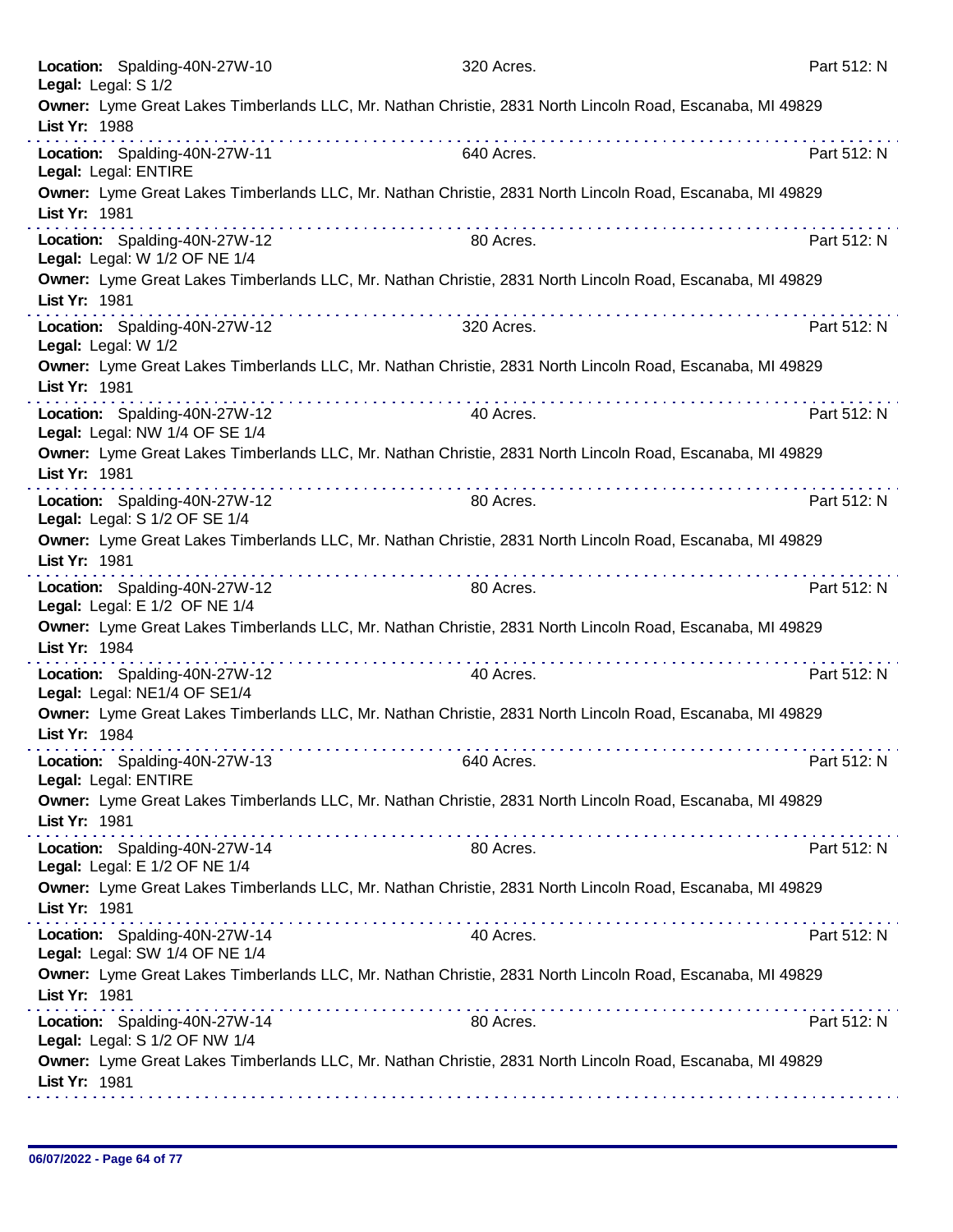**Location:** Spalding-40N-27W-10 320 Acres. Part 512: N
**Legal:** Legal: S 1/2
**Owner:** Lyme Great Lakes Timberlands LLC, Mr. Nathan Christie, 2831 North Lincoln Road, Escanaba, MI 49829
**List Yr:** 1988

---

**Location:** Spalding-40N-27W-11 640 Acres. Part 512: N
**Legal:** Legal: ENTIRE
**Owner:** Lyme Great Lakes Timberlands LLC, Mr. Nathan Christie, 2831 North Lincoln Road, Escanaba, MI 49829
**List Yr:** 1981

---

**Location:** Spalding-40N-27W-12 80 Acres. Part 512: N
**Legal:** Legal: W 1/2 OF NE 1/4
**Owner:** Lyme Great Lakes Timberlands LLC, Mr. Nathan Christie, 2831 North Lincoln Road, Escanaba, MI 49829
**List Yr:** 1981

---

**Location:** Spalding-40N-27W-12 320 Acres. Part 512: N
**Legal:** Legal: W 1/2
**Owner:** Lyme Great Lakes Timberlands LLC, Mr. Nathan Christie, 2831 North Lincoln Road, Escanaba, MI 49829
**List Yr:** 1981

---

**Location:** Spalding-40N-27W-12 40 Acres. Part 512: N
**Legal:** Legal: NW 1/4 OF SE 1/4
**Owner:** Lyme Great Lakes Timberlands LLC, Mr. Nathan Christie, 2831 North Lincoln Road, Escanaba, MI 49829
**List Yr:** 1981

---

**Location:** Spalding-40N-27W-12 80 Acres. Part 512: N
**Legal:** Legal: S 1/2 OF SE 1/4
**Owner:** Lyme Great Lakes Timberlands LLC, Mr. Nathan Christie, 2831 North Lincoln Road, Escanaba, MI 49829
**List Yr:** 1981

---

**Location:** Spalding-40N-27W-12 80 Acres. Part 512: N
**Legal:** Legal: E 1/2 OF NE 1/4
**Owner:** Lyme Great Lakes Timberlands LLC, Mr. Nathan Christie, 2831 North Lincoln Road, Escanaba, MI 49829
**List Yr:** 1984

---

**Location:** Spalding-40N-27W-12 40 Acres. Part 512: N
**Legal:** Legal: NE1/4 OF SE1/4
**Owner:** Lyme Great Lakes Timberlands LLC, Mr. Nathan Christie, 2831 North Lincoln Road, Escanaba, MI 49829
**List Yr:** 1984

---

**Location:** Spalding-40N-27W-13 640 Acres. Part 512: N
**Legal:** Legal: ENTIRE
**Owner:** Lyme Great Lakes Timberlands LLC, Mr. Nathan Christie, 2831 North Lincoln Road, Escanaba, MI 49829
**List Yr:** 1981

---

**Location:** Spalding-40N-27W-14 80 Acres. Part 512: N
**Legal:** Legal: E 1/2 OF NE 1/4
**Owner:** Lyme Great Lakes Timberlands LLC, Mr. Nathan Christie, 2831 North Lincoln Road, Escanaba, MI 49829
**List Yr:** 1981

---

**Location:** Spalding-40N-27W-14 40 Acres. Part 512: N
**Legal:** Legal: SW 1/4 OF NE 1/4
**Owner:** Lyme Great Lakes Timberlands LLC, Mr. Nathan Christie, 2831 North Lincoln Road, Escanaba, MI 49829
**List Yr:** 1981

---

**Location:** Spalding-40N-27W-14 80 Acres. Part 512: N
**Legal:** Legal: S 1/2 OF NW 1/4
**Owner:** Lyme Great Lakes Timberlands LLC, Mr. Nathan Christie, 2831 North Lincoln Road, Escanaba, MI 49829
**List Yr:** 1981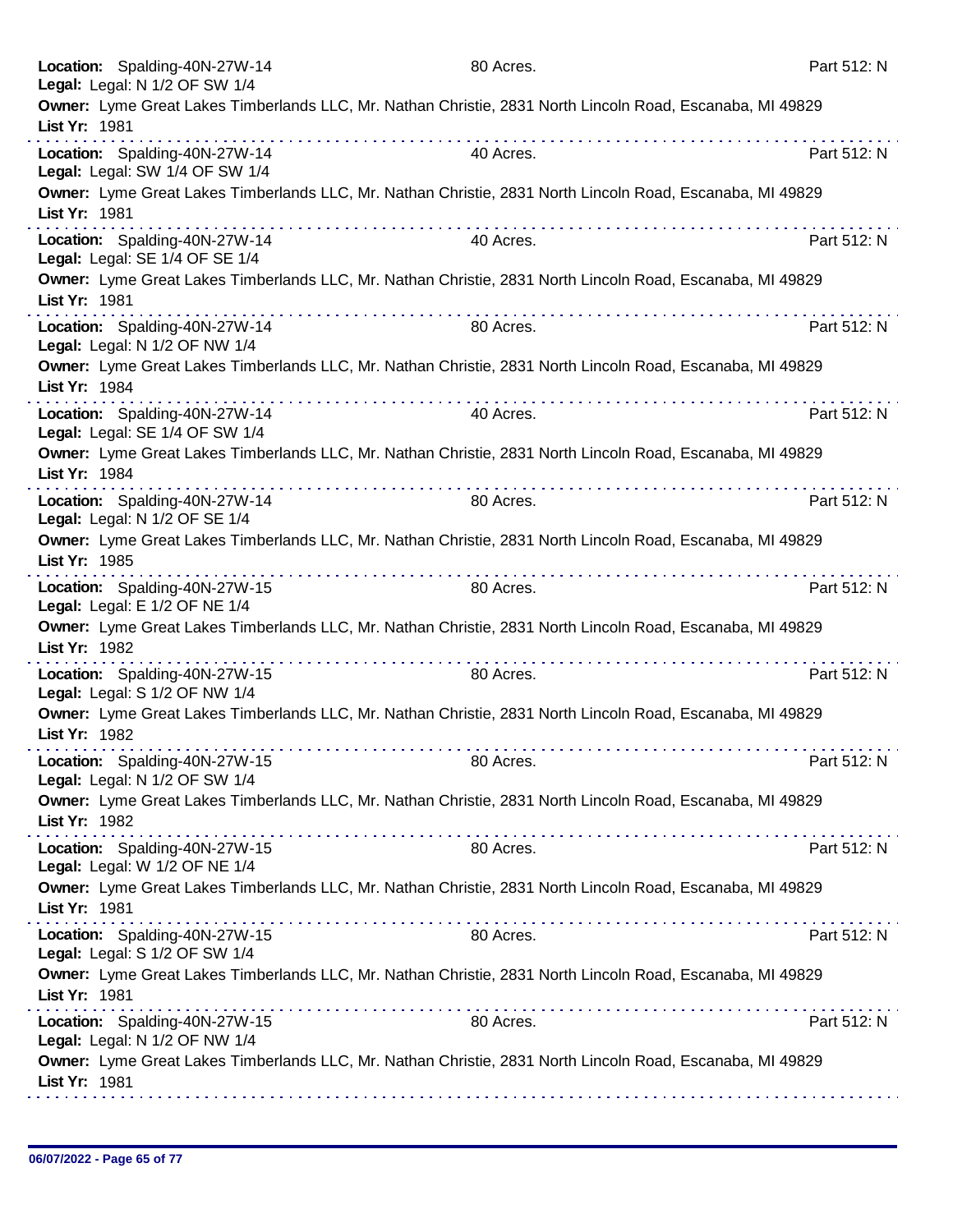**Location:** Spalding-40N-27W-14 80 Acres. Part 512: N
**Legal:** Legal: N 1/2 OF SW 1/4
**Owner:** Lyme Great Lakes Timberlands LLC, Mr. Nathan Christie, 2831 North Lincoln Road, Escanaba, MI 49829
**List Yr:** 1981

---

**Location:** Spalding-40N-27W-14 40 Acres. Part 512: N
**Legal:** Legal: SW 1/4 OF SW 1/4
**Owner:** Lyme Great Lakes Timberlands LLC, Mr. Nathan Christie, 2831 North Lincoln Road, Escanaba, MI 49829
**List Yr:** 1981

---

**Location:** Spalding-40N-27W-14 40 Acres. Part 512: N
**Legal:** Legal: SE 1/4 OF SE 1/4
**Owner:** Lyme Great Lakes Timberlands LLC, Mr. Nathan Christie, 2831 North Lincoln Road, Escanaba, MI 49829
**List Yr:** 1981

---

**Location:** Spalding-40N-27W-14 80 Acres. Part 512: N
**Legal:** Legal: N 1/2 OF NW 1/4
**Owner:** Lyme Great Lakes Timberlands LLC, Mr. Nathan Christie, 2831 North Lincoln Road, Escanaba, MI 49829
**List Yr:** 1984

---

**Location:** Spalding-40N-27W-14 40 Acres. Part 512: N
**Legal:** Legal: SE 1/4 OF SW 1/4
**Owner:** Lyme Great Lakes Timberlands LLC, Mr. Nathan Christie, 2831 North Lincoln Road, Escanaba, MI 49829
**List Yr:** 1984

---

**Location:** Spalding-40N-27W-14 80 Acres. Part 512: N
**Legal:** Legal: N 1/2 OF SE 1/4
**Owner:** Lyme Great Lakes Timberlands LLC, Mr. Nathan Christie, 2831 North Lincoln Road, Escanaba, MI 49829
**List Yr:** 1985

---

**Location:** Spalding-40N-27W-15 80 Acres. Part 512: N
**Legal:** Legal: E 1/2 OF NE 1/4
**Owner:** Lyme Great Lakes Timberlands LLC, Mr. Nathan Christie, 2831 North Lincoln Road, Escanaba, MI 49829
**List Yr:** 1982

---

**Location:** Spalding-40N-27W-15 80 Acres. Part 512: N
**Legal:** Legal: S 1/2 OF NW 1/4
**Owner:** Lyme Great Lakes Timberlands LLC, Mr. Nathan Christie, 2831 North Lincoln Road, Escanaba, MI 49829
**List Yr:** 1982

---

**Location:** Spalding-40N-27W-15 80 Acres. Part 512: N
**Legal:** Legal: N 1/2 OF SW 1/4
**Owner:** Lyme Great Lakes Timberlands LLC, Mr. Nathan Christie, 2831 North Lincoln Road, Escanaba, MI 49829
**List Yr:** 1982

---

**Location:** Spalding-40N-27W-15 80 Acres. Part 512: N
**Legal:** Legal: W 1/2 OF NE 1/4
**Owner:** Lyme Great Lakes Timberlands LLC, Mr. Nathan Christie, 2831 North Lincoln Road, Escanaba, MI 49829
**List Yr:** 1981

---

**Location:** Spalding-40N-27W-15 80 Acres. Part 512: N
**Legal:** Legal: S 1/2 OF SW 1/4
**Owner:** Lyme Great Lakes Timberlands LLC, Mr. Nathan Christie, 2831 North Lincoln Road, Escanaba, MI 49829
**List Yr:** 1981

---

**Location:** Spalding-40N-27W-15 80 Acres. Part 512: N
**Legal:** Legal: N 1/2 OF NW 1/4
**Owner:** Lyme Great Lakes Timberlands LLC, Mr. Nathan Christie, 2831 North Lincoln Road, Escanaba, MI 49829
**List Yr:** 1981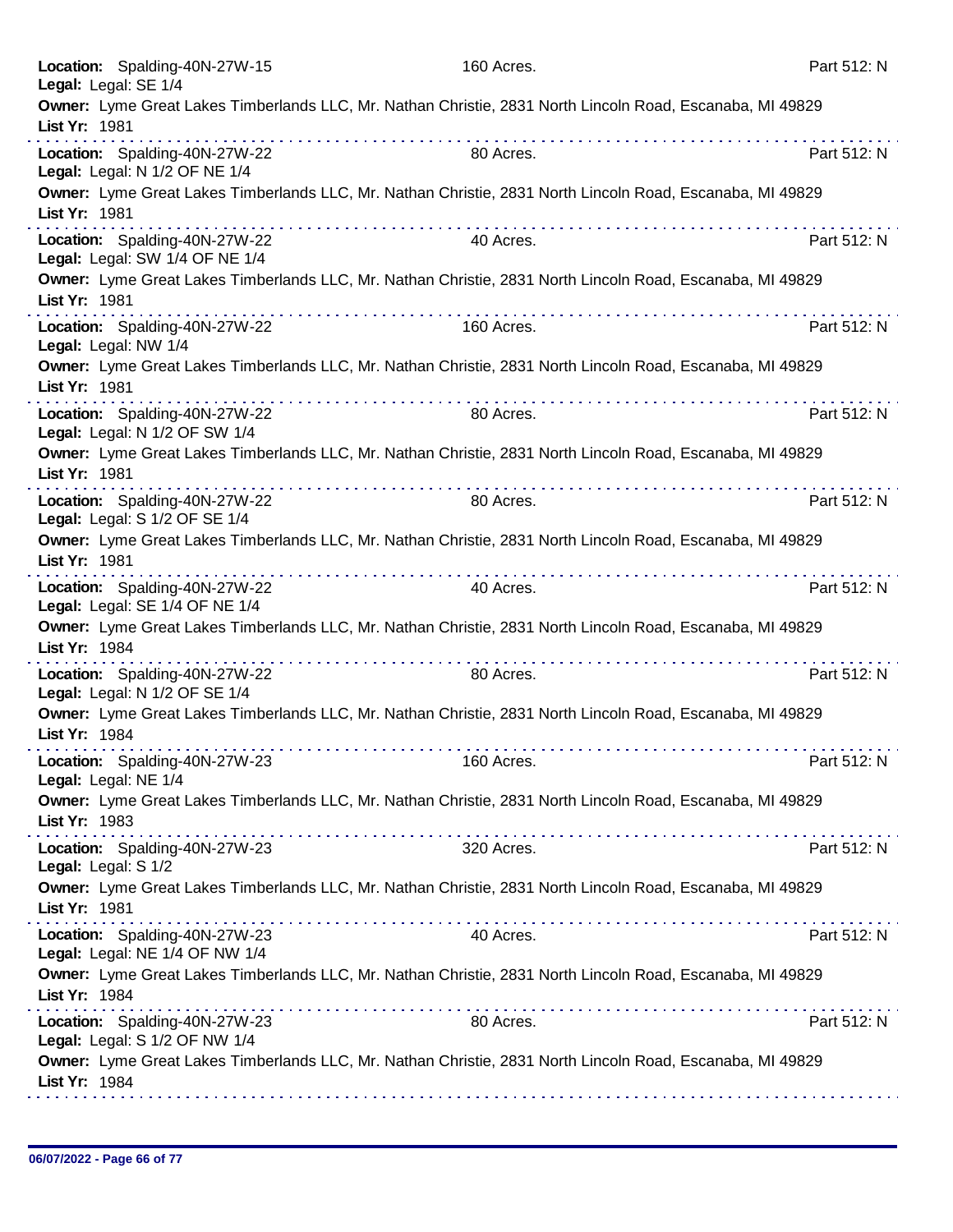**Location:** Spalding-40N-27W-15 160 Acres. Part 512: N
**Legal:** Legal: SE 1/4
**Owner:** Lyme Great Lakes Timberlands LLC, Mr. Nathan Christie, 2831 North Lincoln Road, Escanaba, MI 49829
**List Yr:** 1981

---

**Location:** Spalding-40N-27W-22 80 Acres. Part 512: N
**Legal:** Legal: N 1/2 OF NE 1/4
**Owner:** Lyme Great Lakes Timberlands LLC, Mr. Nathan Christie, 2831 North Lincoln Road, Escanaba, MI 49829
**List Yr:** 1981

---

**Location:** Spalding-40N-27W-22 40 Acres. Part 512: N
**Legal:** Legal: SW 1/4 OF NE 1/4
**Owner:** Lyme Great Lakes Timberlands LLC, Mr. Nathan Christie, 2831 North Lincoln Road, Escanaba, MI 49829
**List Yr:** 1981

---

**Location:** Spalding-40N-27W-22 160 Acres. Part 512: N
**Legal:** Legal: NW 1/4
**Owner:** Lyme Great Lakes Timberlands LLC, Mr. Nathan Christie, 2831 North Lincoln Road, Escanaba, MI 49829
**List Yr:** 1981

---

**Location:** Spalding-40N-27W-22 80 Acres. Part 512: N
**Legal:** Legal: N 1/2 OF SW 1/4
**Owner:** Lyme Great Lakes Timberlands LLC, Mr. Nathan Christie, 2831 North Lincoln Road, Escanaba, MI 49829
**List Yr:** 1981

---

**Location:** Spalding-40N-27W-22 80 Acres. Part 512: N
**Legal:** Legal: S 1/2 OF SE 1/4
**Owner:** Lyme Great Lakes Timberlands LLC, Mr. Nathan Christie, 2831 North Lincoln Road, Escanaba, MI 49829
**List Yr:** 1981

---

**Location:** Spalding-40N-27W-22 40 Acres. Part 512: N
**Legal:** Legal: SE 1/4 OF NE 1/4
**Owner:** Lyme Great Lakes Timberlands LLC, Mr. Nathan Christie, 2831 North Lincoln Road, Escanaba, MI 49829
**List Yr:** 1984

---

**Location:** Spalding-40N-27W-22 80 Acres. Part 512: N
**Legal:** Legal: N 1/2 OF SE 1/4
**Owner:** Lyme Great Lakes Timberlands LLC, Mr. Nathan Christie, 2831 North Lincoln Road, Escanaba, MI 49829
**List Yr:** 1984

---

**Location:** Spalding-40N-27W-23 160 Acres. Part 512: N
**Legal:** Legal: NE 1/4
**Owner:** Lyme Great Lakes Timberlands LLC, Mr. Nathan Christie, 2831 North Lincoln Road, Escanaba, MI 49829
**List Yr:** 1983

---

**Location:** Spalding-40N-27W-23 320 Acres. Part 512: N
**Legal:** Legal: S 1/2
**Owner:** Lyme Great Lakes Timberlands LLC, Mr. Nathan Christie, 2831 North Lincoln Road, Escanaba, MI 49829
**List Yr:** 1981

---

**Location:** Spalding-40N-27W-23 40 Acres. Part 512: N
**Legal:** Legal: NE 1/4 OF NW 1/4
**Owner:** Lyme Great Lakes Timberlands LLC, Mr. Nathan Christie, 2831 North Lincoln Road, Escanaba, MI 49829
**List Yr:** 1984

---

**Location:** Spalding-40N-27W-23 80 Acres. Part 512: N
**Legal:** Legal: S 1/2 OF NW 1/4
**Owner:** Lyme Great Lakes Timberlands LLC, Mr. Nathan Christie, 2831 North Lincoln Road, Escanaba, MI 49829
**List Yr:** 1984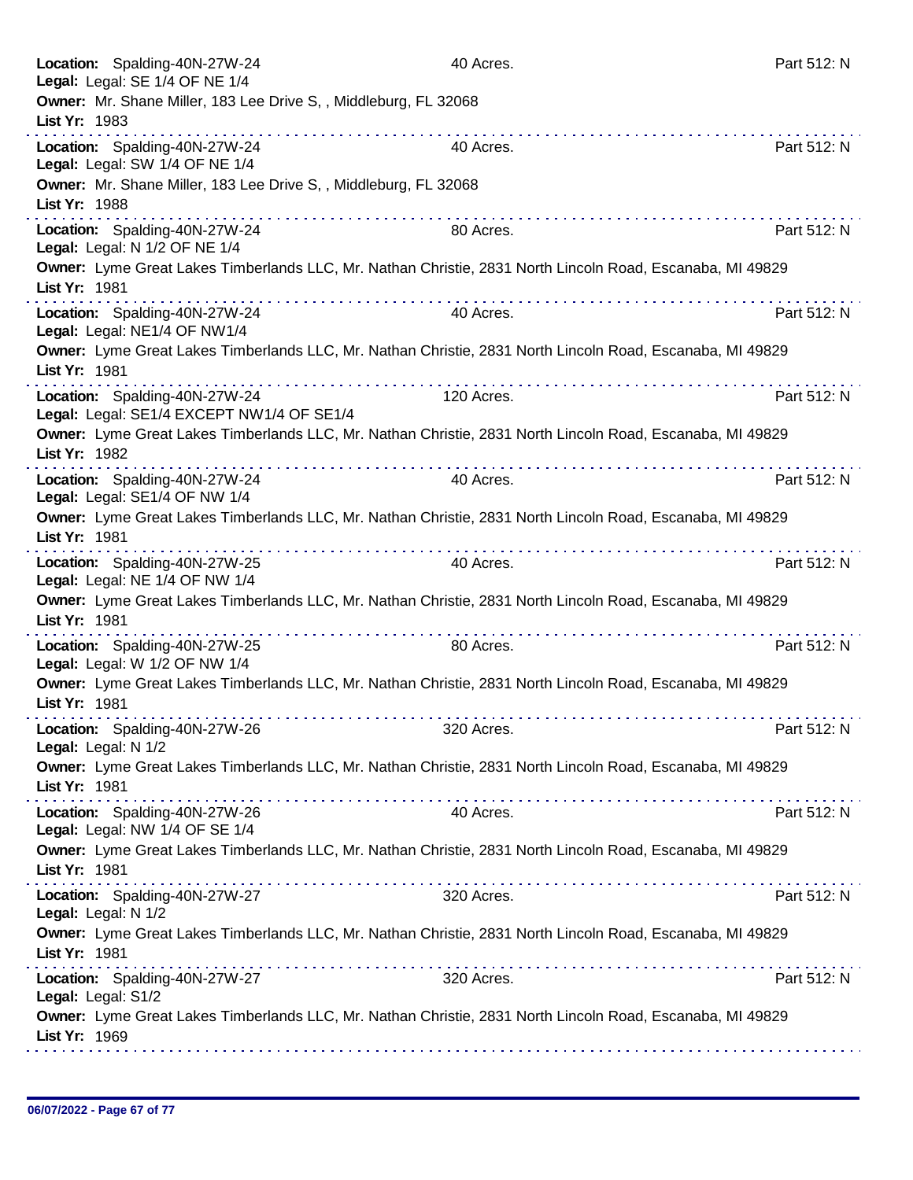**Location:** Spalding-40N-27W-24 40 Acres. Part 512: N
**Legal:** Legal: SE 1/4 OF NE 1/4
**Owner:** Mr. Shane Miller, 183 Lee Drive S, , Middleburg, FL 32068
**List Yr:** 1983

---

**Location:** Spalding-40N-27W-24 40 Acres. Part 512: N
**Legal:** Legal: SW 1/4 OF NE 1/4
**Owner:** Mr. Shane Miller, 183 Lee Drive S, , Middleburg, FL 32068
**List Yr:** 1988

---

**Location:** Spalding-40N-27W-24 80 Acres. Part 512: N
**Legal:** Legal: N 1/2 OF NE 1/4
**Owner:** Lyme Great Lakes Timberlands LLC, Mr. Nathan Christie, 2831 North Lincoln Road, Escanaba, MI 49829
**List Yr:** 1981

---

**Location:** Spalding-40N-27W-24 40 Acres. Part 512: N
**Legal:** Legal: NE1/4 OF NW1/4
**Owner:** Lyme Great Lakes Timberlands LLC, Mr. Nathan Christie, 2831 North Lincoln Road, Escanaba, MI 49829
**List Yr:** 1981

---

**Location:** Spalding-40N-27W-24 120 Acres. Part 512: N
**Legal:** Legal: SE1/4 EXCEPT NW1/4 OF SE1/4
**Owner:** Lyme Great Lakes Timberlands LLC, Mr. Nathan Christie, 2831 North Lincoln Road, Escanaba, MI 49829
**List Yr:** 1982

---

**Location:** Spalding-40N-27W-24 40 Acres. Part 512: N
**Legal:** Legal: SE1/4 OF NW 1/4
**Owner:** Lyme Great Lakes Timberlands LLC, Mr. Nathan Christie, 2831 North Lincoln Road, Escanaba, MI 49829
**List Yr:** 1981

---

**Location:** Spalding-40N-27W-25 40 Acres. Part 512: N
**Legal:** Legal: NE 1/4 OF NW 1/4
**Owner:** Lyme Great Lakes Timberlands LLC, Mr. Nathan Christie, 2831 North Lincoln Road, Escanaba, MI 49829
**List Yr:** 1981

---

**Location:** Spalding-40N-27W-25 80 Acres. Part 512: N
**Legal:** Legal: W 1/2 OF NW 1/4
**Owner:** Lyme Great Lakes Timberlands LLC, Mr. Nathan Christie, 2831 North Lincoln Road, Escanaba, MI 49829
**List Yr:** 1981

---

**Location:** Spalding-40N-27W-26 320 Acres. Part 512: N
**Legal:** Legal: N 1/2
**Owner:** Lyme Great Lakes Timberlands LLC, Mr. Nathan Christie, 2831 North Lincoln Road, Escanaba, MI 49829
**List Yr:** 1981

---

**Location:** Spalding-40N-27W-26 40 Acres. Part 512: N
**Legal:** Legal: NW 1/4 OF SE 1/4
**Owner:** Lyme Great Lakes Timberlands LLC, Mr. Nathan Christie, 2831 North Lincoln Road, Escanaba, MI 49829
**List Yr:** 1981

---

**Location:** Spalding-40N-27W-27 320 Acres. Part 512: N
**Legal:** Legal: N 1/2
**Owner:** Lyme Great Lakes Timberlands LLC, Mr. Nathan Christie, 2831 North Lincoln Road, Escanaba, MI 49829
**List Yr:** 1981

---

**Location:** Spalding-40N-27W-27 320 Acres. Part 512: N
**Legal:** Legal: S1/2
**Owner:** Lyme Great Lakes Timberlands LLC, Mr. Nathan Christie, 2831 North Lincoln Road, Escanaba, MI 49829
**List Yr:** 1969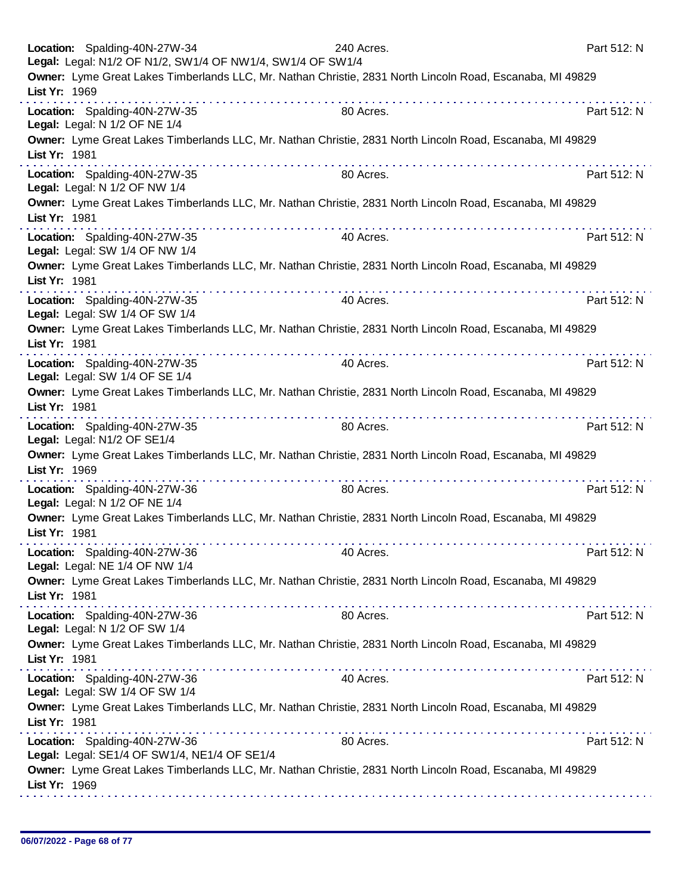**Location:** Spalding-40N-27W-34 240 Acres. Part 512: N
**Legal:** Legal: N1/2 OF N1/2, SW1/4 OF NW1/4, SW1/4 OF SW1/4
**Owner:** Lyme Great Lakes Timberlands LLC, Mr. Nathan Christie, 2831 North Lincoln Road, Escanaba, MI 49829
**List Yr:** 1969

---

**Location:** Spalding-40N-27W-35 80 Acres. Part 512: N
**Legal:** Legal: N 1/2 OF NE 1/4
**Owner:** Lyme Great Lakes Timberlands LLC, Mr. Nathan Christie, 2831 North Lincoln Road, Escanaba, MI 49829
**List Yr:** 1981

---

**Location:** Spalding-40N-27W-35 80 Acres. Part 512: N
**Legal:** Legal: N 1/2 OF NW 1/4
**Owner:** Lyme Great Lakes Timberlands LLC, Mr. Nathan Christie, 2831 North Lincoln Road, Escanaba, MI 49829
**List Yr:** 1981

---

**Location:** Spalding-40N-27W-35 40 Acres. Part 512: N
**Legal:** Legal: SW 1/4 OF NW 1/4
**Owner:** Lyme Great Lakes Timberlands LLC, Mr. Nathan Christie, 2831 North Lincoln Road, Escanaba, MI 49829
**List Yr:** 1981

---

**Location:** Spalding-40N-27W-35 40 Acres. Part 512: N
**Legal:** Legal: SW 1/4 OF SW 1/4
**Owner:** Lyme Great Lakes Timberlands LLC, Mr. Nathan Christie, 2831 North Lincoln Road, Escanaba, MI 49829
**List Yr:** 1981

---

**Location:** Spalding-40N-27W-35 40 Acres. Part 512: N
**Legal:** Legal: SW 1/4 OF SE 1/4
**Owner:** Lyme Great Lakes Timberlands LLC, Mr. Nathan Christie, 2831 North Lincoln Road, Escanaba, MI 49829
**List Yr:** 1981

---

**Location:** Spalding-40N-27W-35 80 Acres. Part 512: N
**Legal:** Legal: N1/2 OF SE1/4
**Owner:** Lyme Great Lakes Timberlands LLC, Mr. Nathan Christie, 2831 North Lincoln Road, Escanaba, MI 49829
**List Yr:** 1969

---

**Location:** Spalding-40N-27W-36 80 Acres. Part 512: N
**Legal:** Legal: N 1/2 OF NE 1/4
**Owner:** Lyme Great Lakes Timberlands LLC, Mr. Nathan Christie, 2831 North Lincoln Road, Escanaba, MI 49829
**List Yr:** 1981

---

**Location:** Spalding-40N-27W-36 40 Acres. Part 512: N
**Legal:** Legal: NE 1/4 OF NW 1/4
**Owner:** Lyme Great Lakes Timberlands LLC, Mr. Nathan Christie, 2831 North Lincoln Road, Escanaba, MI 49829
**List Yr:** 1981

---

**Location:** Spalding-40N-27W-36 80 Acres. Part 512: N
**Legal:** Legal: N 1/2 OF SW 1/4
**Owner:** Lyme Great Lakes Timberlands LLC, Mr. Nathan Christie, 2831 North Lincoln Road, Escanaba, MI 49829
**List Yr:** 1981

---

**Location:** Spalding-40N-27W-36 40 Acres. Part 512: N
**Legal:** Legal: SW 1/4 OF SW 1/4
**Owner:** Lyme Great Lakes Timberlands LLC, Mr. Nathan Christie, 2831 North Lincoln Road, Escanaba, MI 49829
**List Yr:** 1981

---

**Location:** Spalding-40N-27W-36 80 Acres. Part 512: N
**Legal:** Legal: SE1/4 OF SW1/4, NE1/4 OF SE1/4
**Owner:** Lyme Great Lakes Timberlands LLC, Mr. Nathan Christie, 2831 North Lincoln Road, Escanaba, MI 49829
**List Yr:** 1969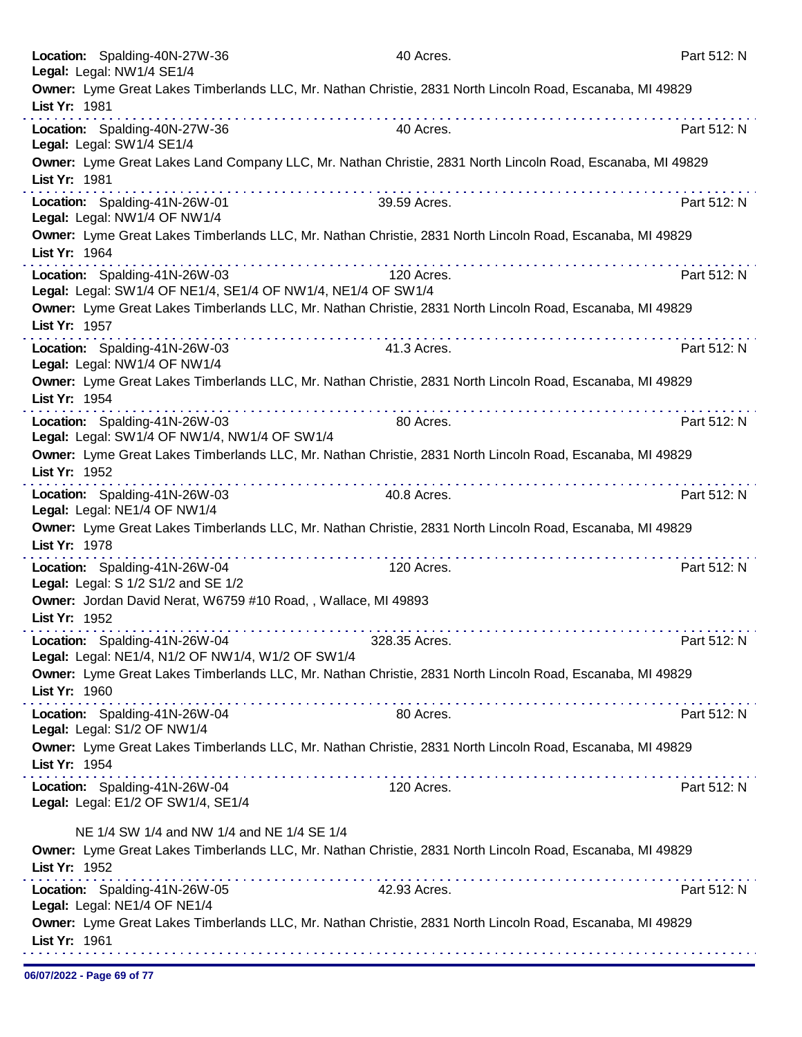**Location:** Spalding-40N-27W-36 40 Acres. Part 512: N
**Legal:** Legal: NW1/4 SE1/4
**Owner:** Lyme Great Lakes Timberlands LLC, Mr. Nathan Christie, 2831 North Lincoln Road, Escanaba, MI 49829
**List Yr:** 1981

---

**Location:** Spalding-40N-27W-36 40 Acres. Part 512: N
**Legal:** Legal: SW1/4 SE1/4
**Owner:** Lyme Great Lakes Land Company LLC, Mr. Nathan Christie, 2831 North Lincoln Road, Escanaba, MI 49829
**List Yr:** 1981

---

**Location:** Spalding-41N-26W-01 39.59 Acres. Part 512: N
**Legal:** Legal: NW1/4 OF NW1/4
**Owner:** Lyme Great Lakes Timberlands LLC, Mr. Nathan Christie, 2831 North Lincoln Road, Escanaba, MI 49829
**List Yr:** 1964

---

**Location:** Spalding-41N-26W-03 120 Acres. Part 512: N
**Legal:** Legal: SW1/4 OF NE1/4, SE1/4 OF NW1/4, NE1/4 OF SW1/4
**Owner:** Lyme Great Lakes Timberlands LLC, Mr. Nathan Christie, 2831 North Lincoln Road, Escanaba, MI 49829
**List Yr:** 1957

---

**Location:** Spalding-41N-26W-03 41.3 Acres. Part 512: N
**Legal:** Legal: NW1/4 OF NW1/4
**Owner:** Lyme Great Lakes Timberlands LLC, Mr. Nathan Christie, 2831 North Lincoln Road, Escanaba, MI 49829
**List Yr:** 1954

---

**Location:** Spalding-41N-26W-03 80 Acres. Part 512: N
**Legal:** Legal: SW1/4 OF NW1/4, NW1/4 OF SW1/4
**Owner:** Lyme Great Lakes Timberlands LLC, Mr. Nathan Christie, 2831 North Lincoln Road, Escanaba, MI 49829
**List Yr:** 1952

---

**Location:** Spalding-41N-26W-03 40.8 Acres. Part 512: N
**Legal:** Legal: NE1/4 OF NW1/4
**Owner:** Lyme Great Lakes Timberlands LLC, Mr. Nathan Christie, 2831 North Lincoln Road, Escanaba, MI 49829
**List Yr:** 1978

---

**Location:** Spalding-41N-26W-04 120 Acres. Part 512: N
**Legal:** Legal: S 1/2 S1/2 and SE 1/2
**Owner:** Jordan David Nerat, W6759 #10 Road, , Wallace, MI 49893
**List Yr:** 1952

---

**Location:** Spalding-41N-26W-04 328.35 Acres. Part 512: N
**Legal:** Legal: NE1/4, N1/2 OF NW1/4, W1/2 OF SW1/4
**Owner:** Lyme Great Lakes Timberlands LLC, Mr. Nathan Christie, 2831 North Lincoln Road, Escanaba, MI 49829
**List Yr:** 1960

---

**Location:** Spalding-41N-26W-04 80 Acres. Part 512: N
**Legal:** Legal: S1/2 OF NW1/4
**Owner:** Lyme Great Lakes Timberlands LLC, Mr. Nathan Christie, 2831 North Lincoln Road, Escanaba, MI 49829
**List Yr:** 1954

---

**Location:** Spalding-41N-26W-04 120 Acres. Part 512: N
**Legal:** Legal: E1/2 OF SW1/4, SE1/4

NE 1/4 SW 1/4 and NW 1/4 and NE 1/4 SE 1/4

**Owner:** Lyme Great Lakes Timberlands LLC, Mr. Nathan Christie, 2831 North Lincoln Road, Escanaba, MI 49829
**List Yr:** 1952

---

**Location:** Spalding-41N-26W-05 42.93 Acres. Part 512: N
**Legal:** Legal: NE1/4 OF NE1/4
**Owner:** Lyme Great Lakes Timberlands LLC, Mr. Nathan Christie, 2831 North Lincoln Road, Escanaba, MI 49829
**List Yr:** 1961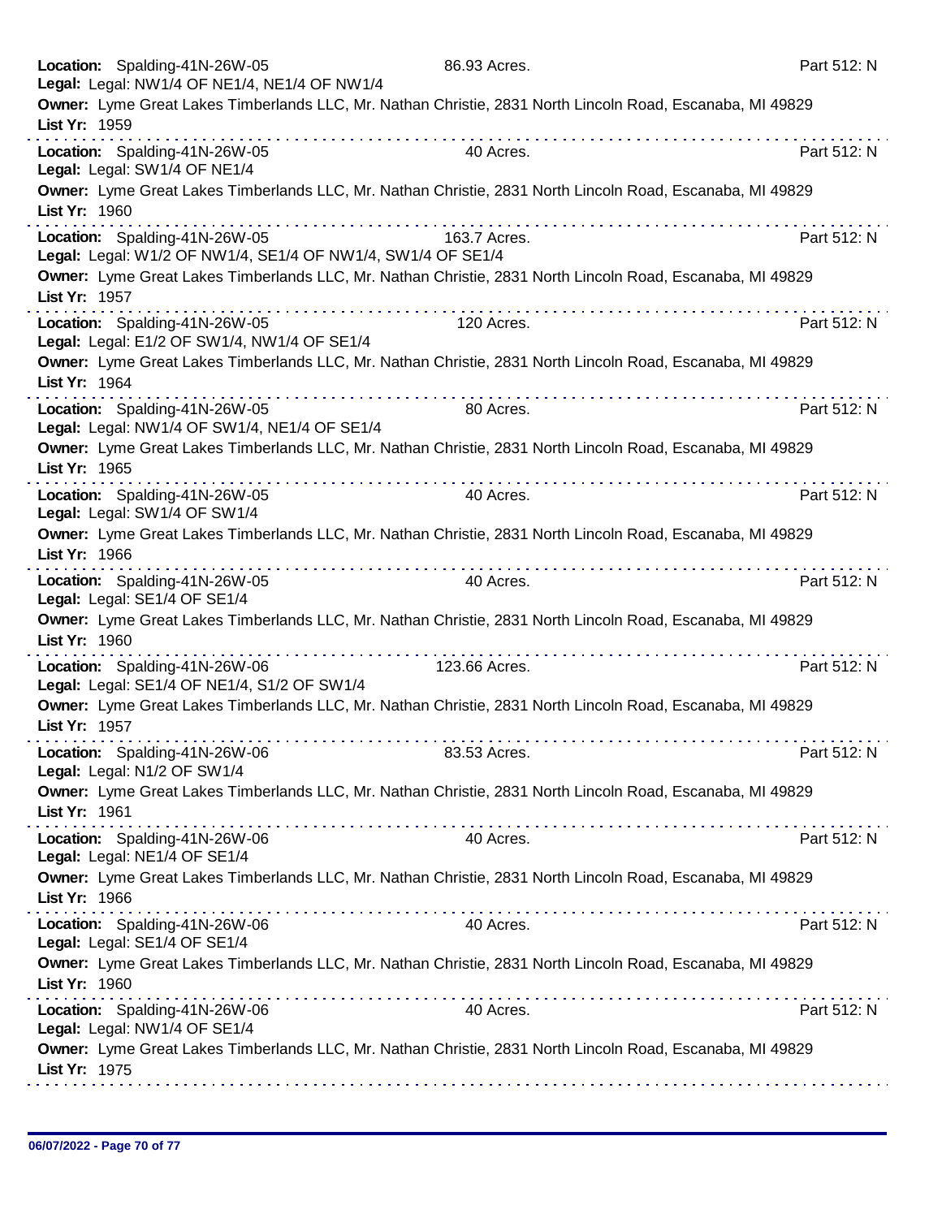**Location:** Spalding-41N-26W-05 86.93 Acres. Part 512: N
**Legal:** Legal: NW1/4 OF NE1/4, NE1/4 OF NW1/4
**Owner:** Lyme Great Lakes Timberlands LLC, Mr. Nathan Christie, 2831 North Lincoln Road, Escanaba, MI 49829
**List Yr:** 1959

---

**Location:** Spalding-41N-26W-05 40 Acres. Part 512: N
**Legal:** Legal: SW1/4 OF NE1/4
**Owner:** Lyme Great Lakes Timberlands LLC, Mr. Nathan Christie, 2831 North Lincoln Road, Escanaba, MI 49829
**List Yr:** 1960

---

**Location:** Spalding-41N-26W-05 163.7 Acres. Part 512: N
**Legal:** Legal: W1/2 OF NW1/4, SE1/4 OF NW1/4, SW1/4 OF SE1/4
**Owner:** Lyme Great Lakes Timberlands LLC, Mr. Nathan Christie, 2831 North Lincoln Road, Escanaba, MI 49829
**List Yr:** 1957

---

**Location:** Spalding-41N-26W-05 120 Acres. Part 512: N
**Legal:** Legal: E1/2 OF SW1/4, NW1/4 OF SE1/4
**Owner:** Lyme Great Lakes Timberlands LLC, Mr. Nathan Christie, 2831 North Lincoln Road, Escanaba, MI 49829
**List Yr:** 1964

---

**Location:** Spalding-41N-26W-05 80 Acres. Part 512: N
**Legal:** Legal: NW1/4 OF SW1/4, NE1/4 OF SE1/4
**Owner:** Lyme Great Lakes Timberlands LLC, Mr. Nathan Christie, 2831 North Lincoln Road, Escanaba, MI 49829
**List Yr:** 1965

---

**Location:** Spalding-41N-26W-05 40 Acres. Part 512: N
**Legal:** Legal: SW1/4 OF SW1/4
**Owner:** Lyme Great Lakes Timberlands LLC, Mr. Nathan Christie, 2831 North Lincoln Road, Escanaba, MI 49829
**List Yr:** 1966

---

**Location:** Spalding-41N-26W-05 40 Acres. Part 512: N
**Legal:** Legal: SE1/4 OF SE1/4
**Owner:** Lyme Great Lakes Timberlands LLC, Mr. Nathan Christie, 2831 North Lincoln Road, Escanaba, MI 49829
**List Yr:** 1960

---

**Location:** Spalding-41N-26W-06 123.66 Acres. Part 512: N
**Legal:** Legal: SE1/4 OF NE1/4, S1/2 OF SW1/4
**Owner:** Lyme Great Lakes Timberlands LLC, Mr. Nathan Christie, 2831 North Lincoln Road, Escanaba, MI 49829
**List Yr:** 1957

---

**Location:** Spalding-41N-26W-06 83.53 Acres. Part 512: N
**Legal:** Legal: N1/2 OF SW1/4
**Owner:** Lyme Great Lakes Timberlands LLC, Mr. Nathan Christie, 2831 North Lincoln Road, Escanaba, MI 49829
**List Yr:** 1961

---

**Location:** Spalding-41N-26W-06 40 Acres. Part 512: N
**Legal:** Legal: NE1/4 OF SE1/4
**Owner:** Lyme Great Lakes Timberlands LLC, Mr. Nathan Christie, 2831 North Lincoln Road, Escanaba, MI 49829
**List Yr:** 1966

---

**Location:** Spalding-41N-26W-06 40 Acres. Part 512: N
**Legal:** Legal: SE1/4 OF SE1/4
**Owner:** Lyme Great Lakes Timberlands LLC, Mr. Nathan Christie, 2831 North Lincoln Road, Escanaba, MI 49829
**List Yr:** 1960

---

**Location:** Spalding-41N-26W-06 40 Acres. Part 512: N
**Legal:** Legal: NW1/4 OF SE1/4
**Owner:** Lyme Great Lakes Timberlands LLC, Mr. Nathan Christie, 2831 North Lincoln Road, Escanaba, MI 49829
**List Yr:** 1975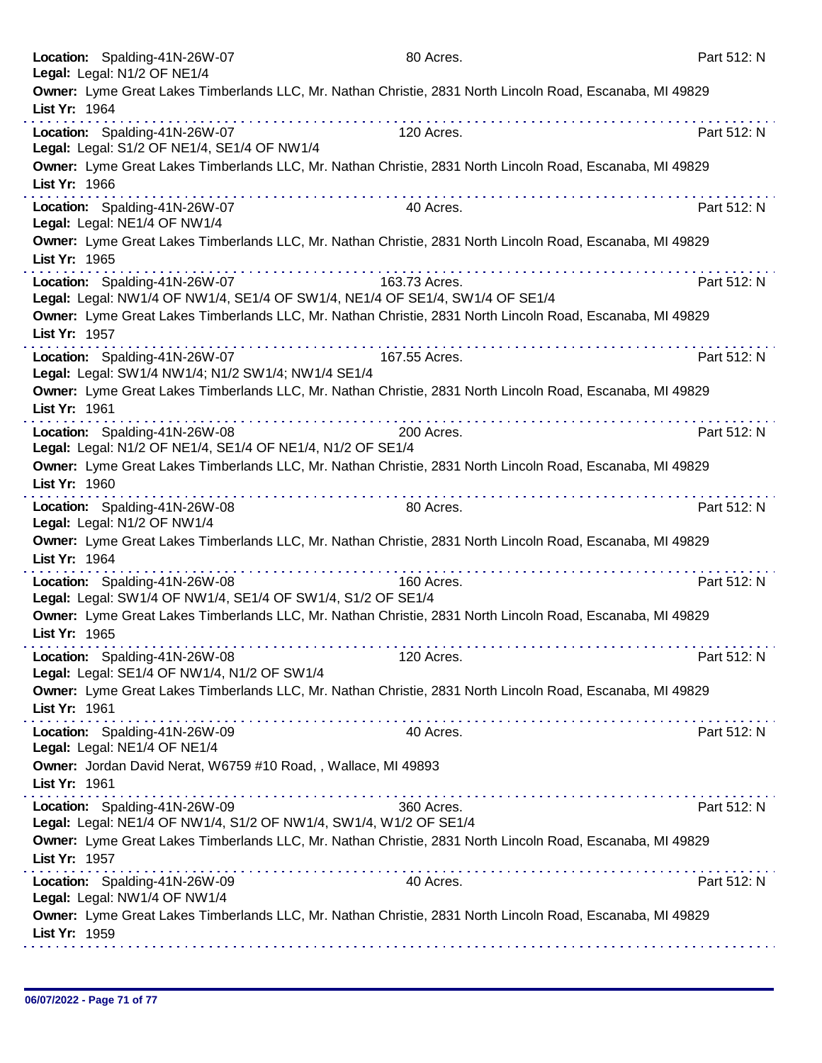**Location:** Spalding-41N-26W-07 80 Acres. Part 512: N
**Legal:** Legal: N1/2 OF NE1/4
**Owner:** Lyme Great Lakes Timberlands LLC, Mr. Nathan Christie, 2831 North Lincoln Road, Escanaba, MI 49829
**List Yr:** 1964

---

**Location:** Spalding-41N-26W-07 120 Acres. Part 512: N
**Legal:** Legal: S1/2 OF NE1/4, SE1/4 OF NW1/4
**Owner:** Lyme Great Lakes Timberlands LLC, Mr. Nathan Christie, 2831 North Lincoln Road, Escanaba, MI 49829
**List Yr:** 1966

---

**Location:** Spalding-41N-26W-07 40 Acres. Part 512: N
**Legal:** Legal: NE1/4 OF NW1/4
**Owner:** Lyme Great Lakes Timberlands LLC, Mr. Nathan Christie, 2831 North Lincoln Road, Escanaba, MI 49829
**List Yr:** 1965

---

**Location:** Spalding-41N-26W-07 163.73 Acres. Part 512: N
**Legal:** Legal: NW1/4 OF NW1/4, SE1/4 OF SW1/4, NE1/4 OF SE1/4, SW1/4 OF SE1/4
**Owner:** Lyme Great Lakes Timberlands LLC, Mr. Nathan Christie, 2831 North Lincoln Road, Escanaba, MI 49829
**List Yr:** 1957

---

**Location:** Spalding-41N-26W-07 167.55 Acres. Part 512: N
**Legal:** Legal: SW1/4 NW1/4; N1/2 SW1/4; NW1/4 SE1/4
**Owner:** Lyme Great Lakes Timberlands LLC, Mr. Nathan Christie, 2831 North Lincoln Road, Escanaba, MI 49829
**List Yr:** 1961

---

**Location:** Spalding-41N-26W-08 200 Acres. Part 512: N
**Legal:** Legal: N1/2 OF NE1/4, SE1/4 OF NE1/4, N1/2 OF SE1/4
**Owner:** Lyme Great Lakes Timberlands LLC, Mr. Nathan Christie, 2831 North Lincoln Road, Escanaba, MI 49829
**List Yr:** 1960

---

**Location:** Spalding-41N-26W-08 80 Acres. Part 512: N
**Legal:** Legal: N1/2 OF NW1/4
**Owner:** Lyme Great Lakes Timberlands LLC, Mr. Nathan Christie, 2831 North Lincoln Road, Escanaba, MI 49829
**List Yr:** 1964

---

**Location:** Spalding-41N-26W-08 160 Acres. Part 512: N
**Legal:** Legal: SW1/4 OF NW1/4, SE1/4 OF SW1/4, S1/2 OF SE1/4
**Owner:** Lyme Great Lakes Timberlands LLC, Mr. Nathan Christie, 2831 North Lincoln Road, Escanaba, MI 49829
**List Yr:** 1965

---

**Location:** Spalding-41N-26W-08 120 Acres. Part 512: N
**Legal:** Legal: SE1/4 OF NW1/4, N1/2 OF SW1/4
**Owner:** Lyme Great Lakes Timberlands LLC, Mr. Nathan Christie, 2831 North Lincoln Road, Escanaba, MI 49829
**List Yr:** 1961

---

**Location:** Spalding-41N-26W-09 40 Acres. Part 512: N
**Legal:** Legal: NE1/4 OF NE1/4
**Owner:** Jordan David Nerat, W6759 #10 Road, , Wallace, MI 49893
**List Yr:** 1961

---

**Location:** Spalding-41N-26W-09 360 Acres. Part 512: N
**Legal:** Legal: NE1/4 OF NW1/4, S1/2 OF NW1/4, SW1/4, W1/2 OF SE1/4
**Owner:** Lyme Great Lakes Timberlands LLC, Mr. Nathan Christie, 2831 North Lincoln Road, Escanaba, MI 49829
**List Yr:** 1957

---

**Location:** Spalding-41N-26W-09 40 Acres. Part 512: N
**Legal:** Legal: NW1/4 OF NW1/4
**Owner:** Lyme Great Lakes Timberlands LLC, Mr. Nathan Christie, 2831 North Lincoln Road, Escanaba, MI 49829
**List Yr:** 1959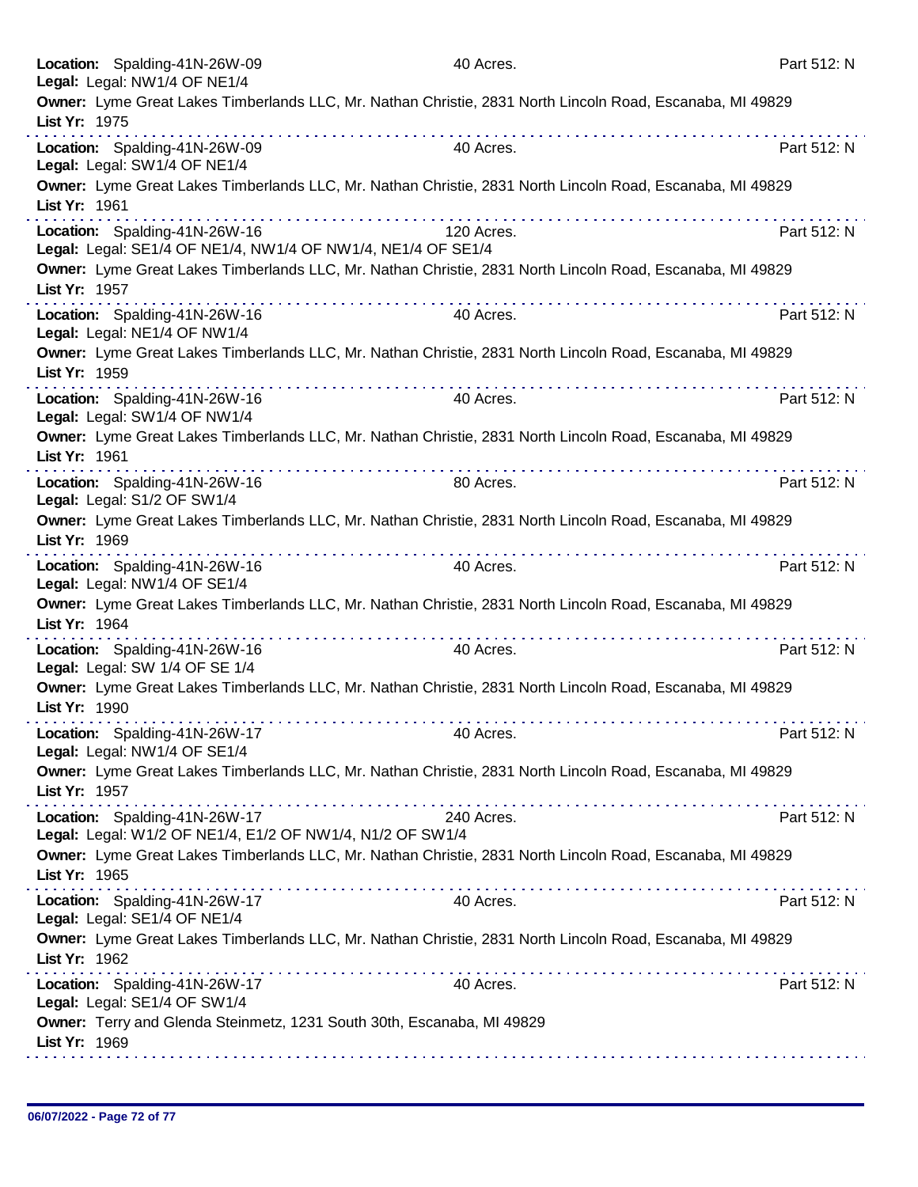**Location:** Spalding-41N-26W-09 40 Acres. Part 512: N
**Legal:** Legal: NW1/4 OF NE1/4
**Owner:** Lyme Great Lakes Timberlands LLC, Mr. Nathan Christie, 2831 North Lincoln Road, Escanaba, MI 49829
**List Yr:** 1975

---

**Location:** Spalding-41N-26W-09 40 Acres. Part 512: N
**Legal:** Legal: SW1/4 OF NE1/4
**Owner:** Lyme Great Lakes Timberlands LLC, Mr. Nathan Christie, 2831 North Lincoln Road, Escanaba, MI 49829
**List Yr:** 1961

---

**Location:** Spalding-41N-26W-16 120 Acres. Part 512: N
**Legal:** Legal: SE1/4 OF NE1/4, NW1/4 OF NW1/4, NE1/4 OF SE1/4
**Owner:** Lyme Great Lakes Timberlands LLC, Mr. Nathan Christie, 2831 North Lincoln Road, Escanaba, MI 49829
**List Yr:** 1957

---

**Location:** Spalding-41N-26W-16 40 Acres. Part 512: N
**Legal:** Legal: NE1/4 OF NW1/4
**Owner:** Lyme Great Lakes Timberlands LLC, Mr. Nathan Christie, 2831 North Lincoln Road, Escanaba, MI 49829
**List Yr:** 1959

---

**Location:** Spalding-41N-26W-16 40 Acres. Part 512: N
**Legal:** Legal: SW1/4 OF NW1/4
**Owner:** Lyme Great Lakes Timberlands LLC, Mr. Nathan Christie, 2831 North Lincoln Road, Escanaba, MI 49829
**List Yr:** 1961

---

**Location:** Spalding-41N-26W-16 80 Acres. Part 512: N
**Legal:** Legal: S1/2 OF SW1/4
**Owner:** Lyme Great Lakes Timberlands LLC, Mr. Nathan Christie, 2831 North Lincoln Road, Escanaba, MI 49829
**List Yr:** 1969

---

**Location:** Spalding-41N-26W-16 40 Acres. Part 512: N
**Legal:** Legal: NW1/4 OF SE1/4
**Owner:** Lyme Great Lakes Timberlands LLC, Mr. Nathan Christie, 2831 North Lincoln Road, Escanaba, MI 49829
**List Yr:** 1964

---

**Location:** Spalding-41N-26W-16 40 Acres. Part 512: N
**Legal:** Legal: SW 1/4 OF SE 1/4
**Owner:** Lyme Great Lakes Timberlands LLC, Mr. Nathan Christie, 2831 North Lincoln Road, Escanaba, MI 49829
**List Yr:** 1990

---

**Location:** Spalding-41N-26W-17 40 Acres. Part 512: N
**Legal:** Legal: NW1/4 OF SE1/4
**Owner:** Lyme Great Lakes Timberlands LLC, Mr. Nathan Christie, 2831 North Lincoln Road, Escanaba, MI 49829
**List Yr:** 1957

---

**Location:** Spalding-41N-26W-17 240 Acres. Part 512: N
**Legal:** Legal: W1/2 OF NE1/4, E1/2 OF NW1/4, N1/2 OF SW1/4
**Owner:** Lyme Great Lakes Timberlands LLC, Mr. Nathan Christie, 2831 North Lincoln Road, Escanaba, MI 49829
**List Yr:** 1965

---

**Location:** Spalding-41N-26W-17 40 Acres. Part 512: N
**Legal:** Legal: SE1/4 OF NE1/4
**Owner:** Lyme Great Lakes Timberlands LLC, Mr. Nathan Christie, 2831 North Lincoln Road, Escanaba, MI 49829
**List Yr:** 1962

---

**Location:** Spalding-41N-26W-17 40 Acres. Part 512: N
**Legal:** Legal: SE1/4 OF SW1/4
**Owner:** Terry and Glenda Steinmetz, 1231 South 30th, Escanaba, MI 49829
**List Yr:** 1969

---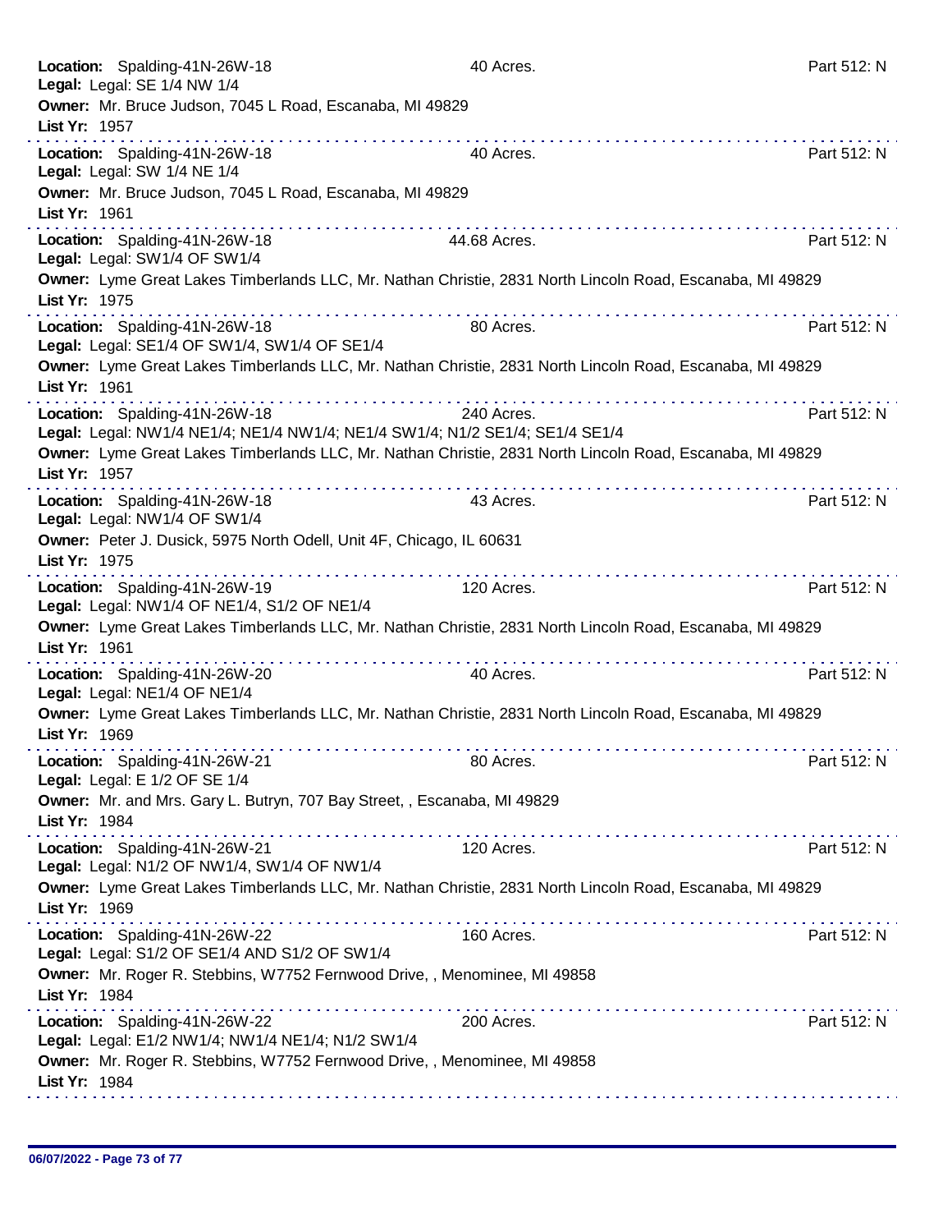**Location:** Spalding-41N-26W-18 40 Acres. Part 512: N
**Legal:** Legal: SE 1/4 NW 1/4
**Owner:** Mr. Bruce Judson, 7045 L Road, Escanaba, MI 49829
**List Yr:** 1957

---

**Location:** Spalding-41N-26W-18 40 Acres. Part 512: N
**Legal:** Legal: SW 1/4 NE 1/4
**Owner:** Mr. Bruce Judson, 7045 L Road, Escanaba, MI 49829
**List Yr:** 1961

---

**Location:** Spalding-41N-26W-18 44.68 Acres. Part 512: N
**Legal:** Legal: SW1/4 OF SW1/4
**Owner:** Lyme Great Lakes Timberlands LLC, Mr. Nathan Christie, 2831 North Lincoln Road, Escanaba, MI 49829
**List Yr:** 1975

---

**Location:** Spalding-41N-26W-18 80 Acres. Part 512: N
**Legal:** Legal: SE1/4 OF SW1/4, SW1/4 OF SE1/4
**Owner:** Lyme Great Lakes Timberlands LLC, Mr. Nathan Christie, 2831 North Lincoln Road, Escanaba, MI 49829
**List Yr:** 1961

---

**Location:** Spalding-41N-26W-18 240 Acres. Part 512: N
**Legal:** Legal: NW1/4 NE1/4; NE1/4 NW1/4; NE1/4 SW1/4; N1/2 SE1/4; SE1/4 SE1/4
**Owner:** Lyme Great Lakes Timberlands LLC, Mr. Nathan Christie, 2831 North Lincoln Road, Escanaba, MI 49829
**List Yr:** 1957

---

**Location:** Spalding-41N-26W-18 43 Acres. Part 512: N
**Legal:** Legal: NW1/4 OF SW1/4
**Owner:** Peter J. Dusick, 5975 North Odell, Unit 4F, Chicago, IL 60631
**List Yr:** 1975

---

**Location:** Spalding-41N-26W-19 120 Acres. Part 512: N
**Legal:** Legal: NW1/4 OF NE1/4, S1/2 OF NE1/4
**Owner:** Lyme Great Lakes Timberlands LLC, Mr. Nathan Christie, 2831 North Lincoln Road, Escanaba, MI 49829
**List Yr:** 1961

---

**Location:** Spalding-41N-26W-20 40 Acres. Part 512: N
**Legal:** Legal: NE1/4 OF NE1/4
**Owner:** Lyme Great Lakes Timberlands LLC, Mr. Nathan Christie, 2831 North Lincoln Road, Escanaba, MI 49829
**List Yr:** 1969

---

**Location:** Spalding-41N-26W-21 80 Acres. Part 512: N
**Legal:** Legal: E 1/2 OF SE 1/4
**Owner:** Mr. and Mrs. Gary L. Butryn, 707 Bay Street, , Escanaba, MI 49829
**List Yr:** 1984

---

**Location:** Spalding-41N-26W-21 120 Acres. Part 512: N
**Legal:** Legal: N1/2 OF NW1/4, SW1/4 OF NW1/4
**Owner:** Lyme Great Lakes Timberlands LLC, Mr. Nathan Christie, 2831 North Lincoln Road, Escanaba, MI 49829
**List Yr:** 1969

---

**Location:** Spalding-41N-26W-22 160 Acres. Part 512: N
**Legal:** Legal: S1/2 OF SE1/4 AND S1/2 OF SW1/4
**Owner:** Mr. Roger R. Stebbins, W7752 Fernwood Drive, , Menominee, MI 49858
**List Yr:** 1984

---

**Location:** Spalding-41N-26W-22 200 Acres. Part 512: N
**Legal:** Legal: E1/2 NW1/4; NW1/4 NE1/4; N1/2 SW1/4
**Owner:** Mr. Roger R. Stebbins, W7752 Fernwood Drive, , Menominee, MI 49858
**List Yr:** 1984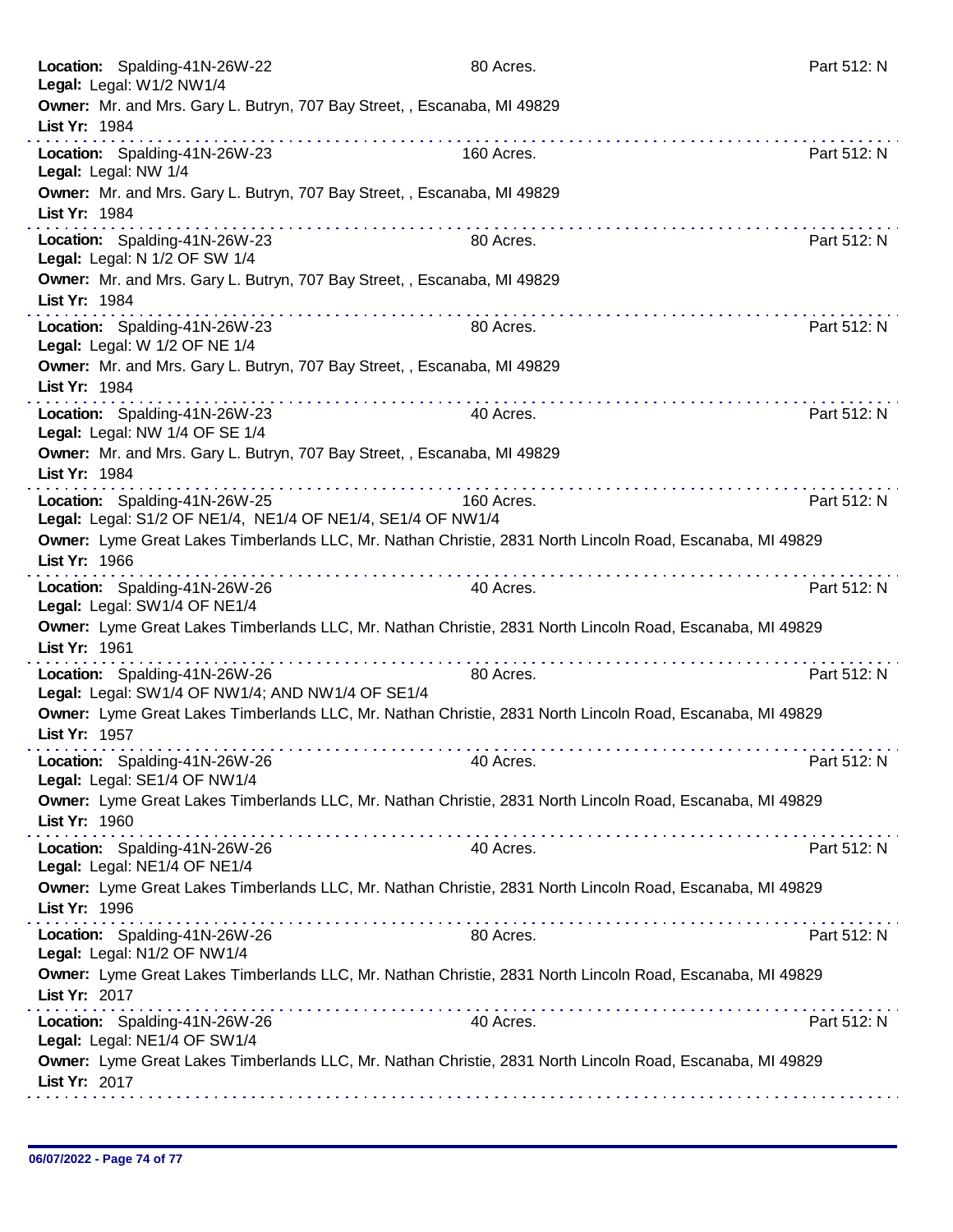**Location:** Spalding-41N-26W-22 80 Acres. Part 512: N
**Legal:** Legal: W1/2 NW1/4
**Owner:** Mr. and Mrs. Gary L. Butryn, 707 Bay Street, , Escanaba, MI 49829
**List Yr:** 1984

---

**Location:** Spalding-41N-26W-23 160 Acres. Part 512: N
**Legal:** Legal: NW 1/4
**Owner:** Mr. and Mrs. Gary L. Butryn, 707 Bay Street, , Escanaba, MI 49829
**List Yr:** 1984

---

**Location:** Spalding-41N-26W-23 80 Acres. Part 512: N
**Legal:** Legal: N 1/2 OF SW 1/4
**Owner:** Mr. and Mrs. Gary L. Butryn, 707 Bay Street, , Escanaba, MI 49829
**List Yr:** 1984

---

**Location:** Spalding-41N-26W-23 80 Acres. Part 512: N
**Legal:** Legal: W 1/2 OF NE 1/4
**Owner:** Mr. and Mrs. Gary L. Butryn, 707 Bay Street, , Escanaba, MI 49829
**List Yr:** 1984

---

**Location:** Spalding-41N-26W-23 40 Acres. Part 512: N
**Legal:** Legal: NW 1/4 OF SE 1/4
**Owner:** Mr. and Mrs. Gary L. Butryn, 707 Bay Street, , Escanaba, MI 49829
**List Yr:** 1984

---

**Location:** Spalding-41N-26W-25 160 Acres. Part 512: N
**Legal:** Legal: S1/2 OF NE1/4, NE1/4 OF NE1/4, SE1/4 OF NW1/4
**Owner:** Lyme Great Lakes Timberlands LLC, Mr. Nathan Christie, 2831 North Lincoln Road, Escanaba, MI 49829
**List Yr:** 1966

---

**Location:** Spalding-41N-26W-26 40 Acres. Part 512: N
**Legal:** Legal: SW1/4 OF NE1/4
**Owner:** Lyme Great Lakes Timberlands LLC, Mr. Nathan Christie, 2831 North Lincoln Road, Escanaba, MI 49829
**List Yr:** 1961

---

**Location:** Spalding-41N-26W-26 80 Acres. Part 512: N
**Legal:** Legal: SW1/4 OF NW1/4; AND NW1/4 OF SE1/4
**Owner:** Lyme Great Lakes Timberlands LLC, Mr. Nathan Christie, 2831 North Lincoln Road, Escanaba, MI 49829
**List Yr:** 1957

---

**Location:** Spalding-41N-26W-26 40 Acres. Part 512: N
**Legal:** Legal: SE1/4 OF NW1/4
**Owner:** Lyme Great Lakes Timberlands LLC, Mr. Nathan Christie, 2831 North Lincoln Road, Escanaba, MI 49829
**List Yr:** 1960

---

**Location:** Spalding-41N-26W-26 40 Acres. Part 512: N
**Legal:** Legal: NE1/4 OF NE1/4
**Owner:** Lyme Great Lakes Timberlands LLC, Mr. Nathan Christie, 2831 North Lincoln Road, Escanaba, MI 49829
**List Yr:** 1996

---

**Location:** Spalding-41N-26W-26 80 Acres. Part 512: N
**Legal:** Legal: N1/2 OF NW1/4
**Owner:** Lyme Great Lakes Timberlands LLC, Mr. Nathan Christie, 2831 North Lincoln Road, Escanaba, MI 49829
**List Yr:** 2017

---

**Location:** Spalding-41N-26W-26 40 Acres. Part 512: N
**Legal:** Legal: NE1/4 OF SW1/4
**Owner:** Lyme Great Lakes Timberlands LLC, Mr. Nathan Christie, 2831 North Lincoln Road, Escanaba, MI 49829
**List Yr:** 2017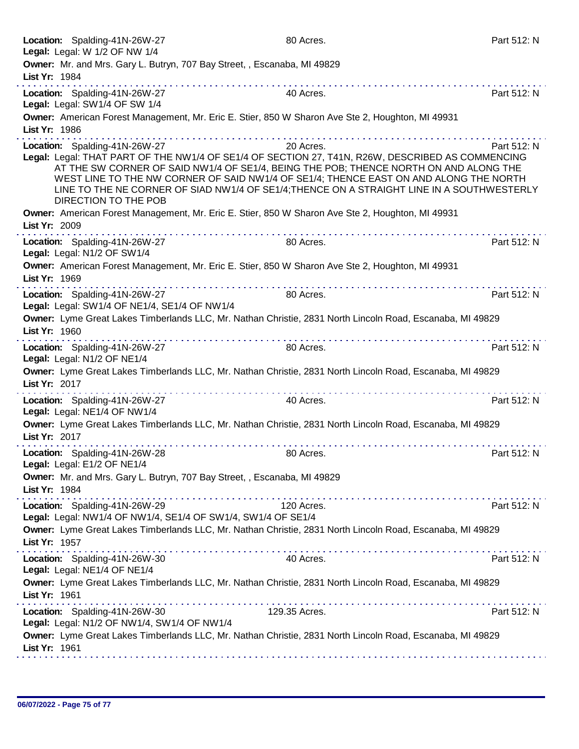**Location:** Spalding-41N-26W-27 80 Acres. Part 512: N
**Legal:** Legal: W 1/2 OF NW 1/4
**Owner:** Mr. and Mrs. Gary L. Butryn, 707 Bay Street, , Escanaba, MI 49829
**List Yr:** 1984

---

**Location:** Spalding-41N-26W-27 40 Acres. Part 512: N
**Legal:** Legal: SW1/4 OF SW 1/4
**Owner:** American Forest Management, Mr. Eric E. Stier, 850 W Sharon Ave Ste 2, Houghton, MI 49931
**List Yr:** 1986

---

**Location:** Spalding-41N-26W-27 20 Acres. Part 512: N
**Legal:** Legal: THAT PART OF THE NW1/4 OF SE1/4 OF SECTION 27, T41N, R26W, DESCRIBED AS COMMENCING AT THE SW CORNER OF SAID NW1/4 OF SE1/4, BEING THE POB; THENCE NORTH ON AND ALONG THE WEST LINE TO THE NW CORNER OF SAID NW1/4 OF SE1/4; THENCE EAST ON AND ALONG THE NORTH LINE TO THE NE CORNER OF SIAD NW1/4 OF SE1/4;THENCE ON A STRAIGHT LINE IN A SOUTHWESTERLY DIRECTION TO THE POB
**Owner:** American Forest Management, Mr. Eric E. Stier, 850 W Sharon Ave Ste 2, Houghton, MI 49931
**List Yr:** 2009

---

**Location:** Spalding-41N-26W-27 80 Acres. Part 512: N
**Legal:** Legal: N1/2 OF SW1/4
**Owner:** American Forest Management, Mr. Eric E. Stier, 850 W Sharon Ave Ste 2, Houghton, MI 49931
**List Yr:** 1969

---

**Location:** Spalding-41N-26W-27 80 Acres. Part 512: N
**Legal:** Legal: SW1/4 OF NE1/4, SE1/4 OF NW1/4
**Owner:** Lyme Great Lakes Timberlands LLC, Mr. Nathan Christie, 2831 North Lincoln Road, Escanaba, MI 49829
**List Yr:** 1960

---

**Location:** Spalding-41N-26W-27 80 Acres. Part 512: N
**Legal:** Legal: N1/2 OF NE1/4
**Owner:** Lyme Great Lakes Timberlands LLC, Mr. Nathan Christie, 2831 North Lincoln Road, Escanaba, MI 49829
**List Yr:** 2017

---

**Location:** Spalding-41N-26W-27 40 Acres. Part 512: N
**Legal:** Legal: NE1/4 OF NW1/4
**Owner:** Lyme Great Lakes Timberlands LLC, Mr. Nathan Christie, 2831 North Lincoln Road, Escanaba, MI 49829
**List Yr:** 2017

---

**Location:** Spalding-41N-26W-28 80 Acres. Part 512: N
**Legal:** Legal: E1/2 OF NE1/4
**Owner:** Mr. and Mrs. Gary L. Butryn, 707 Bay Street, , Escanaba, MI 49829
**List Yr:** 1984

---

**Location:** Spalding-41N-26W-29 120 Acres. Part 512: N
**Legal:** Legal: NW1/4 OF NW1/4, SE1/4 OF SW1/4, SW1/4 OF SE1/4
**Owner:** Lyme Great Lakes Timberlands LLC, Mr. Nathan Christie, 2831 North Lincoln Road, Escanaba, MI 49829
**List Yr:** 1957

---

**Location:** Spalding-41N-26W-30 40 Acres. Part 512: N
**Legal:** Legal: NE1/4 OF NE1/4
**Owner:** Lyme Great Lakes Timberlands LLC, Mr. Nathan Christie, 2831 North Lincoln Road, Escanaba, MI 49829
**List Yr:** 1961

---

**Location:** Spalding-41N-26W-30 129.35 Acres. Part 512: N
**Legal:** Legal: N1/2 OF NW1/4, SW1/4 OF NW1/4
**Owner:** Lyme Great Lakes Timberlands LLC, Mr. Nathan Christie, 2831 North Lincoln Road, Escanaba, MI 49829
**List Yr:** 1961

06/07/2022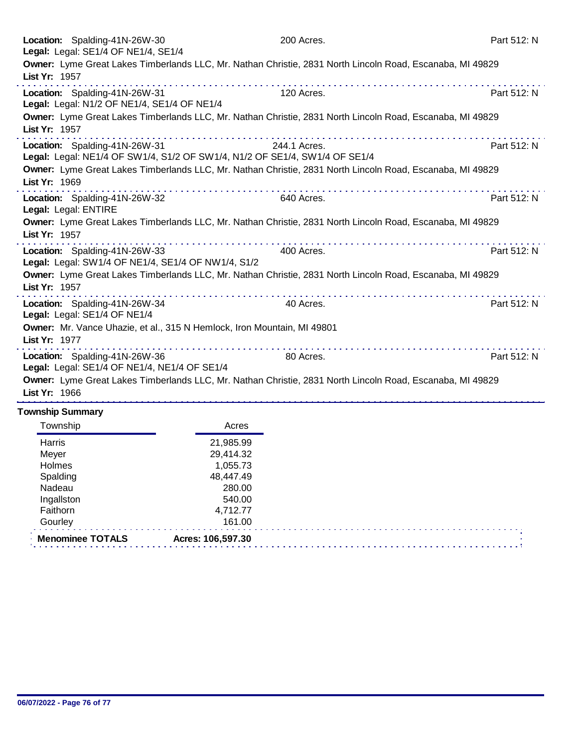**Location:** Spalding-41N-26W-30 200 Acres. Part 512: N
**Legal:** Legal: SE1/4 OF NE1/4, SE1/4
**Owner:** Lyme Great Lakes Timberlands LLC, Mr. Nathan Christie, 2831 North Lincoln Road, Escanaba, MI 49829
**List Yr:** 1957

**Location:** Spalding-41N-26W-31 120 Acres. Part 512: N
**Legal:** Legal: N1/2 OF NE1/4, SE1/4 OF NE1/4
**Owner:** Lyme Great Lakes Timberlands LLC, Mr. Nathan Christie, 2831 North Lincoln Road, Escanaba, MI 49829
**List Yr:** 1957

**Location:** Spalding-41N-26W-31 244.1 Acres. Part 512: N
**Legal:** Legal: NE1/4 OF SW1/4, S1/2 OF SW1/4, N1/2 OF SE1/4, SW1/4 OF SE1/4
**Owner:** Lyme Great Lakes Timberlands LLC, Mr. Nathan Christie, 2831 North Lincoln Road, Escanaba, MI 49829
**List Yr:** 1969

**Location:** Spalding-41N-26W-32 640 Acres. Part 512: N
**Legal:** Legal: ENTIRE
**Owner:** Lyme Great Lakes Timberlands LLC, Mr. Nathan Christie, 2831 North Lincoln Road, Escanaba, MI 49829
**List Yr:** 1957

**Location:** Spalding-41N-26W-33 400 Acres. Part 512: N
**Legal:** Legal: SW1/4 OF NE1/4, SE1/4 OF NW1/4, S1/2
**Owner:** Lyme Great Lakes Timberlands LLC, Mr. Nathan Christie, 2831 North Lincoln Road, Escanaba, MI 49829
**List Yr:** 1957

**Location:** Spalding-41N-26W-34 40 Acres. Part 512: N
**Legal:** Legal: SE1/4 OF NE1/4
**Owner:** Mr. Vance Uhazie, et al., 315 N Hemlock, Iron Mountain, MI 49801
**List Yr:** 1977

**Location:** Spalding-41N-26W-36 80 Acres. Part 512: N
**Legal:** Legal: SE1/4 OF NE1/4, NE1/4 OF SE1/4
**Owner:** Lyme Great Lakes Timberlands LLC, Mr. Nathan Christie, 2831 North Lincoln Road, Escanaba, MI 49829
**List Yr:** 1966

**Township Summary**

| Township | Acres |
|---|---|
| Harris | 21,985.99 |
| Meyer | 29,414.32 |
| Holmes | 1,055.73 |
| Spalding | 48,447.49 |
| Nadeau | 280.00 |
| Ingallston | 540.00 |
| Faithorn | 4,712.77 |
| Gourley | 161.00 |
| **Menominee TOTALS** | **Acres: 106,597.30** |